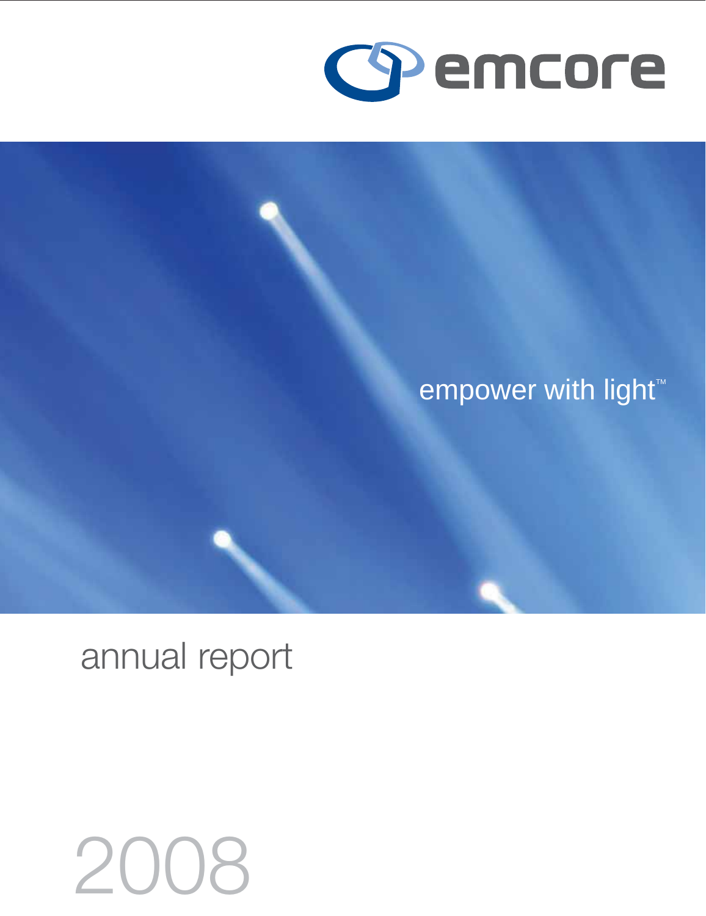# emcore

empower with light™

annual report

2008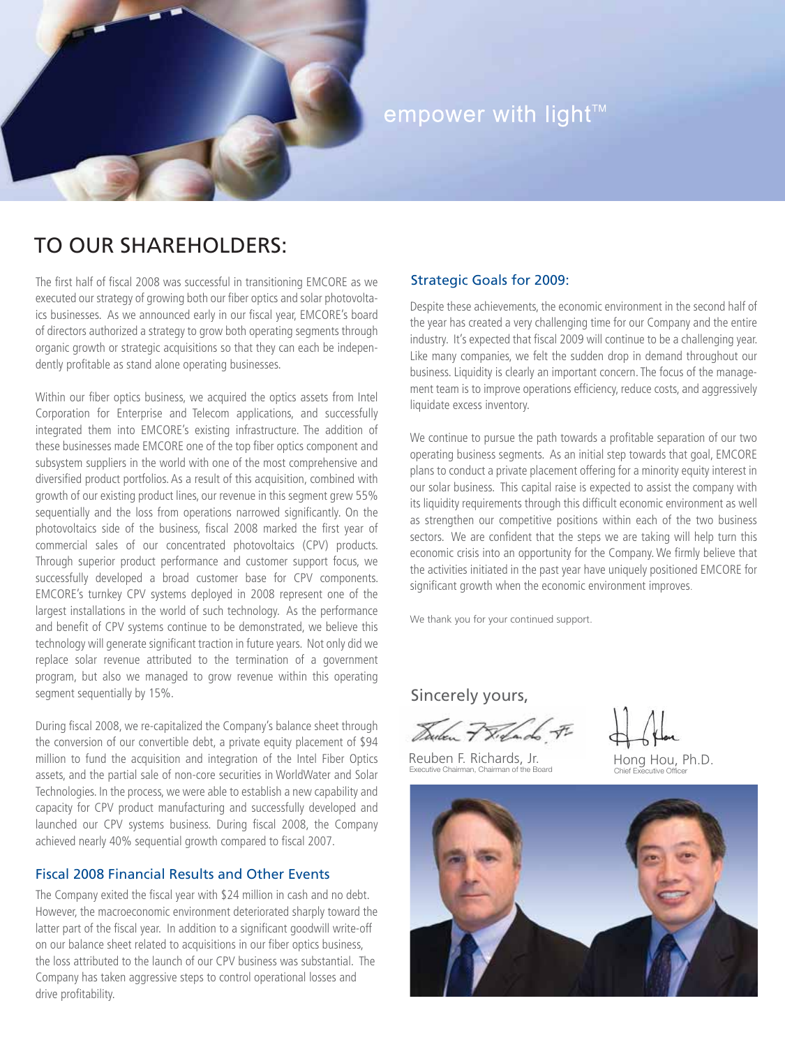empower with light™

# TO OUR SHAREHOLDERS:

The first half of fiscal 2008 was successful in transitioning EMCORE as we executed our strategy of growing both our fiber optics and solar photovoltaics businesses. As we announced early in our fiscal year, EMCORE's board of directors authorized a strategy to grow both operating segments through organic growth or strategic acquisitions so that they can each be independently profitable as stand alone operating businesses.

Within our fiber optics business, we acquired the optics assets from Intel Corporation for Enterprise and Telecom applications, and successfully integrated them into EMCORE's existing infrastructure. The addition of these businesses made EMCORE one of the top fiber optics component and subsystem suppliers in the world with one of the most comprehensive and diversified product portfolios. As a result of this acquisition, combined with growth of our existing product lines, our revenue in this segment grew 55% sequentially and the loss from operations narrowed significantly. On the photovoltaics side of the business, fiscal 2008 marked the first year of commercial sales of our concentrated photovoltaics (CPV) products. Through superior product performance and customer support focus, we successfully developed a broad customer base for CPV components. EMCORE's turnkey CPV systems deployed in 2008 represent one of the largest installations in the world of such technology. As the performance and benefit of CPV systems continue to be demonstrated, we believe this technology will generate significant traction in future years. Not only did we replace solar revenue attributed to the termination of a government program, but also we managed to grow revenue within this operating segment sequentially by 15%.

During fiscal 2008, we re-capitalized the Company's balance sheet through the conversion of our convertible debt, a private equity placement of $94 million to fund the acquisition and integration of the Intel Fiber Optics assets, and the partial sale of non-core securities in WorldWater and Solar Technologies. In the process, we were able to establish a new capability and capacity for CPV product manufacturing and successfully developed and launched our CPV systems business. During fiscal 2008, the Company achieved nearly 40% sequential growth compared to fiscal 2007.

## Fiscal 2008 Financial Results and Other Events

The Company exited the fiscal year with $24 million in cash and no debt. However, the macroeconomic environment deteriorated sharply toward the latter part of the fiscal year. In addition to a significant goodwill write-off on our balance sheet related to acquisitions in our fiber optics business, the loss attributed to the launch of our CPV business was substantial. The Company has taken aggressive steps to control operational losses and drive profitability.

## Strategic Goals for 2009:

Despite these achievements, the economic environment in the second half of the year has created a very challenging time for our Company and the entire industry. It's expected that fiscal 2009 will continue to be a challenging year. Like many companies, we felt the sudden drop in demand throughout our business. Liquidity is clearly an important concern. The focus of the management team is to improve operations efficiency, reduce costs, and aggressively liquidate excess inventory.

We continue to pursue the path towards a profitable separation of our two operating business segments. As an initial step towards that goal, EMCORE plans to conduct a private placement offering for a minority equity interest in our solar business. This capital raise is expected to assist the company with its liquidity requirements through this difficult economic environment as well as strengthen our competitive positions within each of the two business sectors. We are confident that the steps we are taking will help turn this economic crisis into an opportunity for the Company. We firmly believe that the activities initiated in the past year have uniquely positioned EMCORE for significant growth when the economic environment improves.

We thank you for your continued support.

Sincerely yours,

Reuben F. Richards, Jr.
Executive Chairman, Chairman of the Board

Hong Hou, Ph.D.
Chief Executive Officer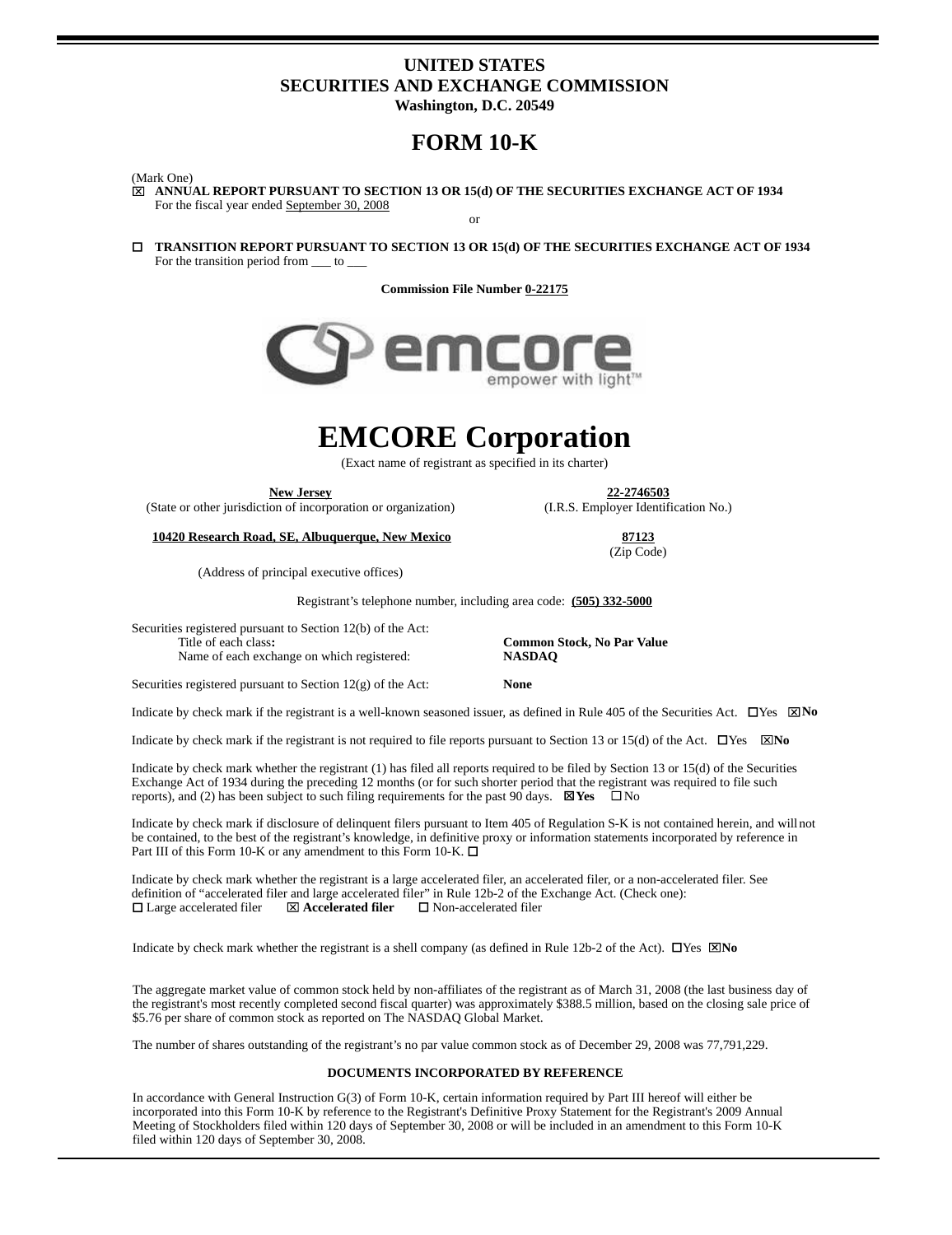# UNITED STATES
# SECURITIES AND EXCHANGE COMMISSION
**Washington, D.C. 20549**

# FORM 10-K

(Mark One)

☒ **ANNUAL REPORT PURSUANT TO SECTION 13 OR 15(d) OF THE SECURITIES EXCHANGE ACT OF 1934**
For the fiscal year ended September 30, 2008

or

☐ **TRANSITION REPORT PURSUANT TO SECTION 13 OR 15(d) OF THE SECURITIES EXCHANGE ACT OF 1934**
For the transition period from ___ to ___

**Commission File Number 0-22175**

# EMCORE Corporation

(Exact name of registrant as specified in its charter)

| **New Jersey** | **22-2746503** |
|---|---|
| (State or other jurisdiction of incorporation or organization) | (I.R.S. Employer Identification No.) |
| **10420 Research Road, SE, Albuquerque, New Mexico** | **87123** |
| (Address of principal executive offices) | (Zip Code) |

Registrant's telephone number, including area code: **(505) 332-5000**

Securities registered pursuant to Section 12(b) of the Act:

| | |
|---|---|
| Title of each class: | **Common Stock, No Par Value** |
| Name of each exchange on which registered: | **NASDAQ** |

Securities registered pursuant to Section 12(g) of the Act: **None**

Indicate by check mark if the registrant is a well-known seasoned issuer, as defined in Rule 405 of the Securities Act. ☐Yes ☒**No**

Indicate by check mark if the registrant is not required to file reports pursuant to Section 13 or 15(d) of the Act. ☐Yes ☒**No**

Indicate by check mark whether the registrant (1) has filed all reports required to be filed by Section 13 or 15(d) of the Securities Exchange Act of 1934 during the preceding 12 months (or for such shorter period that the registrant was required to file such reports), and (2) has been subject to such filing requirements for the past 90 days. ☒**Yes** ☐No

Indicate by check mark if disclosure of delinquent filers pursuant to Item 405 of Regulation S-K is not contained herein, and will not be contained, to the best of the registrant's knowledge, in definitive proxy or information statements incorporated by reference in Part III of this Form 10-K or any amendment to this Form 10-K. ☐

Indicate by check mark whether the registrant is a large accelerated filer, an accelerated filer, or a non-accelerated filer. See definition of "accelerated filer and large accelerated filer" in Rule 12b-2 of the Exchange Act. (Check one):
☐ Large accelerated filer ☒ **Accelerated filer** ☐ Non-accelerated filer

Indicate by check mark whether the registrant is a shell company (as defined in Rule 12b-2 of the Act). ☐Yes ☒**No**

The aggregate market value of common stock held by non-affiliates of the registrant as of March 31, 2008 (the last business day of the registrant's most recently completed second fiscal quarter) was approximately $388.5 million, based on the closing sale price of $5.76 per share of common stock as reported on The NASDAQ Global Market.

The number of shares outstanding of the registrant's no par value common stock as of December 29, 2008 was 77,791,229.

**DOCUMENTS INCORPORATED BY REFERENCE**

In accordance with General Instruction G(3) of Form 10-K, certain information required by Part III hereof will either be incorporated into this Form 10-K by reference to the Registrant's Definitive Proxy Statement for the Registrant's 2009 Annual Meeting of Stockholders filed within 120 days of September 30, 2008 or will be included in an amendment to this Form 10-K filed within 120 days of September 30, 2008.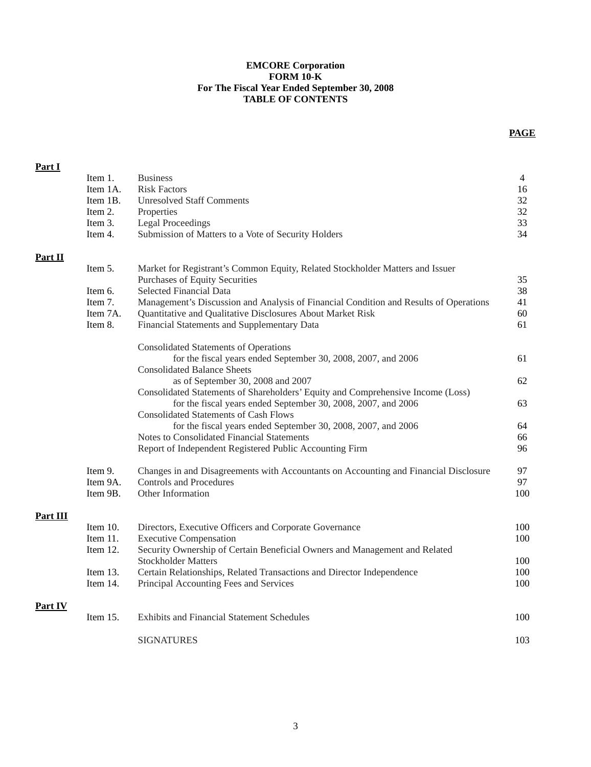**EMCORE Corporation**
**FORM 10-K**
**For The Fiscal Year Ended September 30, 2008**
**TABLE OF CONTENTS**

| | | | **PAGE** |
|---|---|---|---|
| **Part I** | | | |
| | Item 1. | Business | 4 |
| | Item 1A. | Risk Factors | 16 |
| | Item 1B. | Unresolved Staff Comments | 32 |
| | Item 2. | Properties | 32 |
| | Item 3. | Legal Proceedings | 33 |
| | Item 4. | Submission of Matters to a Vote of Security Holders | 34 |
| **Part II** | | | |
| | Item 5. | Market for Registrant's Common Equity, Related Stockholder Matters and Issuer Purchases of Equity Securities | 35 |
| | Item 6. | Selected Financial Data | 38 |
| | Item 7. | Management's Discussion and Analysis of Financial Condition and Results of Operations | 41 |
| | Item 7A. | Quantitative and Qualitative Disclosures About Market Risk | 60 |
| | Item 8. | Financial Statements and Supplementary Data | 61 |
| | | Consolidated Statements of Operations for the fiscal years ended September 30, 2008, 2007, and 2006 | 61 |
| | | Consolidated Balance Sheets as of September 30, 2008 and 2007 | 62 |
| | | Consolidated Statements of Shareholders' Equity and Comprehensive Income (Loss) for the fiscal years ended September 30, 2008, 2007, and 2006 | 63 |
| | | Consolidated Statements of Cash Flows for the fiscal years ended September 30, 2008, 2007, and 2006 | 64 |
| | | Notes to Consolidated Financial Statements | 66 |
| | | Report of Independent Registered Public Accounting Firm | 96 |
| | Item 9. | Changes in and Disagreements with Accountants on Accounting and Financial Disclosure | 97 |
| | Item 9A. | Controls and Procedures | 97 |
| | Item 9B. | Other Information | 100 |
| **Part III** | | | |
| | Item 10. | Directors, Executive Officers and Corporate Governance | 100 |
| | Item 11. | Executive Compensation | 100 |
| | Item 12. | Security Ownership of Certain Beneficial Owners and Management and Related Stockholder Matters | 100 |
| | Item 13. | Certain Relationships, Related Transactions and Director Independence | 100 |
| | Item 14. | Principal Accounting Fees and Services | 100 |
| **Part IV** | | | |
| | Item 15. | Exhibits and Financial Statement Schedules | 100 |
| | | SIGNATURES | 103 |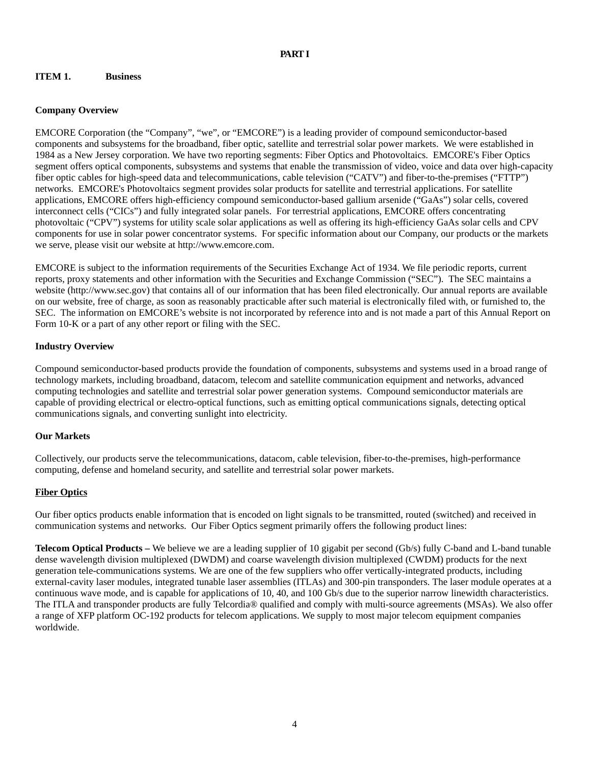# PART I

## ITEM 1. Business

### Company Overview

EMCORE Corporation (the "Company", "we", or "EMCORE") is a leading provider of compound semiconductor-based components and subsystems for the broadband, fiber optic, satellite and terrestrial solar power markets. We were established in 1984 as a New Jersey corporation. We have two reporting segments: Fiber Optics and Photovoltaics. EMCORE's Fiber Optics segment offers optical components, subsystems and systems that enable the transmission of video, voice and data over high-capacity fiber optic cables for high-speed data and telecommunications, cable television ("CATV") and fiber-to-the-premises ("FTTP") networks. EMCORE's Photovoltaics segment provides solar products for satellite and terrestrial applications. For satellite applications, EMCORE offers high-efficiency compound semiconductor-based gallium arsenide ("GaAs") solar cells, covered interconnect cells ("CICs") and fully integrated solar panels. For terrestrial applications, EMCORE offers concentrating photovoltaic ("CPV") systems for utility scale solar applications as well as offering its high-efficiency GaAs solar cells and CPV components for use in solar power concentrator systems. For specific information about our Company, our products or the markets we serve, please visit our website at http://www.emcore.com.

EMCORE is subject to the information requirements of the Securities Exchange Act of 1934. We file periodic reports, current reports, proxy statements and other information with the Securities and Exchange Commission ("SEC"). The SEC maintains a website (http://www.sec.gov) that contains all of our information that has been filed electronically. Our annual reports are available on our website, free of charge, as soon as reasonably practicable after such material is electronically filed with, or furnished to, the SEC. The information on EMCORE's website is not incorporated by reference into and is not made a part of this Annual Report on Form 10-K or a part of any other report or filing with the SEC.

### Industry Overview

Compound semiconductor-based products provide the foundation of components, subsystems and systems used in a broad range of technology markets, including broadband, datacom, telecom and satellite communication equipment and networks, advanced computing technologies and satellite and terrestrial solar power generation systems. Compound semiconductor materials are capable of providing electrical or electro-optical functions, such as emitting optical communications signals, detecting optical communications signals, and converting sunlight into electricity.

### Our Markets

Collectively, our products serve the telecommunications, datacom, cable television, fiber-to-the-premises, high-performance computing, defense and homeland security, and satellite and terrestrial solar power markets.

#### Fiber Optics

Our fiber optics products enable information that is encoded on light signals to be transmitted, routed (switched) and received in communication systems and networks. Our Fiber Optics segment primarily offers the following product lines:

**Telecom Optical Products –** We believe we are a leading supplier of 10 gigabit per second (Gb/s) fully C-band and L-band tunable dense wavelength division multiplexed (DWDM) and coarse wavelength division multiplexed (CWDM) products for the next generation tele-communications systems. We are one of the few suppliers who offer vertically-integrated products, including external-cavity laser modules, integrated tunable laser assemblies (ITLAs) and 300-pin transponders. The laser module operates at a continuous wave mode, and is capable for applications of 10, 40, and 100 Gb/s due to the superior narrow linewidth characteristics. The ITLA and transponder products are fully Telcordia® qualified and comply with multi-source agreements (MSAs). We also offer a range of XFP platform OC-192 products for telecom applications. We supply to most major telecom equipment companies worldwide.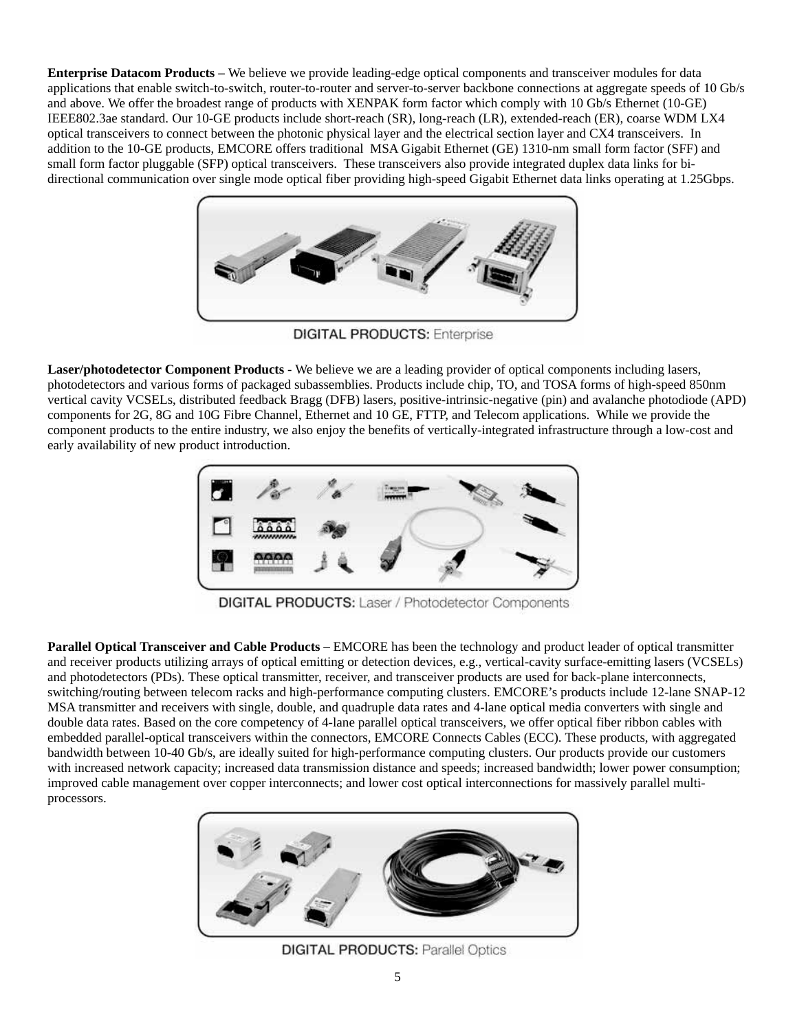**Enterprise Datacom Products –** We believe we provide leading-edge optical components and transceiver modules for data applications that enable switch-to-switch, router-to-router and server-to-server backbone connections at aggregate speeds of 10 Gb/s and above. We offer the broadest range of products with XENPAK form factor which comply with 10 Gb/s Ethernet (10-GE) IEEE802.3ae standard. Our 10-GE products include short-reach (SR), long-reach (LR), extended-reach (ER), coarse WDM LX4 optical transceivers to connect between the photonic physical layer and the electrical section layer and CX4 transceivers. In addition to the 10-GE products, EMCORE offers traditional MSA Gigabit Ethernet (GE) 1310-nm small form factor (SFF) and small form factor pluggable (SFP) optical transceivers. These transceivers also provide integrated duplex data links for bi-directional communication over single mode optical fiber providing high-speed Gigabit Ethernet data links operating at 1.25Gbps.

**DIGITAL PRODUCTS:** Enterprise

**Laser/photodetector Component Products** - We believe we are a leading provider of optical components including lasers, photodetectors and various forms of packaged subassemblies. Products include chip, TO, and TOSA forms of high-speed 850nm vertical cavity VCSELs, distributed feedback Bragg (DFB) lasers, positive-intrinsic-negative (pin) and avalanche photodiode (APD) components for 2G, 8G and 10G Fibre Channel, Ethernet and 10 GE, FTTP, and Telecom applications. While we provide the component products to the entire industry, we also enjoy the benefits of vertically-integrated infrastructure through a low-cost and early availability of new product introduction.

**DIGITAL PRODUCTS:** Laser / Photodetector Components

**Parallel Optical Transceiver and Cable Products** – EMCORE has been the technology and product leader of optical transmitter and receiver products utilizing arrays of optical emitting or detection devices, e.g., vertical-cavity surface-emitting lasers (VCSELs) and photodetectors (PDs). These optical transmitter, receiver, and transceiver products are used for back-plane interconnects, switching/routing between telecom racks and high-performance computing clusters. EMCORE's products include 12-lane SNAP-12 MSA transmitter and receivers with single, double, and quadruple data rates and 4-lane optical media converters with single and double data rates. Based on the core competency of 4-lane parallel optical transceivers, we offer optical fiber ribbon cables with embedded parallel-optical transceivers within the connectors, EMCORE Connects Cables (ECC). These products, with aggregated bandwidth between 10-40 Gb/s, are ideally suited for high-performance computing clusters. Our products provide our customers with increased network capacity; increased data transmission distance and speeds; increased bandwidth; lower power consumption; improved cable management over copper interconnects; and lower cost optical interconnections for massively parallel multi-processors.

**DIGITAL PRODUCTS:** Parallel Optics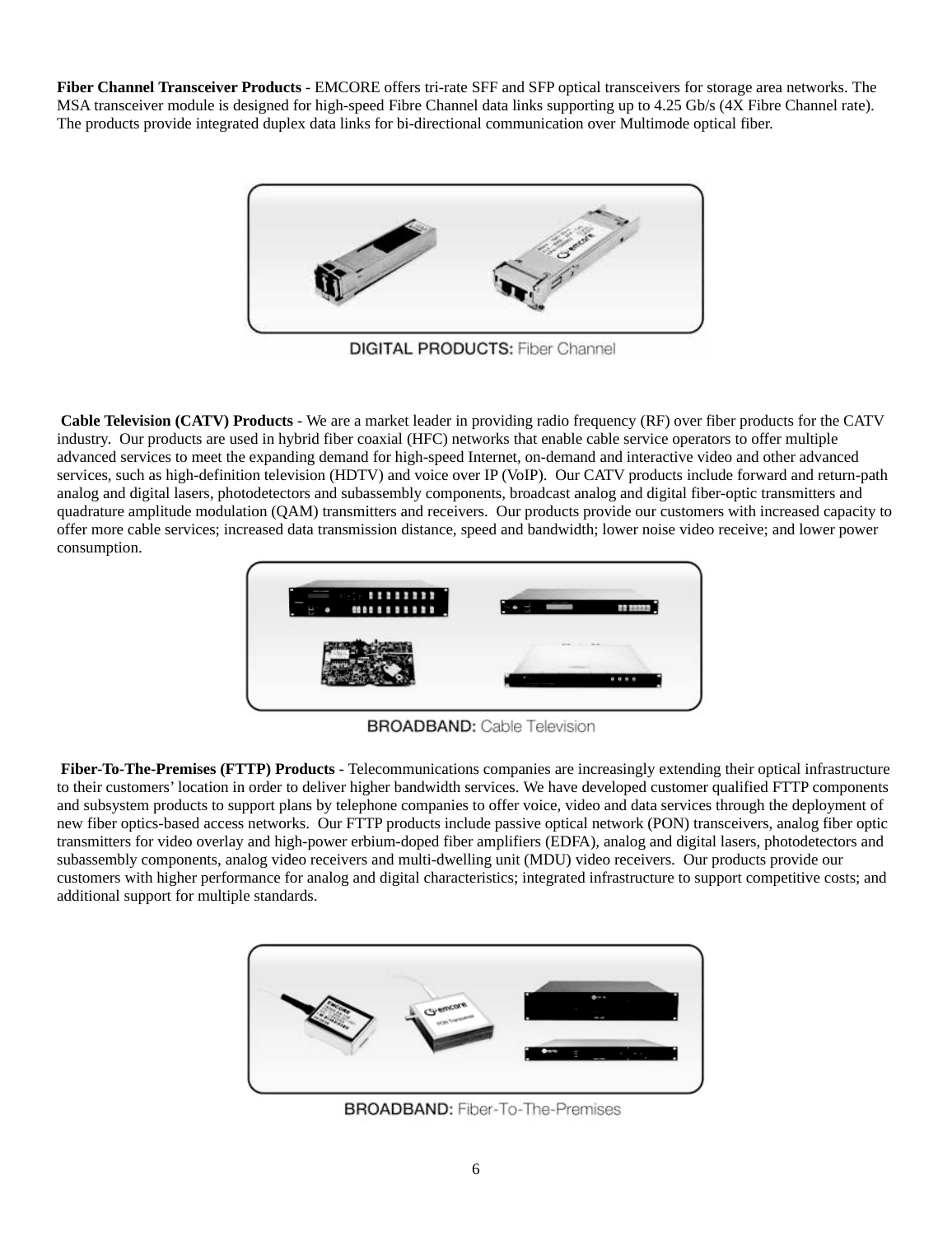**Fiber Channel Transceiver Products** - EMCORE offers tri-rate SFF and SFP optical transceivers for storage area networks. The MSA transceiver module is designed for high-speed Fibre Channel data links supporting up to 4.25 Gb/s (4X Fibre Channel rate). The products provide integrated duplex data links for bi-directional communication over Multimode optical fiber.

DIGITAL PRODUCTS: Fiber Channel

**Cable Television (CATV) Products** - We are a market leader in providing radio frequency (RF) over fiber products for the CATV industry. Our products are used in hybrid fiber coaxial (HFC) networks that enable cable service operators to offer multiple advanced services to meet the expanding demand for high-speed Internet, on-demand and interactive video and other advanced services, such as high-definition television (HDTV) and voice over IP (VoIP). Our CATV products include forward and return-path analog and digital lasers, photodetectors and subassembly components, broadcast analog and digital fiber-optic transmitters and quadrature amplitude modulation (QAM) transmitters and receivers. Our products provide our customers with increased capacity to offer more cable services; increased data transmission distance, speed and bandwidth; lower noise video receive; and lower power consumption.

BROADBAND: Cable Television

**Fiber-To-The-Premises (FTTP) Products** - Telecommunications companies are increasingly extending their optical infrastructure to their customers' location in order to deliver higher bandwidth services. We have developed customer qualified FTTP components and subsystem products to support plans by telephone companies to offer voice, video and data services through the deployment of new fiber optics-based access networks. Our FTTP products include passive optical network (PON) transceivers, analog fiber optic transmitters for video overlay and high-power erbium-doped fiber amplifiers (EDFA), analog and digital lasers, photodetectors and subassembly components, analog video receivers and multi-dwelling unit (MDU) video receivers. Our products provide our customers with higher performance for analog and digital characteristics; integrated infrastructure to support competitive costs; and additional support for multiple standards.

BROADBAND: Fiber-To-The-Premises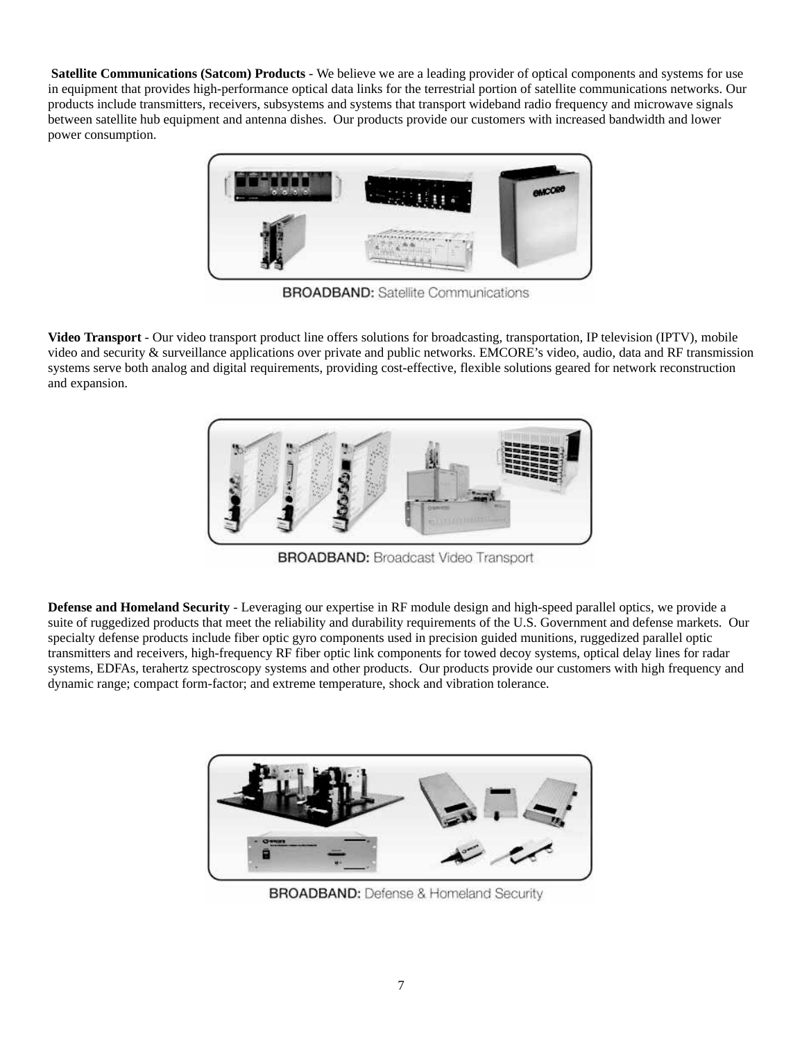**Satellite Communications (Satcom) Products** - We believe we are a leading provider of optical components and systems for use in equipment that provides high-performance optical data links for the terrestrial portion of satellite communications networks. Our products include transmitters, receivers, subsystems and systems that transport wideband radio frequency and microwave signals between satellite hub equipment and antenna dishes. Our products provide our customers with increased bandwidth and lower power consumption.

BROADBAND: Satellite Communications

**Video Transport** - Our video transport product line offers solutions for broadcasting, transportation, IP television (IPTV), mobile video and security & surveillance applications over private and public networks. EMCORE's video, audio, data and RF transmission systems serve both analog and digital requirements, providing cost-effective, flexible solutions geared for network reconstruction and expansion.

BROADBAND: Broadcast Video Transport

**Defense and Homeland Security** - Leveraging our expertise in RF module design and high-speed parallel optics, we provide a suite of ruggedized products that meet the reliability and durability requirements of the U.S. Government and defense markets. Our specialty defense products include fiber optic gyro components used in precision guided munitions, ruggedized parallel optic transmitters and receivers, high-frequency RF fiber optic link components for towed decoy systems, optical delay lines for radar systems, EDFAs, terahertz spectroscopy systems and other products. Our products provide our customers with high frequency and dynamic range; compact form-factor; and extreme temperature, shock and vibration tolerance.

BROADBAND: Defense & Homeland Security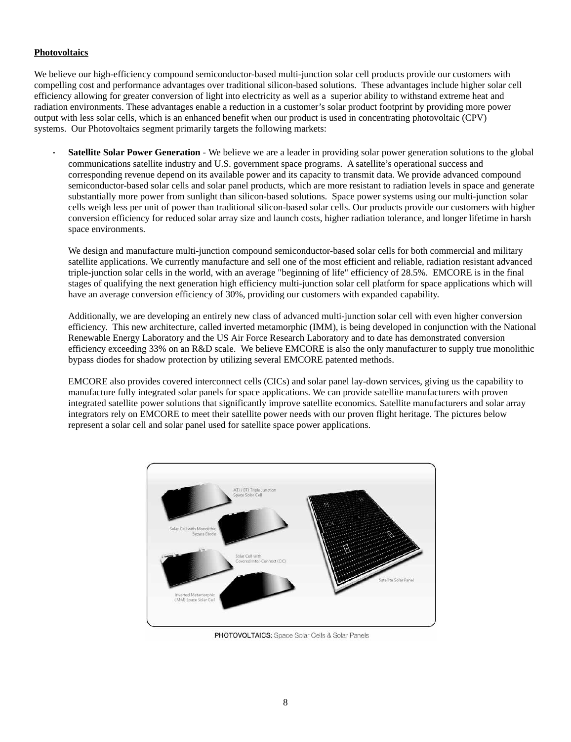**Photovoltaics**

We believe our high-efficiency compound semiconductor-based multi-junction solar cell products provide our customers with compelling cost and performance advantages over traditional silicon-based solutions. These advantages include higher solar cell efficiency allowing for greater conversion of light into electricity as well as a superior ability to withstand extreme heat and radiation environments. These advantages enable a reduction in a customer's solar product footprint by providing more power output with less solar cells, which is an enhanced benefit when our product is used in concentrating photovoltaic (CPV) systems. Our Photovoltaics segment primarily targets the following markets:

- **Satellite Solar Power Generation** - We believe we are a leader in providing solar power generation solutions to the global communications satellite industry and U.S. government space programs. A satellite's operational success and corresponding revenue depend on its available power and its capacity to transmit data. We provide advanced compound semiconductor-based solar cells and solar panel products, which are more resistant to radiation levels in space and generate substantially more power from sunlight than silicon-based solutions. Space power systems using our multi-junction solar cells weigh less per unit of power than traditional silicon-based solar cells. Our products provide our customers with higher conversion efficiency for reduced solar array size and launch costs, higher radiation tolerance, and longer lifetime in harsh space environments.

  We design and manufacture multi-junction compound semiconductor-based solar cells for both commercial and military satellite applications. We currently manufacture and sell one of the most efficient and reliable, radiation resistant advanced triple-junction solar cells in the world, with an average "beginning of life" efficiency of 28.5%. EMCORE is in the final stages of qualifying the next generation high efficiency multi-junction solar cell platform for space applications which will have an average conversion efficiency of 30%, providing our customers with expanded capability.

  Additionally, we are developing an entirely new class of advanced multi-junction solar cell with even higher conversion efficiency. This new architecture, called inverted metamorphic (IMM), is being developed in conjunction with the National Renewable Energy Laboratory and the US Air Force Research Laboratory and to date has demonstrated conversion efficiency exceeding 33% on an R&D scale. We believe EMCORE is also the only manufacturer to supply true monolithic bypass diodes for shadow protection by utilizing several EMCORE patented methods.

  EMCORE also provides covered interconnect cells (CICs) and solar panel lay-down services, giving us the capability to manufacture fully integrated solar panels for space applications. We can provide satellite manufacturers with proven integrated satellite power solutions that significantly improve satellite economics. Satellite manufacturers and solar array integrators rely on EMCORE to meet their satellite power needs with our proven flight heritage. The pictures below represent a solar cell and solar panel used for satellite space power applications.

**PHOTOVOLTAICS:** Space Solar Cells & Solar Panels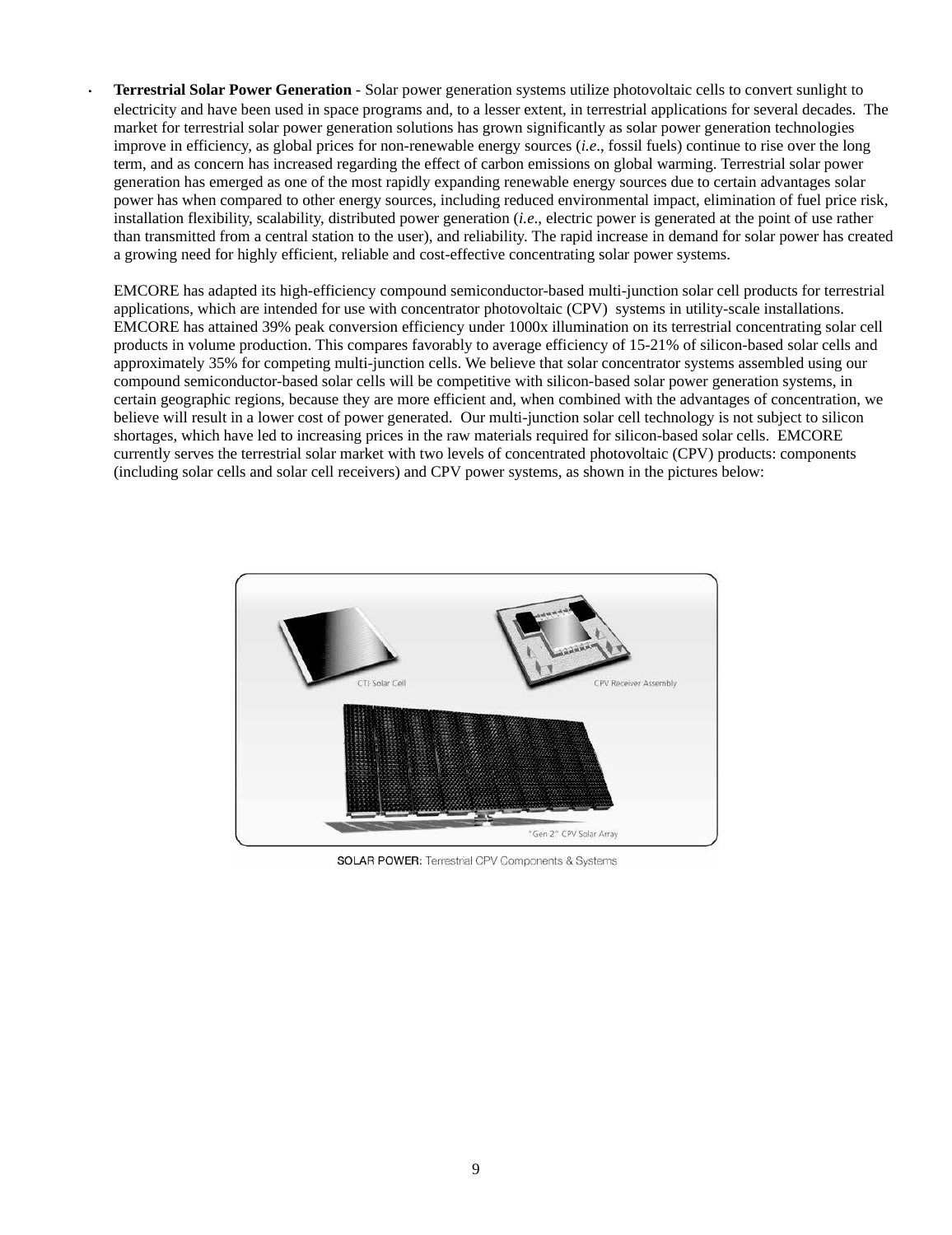- **Terrestrial Solar Power Generation** - Solar power generation systems utilize photovoltaic cells to convert sunlight to electricity and have been used in space programs and, to a lesser extent, in terrestrial applications for several decades. The market for terrestrial solar power generation solutions has grown significantly as solar power generation technologies improve in efficiency, as global prices for non-renewable energy sources (*i.e*., fossil fuels) continue to rise over the long term, and as concern has increased regarding the effect of carbon emissions on global warming. Terrestrial solar power generation has emerged as one of the most rapidly expanding renewable energy sources due to certain advantages solar power has when compared to other energy sources, including reduced environmental impact, elimination of fuel price risk, installation flexibility, scalability, distributed power generation (*i.e*., electric power is generated at the point of use rather than transmitted from a central station to the user), and reliability. The rapid increase in demand for solar power has created a growing need for highly efficient, reliable and cost-effective concentrating solar power systems.

  EMCORE has adapted its high-efficiency compound semiconductor-based multi-junction solar cell products for terrestrial applications, which are intended for use with concentrator photovoltaic (CPV) systems in utility-scale installations. EMCORE has attained 39% peak conversion efficiency under 1000x illumination on its terrestrial concentrating solar cell products in volume production. This compares favorably to average efficiency of 15-21% of silicon-based solar cells and approximately 35% for competing multi-junction cells. We believe that solar concentrator systems assembled using our compound semiconductor-based solar cells will be competitive with silicon-based solar power generation systems, in certain geographic regions, because they are more efficient and, when combined with the advantages of concentration, we believe will result in a lower cost of power generated. Our multi-junction solar cell technology is not subject to silicon shortages, which have led to increasing prices in the raw materials required for silicon-based solar cells. EMCORE currently serves the terrestrial solar market with two levels of concentrated photovoltaic (CPV) products: components (including solar cells and solar cell receivers) and CPV power systems, as shown in the pictures below:

CTJ Solar Cell

CPV Receiver Assembly

"Gen 2" CPV Solar Array

**SOLAR POWER:** Terrestrial CPV Components & Systems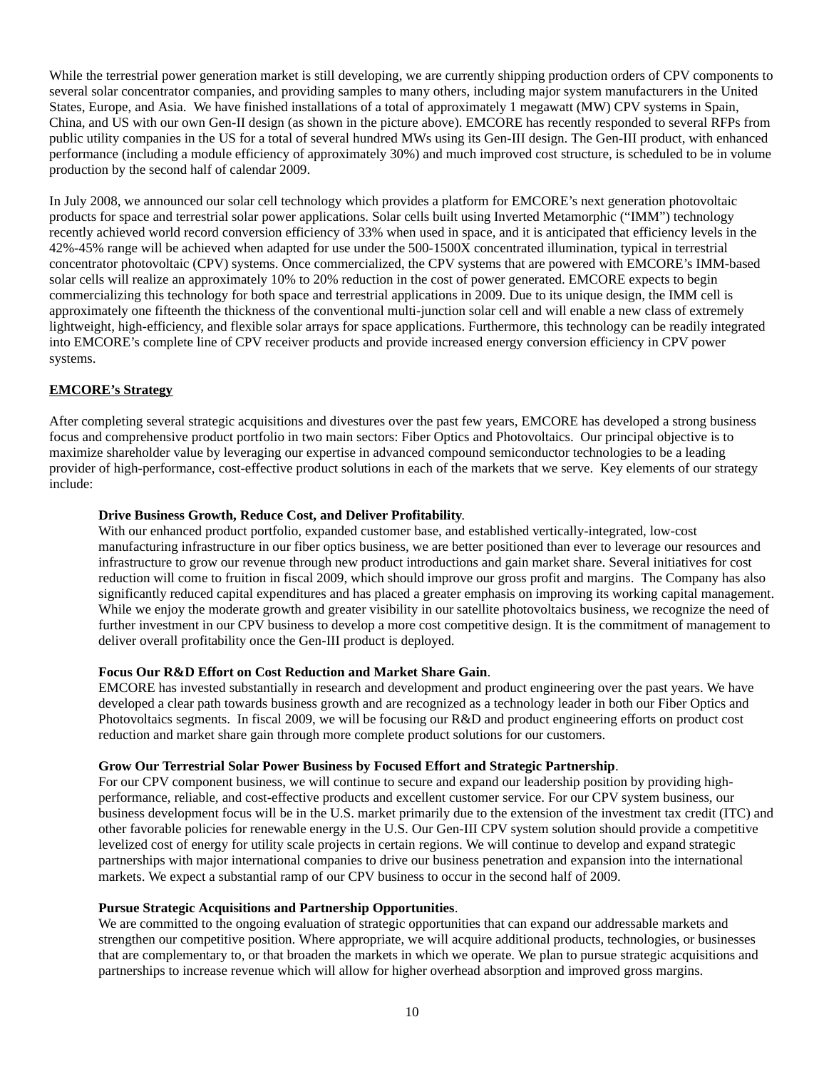While the terrestrial power generation market is still developing, we are currently shipping production orders of CPV components to several solar concentrator companies, and providing samples to many others, including major system manufacturers in the United States, Europe, and Asia. We have finished installations of a total of approximately 1 megawatt (MW) CPV systems in Spain, China, and US with our own Gen-II design (as shown in the picture above). EMCORE has recently responded to several RFPs from public utility companies in the US for a total of several hundred MWs using its Gen-III design. The Gen-III product, with enhanced performance (including a module efficiency of approximately 30%) and much improved cost structure, is scheduled to be in volume production by the second half of calendar 2009.

In July 2008, we announced our solar cell technology which provides a platform for EMCORE's next generation photovoltaic products for space and terrestrial solar power applications. Solar cells built using Inverted Metamorphic ("IMM") technology recently achieved world record conversion efficiency of 33% when used in space, and it is anticipated that efficiency levels in the 42%-45% range will be achieved when adapted for use under the 500-1500X concentrated illumination, typical in terrestrial concentrator photovoltaic (CPV) systems. Once commercialized, the CPV systems that are powered with EMCORE's IMM-based solar cells will realize an approximately 10% to 20% reduction in the cost of power generated. EMCORE expects to begin commercializing this technology for both space and terrestrial applications in 2009. Due to its unique design, the IMM cell is approximately one fifteenth the thickness of the conventional multi-junction solar cell and will enable a new class of extremely lightweight, high-efficiency, and flexible solar arrays for space applications. Furthermore, this technology can be readily integrated into EMCORE's complete line of CPV receiver products and provide increased energy conversion efficiency in CPV power systems.

## EMCORE's Strategy

After completing several strategic acquisitions and divestures over the past few years, EMCORE has developed a strong business focus and comprehensive product portfolio in two main sectors: Fiber Optics and Photovoltaics. Our principal objective is to maximize shareholder value by leveraging our expertise in advanced compound semiconductor technologies to be a leading provider of high-performance, cost-effective product solutions in each of the markets that we serve. Key elements of our strategy include:

**Drive Business Growth, Reduce Cost, and Deliver Profitability**.
With our enhanced product portfolio, expanded customer base, and established vertically-integrated, low-cost manufacturing infrastructure in our fiber optics business, we are better positioned than ever to leverage our resources and infrastructure to grow our revenue through new product introductions and gain market share. Several initiatives for cost reduction will come to fruition in fiscal 2009, which should improve our gross profit and margins. The Company has also significantly reduced capital expenditures and has placed a greater emphasis on improving its working capital management. While we enjoy the moderate growth and greater visibility in our satellite photovoltaics business, we recognize the need of further investment in our CPV business to develop a more cost competitive design. It is the commitment of management to deliver overall profitability once the Gen-III product is deployed.

**Focus Our R&D Effort on Cost Reduction and Market Share Gain**.
EMCORE has invested substantially in research and development and product engineering over the past years. We have developed a clear path towards business growth and are recognized as a technology leader in both our Fiber Optics and Photovoltaics segments. In fiscal 2009, we will be focusing our R&D and product engineering efforts on product cost reduction and market share gain through more complete product solutions for our customers.

**Grow Our Terrestrial Solar Power Business by Focused Effort and Strategic Partnership**.
For our CPV component business, we will continue to secure and expand our leadership position by providing high-performance, reliable, and cost-effective products and excellent customer service. For our CPV system business, our business development focus will be in the U.S. market primarily due to the extension of the investment tax credit (ITC) and other favorable policies for renewable energy in the U.S. Our Gen-III CPV system solution should provide a competitive levelized cost of energy for utility scale projects in certain regions. We will continue to develop and expand strategic partnerships with major international companies to drive our business penetration and expansion into the international markets. We expect a substantial ramp of our CPV business to occur in the second half of 2009.

**Pursue Strategic Acquisitions and Partnership Opportunities**.
We are committed to the ongoing evaluation of strategic opportunities that can expand our addressable markets and strengthen our competitive position. Where appropriate, we will acquire additional products, technologies, or businesses that are complementary to, or that broaden the markets in which we operate. We plan to pursue strategic acquisitions and partnerships to increase revenue which will allow for higher overhead absorption and improved gross margins.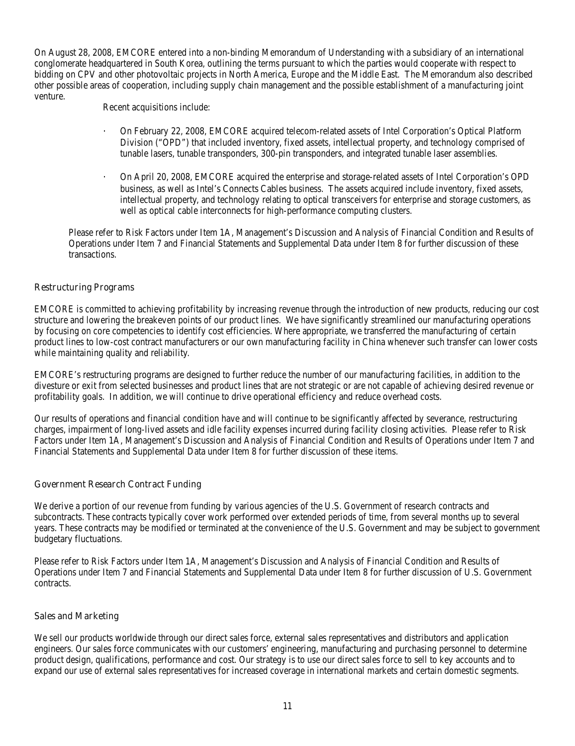On August 28, 2008, EMCORE entered into a non-binding Memorandum of Understanding with a subsidiary of an international conglomerate headquartered in South Korea, outlining the terms pursuant to which the parties would cooperate with respect to bidding on CPV and other photovoltaic projects in North America, Europe and the Middle East. The Memorandum also described other possible areas of cooperation, including supply chain management and the possible establishment of a manufacturing joint venture.

Recent acquisitions include:

- On February 22, 2008, EMCORE acquired telecom-related assets of Intel Corporation's Optical Platform Division ("OPD") that included inventory, fixed assets, intellectual property, and technology comprised of tunable lasers, tunable transponders, 300-pin transponders, and integrated tunable laser assemblies.

- On April 20, 2008, EMCORE acquired the enterprise and storage-related assets of Intel Corporation's OPD business, as well as Intel's Connects Cables business. The assets acquired include inventory, fixed assets, intellectual property, and technology relating to optical transceivers for enterprise and storage customers, as well as optical cable interconnects for high-performance computing clusters.

Please refer to Risk Factors under Item 1A, Management's Discussion and Analysis of Financial Condition and Results of Operations under Item 7 and Financial Statements and Supplemental Data under Item 8 for further discussion of these transactions.

### *Restructuring Programs*

EMCORE is committed to achieving profitability by increasing revenue through the introduction of new products, reducing our cost structure and lowering the breakeven points of our product lines. We have significantly streamlined our manufacturing operations by focusing on core competencies to identify cost efficiencies. Where appropriate, we transferred the manufacturing of certain product lines to low-cost contract manufacturers or our own manufacturing facility in China whenever such transfer can lower costs while maintaining quality and reliability.

EMCORE's restructuring programs are designed to further reduce the number of our manufacturing facilities, in addition to the divesture or exit from selected businesses and product lines that are not strategic or are not capable of achieving desired revenue or profitability goals. In addition, we will continue to drive operational efficiency and reduce overhead costs.

Our results of operations and financial condition have and will continue to be significantly affected by severance, restructuring charges, impairment of long-lived assets and idle facility expenses incurred during facility closing activities. Please refer to Risk Factors under Item 1A, Management's Discussion and Analysis of Financial Condition and Results of Operations under Item 7 and Financial Statements and Supplemental Data under Item 8 for further discussion of these items.

### *Government Research Contract Funding*

We derive a portion of our revenue from funding by various agencies of the U.S. Government of research contracts and subcontracts. These contracts typically cover work performed over extended periods of time, from several months up to several years. These contracts may be modified or terminated at the convenience of the U.S. Government and may be subject to government budgetary fluctuations.

Please refer to Risk Factors under Item 1A, Management's Discussion and Analysis of Financial Condition and Results of Operations under Item 7 and Financial Statements and Supplemental Data under Item 8 for further discussion of U.S. Government contracts.

### *Sales and Marketing*

We sell our products worldwide through our direct sales force, external sales representatives and distributors and application engineers. Our sales force communicates with our customers' engineering, manufacturing and purchasing personnel to determine product design, qualifications, performance and cost. Our strategy is to use our direct sales force to sell to key accounts and to expand our use of external sales representatives for increased coverage in international markets and certain domestic segments.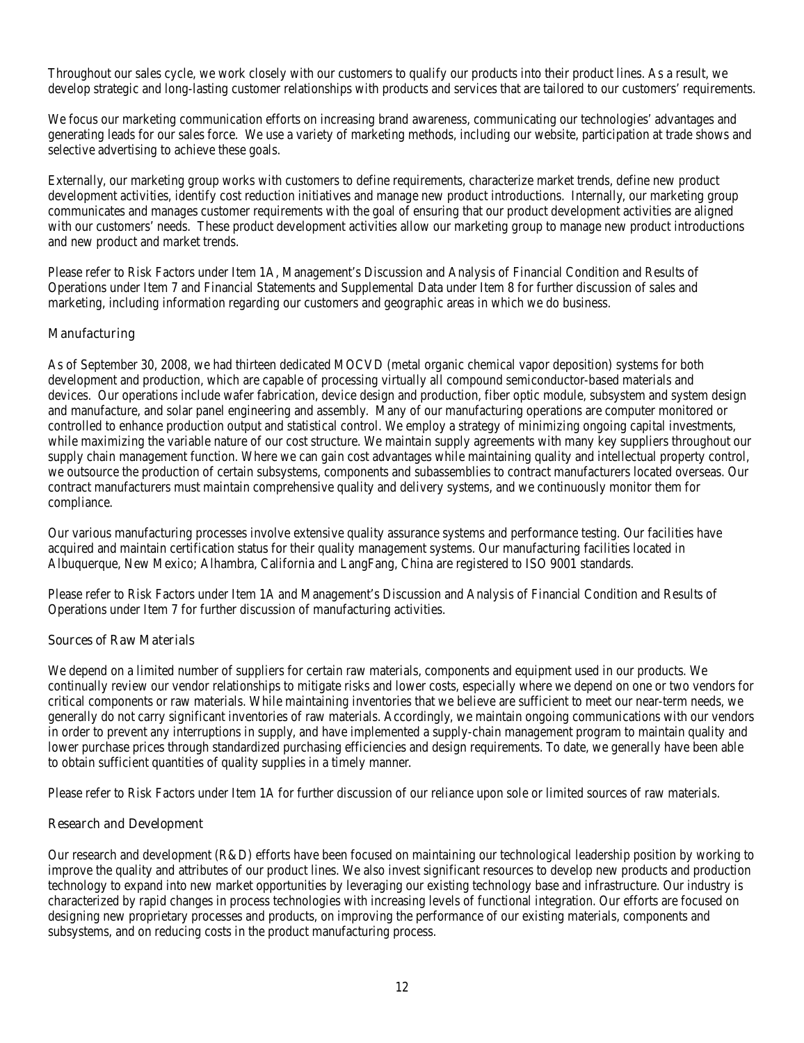Throughout our sales cycle, we work closely with our customers to qualify our products into their product lines. As a result, we develop strategic and long-lasting customer relationships with products and services that are tailored to our customers' requirements.

We focus our marketing communication efforts on increasing brand awareness, communicating our technologies' advantages and generating leads for our sales force. We use a variety of marketing methods, including our website, participation at trade shows and selective advertising to achieve these goals.

Externally, our marketing group works with customers to define requirements, characterize market trends, define new product development activities, identify cost reduction initiatives and manage new product introductions. Internally, our marketing group communicates and manages customer requirements with the goal of ensuring that our product development activities are aligned with our customers' needs. These product development activities allow our marketing group to manage new product introductions and new product and market trends.

Please refer to Risk Factors under Item 1A, Management's Discussion and Analysis of Financial Condition and Results of Operations under Item 7 and Financial Statements and Supplemental Data under Item 8 for further discussion of sales and marketing, including information regarding our customers and geographic areas in which we do business.

### Manufacturing

As of September 30, 2008, we had thirteen dedicated MOCVD (metal organic chemical vapor deposition) systems for both development and production, which are capable of processing virtually all compound semiconductor-based materials and devices. Our operations include wafer fabrication, device design and production, fiber optic module, subsystem and system design and manufacture, and solar panel engineering and assembly. Many of our manufacturing operations are computer monitored or controlled to enhance production output and statistical control. We employ a strategy of minimizing ongoing capital investments, while maximizing the variable nature of our cost structure. We maintain supply agreements with many key suppliers throughout our supply chain management function. Where we can gain cost advantages while maintaining quality and intellectual property control, we outsource the production of certain subsystems, components and subassemblies to contract manufacturers located overseas. Our contract manufacturers must maintain comprehensive quality and delivery systems, and we continuously monitor them for compliance.

Our various manufacturing processes involve extensive quality assurance systems and performance testing. Our facilities have acquired and maintain certification status for their quality management systems. Our manufacturing facilities located in Albuquerque, New Mexico; Alhambra, California and LangFang, China are registered to ISO 9001 standards.

Please refer to Risk Factors under Item 1A and Management's Discussion and Analysis of Financial Condition and Results of Operations under Item 7 for further discussion of manufacturing activities.

### Sources of Raw Materials

We depend on a limited number of suppliers for certain raw materials, components and equipment used in our products. We continually review our vendor relationships to mitigate risks and lower costs, especially where we depend on one or two vendors for critical components or raw materials. While maintaining inventories that we believe are sufficient to meet our near-term needs, we generally do not carry significant inventories of raw materials. Accordingly, we maintain ongoing communications with our vendors in order to prevent any interruptions in supply, and have implemented a supply-chain management program to maintain quality and lower purchase prices through standardized purchasing efficiencies and design requirements. To date, we generally have been able to obtain sufficient quantities of quality supplies in a timely manner.

Please refer to Risk Factors under Item 1A for further discussion of our reliance upon sole or limited sources of raw materials.

### Research and Development

Our research and development (R&D) efforts have been focused on maintaining our technological leadership position by working to improve the quality and attributes of our product lines. We also invest significant resources to develop new products and production technology to expand into new market opportunities by leveraging our existing technology base and infrastructure. Our industry is characterized by rapid changes in process technologies with increasing levels of functional integration. Our efforts are focused on designing new proprietary processes and products, on improving the performance of our existing materials, components and subsystems, and on reducing costs in the product manufacturing process.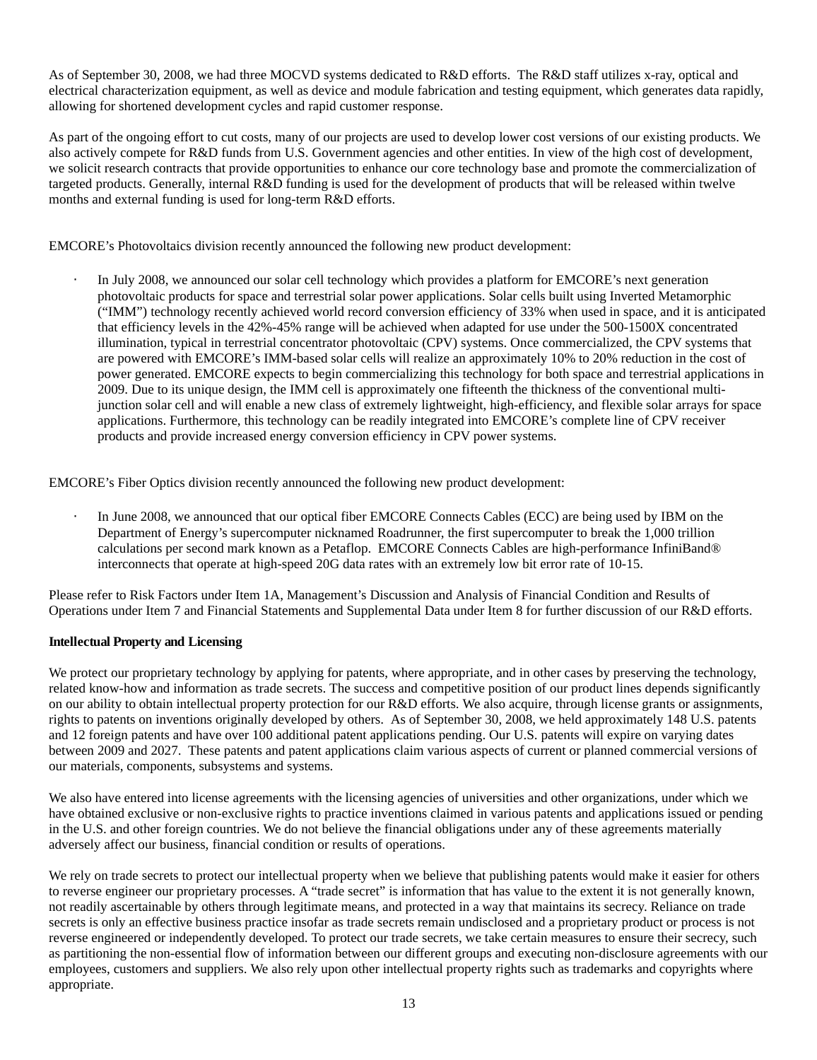As of September 30, 2008, we had three MOCVD systems dedicated to R&D efforts. The R&D staff utilizes x-ray, optical and electrical characterization equipment, as well as device and module fabrication and testing equipment, which generates data rapidly, allowing for shortened development cycles and rapid customer response.

As part of the ongoing effort to cut costs, many of our projects are used to develop lower cost versions of our existing products. We also actively compete for R&D funds from U.S. Government agencies and other entities. In view of the high cost of development, we solicit research contracts that provide opportunities to enhance our core technology base and promote the commercialization of targeted products. Generally, internal R&D funding is used for the development of products that will be released within twelve months and external funding is used for long-term R&D efforts.

EMCORE's Photovoltaics division recently announced the following new product development:

- In July 2008, we announced our solar cell technology which provides a platform for EMCORE's next generation photovoltaic products for space and terrestrial solar power applications. Solar cells built using Inverted Metamorphic ("IMM") technology recently achieved world record conversion efficiency of 33% when used in space, and it is anticipated that efficiency levels in the 42%-45% range will be achieved when adapted for use under the 500-1500X concentrated illumination, typical in terrestrial concentrator photovoltaic (CPV) systems. Once commercialized, the CPV systems that are powered with EMCORE's IMM-based solar cells will realize an approximately 10% to 20% reduction in the cost of power generated. EMCORE expects to begin commercializing this technology for both space and terrestrial applications in 2009. Due to its unique design, the IMM cell is approximately one fifteenth the thickness of the conventional multi-junction solar cell and will enable a new class of extremely lightweight, high-efficiency, and flexible solar arrays for space applications. Furthermore, this technology can be readily integrated into EMCORE's complete line of CPV receiver products and provide increased energy conversion efficiency in CPV power systems.

EMCORE's Fiber Optics division recently announced the following new product development:

- In June 2008, we announced that our optical fiber EMCORE Connects Cables (ECC) are being used by IBM on the Department of Energy's supercomputer nicknamed Roadrunner, the first supercomputer to break the 1,000 trillion calculations per second mark known as a Petaflop. EMCORE Connects Cables are high-performance InfiniBand® interconnects that operate at high-speed 20G data rates with an extremely low bit error rate of 10-15.

Please refer to Risk Factors under Item 1A, Management's Discussion and Analysis of Financial Condition and Results of Operations under Item 7 and Financial Statements and Supplemental Data under Item 8 for further discussion of our R&D efforts.

**Intellectual Property and Licensing**

We protect our proprietary technology by applying for patents, where appropriate, and in other cases by preserving the technology, related know-how and information as trade secrets. The success and competitive position of our product lines depends significantly on our ability to obtain intellectual property protection for our R&D efforts. We also acquire, through license grants or assignments, rights to patents on inventions originally developed by others. As of September 30, 2008, we held approximately 148 U.S. patents and 12 foreign patents and have over 100 additional patent applications pending. Our U.S. patents will expire on varying dates between 2009 and 2027. These patents and patent applications claim various aspects of current or planned commercial versions of our materials, components, subsystems and systems.

We also have entered into license agreements with the licensing agencies of universities and other organizations, under which we have obtained exclusive or non-exclusive rights to practice inventions claimed in various patents and applications issued or pending in the U.S. and other foreign countries. We do not believe the financial obligations under any of these agreements materially adversely affect our business, financial condition or results of operations.

We rely on trade secrets to protect our intellectual property when we believe that publishing patents would make it easier for others to reverse engineer our proprietary processes. A "trade secret" is information that has value to the extent it is not generally known, not readily ascertainable by others through legitimate means, and protected in a way that maintains its secrecy. Reliance on trade secrets is only an effective business practice insofar as trade secrets remain undisclosed and a proprietary product or process is not reverse engineered or independently developed. To protect our trade secrets, we take certain measures to ensure their secrecy, such as partitioning the non-essential flow of information between our different groups and executing non-disclosure agreements with our employees, customers and suppliers. We also rely upon other intellectual property rights such as trademarks and copyrights where appropriate.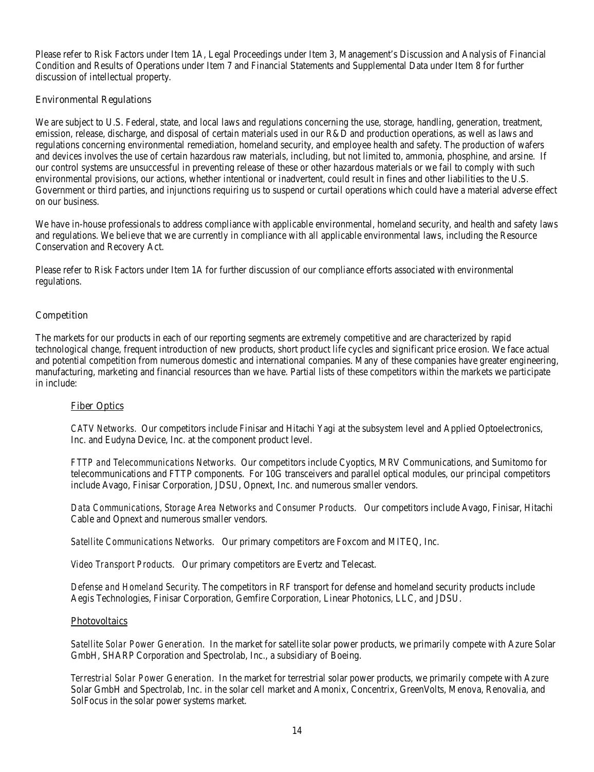Please refer to Risk Factors under Item 1A, Legal Proceedings under Item 3, Management's Discussion and Analysis of Financial Condition and Results of Operations under Item 7 and Financial Statements and Supplemental Data under Item 8 for further discussion of intellectual property.

## Environmental Regulations

We are subject to U.S. Federal, state, and local laws and regulations concerning the use, storage, handling, generation, treatment, emission, release, discharge, and disposal of certain materials used in our R&D and production operations, as well as laws and regulations concerning environmental remediation, homeland security, and employee health and safety. The production of wafers and devices involves the use of certain hazardous raw materials, including, but not limited to, ammonia, phosphine, and arsine. If our control systems are unsuccessful in preventing release of these or other hazardous materials or we fail to comply with such environmental provisions, our actions, whether intentional or inadvertent, could result in fines and other liabilities to the U.S. Government or third parties, and injunctions requiring us to suspend or curtail operations which could have a material adverse effect on our business.

We have in-house professionals to address compliance with applicable environmental, homeland security, and health and safety laws and regulations. We believe that we are currently in compliance with all applicable environmental laws, including the Resource Conservation and Recovery Act.

Please refer to Risk Factors under Item 1A for further discussion of our compliance efforts associated with environmental regulations.

## Competition

The markets for our products in each of our reporting segments are extremely competitive and are characterized by rapid technological change, frequent introduction of new products, short product life cycles and significant price erosion. We face actual and potential competition from numerous domestic and international companies. Many of these companies have greater engineering, manufacturing, marketing and financial resources than we have. Partial lists of these competitors within the markets we participate in include:

### Fiber Optics

*CATV Networks*. Our competitors include Finisar and Hitachi Yagi at the subsystem level and Applied Optoelectronics, Inc. and Eudyna Device, Inc. at the component product level.

*FTTP and Telecommunications Networks.* Our competitors include Cyoptics, MRV Communications, and Sumitomo for telecommunications and FTTP components. For 10G transceivers and parallel optical modules, our principal competitors include Avago, Finisar Corporation, JDSU, Opnext, Inc. and numerous smaller vendors.

*Data Communications, Storage Area Networks and Consumer Products.* Our competitors include Avago, Finisar, Hitachi Cable and Opnext and numerous smaller vendors.

*Satellite Communications Networks.* Our primary competitors are Foxcom and MITEQ, Inc.

*Video Transport Products.* Our primary competitors are Evertz and Telecast.

*Defense and Homeland Security*. The competitors in RF transport for defense and homeland security products include Aegis Technologies, Finisar Corporation, Gemfire Corporation, Linear Photonics, LLC, and JDSU.

### Photovoltaics

*Satellite Solar Power Generation.* In the market for satellite solar power products, we primarily compete with Azure Solar GmbH, SHARP Corporation and Spectrolab, Inc., a subsidiary of Boeing.

*Terrestrial Solar Power Generation.* In the market for terrestrial solar power products, we primarily compete with Azure Solar GmbH and Spectrolab, Inc. in the solar cell market and Amonix, Concentrix, GreenVolts, Menova, Renovalia, and SolFocus in the solar power systems market.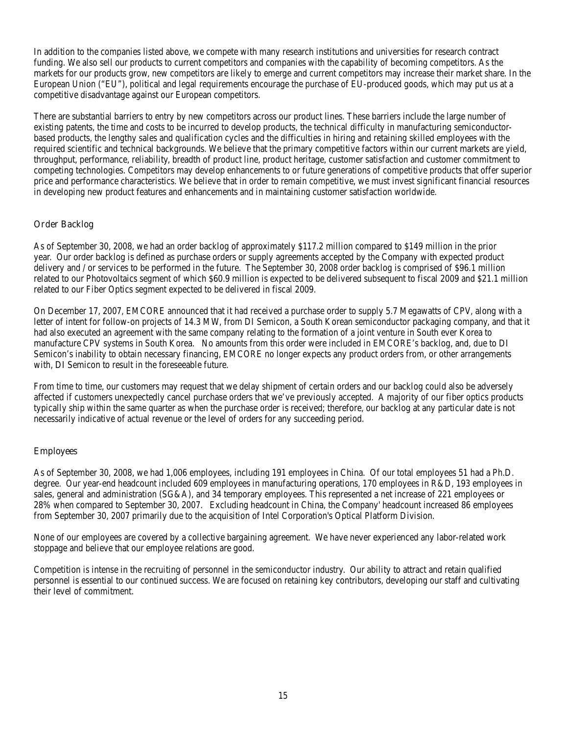In addition to the companies listed above, we compete with many research institutions and universities for research contract funding. We also sell our products to current competitors and companies with the capability of becoming competitors. As the markets for our products grow, new competitors are likely to emerge and current competitors may increase their market share. In the European Union ("EU"), political and legal requirements encourage the purchase of EU-produced goods, which may put us at a competitive disadvantage against our European competitors.

There are substantial barriers to entry by new competitors across our product lines. These barriers include the large number of existing patents, the time and costs to be incurred to develop products, the technical difficulty in manufacturing semiconductor-based products, the lengthy sales and qualification cycles and the difficulties in hiring and retaining skilled employees with the required scientific and technical backgrounds. We believe that the primary competitive factors within our current markets are yield, throughput, performance, reliability, breadth of product line, product heritage, customer satisfaction and customer commitment to competing technologies. Competitors may develop enhancements to or future generations of competitive products that offer superior price and performance characteristics. We believe that in order to remain competitive, we must invest significant financial resources in developing new product features and enhancements and in maintaining customer satisfaction worldwide.

## Order Backlog

As of September 30, 2008, we had an order backlog of approximately $117.2 million compared to $149 million in the prior year. Our order backlog is defined as purchase orders or supply agreements accepted by the Company with expected product delivery and / or services to be performed in the future. The September 30, 2008 order backlog is comprised of $96.1 million related to our Photovoltaics segment of which $60.9 million is expected to be delivered subsequent to fiscal 2009 and $21.1 million related to our Fiber Optics segment expected to be delivered in fiscal 2009.

On December 17, 2007, EMCORE announced that it had received a purchase order to supply 5.7 Megawatts of CPV, along with a letter of intent for follow-on projects of 14.3 MW, from DI Semicon, a South Korean semiconductor packaging company, and that it had also executed an agreement with the same company relating to the formation of a joint venture in South ever Korea to manufacture CPV systems in South Korea. No amounts from this order were included in EMCORE's backlog, and, due to DI Semicon's inability to obtain necessary financing, EMCORE no longer expects any product orders from, or other arrangements with, DI Semicon to result in the foreseeable future.

From time to time, our customers may request that we delay shipment of certain orders and our backlog could also be adversely affected if customers unexpectedly cancel purchase orders that we've previously accepted. A majority of our fiber optics products typically ship within the same quarter as when the purchase order is received; therefore, our backlog at any particular date is not necessarily indicative of actual revenue or the level of orders for any succeeding period.

## Employees

As of September 30, 2008, we had 1,006 employees, including 191 employees in China. Of our total employees 51 had a Ph.D. degree. Our year-end headcount included 609 employees in manufacturing operations, 170 employees in R&D, 193 employees in sales, general and administration (SG&A), and 34 temporary employees. This represented a net increase of 221 employees or 28% when compared to September 30, 2007. Excluding headcount in China, the Company' headcount increased 86 employees from September 30, 2007 primarily due to the acquisition of Intel Corporation's Optical Platform Division.

None of our employees are covered by a collective bargaining agreement. We have never experienced any labor-related work stoppage and believe that our employee relations are good.

Competition is intense in the recruiting of personnel in the semiconductor industry. Our ability to attract and retain qualified personnel is essential to our continued success. We are focused on retaining key contributors, developing our staff and cultivating their level of commitment.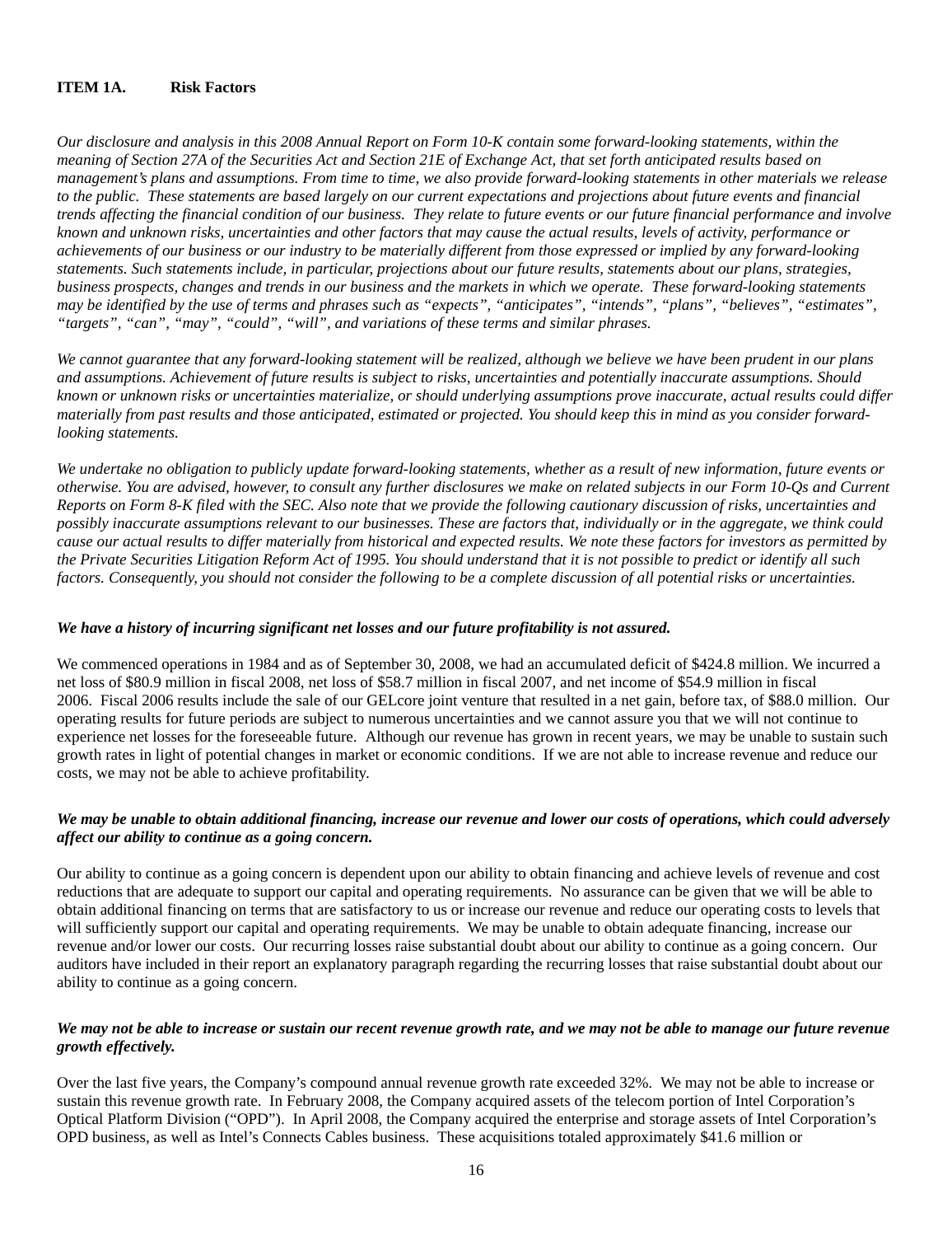## ITEM 1A. Risk Factors

*Our disclosure and analysis in this 2008 Annual Report on Form 10-K contain some forward-looking statements, within the meaning of Section 27A of the Securities Act and Section 21E of Exchange Act, that set forth anticipated results based on management's plans and assumptions. From time to time, we also provide forward-looking statements in other materials we release to the public. These statements are based largely on our current expectations and projections about future events and financial trends affecting the financial condition of our business. They relate to future events or our future financial performance and involve known and unknown risks, uncertainties and other factors that may cause the actual results, levels of activity, performance or achievements of our business or our industry to be materially different from those expressed or implied by any forward-looking statements. Such statements include, in particular, projections about our future results, statements about our plans, strategies, business prospects, changes and trends in our business and the markets in which we operate. These forward-looking statements may be identified by the use of terms and phrases such as "expects", "anticipates", "intends", "plans", "believes", "estimates", "targets", "can", "may", "could", "will", and variations of these terms and similar phrases.*

*We cannot guarantee that any forward-looking statement will be realized, although we believe we have been prudent in our plans and assumptions. Achievement of future results is subject to risks, uncertainties and potentially inaccurate assumptions. Should known or unknown risks or uncertainties materialize, or should underlying assumptions prove inaccurate, actual results could differ materially from past results and those anticipated, estimated or projected. You should keep this in mind as you consider forward-looking statements.*

*We undertake no obligation to publicly update forward-looking statements, whether as a result of new information, future events or otherwise. You are advised, however, to consult any further disclosures we make on related subjects in our Form 10-Qs and Current Reports on Form 8-K filed with the SEC. Also note that we provide the following cautionary discussion of risks, uncertainties and possibly inaccurate assumptions relevant to our businesses. These are factors that, individually or in the aggregate, we think could cause our actual results to differ materially from historical and expected results. We note these factors for investors as permitted by the Private Securities Litigation Reform Act of 1995. You should understand that it is not possible to predict or identify all such factors. Consequently, you should not consider the following to be a complete discussion of all potential risks or uncertainties.*

***We have a history of incurring significant net losses and our future profitability is not assured.***

We commenced operations in 1984 and as of September 30, 2008, we had an accumulated deficit of $424.8 million. We incurred a net loss of $80.9 million in fiscal 2008, net loss of $58.7 million in fiscal 2007, and net income of $54.9 million in fiscal 2006. Fiscal 2006 results include the sale of our GELcore joint venture that resulted in a net gain, before tax, of $88.0 million. Our operating results for future periods are subject to numerous uncertainties and we cannot assure you that we will not continue to experience net losses for the foreseeable future. Although our revenue has grown in recent years, we may be unable to sustain such growth rates in light of potential changes in market or economic conditions. If we are not able to increase revenue and reduce our costs, we may not be able to achieve profitability.

***We may be unable to obtain additional financing, increase our revenue and lower our costs of operations, which could adversely affect our ability to continue as a going concern.***

Our ability to continue as a going concern is dependent upon our ability to obtain financing and achieve levels of revenue and cost reductions that are adequate to support our capital and operating requirements. No assurance can be given that we will be able to obtain additional financing on terms that are satisfactory to us or increase our revenue and reduce our operating costs to levels that will sufficiently support our capital and operating requirements. We may be unable to obtain adequate financing, increase our revenue and/or lower our costs. Our recurring losses raise substantial doubt about our ability to continue as a going concern. Our auditors have included in their report an explanatory paragraph regarding the recurring losses that raise substantial doubt about our ability to continue as a going concern.

***We may not be able to increase or sustain our recent revenue growth rate, and we may not be able to manage our future revenue growth effectively.***

Over the last five years, the Company's compound annual revenue growth rate exceeded 32%. We may not be able to increase or sustain this revenue growth rate. In February 2008, the Company acquired assets of the telecom portion of Intel Corporation's Optical Platform Division ("OPD"). In April 2008, the Company acquired the enterprise and storage assets of Intel Corporation's OPD business, as well as Intel's Connects Cables business. These acquisitions totaled approximately $41.6 million or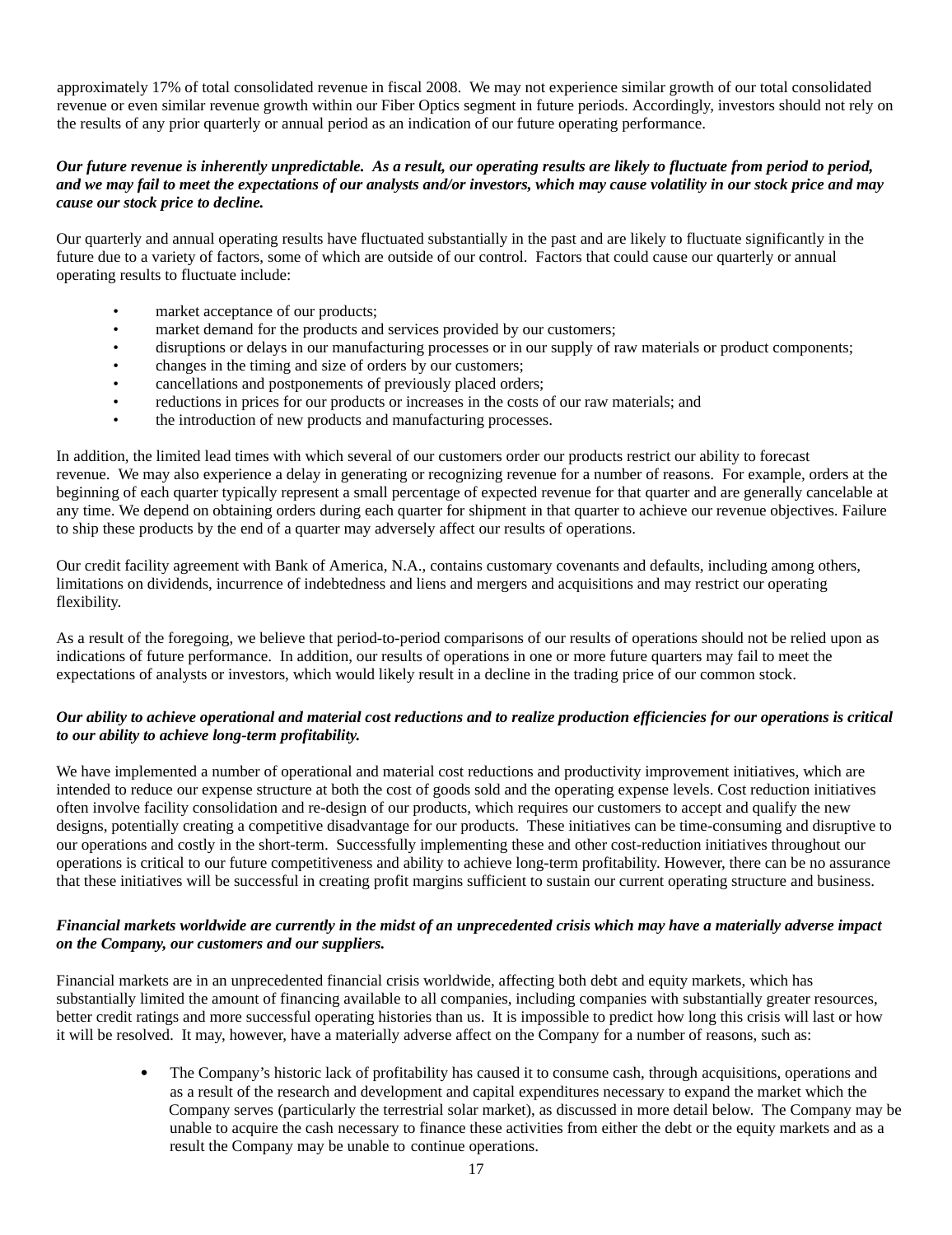approximately 17% of total consolidated revenue in fiscal 2008. We may not experience similar growth of our total consolidated revenue or even similar revenue growth within our Fiber Optics segment in future periods. Accordingly, investors should not rely on the results of any prior quarterly or annual period as an indication of our future operating performance.

***Our future revenue is inherently unpredictable. As a result, our operating results are likely to fluctuate from period to period, and we may fail to meet the expectations of our analysts and/or investors, which may cause volatility in our stock price and may cause our stock price to decline.***

Our quarterly and annual operating results have fluctuated substantially in the past and are likely to fluctuate significantly in the future due to a variety of factors, some of which are outside of our control. Factors that could cause our quarterly or annual operating results to fluctuate include:

- market acceptance of our products;
- market demand for the products and services provided by our customers;
- disruptions or delays in our manufacturing processes or in our supply of raw materials or product components;
- changes in the timing and size of orders by our customers;
- cancellations and postponements of previously placed orders;
- reductions in prices for our products or increases in the costs of our raw materials; and
- the introduction of new products and manufacturing processes.

In addition, the limited lead times with which several of our customers order our products restrict our ability to forecast revenue. We may also experience a delay in generating or recognizing revenue for a number of reasons. For example, orders at the beginning of each quarter typically represent a small percentage of expected revenue for that quarter and are generally cancelable at any time. We depend on obtaining orders during each quarter for shipment in that quarter to achieve our revenue objectives. Failure to ship these products by the end of a quarter may adversely affect our results of operations.

Our credit facility agreement with Bank of America, N.A., contains customary covenants and defaults, including among others, limitations on dividends, incurrence of indebtedness and liens and mergers and acquisitions and may restrict our operating flexibility.

As a result of the foregoing, we believe that period-to-period comparisons of our results of operations should not be relied upon as indications of future performance. In addition, our results of operations in one or more future quarters may fail to meet the expectations of analysts or investors, which would likely result in a decline in the trading price of our common stock.

***Our ability to achieve operational and material cost reductions and to realize production efficiencies for our operations is critical to our ability to achieve long-term profitability.***

We have implemented a number of operational and material cost reductions and productivity improvement initiatives, which are intended to reduce our expense structure at both the cost of goods sold and the operating expense levels. Cost reduction initiatives often involve facility consolidation and re-design of our products, which requires our customers to accept and qualify the new designs, potentially creating a competitive disadvantage for our products. These initiatives can be time-consuming and disruptive to our operations and costly in the short-term. Successfully implementing these and other cost-reduction initiatives throughout our operations is critical to our future competitiveness and ability to achieve long-term profitability. However, there can be no assurance that these initiatives will be successful in creating profit margins sufficient to sustain our current operating structure and business.

***Financial markets worldwide are currently in the midst of an unprecedented crisis which may have a materially adverse impact on the Company, our customers and our suppliers.***

Financial markets are in an unprecedented financial crisis worldwide, affecting both debt and equity markets, which has substantially limited the amount of financing available to all companies, including companies with substantially greater resources, better credit ratings and more successful operating histories than us. It is impossible to predict how long this crisis will last or how it will be resolved. It may, however, have a materially adverse affect on the Company for a number of reasons, such as:

- The Company's historic lack of profitability has caused it to consume cash, through acquisitions, operations and as a result of the research and development and capital expenditures necessary to expand the market which the Company serves (particularly the terrestrial solar market), as discussed in more detail below. The Company may be unable to acquire the cash necessary to finance these activities from either the debt or the equity markets and as a result the Company may be unable to continue operations.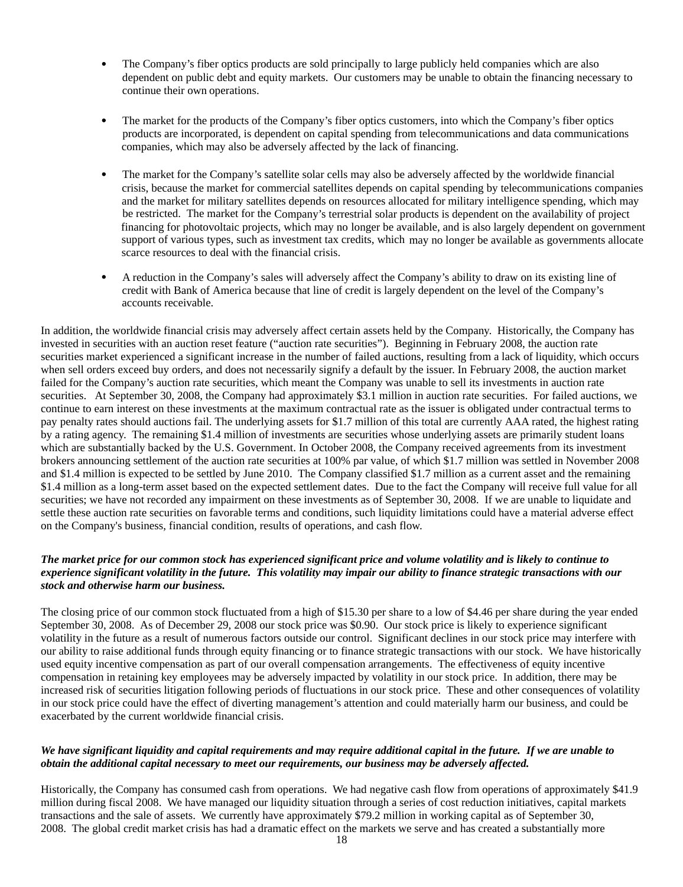- The Company's fiber optics products are sold principally to large publicly held companies which are also dependent on public debt and equity markets. Our customers may be unable to obtain the financing necessary to continue their own operations.

- The market for the products of the Company's fiber optics customers, into which the Company's fiber optics products are incorporated, is dependent on capital spending from telecommunications and data communications companies, which may also be adversely affected by the lack of financing.

- The market for the Company's satellite solar cells may also be adversely affected by the worldwide financial crisis, because the market for commercial satellites depends on capital spending by telecommunications companies and the market for military satellites depends on resources allocated for military intelligence spending, which may be restricted. The market for the Company's terrestrial solar products is dependent on the availability of project financing for photovoltaic projects, which may no longer be available, and is also largely dependent on government support of various types, such as investment tax credits, which may no longer be available as governments allocate scarce resources to deal with the financial crisis.

- A reduction in the Company's sales will adversely affect the Company's ability to draw on its existing line of credit with Bank of America because that line of credit is largely dependent on the level of the Company's accounts receivable.

In addition, the worldwide financial crisis may adversely affect certain assets held by the Company. Historically, the Company has invested in securities with an auction reset feature ("auction rate securities"). Beginning in February 2008, the auction rate securities market experienced a significant increase in the number of failed auctions, resulting from a lack of liquidity, which occurs when sell orders exceed buy orders, and does not necessarily signify a default by the issuer. In February 2008, the auction market failed for the Company's auction rate securities, which meant the Company was unable to sell its investments in auction rate securities. At September 30, 2008, the Company had approximately $3.1 million in auction rate securities. For failed auctions, we continue to earn interest on these investments at the maximum contractual rate as the issuer is obligated under contractual terms to pay penalty rates should auctions fail. The underlying assets for $1.7 million of this total are currently AAA rated, the highest rating by a rating agency. The remaining $1.4 million of investments are securities whose underlying assets are primarily student loans which are substantially backed by the U.S. Government. In October 2008, the Company received agreements from its investment brokers announcing settlement of the auction rate securities at 100% par value, of which $1.7 million was settled in November 2008 and $1.4 million is expected to be settled by June 2010. The Company classified $1.7 million as a current asset and the remaining $1.4 million as a long-term asset based on the expected settlement dates. Due to the fact the Company will receive full value for all securities; we have not recorded any impairment on these investments as of September 30, 2008. If we are unable to liquidate and settle these auction rate securities on favorable terms and conditions, such liquidity limitations could have a material adverse effect on the Company's business, financial condition, results of operations, and cash flow.

***The market price for our common stock has experienced significant price and volume volatility and is likely to continue to experience significant volatility in the future. This volatility may impair our ability to finance strategic transactions with our stock and otherwise harm our business.***

The closing price of our common stock fluctuated from a high of $15.30 per share to a low of $4.46 per share during the year ended September 30, 2008. As of December 29, 2008 our stock price was $0.90. Our stock price is likely to experience significant volatility in the future as a result of numerous factors outside our control. Significant declines in our stock price may interfere with our ability to raise additional funds through equity financing or to finance strategic transactions with our stock. We have historically used equity incentive compensation as part of our overall compensation arrangements. The effectiveness of equity incentive compensation in retaining key employees may be adversely impacted by volatility in our stock price. In addition, there may be increased risk of securities litigation following periods of fluctuations in our stock price. These and other consequences of volatility in our stock price could have the effect of diverting management's attention and could materially harm our business, and could be exacerbated by the current worldwide financial crisis.

***We have significant liquidity and capital requirements and may require additional capital in the future. If we are unable to obtain the additional capital necessary to meet our requirements, our business may be adversely affected.***

Historically, the Company has consumed cash from operations. We had negative cash flow from operations of approximately $41.9 million during fiscal 2008. We have managed our liquidity situation through a series of cost reduction initiatives, capital markets transactions and the sale of assets. We currently have approximately $79.2 million in working capital as of September 30, 2008. The global credit market crisis has had a dramatic effect on the markets we serve and has created a substantially more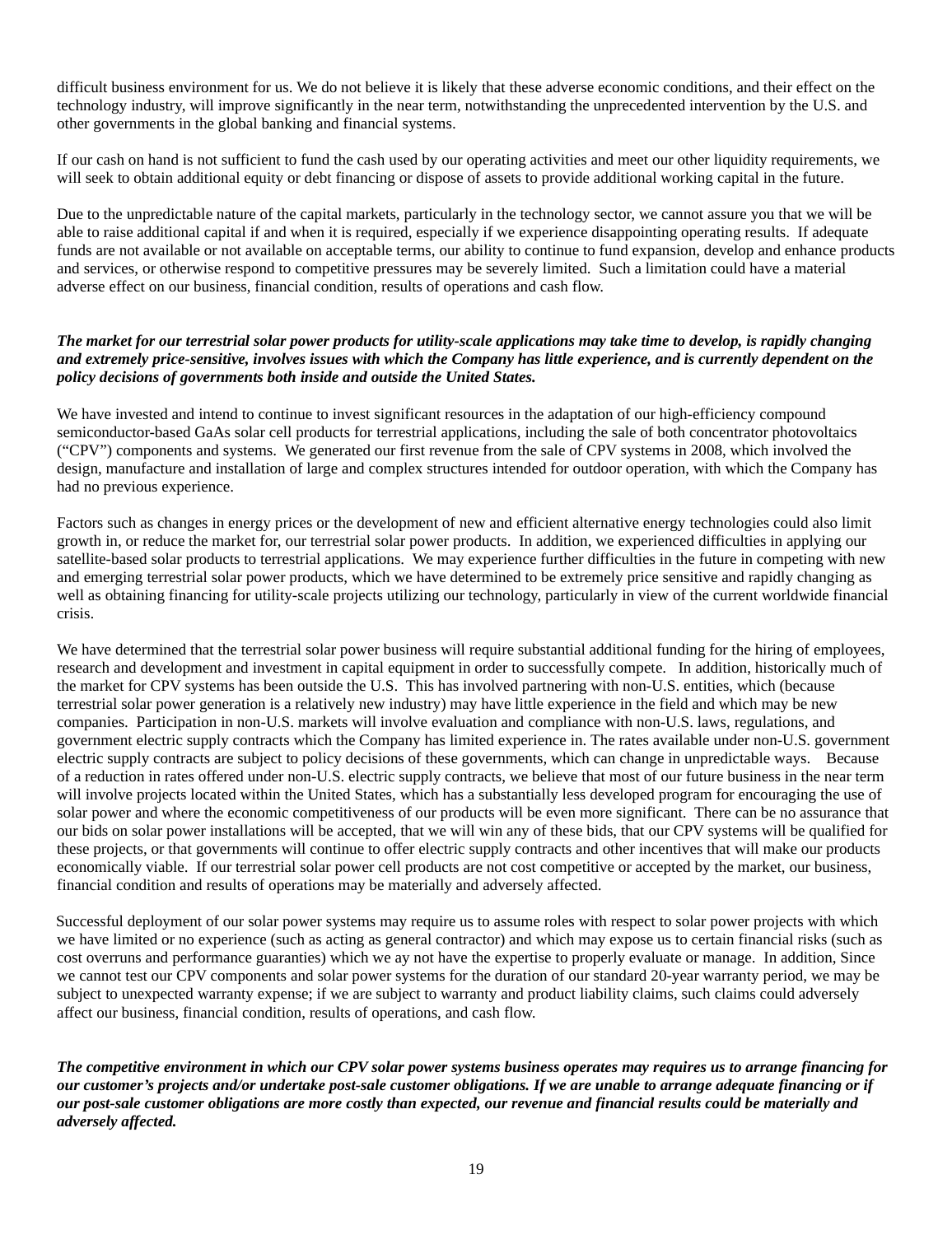difficult business environment for us. We do not believe it is likely that these adverse economic conditions, and their effect on the technology industry, will improve significantly in the near term, notwithstanding the unprecedented intervention by the U.S. and other governments in the global banking and financial systems.

If our cash on hand is not sufficient to fund the cash used by our operating activities and meet our other liquidity requirements, we will seek to obtain additional equity or debt financing or dispose of assets to provide additional working capital in the future.

Due to the unpredictable nature of the capital markets, particularly in the technology sector, we cannot assure you that we will be able to raise additional capital if and when it is required, especially if we experience disappointing operating results. If adequate funds are not available or not available on acceptable terms, our ability to continue to fund expansion, develop and enhance products and services, or otherwise respond to competitive pressures may be severely limited. Such a limitation could have a material adverse effect on our business, financial condition, results of operations and cash flow.

***The market for our terrestrial solar power products for utility-scale applications may take time to develop, is rapidly changing and extremely price-sensitive, involves issues with which the Company has little experience, and is currently dependent on the policy decisions of governments both inside and outside the United States.***

We have invested and intend to continue to invest significant resources in the adaptation of our high-efficiency compound semiconductor-based GaAs solar cell products for terrestrial applications, including the sale of both concentrator photovoltaics ("CPV") components and systems. We generated our first revenue from the sale of CPV systems in 2008, which involved the design, manufacture and installation of large and complex structures intended for outdoor operation, with which the Company has had no previous experience.

Factors such as changes in energy prices or the development of new and efficient alternative energy technologies could also limit growth in, or reduce the market for, our terrestrial solar power products. In addition, we experienced difficulties in applying our satellite-based solar products to terrestrial applications. We may experience further difficulties in the future in competing with new and emerging terrestrial solar power products, which we have determined to be extremely price sensitive and rapidly changing as well as obtaining financing for utility-scale projects utilizing our technology, particularly in view of the current worldwide financial crisis.

We have determined that the terrestrial solar power business will require substantial additional funding for the hiring of employees, research and development and investment in capital equipment in order to successfully compete. In addition, historically much of the market for CPV systems has been outside the U.S. This has involved partnering with non-U.S. entities, which (because terrestrial solar power generation is a relatively new industry) may have little experience in the field and which may be new companies. Participation in non-U.S. markets will involve evaluation and compliance with non-U.S. laws, regulations, and government electric supply contracts which the Company has limited experience in. The rates available under non-U.S. government electric supply contracts are subject to policy decisions of these governments, which can change in unpredictable ways. Because of a reduction in rates offered under non-U.S. electric supply contracts, we believe that most of our future business in the near term will involve projects located within the United States, which has a substantially less developed program for encouraging the use of solar power and where the economic competitiveness of our products will be even more significant. There can be no assurance that our bids on solar power installations will be accepted, that we will win any of these bids, that our CPV systems will be qualified for these projects, or that governments will continue to offer electric supply contracts and other incentives that will make our products economically viable. If our terrestrial solar power cell products are not cost competitive or accepted by the market, our business, financial condition and results of operations may be materially and adversely affected.

Successful deployment of our solar power systems may require us to assume roles with respect to solar power projects with which we have limited or no experience (such as acting as general contractor) and which may expose us to certain financial risks (such as cost overruns and performance guaranties) which we ay not have the expertise to properly evaluate or manage. In addition, Since we cannot test our CPV components and solar power systems for the duration of our standard 20-year warranty period, we may be subject to unexpected warranty expense; if we are subject to warranty and product liability claims, such claims could adversely affect our business, financial condition, results of operations, and cash flow.

***The competitive environment in which our CPV solar power systems business operates may requires us to arrange financing for our customer's projects and/or undertake post-sale customer obligations. If we are unable to arrange adequate financing or if our post-sale customer obligations are more costly than expected, our revenue and financial results could be materially and adversely affected.***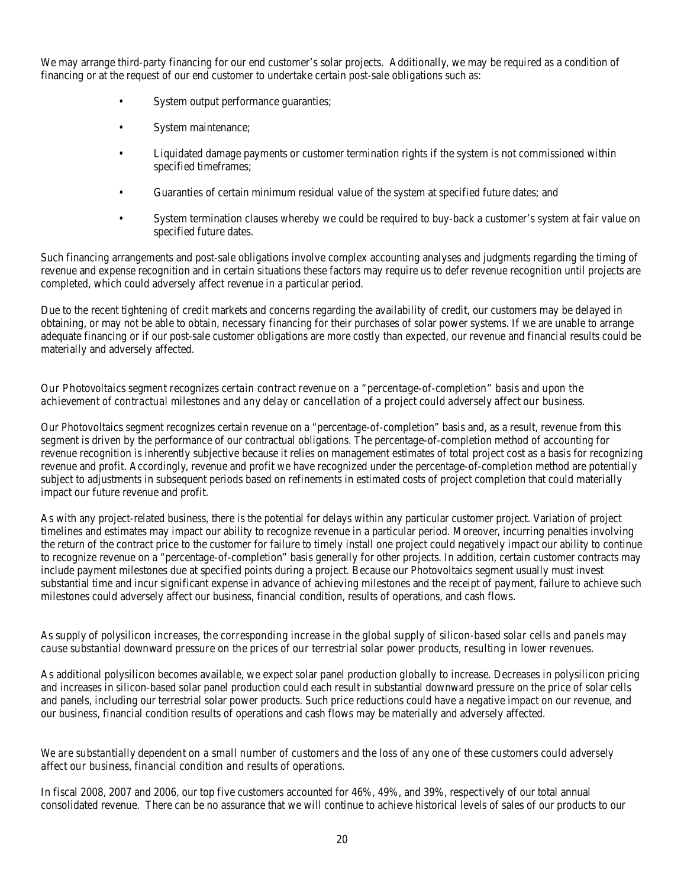We may arrange third-party financing for our end customer's solar projects. Additionally, we may be required as a condition of financing or at the request of our end customer to undertake certain post-sale obligations such as:

- System output performance guaranties;
- System maintenance;
- Liquidated damage payments or customer termination rights if the system is not commissioned within specified timeframes;
- Guaranties of certain minimum residual value of the system at specified future dates; and
- System termination clauses whereby we could be required to buy-back a customer's system at fair value on specified future dates.

Such financing arrangements and post-sale obligations involve complex accounting analyses and judgments regarding the timing of revenue and expense recognition and in certain situations these factors may require us to defer revenue recognition until projects are completed, which could adversely affect revenue in a particular period.

Due to the recent tightening of credit markets and concerns regarding the availability of credit, our customers may be delayed in obtaining, or may not be able to obtain, necessary financing for their purchases of solar power systems. If we are unable to arrange adequate financing or if our post-sale customer obligations are more costly than expected, our revenue and financial results could be materially and adversely affected.

*Our Photovoltaics segment recognizes certain contract revenue on a "percentage-of-completion" basis and upon the achievement of contractual milestones and any delay or cancellation of a project could adversely affect our business.*

Our Photovoltaics segment recognizes certain revenue on a "percentage-of-completion" basis and, as a result, revenue from this segment is driven by the performance of our contractual obligations. The percentage-of-completion method of accounting for revenue recognition is inherently subjective because it relies on management estimates of total project cost as a basis for recognizing revenue and profit. Accordingly, revenue and profit we have recognized under the percentage-of-completion method are potentially subject to adjustments in subsequent periods based on refinements in estimated costs of project completion that could materially impact our future revenue and profit.

As with any project-related business, there is the potential for delays within any particular customer project. Variation of project timelines and estimates may impact our ability to recognize revenue in a particular period. Moreover, incurring penalties involving the return of the contract price to the customer for failure to timely install one project could negatively impact our ability to continue to recognize revenue on a "percentage-of-completion" basis generally for other projects. In addition, certain customer contracts may include payment milestones due at specified points during a project. Because our Photovoltaics segment usually must invest substantial time and incur significant expense in advance of achieving milestones and the receipt of payment, failure to achieve such milestones could adversely affect our business, financial condition, results of operations, and cash flows.

*As supply of polysilicon increases, the corresponding increase in the global supply of silicon-based solar cells and panels may cause substantial downward pressure on the prices of our terrestrial solar power products, resulting in lower revenues.*

As additional polysilicon becomes available, we expect solar panel production globally to increase. Decreases in polysilicon pricing and increases in silicon-based solar panel production could each result in substantial downward pressure on the price of solar cells and panels, including our terrestrial solar power products. Such price reductions could have a negative impact on our revenue, and our business, financial condition results of operations and cash flows may be materially and adversely affected.

*We are substantially dependent on a small number of customers and the loss of any one of these customers could adversely affect our business, financial condition and results of operations.*

In fiscal 2008, 2007 and 2006, our top five customers accounted for 46%, 49%, and 39%, respectively of our total annual consolidated revenue. There can be no assurance that we will continue to achieve historical levels of sales of our products to our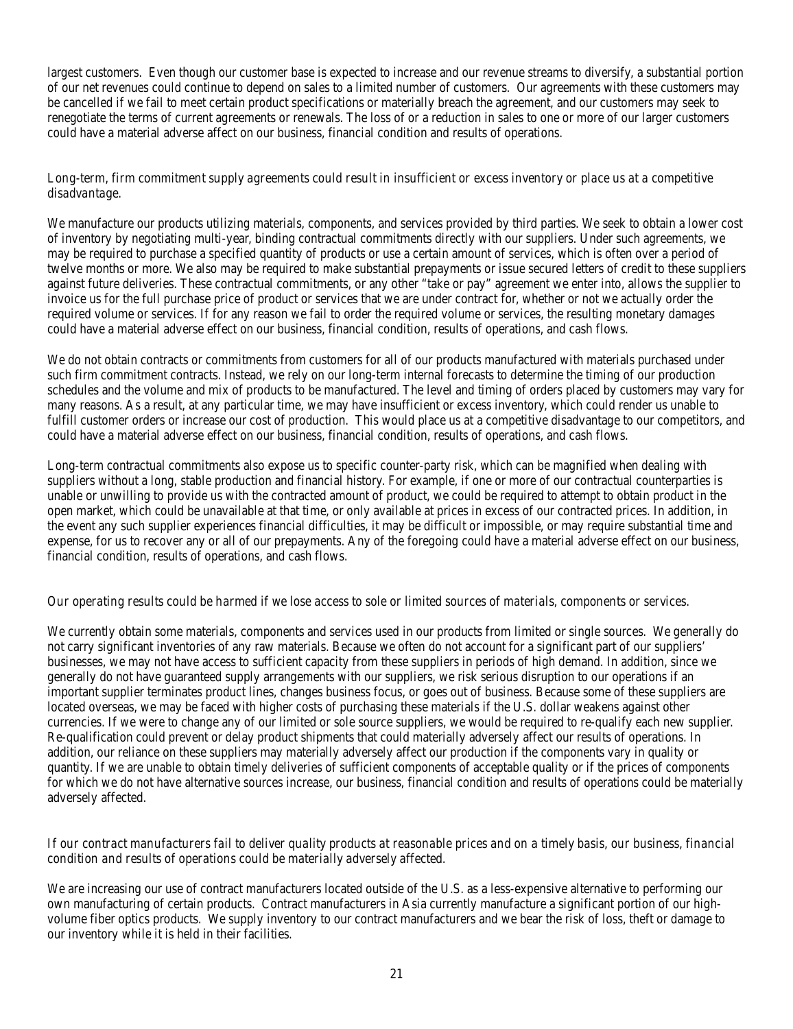largest customers. Even though our customer base is expected to increase and our revenue streams to diversify, a substantial portion of our net revenues could continue to depend on sales to a limited number of customers. Our agreements with these customers may be cancelled if we fail to meet certain product specifications or materially breach the agreement, and our customers may seek to renegotiate the terms of current agreements or renewals. The loss of or a reduction in sales to one or more of our larger customers could have a material adverse affect on our business, financial condition and results of operations.

*Long-term, firm commitment supply agreements could result in insufficient or excess inventory or place us at a competitive disadvantage.*

We manufacture our products utilizing materials, components, and services provided by third parties. We seek to obtain a lower cost of inventory by negotiating multi-year, binding contractual commitments directly with our suppliers. Under such agreements, we may be required to purchase a specified quantity of products or use a certain amount of services, which is often over a period of twelve months or more. We also may be required to make substantial prepayments or issue secured letters of credit to these suppliers against future deliveries. These contractual commitments, or any other "take or pay" agreement we enter into, allows the supplier to invoice us for the full purchase price of product or services that we are under contract for, whether or not we actually order the required volume or services. If for any reason we fail to order the required volume or services, the resulting monetary damages could have a material adverse effect on our business, financial condition, results of operations, and cash flows.

We do not obtain contracts or commitments from customers for all of our products manufactured with materials purchased under such firm commitment contracts. Instead, we rely on our long-term internal forecasts to determine the timing of our production schedules and the volume and mix of products to be manufactured. The level and timing of orders placed by customers may vary for many reasons. As a result, at any particular time, we may have insufficient or excess inventory, which could render us unable to fulfill customer orders or increase our cost of production. This would place us at a competitive disadvantage to our competitors, and could have a material adverse effect on our business, financial condition, results of operations, and cash flows.

Long-term contractual commitments also expose us to specific counter-party risk, which can be magnified when dealing with suppliers without a long, stable production and financial history. For example, if one or more of our contractual counterparties is unable or unwilling to provide us with the contracted amount of product, we could be required to attempt to obtain product in the open market, which could be unavailable at that time, or only available at prices in excess of our contracted prices. In addition, in the event any such supplier experiences financial difficulties, it may be difficult or impossible, or may require substantial time and expense, for us to recover any or all of our prepayments. Any of the foregoing could have a material adverse effect on our business, financial condition, results of operations, and cash flows.

*Our operating results could be harmed if we lose access to sole or limited sources of materials, components or services.*

We currently obtain some materials, components and services used in our products from limited or single sources. We generally do not carry significant inventories of any raw materials. Because we often do not account for a significant part of our suppliers' businesses, we may not have access to sufficient capacity from these suppliers in periods of high demand. In addition, since we generally do not have guaranteed supply arrangements with our suppliers, we risk serious disruption to our operations if an important supplier terminates product lines, changes business focus, or goes out of business. Because some of these suppliers are located overseas, we may be faced with higher costs of purchasing these materials if the U.S. dollar weakens against other currencies. If we were to change any of our limited or sole source suppliers, we would be required to re-qualify each new supplier. Re-qualification could prevent or delay product shipments that could materially adversely affect our results of operations. In addition, our reliance on these suppliers may materially adversely affect our production if the components vary in quality or quantity. If we are unable to obtain timely deliveries of sufficient components of acceptable quality or if the prices of components for which we do not have alternative sources increase, our business, financial condition and results of operations could be materially adversely affected.

*If our contract manufacturers fail to deliver quality products at reasonable prices and on a timely basis, our business, financial condition and results of operations could be materially adversely affected.*

We are increasing our use of contract manufacturers located outside of the U.S. as a less-expensive alternative to performing our own manufacturing of certain products. Contract manufacturers in Asia currently manufacture a significant portion of our high-volume fiber optics products. We supply inventory to our contract manufacturers and we bear the risk of loss, theft or damage to our inventory while it is held in their facilities.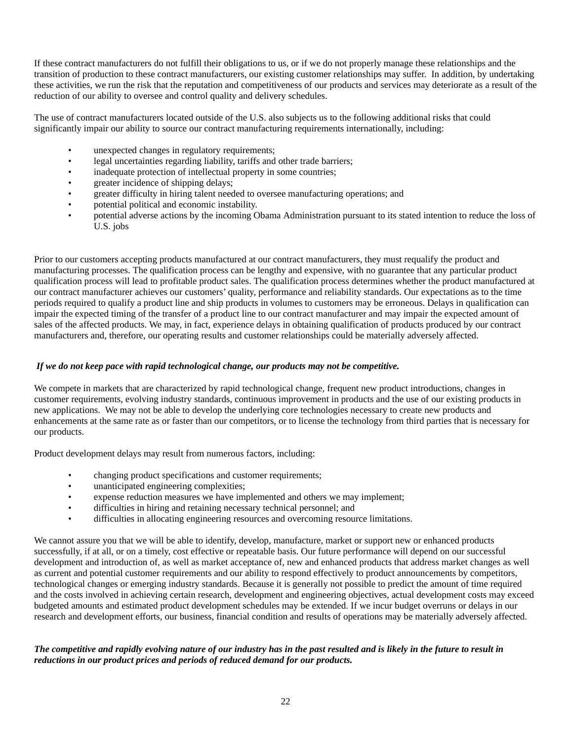If these contract manufacturers do not fulfill their obligations to us, or if we do not properly manage these relationships and the transition of production to these contract manufacturers, our existing customer relationships may suffer.  In addition, by undertaking these activities, we run the risk that the reputation and competitiveness of our products and services may deteriorate as a result of the reduction of our ability to oversee and control quality and delivery schedules.

The use of contract manufacturers located outside of the U.S. also subjects us to the following additional risks that could significantly impair our ability to source our contract manufacturing requirements internationally, including:

- unexpected changes in regulatory requirements;
- legal uncertainties regarding liability, tariffs and other trade barriers;
- inadequate protection of intellectual property in some countries;
- greater incidence of shipping delays;
- greater difficulty in hiring talent needed to oversee manufacturing operations; and
- potential political and economic instability.
- potential adverse actions by the incoming Obama Administration pursuant to its stated intention to reduce the loss of U.S. jobs

Prior to our customers accepting products manufactured at our contract manufacturers, they must requalify the product and manufacturing processes. The qualification process can be lengthy and expensive, with no guarantee that any particular product qualification process will lead to profitable product sales. The qualification process determines whether the product manufactured at our contract manufacturer achieves our customers' quality, performance and reliability standards. Our expectations as to the time periods required to qualify a product line and ship products in volumes to customers may be erroneous. Delays in qualification can impair the expected timing of the transfer of a product line to our contract manufacturer and may impair the expected amount of sales of the affected products. We may, in fact, experience delays in obtaining qualification of products produced by our contract manufacturers and, therefore, our operating results and customer relationships could be materially adversely affected.

*If we do not keep pace with rapid technological change, our products may not be competitive.*

We compete in markets that are characterized by rapid technological change, frequent new product introductions, changes in customer requirements, evolving industry standards, continuous improvement in products and the use of our existing products in new applications.  We may not be able to develop the underlying core technologies necessary to create new products and enhancements at the same rate as or faster than our competitors, or to license the technology from third parties that is necessary for our products.

Product development delays may result from numerous factors, including:

- changing product specifications and customer requirements;
- unanticipated engineering complexities;
- expense reduction measures we have implemented and others we may implement;
- difficulties in hiring and retaining necessary technical personnel; and
- difficulties in allocating engineering resources and overcoming resource limitations.

We cannot assure you that we will be able to identify, develop, manufacture, market or support new or enhanced products successfully, if at all, or on a timely, cost effective or repeatable basis. Our future performance will depend on our successful development and introduction of, as well as market acceptance of, new and enhanced products that address market changes as well as current and potential customer requirements and our ability to respond effectively to product announcements by competitors, technological changes or emerging industry standards. Because it is generally not possible to predict the amount of time required and the costs involved in achieving certain research, development and engineering objectives, actual development costs may exceed budgeted amounts and estimated product development schedules may be extended. If we incur budget overruns or delays in our research and development efforts, our business, financial condition and results of operations may be materially adversely affected.

***The competitive and rapidly evolving nature of our industry has in the past resulted and is likely in the future to result in reductions in our product prices and periods of reduced demand for our products.***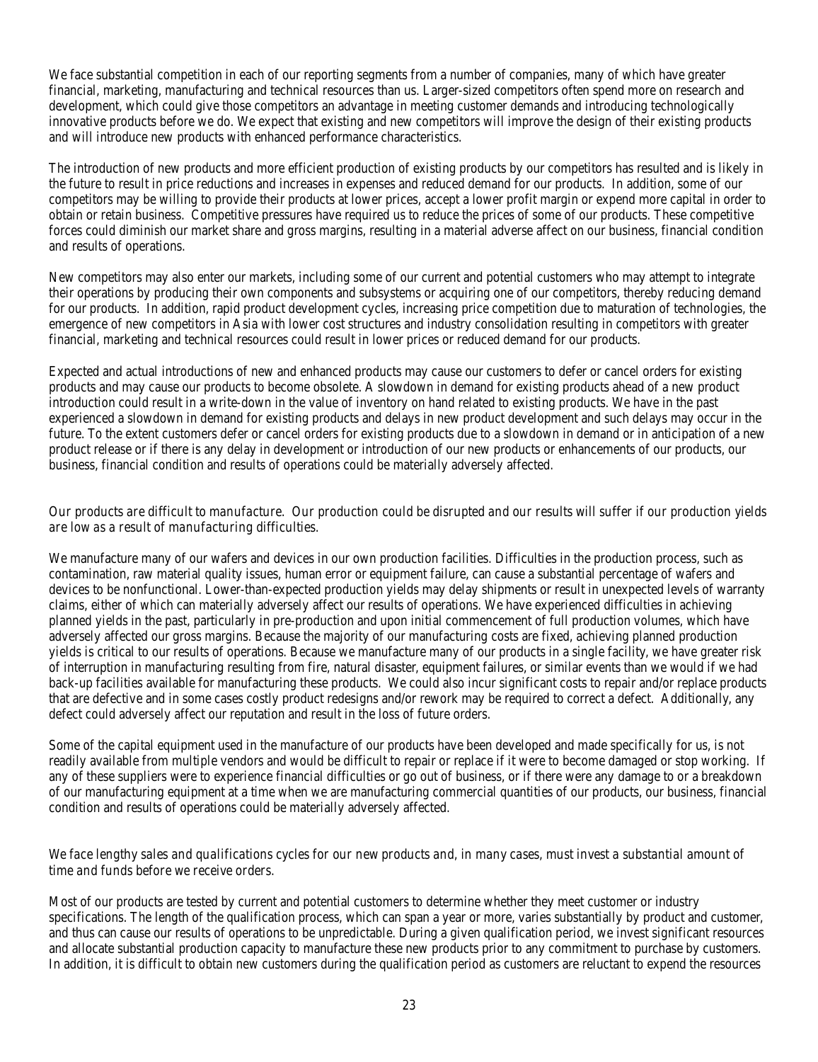We face substantial competition in each of our reporting segments from a number of companies, many of which have greater financial, marketing, manufacturing and technical resources than us. Larger-sized competitors often spend more on research and development, which could give those competitors an advantage in meeting customer demands and introducing technologically innovative products before we do. We expect that existing and new competitors will improve the design of their existing products and will introduce new products with enhanced performance characteristics.

The introduction of new products and more efficient production of existing products by our competitors has resulted and is likely in the future to result in price reductions and increases in expenses and reduced demand for our products. In addition, some of our competitors may be willing to provide their products at lower prices, accept a lower profit margin or expend more capital in order to obtain or retain business. Competitive pressures have required us to reduce the prices of some of our products. These competitive forces could diminish our market share and gross margins, resulting in a material adverse affect on our business, financial condition and results of operations.

New competitors may also enter our markets, including some of our current and potential customers who may attempt to integrate their operations by producing their own components and subsystems or acquiring one of our competitors, thereby reducing demand for our products. In addition, rapid product development cycles, increasing price competition due to maturation of technologies, the emergence of new competitors in Asia with lower cost structures and industry consolidation resulting in competitors with greater financial, marketing and technical resources could result in lower prices or reduced demand for our products.

Expected and actual introductions of new and enhanced products may cause our customers to defer or cancel orders for existing products and may cause our products to become obsolete. A slowdown in demand for existing products ahead of a new product introduction could result in a write-down in the value of inventory on hand related to existing products. We have in the past experienced a slowdown in demand for existing products and delays in new product development and such delays may occur in the future. To the extent customers defer or cancel orders for existing products due to a slowdown in demand or in anticipation of a new product release or if there is any delay in development or introduction of our new products or enhancements of our products, our business, financial condition and results of operations could be materially adversely affected.

*Our products are difficult to manufacture. Our production could be disrupted and our results will suffer if our production yields are low as a result of manufacturing difficulties.*

We manufacture many of our wafers and devices in our own production facilities. Difficulties in the production process, such as contamination, raw material quality issues, human error or equipment failure, can cause a substantial percentage of wafers and devices to be nonfunctional. Lower-than-expected production yields may delay shipments or result in unexpected levels of warranty claims, either of which can materially adversely affect our results of operations. We have experienced difficulties in achieving planned yields in the past, particularly in pre-production and upon initial commencement of full production volumes, which have adversely affected our gross margins. Because the majority of our manufacturing costs are fixed, achieving planned production yields is critical to our results of operations. Because we manufacture many of our products in a single facility, we have greater risk of interruption in manufacturing resulting from fire, natural disaster, equipment failures, or similar events than we would if we had back-up facilities available for manufacturing these products. We could also incur significant costs to repair and/or replace products that are defective and in some cases costly product redesigns and/or rework may be required to correct a defect. Additionally, any defect could adversely affect our reputation and result in the loss of future orders.

Some of the capital equipment used in the manufacture of our products have been developed and made specifically for us, is not readily available from multiple vendors and would be difficult to repair or replace if it were to become damaged or stop working. If any of these suppliers were to experience financial difficulties or go out of business, or if there were any damage to or a breakdown of our manufacturing equipment at a time when we are manufacturing commercial quantities of our products, our business, financial condition and results of operations could be materially adversely affected.

*We face lengthy sales and qualifications cycles for our new products and, in many cases, must invest a substantial amount of time and funds before we receive orders.*

Most of our products are tested by current and potential customers to determine whether they meet customer or industry specifications. The length of the qualification process, which can span a year or more, varies substantially by product and customer, and thus can cause our results of operations to be unpredictable. During a given qualification period, we invest significant resources and allocate substantial production capacity to manufacture these new products prior to any commitment to purchase by customers. In addition, it is difficult to obtain new customers during the qualification period as customers are reluctant to expend the resources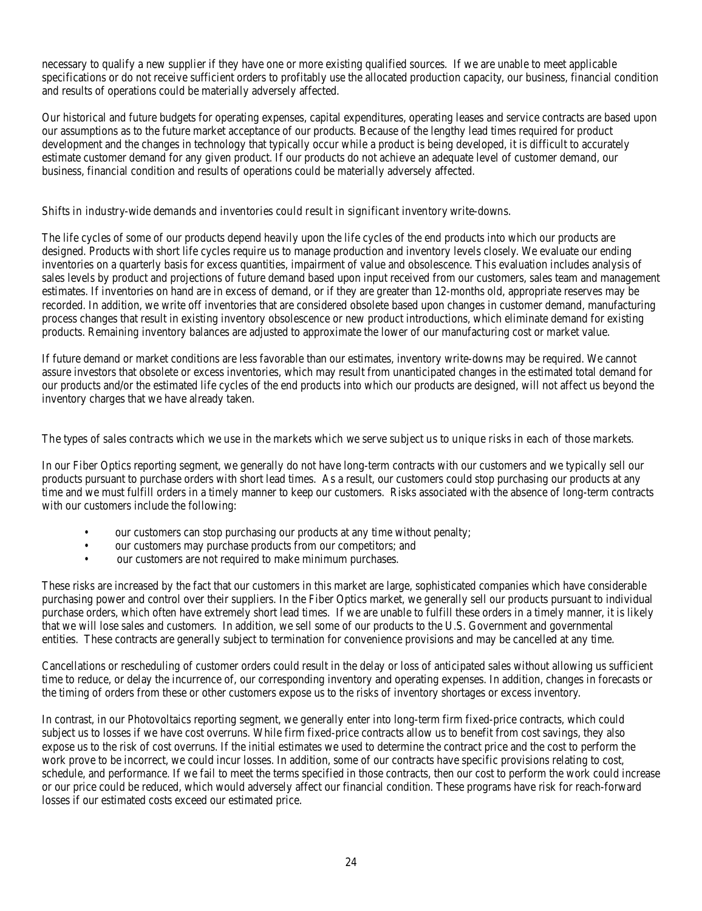necessary to qualify a new supplier if they have one or more existing qualified sources. If we are unable to meet applicable specifications or do not receive sufficient orders to profitably use the allocated production capacity, our business, financial condition and results of operations could be materially adversely affected.

Our historical and future budgets for operating expenses, capital expenditures, operating leases and service contracts are based upon our assumptions as to the future market acceptance of our products. Because of the lengthy lead times required for product development and the changes in technology that typically occur while a product is being developed, it is difficult to accurately estimate customer demand for any given product. If our products do not achieve an adequate level of customer demand, our business, financial condition and results of operations could be materially adversely affected.

*Shifts in industry-wide demands and inventories could result in significant inventory write-downs.*

The life cycles of some of our products depend heavily upon the life cycles of the end products into which our products are designed. Products with short life cycles require us to manage production and inventory levels closely. We evaluate our ending inventories on a quarterly basis for excess quantities, impairment of value and obsolescence. This evaluation includes analysis of sales levels by product and projections of future demand based upon input received from our customers, sales team and management estimates. If inventories on hand are in excess of demand, or if they are greater than 12-months old, appropriate reserves may be recorded. In addition, we write off inventories that are considered obsolete based upon changes in customer demand, manufacturing process changes that result in existing inventory obsolescence or new product introductions, which eliminate demand for existing products. Remaining inventory balances are adjusted to approximate the lower of our manufacturing cost or market value.

If future demand or market conditions are less favorable than our estimates, inventory write-downs may be required. We cannot assure investors that obsolete or excess inventories, which may result from unanticipated changes in the estimated total demand for our products and/or the estimated life cycles of the end products into which our products are designed, will not affect us beyond the inventory charges that we have already taken.

*The types of sales contracts which we use in the markets which we serve subject us to unique risks in each of those markets.*

In our Fiber Optics reporting segment, we generally do not have long-term contracts with our customers and we typically sell our products pursuant to purchase orders with short lead times. As a result, our customers could stop purchasing our products at any time and we must fulfill orders in a timely manner to keep our customers. Risks associated with the absence of long-term contracts with our customers include the following:

- our customers can stop purchasing our products at any time without penalty;
- our customers may purchase products from our competitors; and
- our customers are not required to make minimum purchases.

These risks are increased by the fact that our customers in this market are large, sophisticated companies which have considerable purchasing power and control over their suppliers. In the Fiber Optics market, we generally sell our products pursuant to individual purchase orders, which often have extremely short lead times. If we are unable to fulfill these orders in a timely manner, it is likely that we will lose sales and customers. In addition, we sell some of our products to the U.S. Government and governmental entities. These contracts are generally subject to termination for convenience provisions and may be cancelled at any time.

Cancellations or rescheduling of customer orders could result in the delay or loss of anticipated sales without allowing us sufficient time to reduce, or delay the incurrence of, our corresponding inventory and operating expenses. In addition, changes in forecasts or the timing of orders from these or other customers expose us to the risks of inventory shortages or excess inventory.

In contrast, in our Photovoltaics reporting segment, we generally enter into long-term firm fixed-price contracts, which could subject us to losses if we have cost overruns. While firm fixed-price contracts allow us to benefit from cost savings, they also expose us to the risk of cost overruns. If the initial estimates we used to determine the contract price and the cost to perform the work prove to be incorrect, we could incur losses. In addition, some of our contracts have specific provisions relating to cost, schedule, and performance. If we fail to meet the terms specified in those contracts, then our cost to perform the work could increase or our price could be reduced, which would adversely affect our financial condition. These programs have risk for reach-forward losses if our estimated costs exceed our estimated price.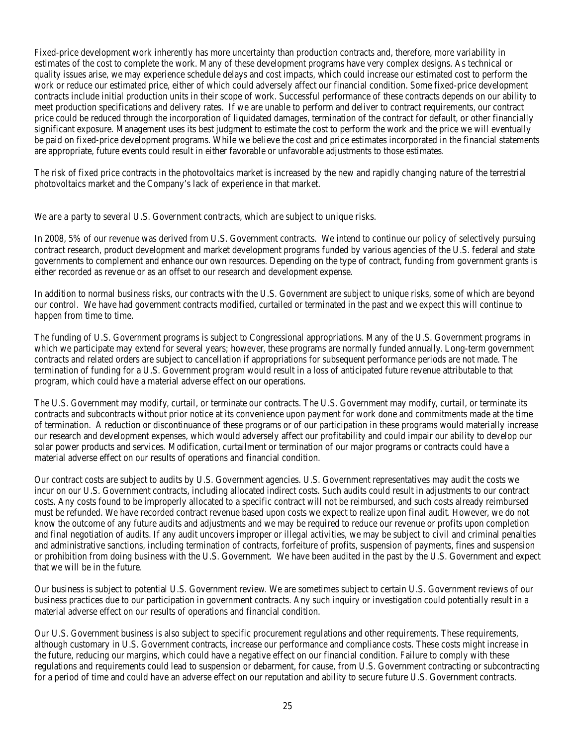Fixed-price development work inherently has more uncertainty than production contracts and, therefore, more variability in estimates of the cost to complete the work. Many of these development programs have very complex designs. As technical or quality issues arise, we may experience schedule delays and cost impacts, which could increase our estimated cost to perform the work or reduce our estimated price, either of which could adversely affect our financial condition. Some fixed-price development contracts include initial production units in their scope of work. Successful performance of these contracts depends on our ability to meet production specifications and delivery rates. If we are unable to perform and deliver to contract requirements, our contract price could be reduced through the incorporation of liquidated damages, termination of the contract for default, or other financially significant exposure. Management uses its best judgment to estimate the cost to perform the work and the price we will eventually be paid on fixed-price development programs. While we believe the cost and price estimates incorporated in the financial statements are appropriate, future events could result in either favorable or unfavorable adjustments to those estimates.

The risk of fixed price contracts in the photovoltaics market is increased by the new and rapidly changing nature of the terrestrial photovoltaics market and the Company's lack of experience in that market.

*We are a party to several U.S. Government contracts, which are subject to unique risks.*

In 2008, 5% of our revenue was derived from U.S. Government contracts. We intend to continue our policy of selectively pursuing contract research, product development and market development programs funded by various agencies of the U.S. federal and state governments to complement and enhance our own resources. Depending on the type of contract, funding from government grants is either recorded as revenue or as an offset to our research and development expense.

In addition to normal business risks, our contracts with the U.S. Government are subject to unique risks, some of which are beyond our control. We have had government contracts modified, curtailed or terminated in the past and we expect this will continue to happen from time to time.

The funding of U.S. Government programs is subject to Congressional appropriations. Many of the U.S. Government programs in which we participate may extend for several years; however, these programs are normally funded annually. Long-term government contracts and related orders are subject to cancellation if appropriations for subsequent performance periods are not made. The termination of funding for a U.S. Government program would result in a loss of anticipated future revenue attributable to that program, which could have a material adverse effect on our operations.

The U.S. Government may modify, curtail, or terminate our contracts. The U.S. Government may modify, curtail, or terminate its contracts and subcontracts without prior notice at its convenience upon payment for work done and commitments made at the time of termination. A reduction or discontinuance of these programs or of our participation in these programs would materially increase our research and development expenses, which would adversely affect our profitability and could impair our ability to develop our solar power products and services. Modification, curtailment or termination of our major programs or contracts could have a material adverse effect on our results of operations and financial condition.

Our contract costs are subject to audits by U.S. Government agencies. U.S. Government representatives may audit the costs we incur on our U.S. Government contracts, including allocated indirect costs. Such audits could result in adjustments to our contract costs. Any costs found to be improperly allocated to a specific contract will not be reimbursed, and such costs already reimbursed must be refunded. We have recorded contract revenue based upon costs we expect to realize upon final audit. However, we do not know the outcome of any future audits and adjustments and we may be required to reduce our revenue or profits upon completion and final negotiation of audits. If any audit uncovers improper or illegal activities, we may be subject to civil and criminal penalties and administrative sanctions, including termination of contracts, forfeiture of profits, suspension of payments, fines and suspension or prohibition from doing business with the U.S. Government. We have been audited in the past by the U.S. Government and expect that we will be in the future.

Our business is subject to potential U.S. Government review. We are sometimes subject to certain U.S. Government reviews of our business practices due to our participation in government contracts. Any such inquiry or investigation could potentially result in a material adverse effect on our results of operations and financial condition.

Our U.S. Government business is also subject to specific procurement regulations and other requirements. These requirements, although customary in U.S. Government contracts, increase our performance and compliance costs. These costs might increase in the future, reducing our margins, which could have a negative effect on our financial condition. Failure to comply with these regulations and requirements could lead to suspension or debarment, for cause, from U.S. Government contracting or subcontracting for a period of time and could have an adverse effect on our reputation and ability to secure future U.S. Government contracts.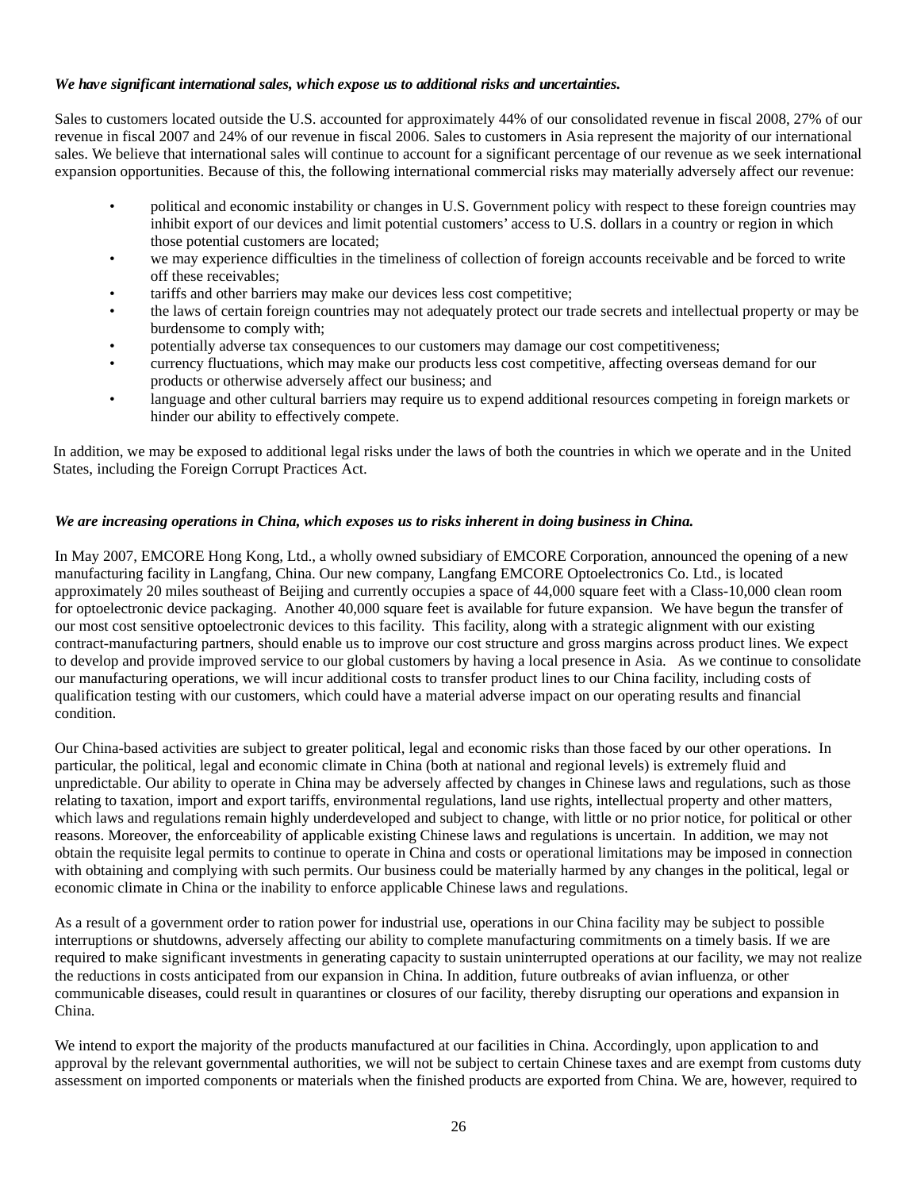***We have significant international sales, which expose us to additional risks and uncertainties.***

Sales to customers located outside the U.S. accounted for approximately 44% of our consolidated revenue in fiscal 2008, 27% of our revenue in fiscal 2007 and 24% of our revenue in fiscal 2006. Sales to customers in Asia represent the majority of our international sales. We believe that international sales will continue to account for a significant percentage of our revenue as we seek international expansion opportunities. Because of this, the following international commercial risks may materially adversely affect our revenue:

- political and economic instability or changes in U.S. Government policy with respect to these foreign countries may inhibit export of our devices and limit potential customers' access to U.S. dollars in a country or region in which those potential customers are located;
- we may experience difficulties in the timeliness of collection of foreign accounts receivable and be forced to write off these receivables;
- tariffs and other barriers may make our devices less cost competitive;
- the laws of certain foreign countries may not adequately protect our trade secrets and intellectual property or may be burdensome to comply with;
- potentially adverse tax consequences to our customers may damage our cost competitiveness;
- currency fluctuations, which may make our products less cost competitive, affecting overseas demand for our products or otherwise adversely affect our business; and
- language and other cultural barriers may require us to expend additional resources competing in foreign markets or hinder our ability to effectively compete.

In addition, we may be exposed to additional legal risks under the laws of both the countries in which we operate and in the United States, including the Foreign Corrupt Practices Act.

***We are increasing operations in China, which exposes us to risks inherent in doing business in China.***

In May 2007, EMCORE Hong Kong, Ltd., a wholly owned subsidiary of EMCORE Corporation, announced the opening of a new manufacturing facility in Langfang, China. Our new company, Langfang EMCORE Optoelectronics Co. Ltd., is located approximately 20 miles southeast of Beijing and currently occupies a space of 44,000 square feet with a Class-10,000 clean room for optoelectronic device packaging. Another 40,000 square feet is available for future expansion. We have begun the transfer of our most cost sensitive optoelectronic devices to this facility. This facility, along with a strategic alignment with our existing contract-manufacturing partners, should enable us to improve our cost structure and gross margins across product lines. We expect to develop and provide improved service to our global customers by having a local presence in Asia. As we continue to consolidate our manufacturing operations, we will incur additional costs to transfer product lines to our China facility, including costs of qualification testing with our customers, which could have a material adverse impact on our operating results and financial condition.

Our China-based activities are subject to greater political, legal and economic risks than those faced by our other operations. In particular, the political, legal and economic climate in China (both at national and regional levels) is extremely fluid and unpredictable. Our ability to operate in China may be adversely affected by changes in Chinese laws and regulations, such as those relating to taxation, import and export tariffs, environmental regulations, land use rights, intellectual property and other matters, which laws and regulations remain highly underdeveloped and subject to change, with little or no prior notice, for political or other reasons. Moreover, the enforceability of applicable existing Chinese laws and regulations is uncertain. In addition, we may not obtain the requisite legal permits to continue to operate in China and costs or operational limitations may be imposed in connection with obtaining and complying with such permits. Our business could be materially harmed by any changes in the political, legal or economic climate in China or the inability to enforce applicable Chinese laws and regulations.

As a result of a government order to ration power for industrial use, operations in our China facility may be subject to possible interruptions or shutdowns, adversely affecting our ability to complete manufacturing commitments on a timely basis. If we are required to make significant investments in generating capacity to sustain uninterrupted operations at our facility, we may not realize the reductions in costs anticipated from our expansion in China. In addition, future outbreaks of avian influenza, or other communicable diseases, could result in quarantines or closures of our facility, thereby disrupting our operations and expansion in China.

We intend to export the majority of the products manufactured at our facilities in China. Accordingly, upon application to and approval by the relevant governmental authorities, we will not be subject to certain Chinese taxes and are exempt from customs duty assessment on imported components or materials when the finished products are exported from China. We are, however, required to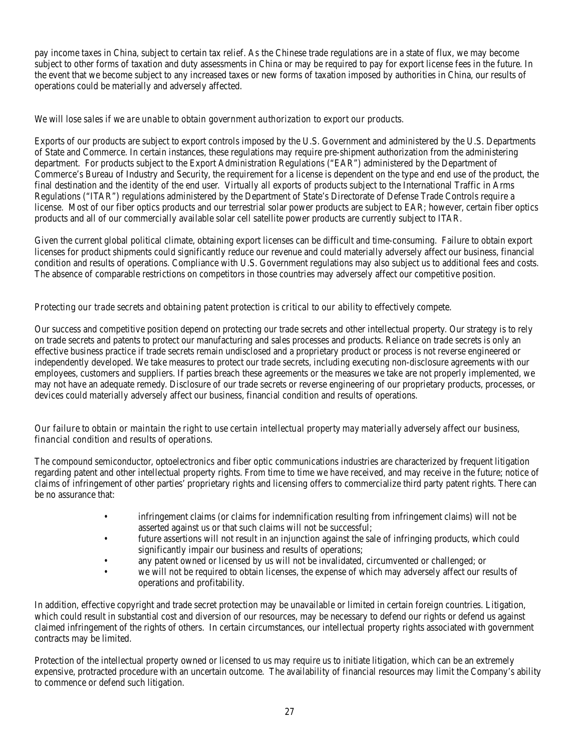pay income taxes in China, subject to certain tax relief. As the Chinese trade regulations are in a state of flux, we may become subject to other forms of taxation and duty assessments in China or may be required to pay for export license fees in the future. In the event that we become subject to any increased taxes or new forms of taxation imposed by authorities in China, our results of operations could be materially and adversely affected.

*We will lose sales if we are unable to obtain government authorization to export our products.*

Exports of our products are subject to export controls imposed by the U.S. Government and administered by the U.S. Departments of State and Commerce. In certain instances, these regulations may require pre-shipment authorization from the administering department. For products subject to the Export Administration Regulations ("EAR") administered by the Department of Commerce's Bureau of Industry and Security, the requirement for a license is dependent on the type and end use of the product, the final destination and the identity of the end user. Virtually all exports of products subject to the International Traffic in Arms Regulations ("ITAR") regulations administered by the Department of State's Directorate of Defense Trade Controls require a license. Most of our fiber optics products and our terrestrial solar power products are subject to EAR; however, certain fiber optics products and all of our commercially available solar cell satellite power products are currently subject to ITAR.

Given the current global political climate, obtaining export licenses can be difficult and time-consuming. Failure to obtain export licenses for product shipments could significantly reduce our revenue and could materially adversely affect our business, financial condition and results of operations. Compliance with U.S. Government regulations may also subject us to additional fees and costs. The absence of comparable restrictions on competitors in those countries may adversely affect our competitive position.

*Protecting our trade secrets and obtaining patent protection is critical to our ability to effectively compete.*

Our success and competitive position depend on protecting our trade secrets and other intellectual property. Our strategy is to rely on trade secrets and patents to protect our manufacturing and sales processes and products. Reliance on trade secrets is only an effective business practice if trade secrets remain undisclosed and a proprietary product or process is not reverse engineered or independently developed. We take measures to protect our trade secrets, including executing non-disclosure agreements with our employees, customers and suppliers. If parties breach these agreements or the measures we take are not properly implemented, we may not have an adequate remedy. Disclosure of our trade secrets or reverse engineering of our proprietary products, processes, or devices could materially adversely affect our business, financial condition and results of operations.

*Our failure to obtain or maintain the right to use certain intellectual property may materially adversely affect our business, financial condition and results of operations.*

The compound semiconductor, optoelectronics and fiber optic communications industries are characterized by frequent litigation regarding patent and other intellectual property rights. From time to time we have received, and may receive in the future; notice of claims of infringement of other parties' proprietary rights and licensing offers to commercialize third party patent rights. There can be no assurance that:

- infringement claims (or claims for indemnification resulting from infringement claims) will not be asserted against us or that such claims will not be successful;
- future assertions will not result in an injunction against the sale of infringing products, which could significantly impair our business and results of operations;
- any patent owned or licensed by us will not be invalidated, circumvented or challenged; or
- we will not be required to obtain licenses, the expense of which may adversely affect our results of operations and profitability.

In addition, effective copyright and trade secret protection may be unavailable or limited in certain foreign countries. Litigation, which could result in substantial cost and diversion of our resources, may be necessary to defend our rights or defend us against claimed infringement of the rights of others. In certain circumstances, our intellectual property rights associated with government contracts may be limited.

Protection of the intellectual property owned or licensed to us may require us to initiate litigation, which can be an extremely expensive, protracted procedure with an uncertain outcome. The availability of financial resources may limit the Company's ability to commence or defend such litigation.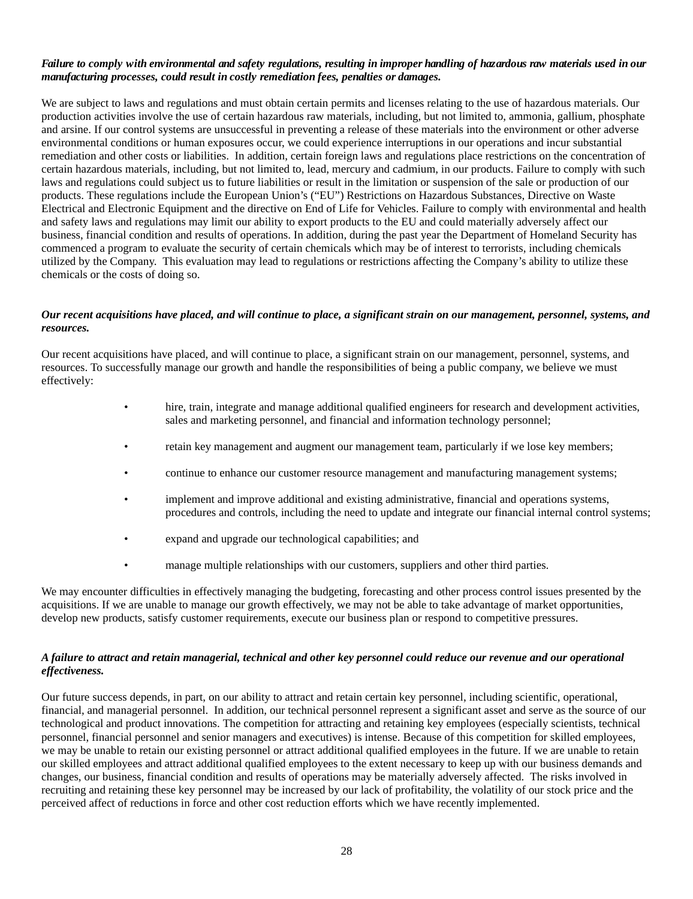***Failure to comply with environmental and safety regulations, resulting in improper handling of hazardous raw materials used in our manufacturing processes, could result in costly remediation fees, penalties or damages.***

We are subject to laws and regulations and must obtain certain permits and licenses relating to the use of hazardous materials. Our production activities involve the use of certain hazardous raw materials, including, but not limited to, ammonia, gallium, phosphate and arsine. If our control systems are unsuccessful in preventing a release of these materials into the environment or other adverse environmental conditions or human exposures occur, we could experience interruptions in our operations and incur substantial remediation and other costs or liabilities. In addition, certain foreign laws and regulations place restrictions on the concentration of certain hazardous materials, including, but not limited to, lead, mercury and cadmium, in our products. Failure to comply with such laws and regulations could subject us to future liabilities or result in the limitation or suspension of the sale or production of our products. These regulations include the European Union's ("EU") Restrictions on Hazardous Substances, Directive on Waste Electrical and Electronic Equipment and the directive on End of Life for Vehicles. Failure to comply with environmental and health and safety laws and regulations may limit our ability to export products to the EU and could materially adversely affect our business, financial condition and results of operations. In addition, during the past year the Department of Homeland Security has commenced a program to evaluate the security of certain chemicals which may be of interest to terrorists, including chemicals utilized by the Company. This evaluation may lead to regulations or restrictions affecting the Company's ability to utilize these chemicals or the costs of doing so.

***Our recent acquisitions have placed, and will continue to place, a significant strain on our management, personnel, systems, and resources.***

Our recent acquisitions have placed, and will continue to place, a significant strain on our management, personnel, systems, and resources. To successfully manage our growth and handle the responsibilities of being a public company, we believe we must effectively:

- hire, train, integrate and manage additional qualified engineers for research and development activities, sales and marketing personnel, and financial and information technology personnel;
- retain key management and augment our management team, particularly if we lose key members;
- continue to enhance our customer resource management and manufacturing management systems;
- implement and improve additional and existing administrative, financial and operations systems, procedures and controls, including the need to update and integrate our financial internal control systems;
- expand and upgrade our technological capabilities; and
- manage multiple relationships with our customers, suppliers and other third parties.

We may encounter difficulties in effectively managing the budgeting, forecasting and other process control issues presented by the acquisitions. If we are unable to manage our growth effectively, we may not be able to take advantage of market opportunities, develop new products, satisfy customer requirements, execute our business plan or respond to competitive pressures.

***A failure to attract and retain managerial, technical and other key personnel could reduce our revenue and our operational effectiveness.***

Our future success depends, in part, on our ability to attract and retain certain key personnel, including scientific, operational, financial, and managerial personnel. In addition, our technical personnel represent a significant asset and serve as the source of our technological and product innovations. The competition for attracting and retaining key employees (especially scientists, technical personnel, financial personnel and senior managers and executives) is intense. Because of this competition for skilled employees, we may be unable to retain our existing personnel or attract additional qualified employees in the future. If we are unable to retain our skilled employees and attract additional qualified employees to the extent necessary to keep up with our business demands and changes, our business, financial condition and results of operations may be materially adversely affected. The risks involved in recruiting and retaining these key personnel may be increased by our lack of profitability, the volatility of our stock price and the perceived affect of reductions in force and other cost reduction efforts which we have recently implemented.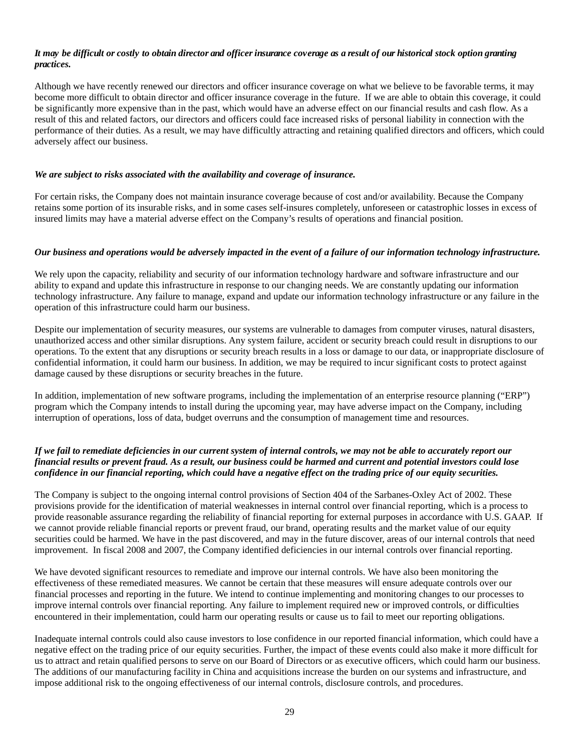***It may be difficult or costly to obtain director and officer insurance coverage as a result of our historical stock option granting practices.***

Although we have recently renewed our directors and officer insurance coverage on what we believe to be favorable terms, it may become more difficult to obtain director and officer insurance coverage in the future. If we are able to obtain this coverage, it could be significantly more expensive than in the past, which would have an adverse effect on our financial results and cash flow. As a result of this and related factors, our directors and officers could face increased risks of personal liability in connection with the performance of their duties. As a result, we may have difficultly attracting and retaining qualified directors and officers, which could adversely affect our business.

***We are subject to risks associated with the availability and coverage of insurance.***

For certain risks, the Company does not maintain insurance coverage because of cost and/or availability. Because the Company retains some portion of its insurable risks, and in some cases self-insures completely, unforeseen or catastrophic losses in excess of insured limits may have a material adverse effect on the Company's results of operations and financial position.

***Our business and operations would be adversely impacted in the event of a failure of our information technology infrastructure.***

We rely upon the capacity, reliability and security of our information technology hardware and software infrastructure and our ability to expand and update this infrastructure in response to our changing needs. We are constantly updating our information technology infrastructure. Any failure to manage, expand and update our information technology infrastructure or any failure in the operation of this infrastructure could harm our business.

Despite our implementation of security measures, our systems are vulnerable to damages from computer viruses, natural disasters, unauthorized access and other similar disruptions. Any system failure, accident or security breach could result in disruptions to our operations. To the extent that any disruptions or security breach results in a loss or damage to our data, or inappropriate disclosure of confidential information, it could harm our business. In addition, we may be required to incur significant costs to protect against damage caused by these disruptions or security breaches in the future.

In addition, implementation of new software programs, including the implementation of an enterprise resource planning ("ERP") program which the Company intends to install during the upcoming year, may have adverse impact on the Company, including interruption of operations, loss of data, budget overruns and the consumption of management time and resources.

***If we fail to remediate deficiencies in our current system of internal controls, we may not be able to accurately report our financial results or prevent fraud. As a result, our business could be harmed and current and potential investors could lose confidence in our financial reporting, which could have a negative effect on the trading price of our equity securities.***

The Company is subject to the ongoing internal control provisions of Section 404 of the Sarbanes-Oxley Act of 2002. These provisions provide for the identification of material weaknesses in internal control over financial reporting, which is a process to provide reasonable assurance regarding the reliability of financial reporting for external purposes in accordance with U.S. GAAP. If we cannot provide reliable financial reports or prevent fraud, our brand, operating results and the market value of our equity securities could be harmed. We have in the past discovered, and may in the future discover, areas of our internal controls that need improvement. In fiscal 2008 and 2007, the Company identified deficiencies in our internal controls over financial reporting.

We have devoted significant resources to remediate and improve our internal controls. We have also been monitoring the effectiveness of these remediated measures. We cannot be certain that these measures will ensure adequate controls over our financial processes and reporting in the future. We intend to continue implementing and monitoring changes to our processes to improve internal controls over financial reporting. Any failure to implement required new or improved controls, or difficulties encountered in their implementation, could harm our operating results or cause us to fail to meet our reporting obligations.

Inadequate internal controls could also cause investors to lose confidence in our reported financial information, which could have a negative effect on the trading price of our equity securities. Further, the impact of these events could also make it more difficult for us to attract and retain qualified persons to serve on our Board of Directors or as executive officers, which could harm our business. The additions of our manufacturing facility in China and acquisitions increase the burden on our systems and infrastructure, and impose additional risk to the ongoing effectiveness of our internal controls, disclosure controls, and procedures.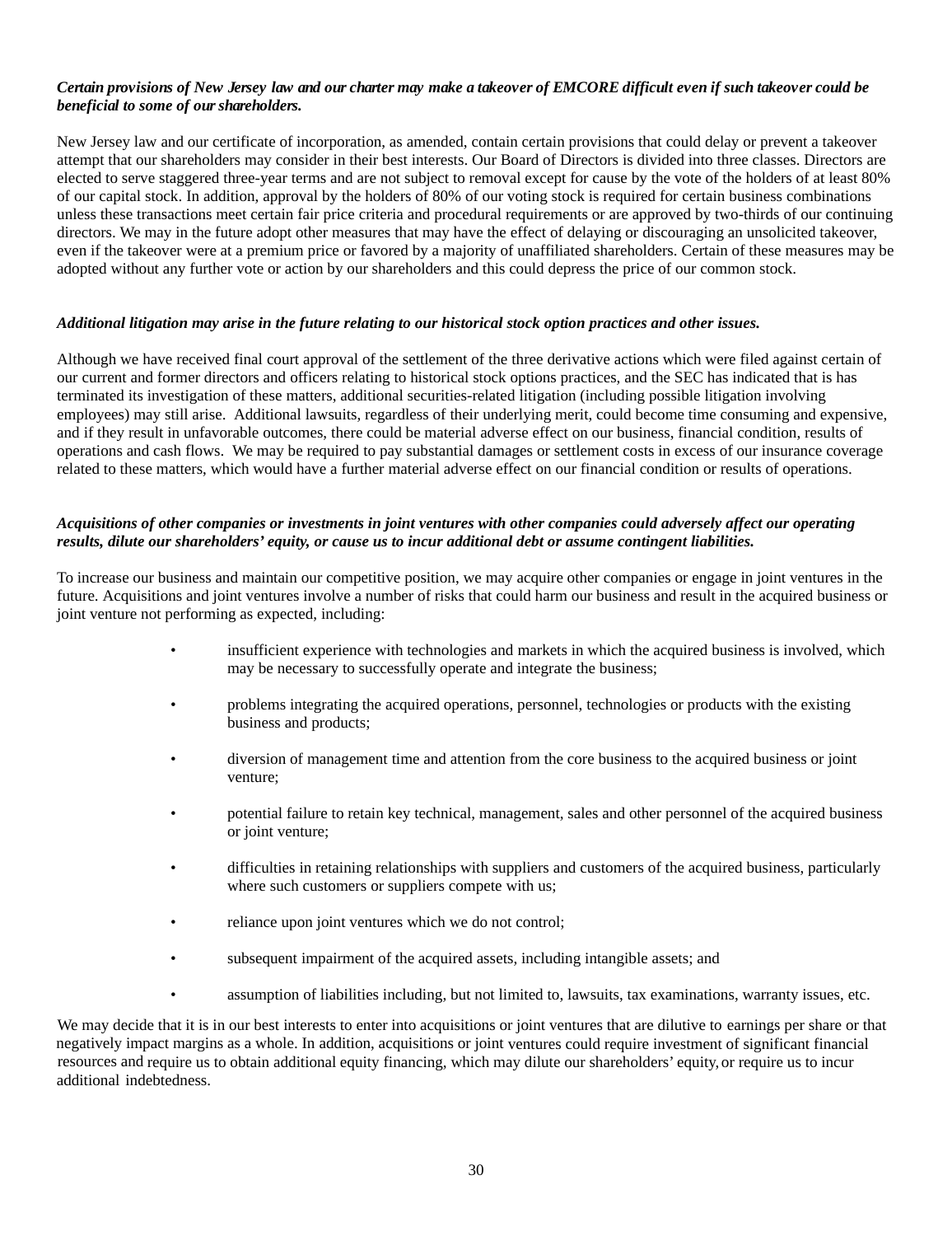***Certain provisions of New Jersey law and our charter may make a takeover of EMCORE difficult even if such takeover could be beneficial to some of our shareholders.***

New Jersey law and our certificate of incorporation, as amended, contain certain provisions that could delay or prevent a takeover attempt that our shareholders may consider in their best interests. Our Board of Directors is divided into three classes. Directors are elected to serve staggered three-year terms and are not subject to removal except for cause by the vote of the holders of at least 80% of our capital stock. In addition, approval by the holders of 80% of our voting stock is required for certain business combinations unless these transactions meet certain fair price criteria and procedural requirements or are approved by two-thirds of our continuing directors. We may in the future adopt other measures that may have the effect of delaying or discouraging an unsolicited takeover, even if the takeover were at a premium price or favored by a majority of unaffiliated shareholders. Certain of these measures may be adopted without any further vote or action by our shareholders and this could depress the price of our common stock.

***Additional litigation may arise in the future relating to our historical stock option practices and other issues.***

Although we have received final court approval of the settlement of the three derivative actions which were filed against certain of our current and former directors and officers relating to historical stock options practices, and the SEC has indicated that is has terminated its investigation of these matters, additional securities-related litigation (including possible litigation involving employees) may still arise. Additional lawsuits, regardless of their underlying merit, could become time consuming and expensive, and if they result in unfavorable outcomes, there could be material adverse effect on our business, financial condition, results of operations and cash flows. We may be required to pay substantial damages or settlement costs in excess of our insurance coverage related to these matters, which would have a further material adverse effect on our financial condition or results of operations.

***Acquisitions of other companies or investments in joint ventures with other companies could adversely affect our operating results, dilute our shareholders' equity, or cause us to incur additional debt or assume contingent liabilities.***

To increase our business and maintain our competitive position, we may acquire other companies or engage in joint ventures in the future. Acquisitions and joint ventures involve a number of risks that could harm our business and result in the acquired business or joint venture not performing as expected, including:

- insufficient experience with technologies and markets in which the acquired business is involved, which may be necessary to successfully operate and integrate the business;
- problems integrating the acquired operations, personnel, technologies or products with the existing business and products;
- diversion of management time and attention from the core business to the acquired business or joint venture;
- potential failure to retain key technical, management, sales and other personnel of the acquired business or joint venture;
- difficulties in retaining relationships with suppliers and customers of the acquired business, particularly where such customers or suppliers compete with us;
- reliance upon joint ventures which we do not control;
- subsequent impairment of the acquired assets, including intangible assets; and
- assumption of liabilities including, but not limited to, lawsuits, tax examinations, warranty issues, etc.

We may decide that it is in our best interests to enter into acquisitions or joint ventures that are dilutive to earnings per share or that negatively impact margins as a whole. In addition, acquisitions or joint ventures could require investment of significant financial resources and require us to obtain additional equity financing, which may dilute our shareholders' equity, or require us to incur additional indebtedness.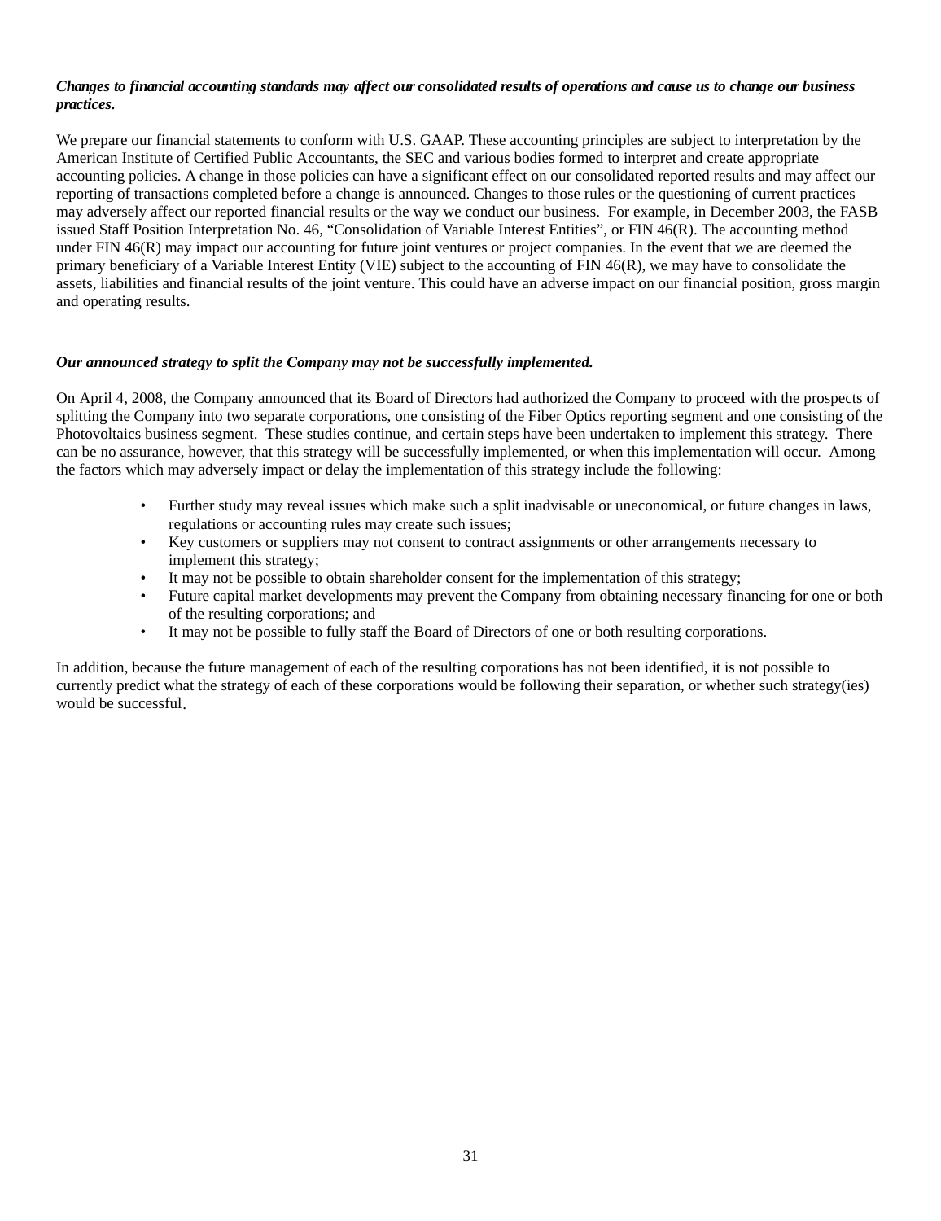***Changes to financial accounting standards may affect our consolidated results of operations and cause us to change our business practices.***

We prepare our financial statements to conform with U.S. GAAP. These accounting principles are subject to interpretation by the American Institute of Certified Public Accountants, the SEC and various bodies formed to interpret and create appropriate accounting policies. A change in those policies can have a significant effect on our consolidated reported results and may affect our reporting of transactions completed before a change is announced. Changes to those rules or the questioning of current practices may adversely affect our reported financial results or the way we conduct our business.  For example, in December 2003, the FASB issued Staff Position Interpretation No. 46, "Consolidation of Variable Interest Entities", or FIN 46(R). The accounting method under FIN 46(R) may impact our accounting for future joint ventures or project companies. In the event that we are deemed the primary beneficiary of a Variable Interest Entity (VIE) subject to the accounting of FIN 46(R), we may have to consolidate the assets, liabilities and financial results of the joint venture. This could have an adverse impact on our financial position, gross margin and operating results.

***Our announced strategy to split the Company may not be successfully implemented.***

On April 4, 2008, the Company announced that its Board of Directors had authorized the Company to proceed with the prospects of splitting the Company into two separate corporations, one consisting of the Fiber Optics reporting segment and one consisting of the Photovoltaics business segment.  These studies continue, and certain steps have been undertaken to implement this strategy.  There can be no assurance, however, that this strategy will be successfully implemented, or when this implementation will occur.  Among the factors which may adversely impact or delay the implementation of this strategy include the following:

- Further study may reveal issues which make such a split inadvisable or uneconomical, or future changes in laws, regulations or accounting rules may create such issues;
- Key customers or suppliers may not consent to contract assignments or other arrangements necessary to implement this strategy;
- It may not be possible to obtain shareholder consent for the implementation of this strategy;
- Future capital market developments may prevent the Company from obtaining necessary financing for one or both of the resulting corporations; and
- It may not be possible to fully staff the Board of Directors of one or both resulting corporations.

In addition, because the future management of each of the resulting corporations has not been identified, it is not possible to currently predict what the strategy of each of these corporations would be following their separation, or whether such strategy(ies) would be successful.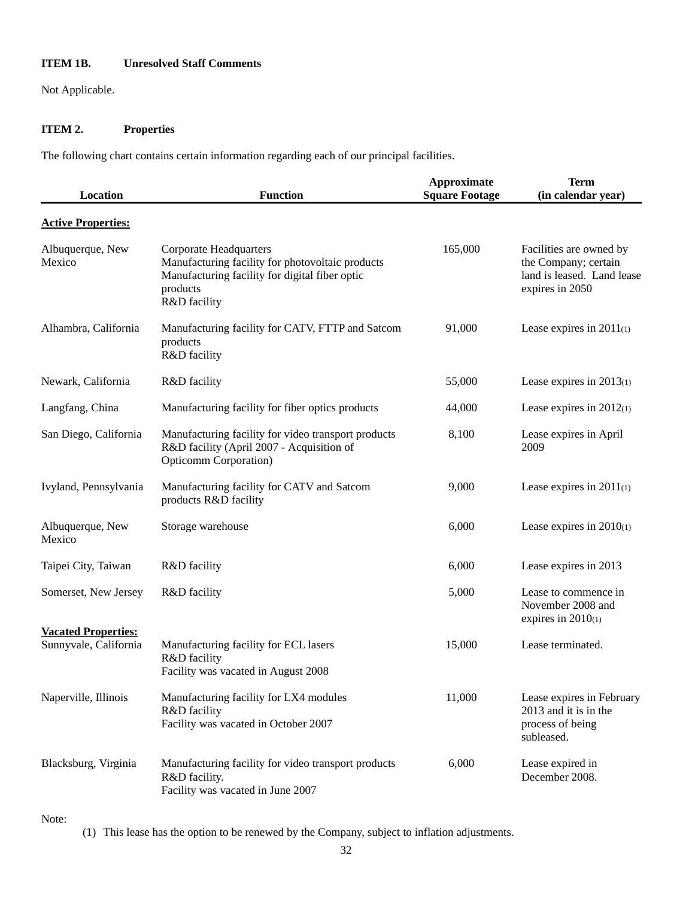**ITEM 1B. Unresolved Staff Comments**

Not Applicable.

**ITEM 2. Properties**

The following chart contains certain information regarding each of our principal facilities.

| Location | Function | Approximate Square Footage | Term (in calendar year) |
|---|---|---|---|
| **Active Properties:** | | | |
| Albuquerque, New Mexico | Corporate Headquarters<br>Manufacturing facility for photovoltaic products<br>Manufacturing facility for digital fiber optic products<br>R&D facility | 165,000 | Facilities are owned by the Company; certain land is leased. Land lease expires in 2050 |
| Alhambra, California | Manufacturing facility for CATV, FTTP and Satcom products<br>R&D facility | 91,000 | Lease expires in 2011(1) |
| Newark, California | R&D facility | 55,000 | Lease expires in 2013(1) |
| Langfang, China | Manufacturing facility for fiber optics products | 44,000 | Lease expires in 2012(1) |
| San Diego, California | Manufacturing facility for video transport products<br>R&D facility (April 2007 - Acquisition of Opticomm Corporation) | 8,100 | Lease expires in April 2009 |
| Ivyland, Pennsylvania | Manufacturing facility for CATV and Satcom products R&D facility | 9,000 | Lease expires in 2011(1) |
| Albuquerque, New Mexico | Storage warehouse | 6,000 | Lease expires in 2010(1) |
| Taipei City, Taiwan | R&D facility | 6,000 | Lease expires in 2013 |
| Somerset, New Jersey | R&D facility | 5,000 | Lease to commence in November 2008 and expires in 2010(1) |
| **Vacated Properties:** | | | |
| Sunnyvale, California | Manufacturing facility for ECL lasers<br>R&D facility<br>Facility was vacated in August 2008 | 15,000 | Lease terminated. |
| Naperville, Illinois | Manufacturing facility for LX4 modules<br>R&D facility<br>Facility was vacated in October 2007 | 11,000 | Lease expires in February 2013 and it is in the process of being subleased. |
| Blacksburg, Virginia | Manufacturing facility for video transport products<br>R&D facility.<br>Facility was vacated in June 2007 | 6,000 | Lease expired in December 2008. |

Note:

(1) This lease has the option to be renewed by the Company, subject to inflation adjustments.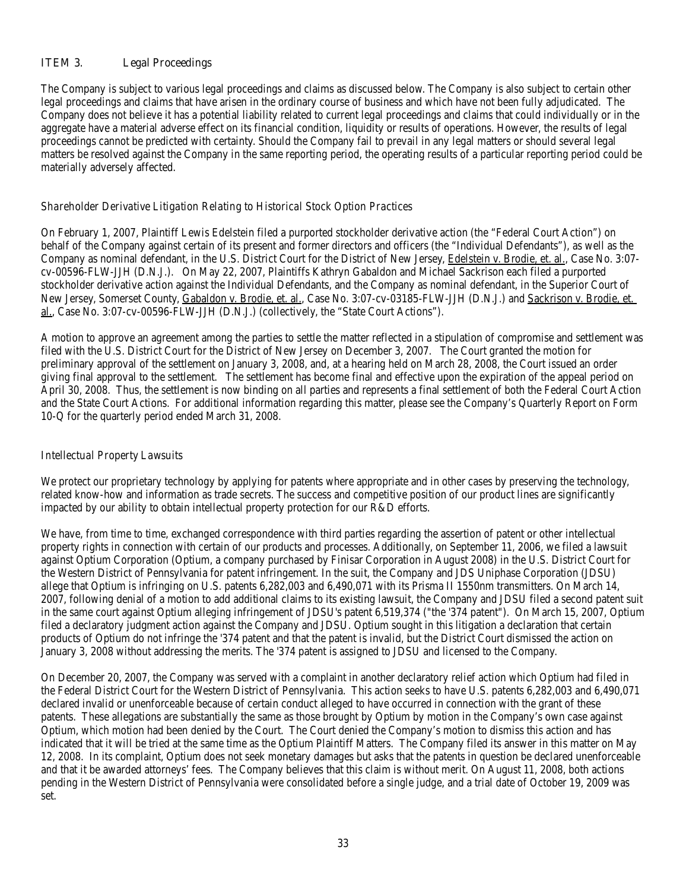## ITEM 3. Legal Proceedings

The Company is subject to various legal proceedings and claims as discussed below. The Company is also subject to certain other legal proceedings and claims that have arisen in the ordinary course of business and which have not been fully adjudicated. The Company does not believe it has a potential liability related to current legal proceedings and claims that could individually or in the aggregate have a material adverse effect on its financial condition, liquidity or results of operations. However, the results of legal proceedings cannot be predicted with certainty. Should the Company fail to prevail in any legal matters or should several legal matters be resolved against the Company in the same reporting period, the operating results of a particular reporting period could be materially adversely affected.

*Shareholder Derivative Litigation Relating to Historical Stock Option Practices*

On February 1, 2007, Plaintiff Lewis Edelstein filed a purported stockholder derivative action (the "Federal Court Action") on behalf of the Company against certain of its present and former directors and officers (the "Individual Defendants"), as well as the Company as nominal defendant, in the U.S. District Court for the District of New Jersey, Edelstein v. Brodie, et. al., Case No. 3:07-cv-00596-FLW-JJH (D.N.J.). On May 22, 2007, Plaintiffs Kathryn Gabaldon and Michael Sackrison each filed a purported stockholder derivative action against the Individual Defendants, and the Company as nominal defendant, in the Superior Court of New Jersey, Somerset County, Gabaldon v. Brodie, et. al., Case No. 3:07-cv-03185-FLW-JJH (D.N.J.) and Sackrison v. Brodie, et. al., Case No. 3:07-cv-00596-FLW-JJH (D.N.J.) (collectively, the "State Court Actions").

A motion to approve an agreement among the parties to settle the matter reflected in a stipulation of compromise and settlement was filed with the U.S. District Court for the District of New Jersey on December 3, 2007. The Court granted the motion for preliminary approval of the settlement on January 3, 2008, and, at a hearing held on March 28, 2008, the Court issued an order giving final approval to the settlement. The settlement has become final and effective upon the expiration of the appeal period on April 30, 2008. Thus, the settlement is now binding on all parties and represents a final settlement of both the Federal Court Action and the State Court Actions. For additional information regarding this matter, please see the Company's Quarterly Report on Form 10-Q for the quarterly period ended March 31, 2008.

*Intellectual Property Lawsuits*

We protect our proprietary technology by applying for patents where appropriate and in other cases by preserving the technology, related know-how and information as trade secrets. The success and competitive position of our product lines are significantly impacted by our ability to obtain intellectual property protection for our R&D efforts.

We have, from time to time, exchanged correspondence with third parties regarding the assertion of patent or other intellectual property rights in connection with certain of our products and processes. Additionally, on September 11, 2006, we filed a lawsuit against Optium Corporation (Optium, a company purchased by Finisar Corporation in August 2008) in the U.S. District Court for the Western District of Pennsylvania for patent infringement. In the suit, the Company and JDS Uniphase Corporation (JDSU) allege that Optium is infringing on U.S. patents 6,282,003 and 6,490,071 with its Prisma II 1550nm transmitters. On March 14, 2007, following denial of a motion to add additional claims to its existing lawsuit, the Company and JDSU filed a second patent suit in the same court against Optium alleging infringement of JDSU's patent 6,519,374 ("the '374 patent"). On March 15, 2007, Optium filed a declaratory judgment action against the Company and JDSU. Optium sought in this litigation a declaration that certain products of Optium do not infringe the '374 patent and that the patent is invalid, but the District Court dismissed the action on January 3, 2008 without addressing the merits. The '374 patent is assigned to JDSU and licensed to the Company.

On December 20, 2007, the Company was served with a complaint in another declaratory relief action which Optium had filed in the Federal District Court for the Western District of Pennsylvania. This action seeks to have U.S. patents 6,282,003 and 6,490,071 declared invalid or unenforceable because of certain conduct alleged to have occurred in connection with the grant of these patents. These allegations are substantially the same as those brought by Optium by motion in the Company's own case against Optium, which motion had been denied by the Court. The Court denied the Company's motion to dismiss this action and has indicated that it will be tried at the same time as the Optium Plaintiff Matters. The Company filed its answer in this matter on May 12, 2008. In its complaint, Optium does not seek monetary damages but asks that the patents in question be declared unenforceable and that it be awarded attorneys' fees. The Company believes that this claim is without merit. On August 11, 2008, both actions pending in the Western District of Pennsylvania were consolidated before a single judge, and a trial date of October 19, 2009 was set.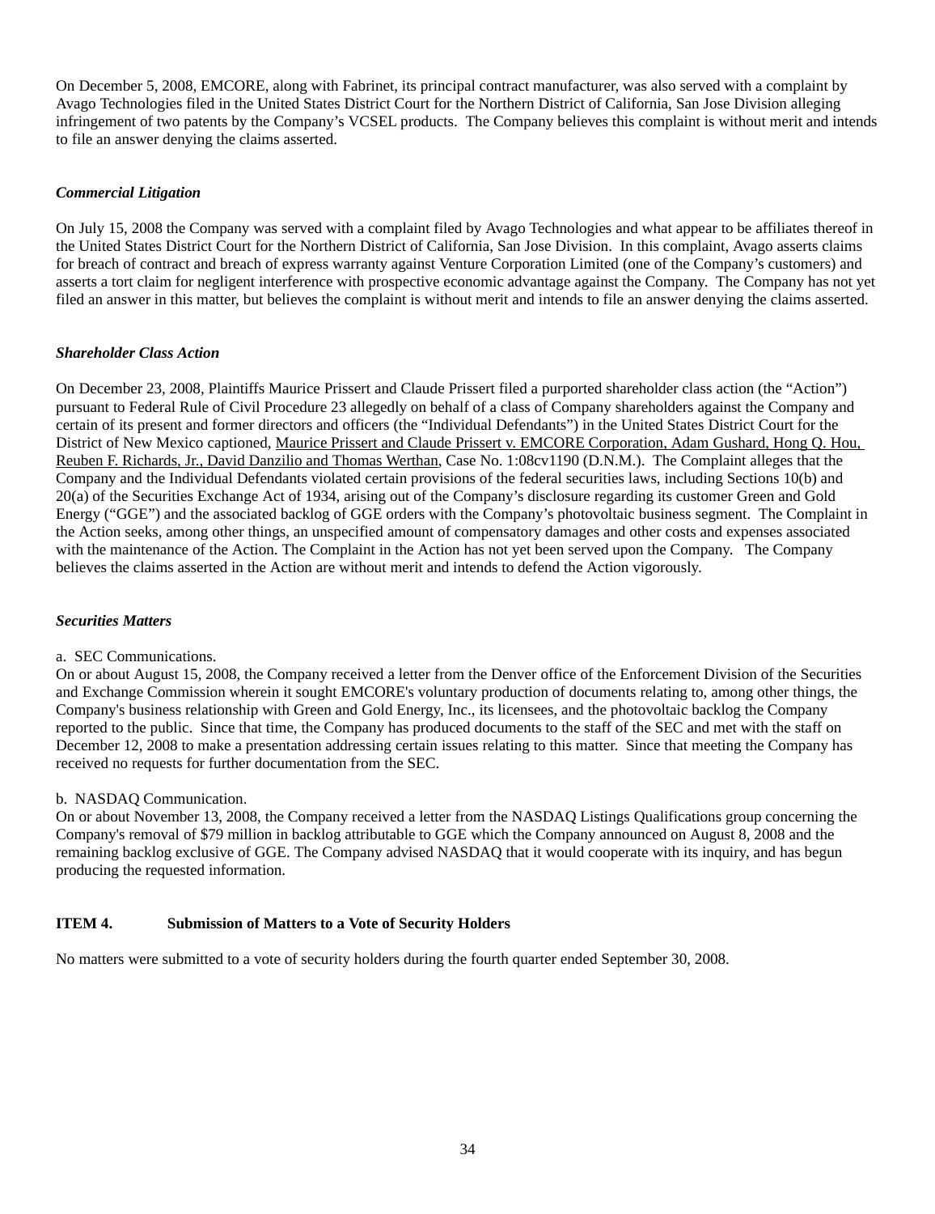On December 5, 2008, EMCORE, along with Fabrinet, its principal contract manufacturer, was also served with a complaint by Avago Technologies filed in the United States District Court for the Northern District of California, San Jose Division alleging infringement of two patents by the Company's VCSEL products. The Company believes this complaint is without merit and intends to file an answer denying the claims asserted.

***Commercial Litigation***

On July 15, 2008 the Company was served with a complaint filed by Avago Technologies and what appear to be affiliates thereof in the United States District Court for the Northern District of California, San Jose Division. In this complaint, Avago asserts claims for breach of contract and breach of express warranty against Venture Corporation Limited (one of the Company's customers) and asserts a tort claim for negligent interference with prospective economic advantage against the Company. The Company has not yet filed an answer in this matter, but believes the complaint is without merit and intends to file an answer denying the claims asserted.

***Shareholder Class Action***

On December 23, 2008, Plaintiffs Maurice Prissert and Claude Prissert filed a purported shareholder class action (the "Action") pursuant to Federal Rule of Civil Procedure 23 allegedly on behalf of a class of Company shareholders against the Company and certain of its present and former directors and officers (the "Individual Defendants") in the United States District Court for the District of New Mexico captioned, Maurice Prissert and Claude Prissert v. EMCORE Corporation, Adam Gushard, Hong Q. Hou, Reuben F. Richards, Jr., David Danzilio and Thomas Werthan, Case No. 1:08cv1190 (D.N.M.). The Complaint alleges that the Company and the Individual Defendants violated certain provisions of the federal securities laws, including Sections 10(b) and 20(a) of the Securities Exchange Act of 1934, arising out of the Company's disclosure regarding its customer Green and Gold Energy ("GGE") and the associated backlog of GGE orders with the Company's photovoltaic business segment. The Complaint in the Action seeks, among other things, an unspecified amount of compensatory damages and other costs and expenses associated with the maintenance of the Action. The Complaint in the Action has not yet been served upon the Company. The Company believes the claims asserted in the Action are without merit and intends to defend the Action vigorously.

***Securities Matters***

a. SEC Communications.
On or about August 15, 2008, the Company received a letter from the Denver office of the Enforcement Division of the Securities and Exchange Commission wherein it sought EMCORE's voluntary production of documents relating to, among other things, the Company's business relationship with Green and Gold Energy, Inc., its licensees, and the photovoltaic backlog the Company reported to the public. Since that time, the Company has produced documents to the staff of the SEC and met with the staff on December 12, 2008 to make a presentation addressing certain issues relating to this matter. Since that meeting the Company has received no requests for further documentation from the SEC.

b. NASDAQ Communication.
On or about November 13, 2008, the Company received a letter from the NASDAQ Listings Qualifications group concerning the Company's removal of $79 million in backlog attributable to GGE which the Company announced on August 8, 2008 and the remaining backlog exclusive of GGE. The Company advised NASDAQ that it would cooperate with its inquiry, and has begun producing the requested information.

## ITEM 4. Submission of Matters to a Vote of Security Holders

No matters were submitted to a vote of security holders during the fourth quarter ended September 30, 2008.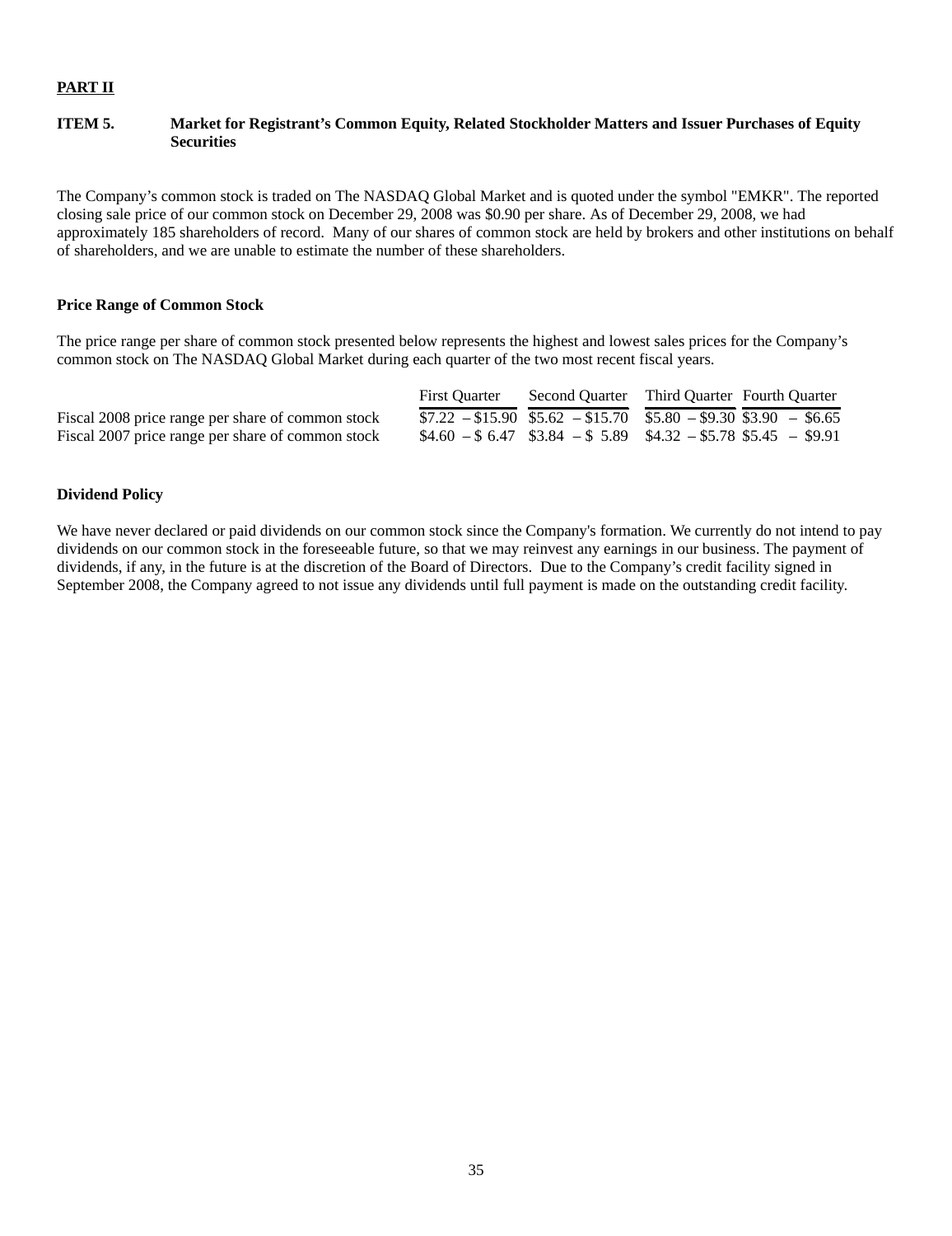**PART II**

**ITEM 5. Market for Registrant’s Common Equity, Related Stockholder Matters and Issuer Purchases of Equity Securities**

The Company’s common stock is traded on The NASDAQ Global Market and is quoted under the symbol "EMKR". The reported closing sale price of our common stock on December 29, 2008 was $0.90 per share. As of December 29, 2008, we had approximately 185 shareholders of record. Many of our shares of common stock are held by brokers and other institutions on behalf of shareholders, and we are unable to estimate the number of these shareholders.

**Price Range of Common Stock**

The price range per share of common stock presented below represents the highest and lowest sales prices for the Company’s common stock on The NASDAQ Global Market during each quarter of the two most recent fiscal years.

| | First Quarter | Second Quarter | Third Quarter | Fourth Quarter |
|---|---|---|---|---|
| Fiscal 2008 price range per share of common stock | $7.22 – $15.90 | $5.62 – $15.70 | $5.80 – $9.30 | $3.90 – $6.65 |
| Fiscal 2007 price range per share of common stock | $4.60 – $ 6.47 | $3.84 – $ 5.89 | $4.32 – $5.78 | $5.45 – $9.91 |

**Dividend Policy**

We have never declared or paid dividends on our common stock since the Company's formation. We currently do not intend to pay dividends on our common stock in the foreseeable future, so that we may reinvest any earnings in our business. The payment of dividends, if any, in the future is at the discretion of the Board of Directors. Due to the Company’s credit facility signed in September 2008, the Company agreed to not issue any dividends until full payment is made on the outstanding credit facility.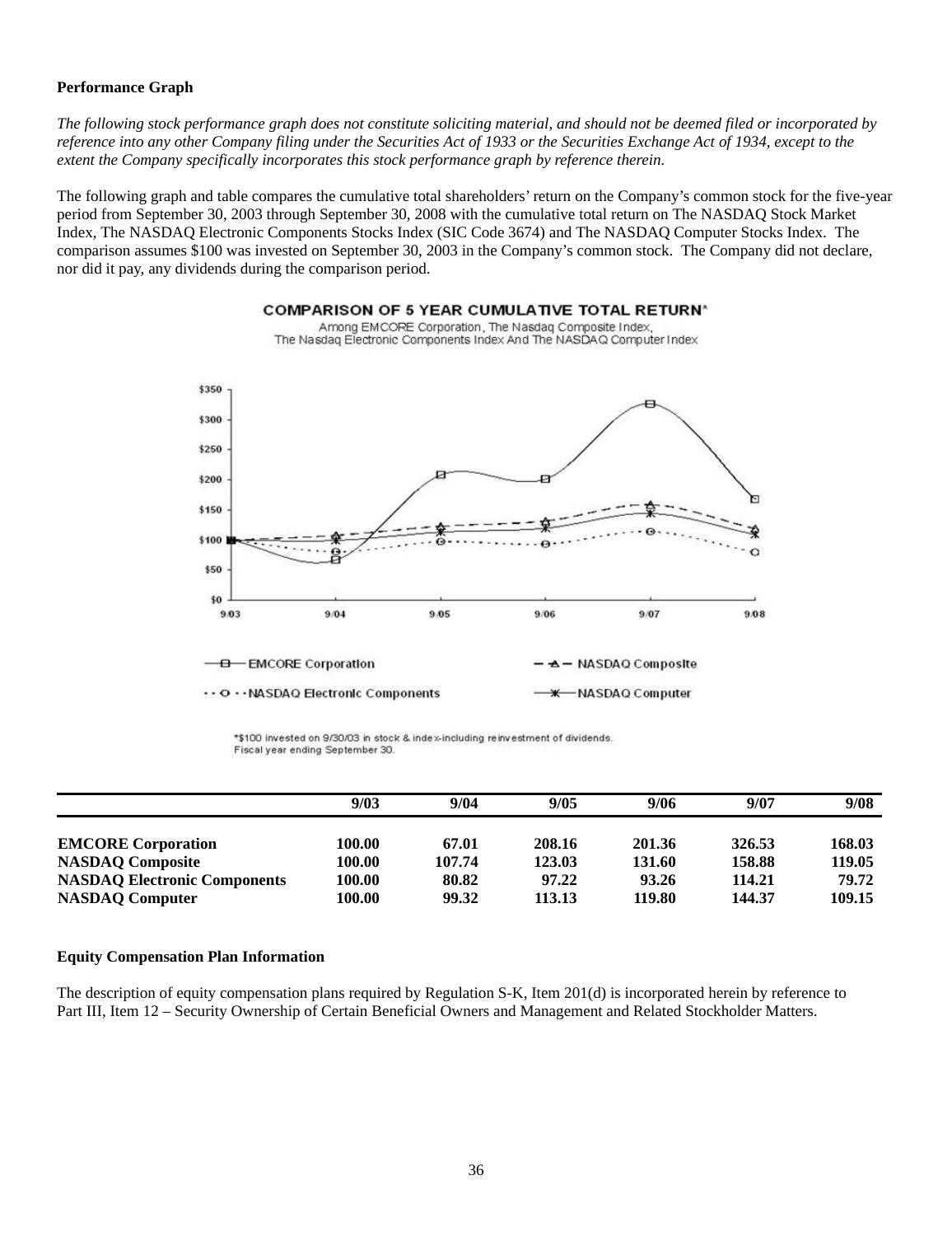**Performance Graph**

*The following stock performance graph does not constitute soliciting material, and should not be deemed filed or incorporated by reference into any other Company filing under the Securities Act of 1933 or the Securities Exchange Act of 1934, except to the extent the Company specifically incorporates this stock performance graph by reference therein.*

The following graph and table compares the cumulative total shareholders' return on the Company's common stock for the five-year period from September 30, 2003 through September 30, 2008 with the cumulative total return on The NASDAQ Stock Market Index, The NASDAQ Electronic Components Stocks Index (SIC Code 3674) and The NASDAQ Computer Stocks Index. The comparison assumes $100 was invested on September 30, 2003 in the Company's common stock. The Company did not declare, nor did it pay, any dividends during the comparison period.

**COMPARISON OF 5 YEAR CUMULATIVE TOTAL RETURN***

Among EMCORE Corporation, The Nasdaq Composite Index, The Nasdaq Electronic Components Index And The NASDAQ Computer Index

*$100 invested on 9/30/03 in stock & index-including reinvestment of dividends. Fiscal year ending September 30.

| | 9/03 | 9/04 | 9/05 | 9/06 | 9/07 | 9/08 |
|---|---|---|---|---|---|---|
| **EMCORE Corporation** | **100.00** | **67.01** | **208.16** | **201.36** | **326.53** | **168.03** |
| **NASDAQ Composite** | **100.00** | **107.74** | **123.03** | **131.60** | **158.88** | **119.05** |
| **NASDAQ Electronic Components** | **100.00** | **80.82** | **97.22** | **93.26** | **114.21** | **79.72** |
| **NASDAQ Computer** | **100.00** | **99.32** | **113.13** | **119.80** | **144.37** | **109.15** |

**Equity Compensation Plan Information**

The description of equity compensation plans required by Regulation S-K, Item 201(d) is incorporated herein by reference to Part III, Item 12 – Security Ownership of Certain Beneficial Owners and Management and Related Stockholder Matters.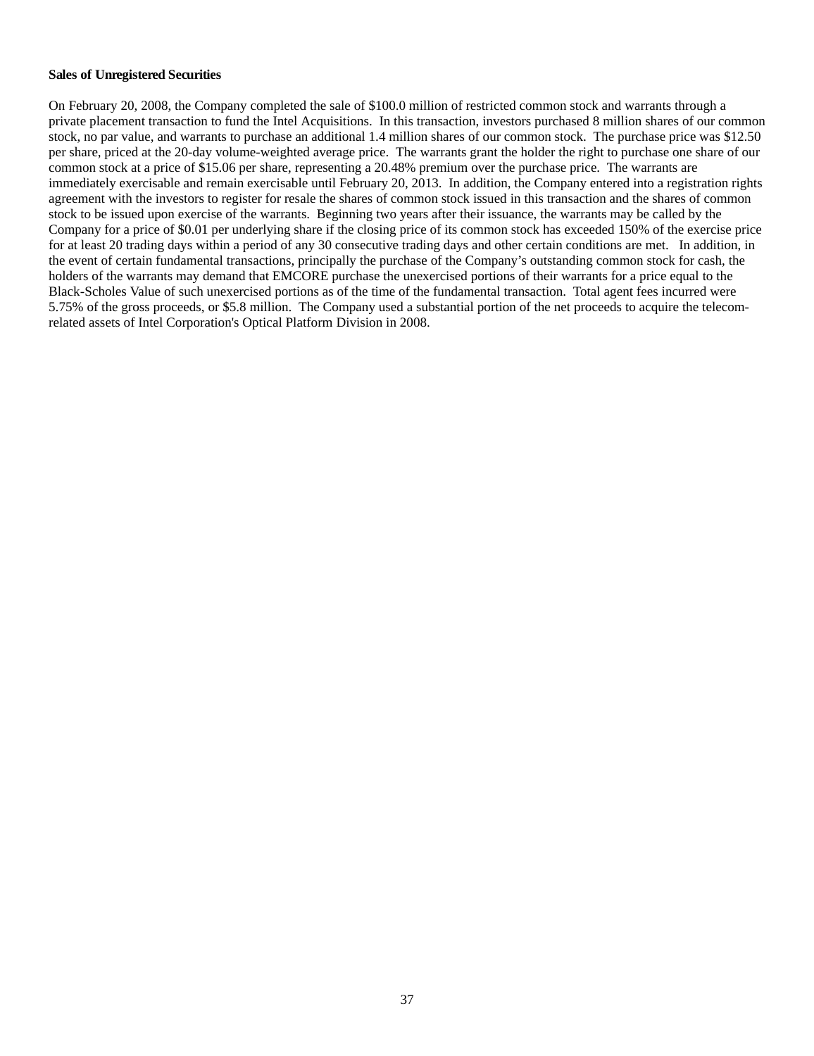**Sales of Unregistered Securities**

On February 20, 2008, the Company completed the sale of $100.0 million of restricted common stock and warrants through a private placement transaction to fund the Intel Acquisitions. In this transaction, investors purchased 8 million shares of our common stock, no par value, and warrants to purchase an additional 1.4 million shares of our common stock. The purchase price was $12.50 per share, priced at the 20-day volume-weighted average price. The warrants grant the holder the right to purchase one share of our common stock at a price of $15.06 per share, representing a 20.48% premium over the purchase price. The warrants are immediately exercisable and remain exercisable until February 20, 2013. In addition, the Company entered into a registration rights agreement with the investors to register for resale the shares of common stock issued in this transaction and the shares of common stock to be issued upon exercise of the warrants. Beginning two years after their issuance, the warrants may be called by the Company for a price of $0.01 per underlying share if the closing price of its common stock has exceeded 150% of the exercise price for at least 20 trading days within a period of any 30 consecutive trading days and other certain conditions are met. In addition, in the event of certain fundamental transactions, principally the purchase of the Company's outstanding common stock for cash, the holders of the warrants may demand that EMCORE purchase the unexercised portions of their warrants for a price equal to the Black-Scholes Value of such unexercised portions as of the time of the fundamental transaction. Total agent fees incurred were 5.75% of the gross proceeds, or $5.8 million. The Company used a substantial portion of the net proceeds to acquire the telecom-related assets of Intel Corporation's Optical Platform Division in 2008.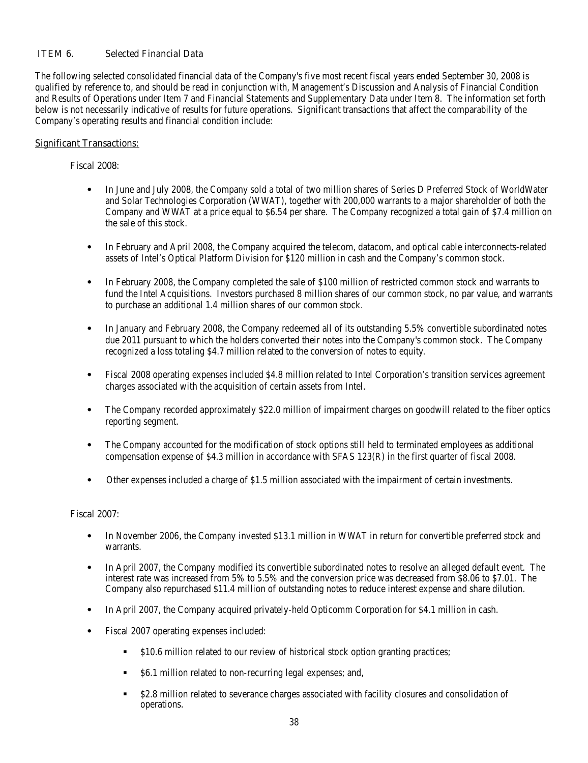## ITEM 6. Selected Financial Data

The following selected consolidated financial data of the Company's five most recent fiscal years ended September 30, 2008 is qualified by reference to, and should be read in conjunction with, Management's Discussion and Analysis of Financial Condition and Results of Operations under Item 7 and Financial Statements and Supplementary Data under Item 8. The information set forth below is not necessarily indicative of results for future operations. Significant transactions that affect the comparability of the Company's operating results and financial condition include:

Significant Transactions:

Fiscal 2008:

- In June and July 2008, the Company sold a total of two million shares of Series D Preferred Stock of WorldWater and Solar Technologies Corporation (WWAT), together with 200,000 warrants to a major shareholder of both the Company and WWAT at a price equal to $6.54 per share. The Company recognized a total gain of $7.4 million on the sale of this stock.
- In February and April 2008, the Company acquired the telecom, datacom, and optical cable interconnects-related assets of Intel's Optical Platform Division for $120 million in cash and the Company's common stock.
- In February 2008, the Company completed the sale of $100 million of restricted common stock and warrants to fund the Intel Acquisitions. Investors purchased 8 million shares of our common stock, no par value, and warrants to purchase an additional 1.4 million shares of our common stock.
- In January and February 2008, the Company redeemed all of its outstanding 5.5% convertible subordinated notes due 2011 pursuant to which the holders converted their notes into the Company's common stock. The Company recognized a loss totaling $4.7 million related to the conversion of notes to equity.
- Fiscal 2008 operating expenses included $4.8 million related to Intel Corporation's transition services agreement charges associated with the acquisition of certain assets from Intel.
- The Company recorded approximately $22.0 million of impairment charges on goodwill related to the fiber optics reporting segment.
- The Company accounted for the modification of stock options still held to terminated employees as additional compensation expense of $4.3 million in accordance with SFAS 123(R) in the first quarter of fiscal 2008.
- Other expenses included a charge of $1.5 million associated with the impairment of certain investments.

Fiscal 2007:

- In November 2006, the Company invested $13.1 million in WWAT in return for convertible preferred stock and warrants.
- In April 2007, the Company modified its convertible subordinated notes to resolve an alleged default event. The interest rate was increased from 5% to 5.5% and the conversion price was decreased from $8.06 to $7.01. The Company also repurchased $11.4 million of outstanding notes to reduce interest expense and share dilution.
- In April 2007, the Company acquired privately-held Opticomm Corporation for $4.1 million in cash.
- Fiscal 2007 operating expenses included:
  - $10.6 million related to our review of historical stock option granting practices;
  - $6.1 million related to non-recurring legal expenses; and,
  - $2.8 million related to severance charges associated with facility closures and consolidation of operations.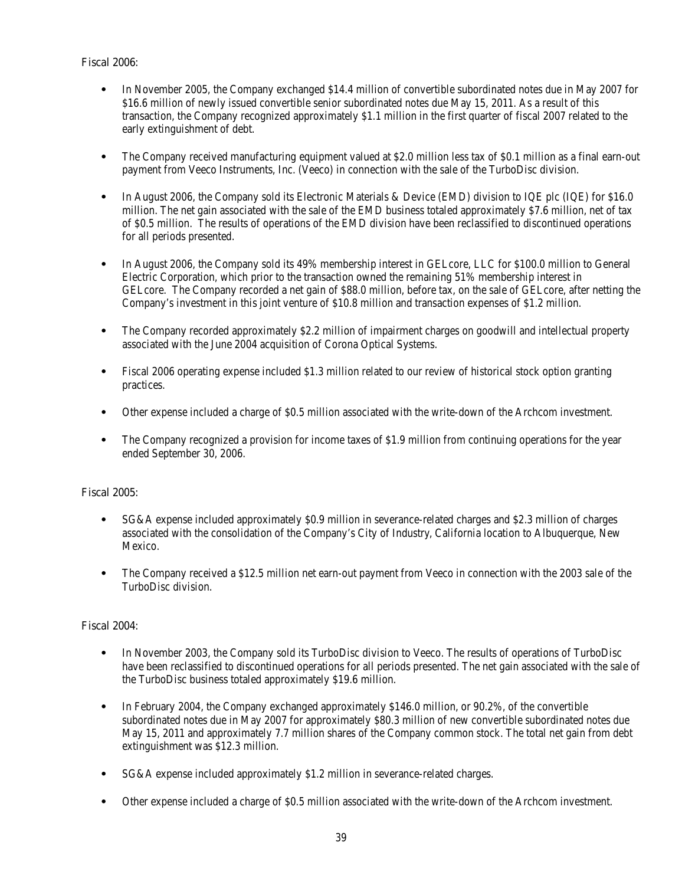Fiscal 2006:

- In November 2005, the Company exchanged $14.4 million of convertible subordinated notes due in May 2007 for $16.6 million of newly issued convertible senior subordinated notes due May 15, 2011. As a result of this transaction, the Company recognized approximately $1.1 million in the first quarter of fiscal 2007 related to the early extinguishment of debt.

- The Company received manufacturing equipment valued at $2.0 million less tax of $0.1 million as a final earn-out payment from Veeco Instruments, Inc. (Veeco) in connection with the sale of the TurboDisc division.

- In August 2006, the Company sold its Electronic Materials & Device (EMD) division to IQE plc (IQE) for $16.0 million. The net gain associated with the sale of the EMD business totaled approximately $7.6 million, net of tax of $0.5 million. The results of operations of the EMD division have been reclassified to discontinued operations for all periods presented.

- In August 2006, the Company sold its 49% membership interest in GELcore, LLC for $100.0 million to General Electric Corporation, which prior to the transaction owned the remaining 51% membership interest in GELcore. The Company recorded a net gain of $88.0 million, before tax, on the sale of GELcore, after netting the Company's investment in this joint venture of $10.8 million and transaction expenses of $1.2 million.

- The Company recorded approximately $2.2 million of impairment charges on goodwill and intellectual property associated with the June 2004 acquisition of Corona Optical Systems.

- Fiscal 2006 operating expense included $1.3 million related to our review of historical stock option granting practices.

- Other expense included a charge of $0.5 million associated with the write-down of the Archcom investment.

- The Company recognized a provision for income taxes of $1.9 million from continuing operations for the year ended September 30, 2006.

Fiscal 2005:

- SG&A expense included approximately $0.9 million in severance-related charges and $2.3 million of charges associated with the consolidation of the Company's City of Industry, California location to Albuquerque, New Mexico.

- The Company received a $12.5 million net earn-out payment from Veeco in connection with the 2003 sale of the TurboDisc division.

Fiscal 2004:

- In November 2003, the Company sold its TurboDisc division to Veeco. The results of operations of TurboDisc have been reclassified to discontinued operations for all periods presented. The net gain associated with the sale of the TurboDisc business totaled approximately $19.6 million.

- In February 2004, the Company exchanged approximately $146.0 million, or 90.2%, of the convertible subordinated notes due in May 2007 for approximately $80.3 million of new convertible subordinated notes due May 15, 2011 and approximately 7.7 million shares of the Company common stock. The total net gain from debt extinguishment was $12.3 million.

- SG&A expense included approximately $1.2 million in severance-related charges.

- Other expense included a charge of $0.5 million associated with the write-down of the Archcom investment.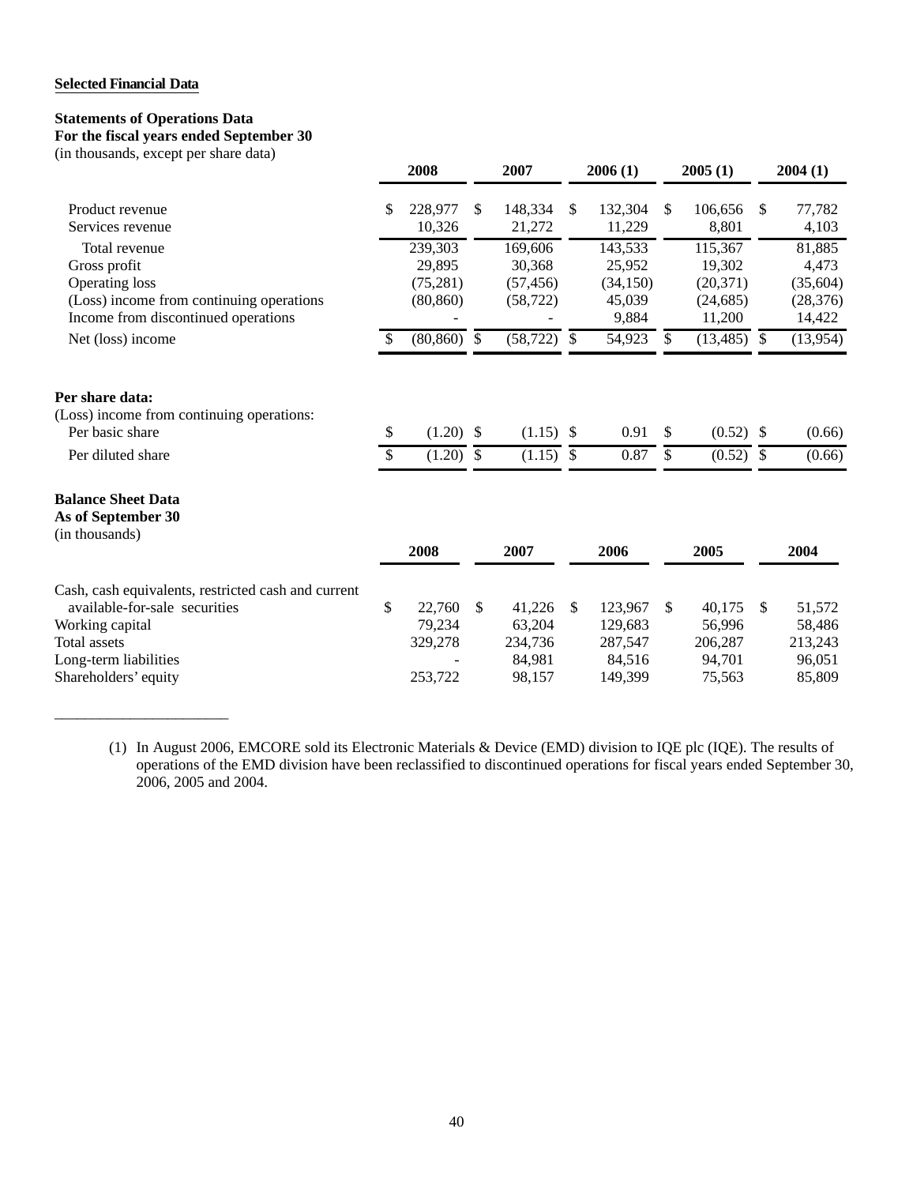**Selected Financial Data**

**Statements of Operations Data**
**For the fiscal years ended September 30**
(in thousands, except per share data)

| | 2008 | 2007 | 2006 (1) | 2005 (1) | 2004 (1) |
|---|---|---|---|---|---|
| Product revenue | $ 228,977 | $ 148,334 | $ 132,304 | $ 106,656 | $ 77,782 |
| Services revenue | 10,326 | 21,272 | 11,229 | 8,801 | 4,103 |
| Total revenue | 239,303 | 169,606 | 143,533 | 115,367 | 81,885 |
| Gross profit | 29,895 | 30,368 | 25,952 | 19,302 | 4,473 |
| Operating loss | (75,281) | (57,456) | (34,150) | (20,371) | (35,604) |
| (Loss) income from continuing operations | (80,860) | (58,722) | 45,039 | (24,685) | (28,376) |
| Income from discontinued operations | - | - | 9,884 | 11,200 | 14,422 |
| Net (loss) income | $ (80,860) | $ (58,722) | $ 54,923 | $ (13,485) | $ (13,954) |
| **Per share data:** | | | | | |
| (Loss) income from continuing operations: | | | | | |
| Per basic share | $ (1.20) | $ (1.15) | $ 0.91 | $ (0.52) | $ (0.66) |
| Per diluted share | $ (1.20) | $ (1.15) | $ 0.87 | $ (0.52) | $ (0.66) |

**Balance Sheet Data**
**As of September 30**
(in thousands)

| | 2008 | 2007 | 2006 | 2005 | 2004 |
|---|---|---|---|---|---|
| Cash, cash equivalents, restricted cash and current available-for-sale securities | $ 22,760 | $ 41,226 | $ 123,967 | $ 40,175 | $ 51,572 |
| Working capital | 79,234 | 63,204 | 129,683 | 56,996 | 58,486 |
| Total assets | 329,278 | 234,736 | 287,547 | 206,287 | 213,243 |
| Long-term liabilities | - | 84,981 | 84,516 | 94,701 | 96,051 |
| Shareholders' equity | 253,722 | 98,157 | 149,399 | 75,563 | 85,809 |

---

(1) In August 2006, EMCORE sold its Electronic Materials & Device (EMD) division to IQE plc (IQE). The results of operations of the EMD division have been reclassified to discontinued operations for fiscal years ended September 30, 2006, 2005 and 2004.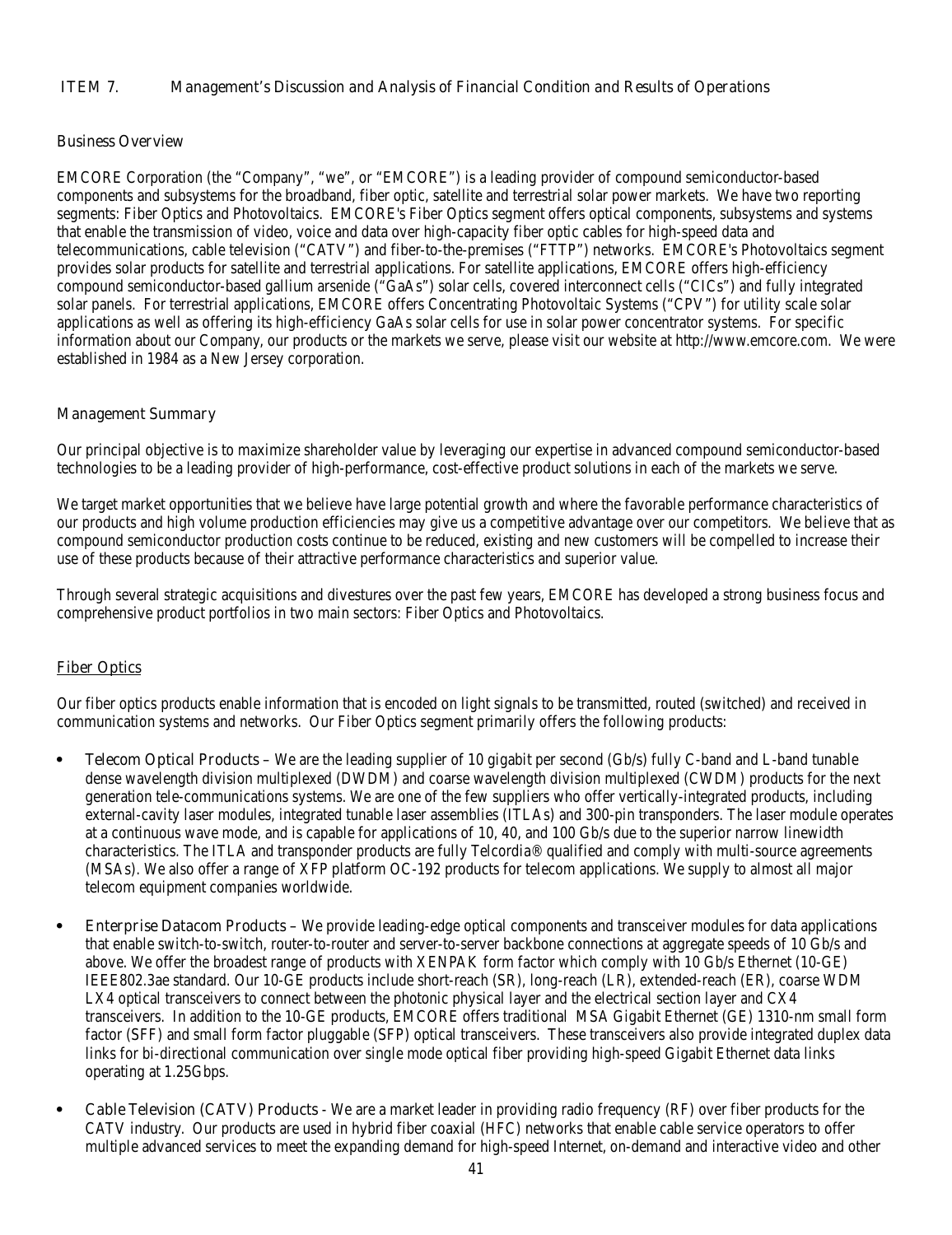## ITEM 7. Management's Discussion and Analysis of Financial Condition and Results of Operations

### Business Overview

EMCORE Corporation (the "Company", "we", or "EMCORE") is a leading provider of compound semiconductor-based components and subsystems for the broadband, fiber optic, satellite and terrestrial solar power markets. We have two reporting segments: Fiber Optics and Photovoltaics. EMCORE's Fiber Optics segment offers optical components, subsystems and systems that enable the transmission of video, voice and data over high-capacity fiber optic cables for high-speed data and telecommunications, cable television ("CATV") and fiber-to-the-premises ("FTTP") networks. EMCORE's Photovoltaics segment provides solar products for satellite and terrestrial applications. For satellite applications, EMCORE offers high-efficiency compound semiconductor-based gallium arsenide ("GaAs") solar cells, covered interconnect cells ("CICs") and fully integrated solar panels. For terrestrial applications, EMCORE offers Concentrating Photovoltaic Systems ("CPV") for utility scale solar applications as well as offering its high-efficiency GaAs solar cells for use in solar power concentrator systems. For specific information about our Company, our products or the markets we serve, please visit our website at http://www.emcore.com. We were established in 1984 as a New Jersey corporation.

### Management Summary

Our principal objective is to maximize shareholder value by leveraging our expertise in advanced compound semiconductor-based technologies to be a leading provider of high-performance, cost-effective product solutions in each of the markets we serve.

We target market opportunities that we believe have large potential growth and where the favorable performance characteristics of our products and high volume production efficiencies may give us a competitive advantage over our competitors. We believe that as compound semiconductor production costs continue to be reduced, existing and new customers will be compelled to increase their use of these products because of their attractive performance characteristics and superior value.

Through several strategic acquisitions and divestures over the past few years, EMCORE has developed a strong business focus and comprehensive product portfolios in two main sectors: Fiber Optics and Photovoltaics.

#### Fiber Optics

Our fiber optics products enable information that is encoded on light signals to be transmitted, routed (switched) and received in communication systems and networks. Our Fiber Optics segment primarily offers the following products:

- Telecom Optical Products – We are the leading supplier of 10 gigabit per second (Gb/s) fully C-band and L-band tunable dense wavelength division multiplexed (DWDM) and coarse wavelength division multiplexed (CWDM) products for the next generation tele-communications systems. We are one of the few suppliers who offer vertically-integrated products, including external-cavity laser modules, integrated tunable laser assemblies (ITLAs) and 300-pin transponders. The laser module operates at a continuous wave mode, and is capable for applications of 10, 40, and 100 Gb/s due to the superior narrow linewidth characteristics. The ITLA and transponder products are fully Telcordia® qualified and comply with multi-source agreements (MSAs). We also offer a range of XFP platform OC-192 products for telecom applications. We supply to almost all major telecom equipment companies worldwide.
- Enterprise Datacom Products – We provide leading-edge optical components and transceiver modules for data applications that enable switch-to-switch, router-to-router and server-to-server backbone connections at aggregate speeds of 10 Gb/s and above. We offer the broadest range of products with XENPAK form factor which comply with 10 Gb/s Ethernet (10-GE) IEEE802.3ae standard. Our 10-GE products include short-reach (SR), long-reach (LR), extended-reach (ER), coarse WDM LX4 optical transceivers to connect between the photonic physical layer and the electrical section layer and CX4 transceivers. In addition to the 10-GE products, EMCORE offers traditional MSA Gigabit Ethernet (GE) 1310-nm small form factor (SFF) and small form factor pluggable (SFP) optical transceivers. These transceivers also provide integrated duplex data links for bi-directional communication over single mode optical fiber providing high-speed Gigabit Ethernet data links operating at 1.25Gbps.
- Cable Television (CATV) Products - We are a market leader in providing radio frequency (RF) over fiber products for the CATV industry. Our products are used in hybrid fiber coaxial (HFC) networks that enable cable service operators to offer multiple advanced services to meet the expanding demand for high-speed Internet, on-demand and interactive video and other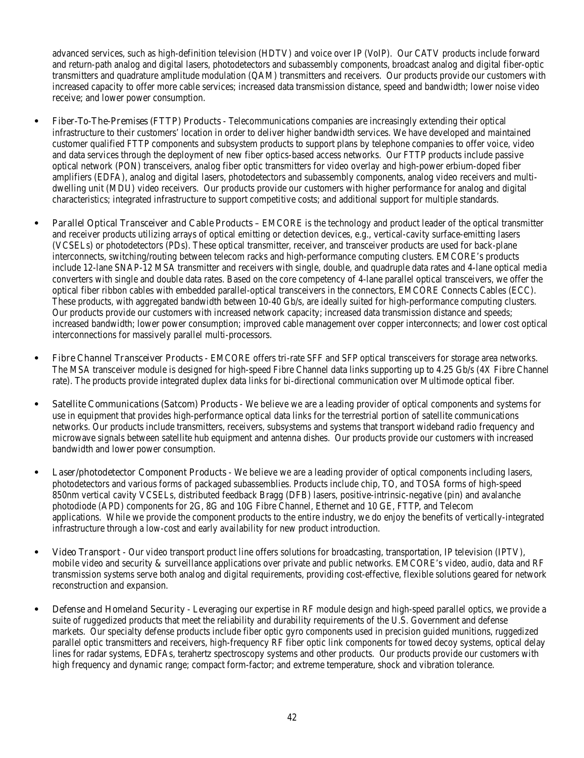advanced services, such as high-definition television (HDTV) and voice over IP (VoIP). Our CATV products include forward and return-path analog and digital lasers, photodetectors and subassembly components, broadcast analog and digital fiber-optic transmitters and quadrature amplitude modulation (QAM) transmitters and receivers. Our products provide our customers with increased capacity to offer more cable services; increased data transmission distance, speed and bandwidth; lower noise video receive; and lower power consumption.

- Fiber-To-The-Premises (FTTP) Products - Telecommunications companies are increasingly extending their optical infrastructure to their customers' location in order to deliver higher bandwidth services. We have developed and maintained customer qualified FTTP components and subsystem products to support plans by telephone companies to offer voice, video and data services through the deployment of new fiber optics-based access networks. Our FTTP products include passive optical network (PON) transceivers, analog fiber optic transmitters for video overlay and high-power erbium-doped fiber amplifiers (EDFA), analog and digital lasers, photodetectors and subassembly components, analog video receivers and multi-dwelling unit (MDU) video receivers. Our products provide our customers with higher performance for analog and digital characteristics; integrated infrastructure to support competitive costs; and additional support for multiple standards.

- Parallel Optical Transceiver and Cable Products – EMCORE is the technology and product leader of the optical transmitter and receiver products utilizing arrays of optical emitting or detection devices, e.g., vertical-cavity surface-emitting lasers (VCSELs) or photodetectors (PDs). These optical transmitter, receiver, and transceiver products are used for back-plane interconnects, switching/routing between telecom racks and high-performance computing clusters. EMCORE's products include 12-lane SNAP-12 MSA transmitter and receivers with single, double, and quadruple data rates and 4-lane optical media converters with single and double data rates. Based on the core competency of 4-lane parallel optical transceivers, we offer the optical fiber ribbon cables with embedded parallel-optical transceivers in the connectors, EMCORE Connects Cables (ECC). These products, with aggregated bandwidth between 10-40 Gb/s, are ideally suited for high-performance computing clusters. Our products provide our customers with increased network capacity; increased data transmission distance and speeds; increased bandwidth; lower power consumption; improved cable management over copper interconnects; and lower cost optical interconnections for massively parallel multi-processors.

- Fibre Channel Transceiver Products - EMCORE offers tri-rate SFF and SFP optical transceivers for storage area networks. The MSA transceiver module is designed for high-speed Fibre Channel data links supporting up to 4.25 Gb/s (4X Fibre Channel rate). The products provide integrated duplex data links for bi-directional communication over Multimode optical fiber.

- Satellite Communications (Satcom) Products - We believe we are a leading provider of optical components and systems for use in equipment that provides high-performance optical data links for the terrestrial portion of satellite communications networks. Our products include transmitters, receivers, subsystems and systems that transport wideband radio frequency and microwave signals between satellite hub equipment and antenna dishes. Our products provide our customers with increased bandwidth and lower power consumption.

- Laser/photodetector Component Products - We believe we are a leading provider of optical components including lasers, photodetectors and various forms of packaged subassemblies. Products include chip, TO, and TOSA forms of high-speed 850nm vertical cavity VCSELs, distributed feedback Bragg (DFB) lasers, positive-intrinsic-negative (pin) and avalanche photodiode (APD) components for 2G, 8G and 10G Fibre Channel, Ethernet and 10 GE, FTTP, and Telecom applications. While we provide the component products to the entire industry, we do enjoy the benefits of vertically-integrated infrastructure through a low-cost and early availability for new product introduction.

- Video Transport - Our video transport product line offers solutions for broadcasting, transportation, IP television (IPTV), mobile video and security & surveillance applications over private and public networks. EMCORE's video, audio, data and RF transmission systems serve both analog and digital requirements, providing cost-effective, flexible solutions geared for network reconstruction and expansion.

- Defense and Homeland Security - Leveraging our expertise in RF module design and high-speed parallel optics, we provide a suite of ruggedized products that meet the reliability and durability requirements of the U.S. Government and defense markets. Our specialty defense products include fiber optic gyro components used in precision guided munitions, ruggedized parallel optic transmitters and receivers, high-frequency RF fiber optic link components for towed decoy systems, optical delay lines for radar systems, EDFAs, terahertz spectroscopy systems and other products. Our products provide our customers with high frequency and dynamic range; compact form-factor; and extreme temperature, shock and vibration tolerance.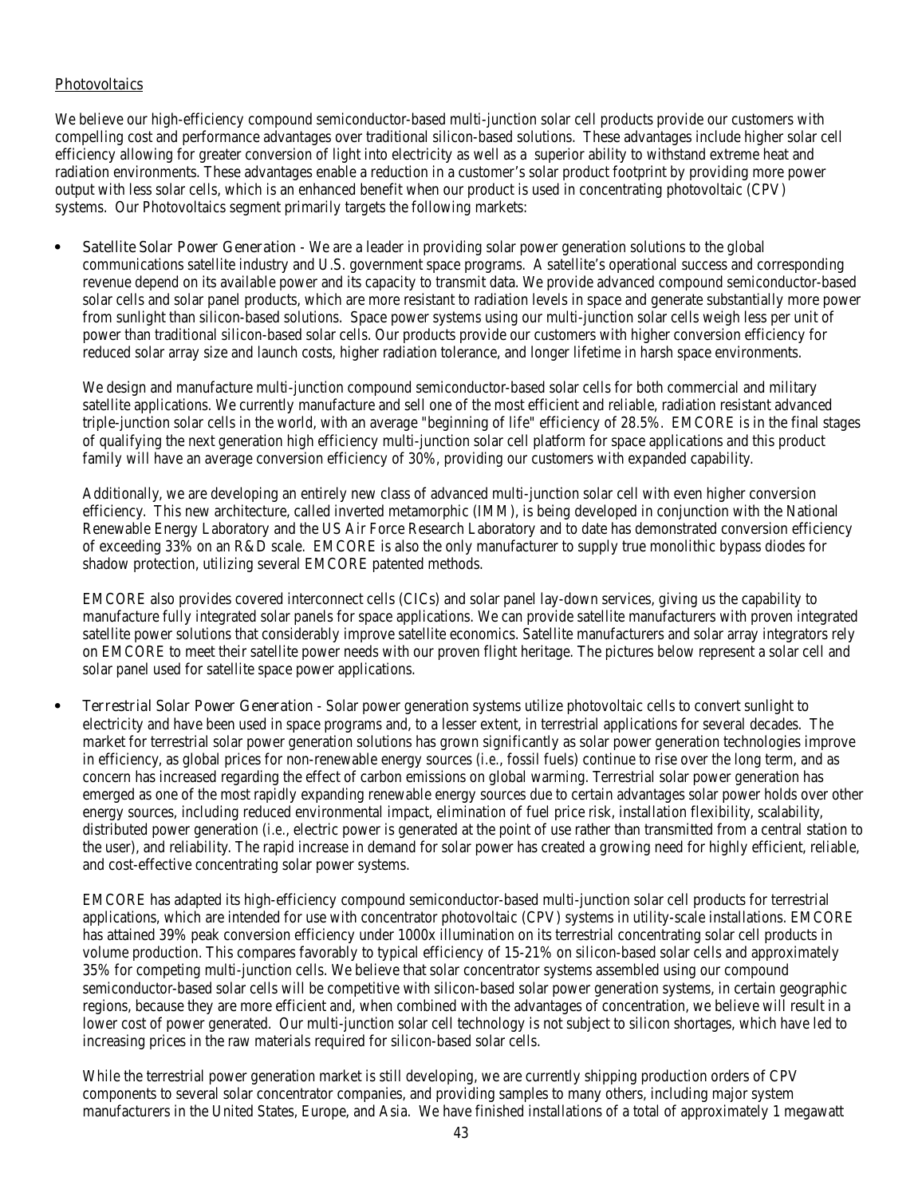Photovoltaics

We believe our high-efficiency compound semiconductor-based multi-junction solar cell products provide our customers with compelling cost and performance advantages over traditional silicon-based solutions. These advantages include higher solar cell efficiency allowing for greater conversion of light into electricity as well as a superior ability to withstand extreme heat and radiation environments. These advantages enable a reduction in a customer's solar product footprint by providing more power output with less solar cells, which is an enhanced benefit when our product is used in concentrating photovoltaic (CPV) systems. Our Photovoltaics segment primarily targets the following markets:

- *Satellite Solar Power Generation* - We are a leader in providing solar power generation solutions to the global communications satellite industry and U.S. government space programs. A satellite's operational success and corresponding revenue depend on its available power and its capacity to transmit data. We provide advanced compound semiconductor-based solar cells and solar panel products, which are more resistant to radiation levels in space and generate substantially more power from sunlight than silicon-based solutions. Space power systems using our multi-junction solar cells weigh less per unit of power than traditional silicon-based solar cells. Our products provide our customers with higher conversion efficiency for reduced solar array size and launch costs, higher radiation tolerance, and longer lifetime in harsh space environments.

  We design and manufacture multi-junction compound semiconductor-based solar cells for both commercial and military satellite applications. We currently manufacture and sell one of the most efficient and reliable, radiation resistant advanced triple-junction solar cells in the world, with an average "beginning of life" efficiency of 28.5%. EMCORE is in the final stages of qualifying the next generation high efficiency multi-junction solar cell platform for space applications and this product family will have an average conversion efficiency of 30%, providing our customers with expanded capability.

  Additionally, we are developing an entirely new class of advanced multi-junction solar cell with even higher conversion efficiency. This new architecture, called inverted metamorphic (IMM), is being developed in conjunction with the National Renewable Energy Laboratory and the US Air Force Research Laboratory and to date has demonstrated conversion efficiency of exceeding 33% on an R&D scale. EMCORE is also the only manufacturer to supply true monolithic bypass diodes for shadow protection, utilizing several EMCORE patented methods.

  EMCORE also provides covered interconnect cells (CICs) and solar panel lay-down services, giving us the capability to manufacture fully integrated solar panels for space applications. We can provide satellite manufacturers with proven integrated satellite power solutions that considerably improve satellite economics. Satellite manufacturers and solar array integrators rely on EMCORE to meet their satellite power needs with our proven flight heritage. The pictures below represent a solar cell and solar panel used for satellite space power applications.

- *Terrestrial Solar Power Generation* - Solar power generation systems utilize photovoltaic cells to convert sunlight to electricity and have been used in space programs and, to a lesser extent, in terrestrial applications for several decades. The market for terrestrial solar power generation solutions has grown significantly as solar power generation technologies improve in efficiency, as global prices for non-renewable energy sources (*i.e.*, fossil fuels) continue to rise over the long term, and as concern has increased regarding the effect of carbon emissions on global warming. Terrestrial solar power generation has emerged as one of the most rapidly expanding renewable energy sources due to certain advantages solar power holds over other energy sources, including reduced environmental impact, elimination of fuel price risk, installation flexibility, scalability, distributed power generation (i.e., electric power is generated at the point of use rather than transmitted from a central station to the user), and reliability. The rapid increase in demand for solar power has created a growing need for highly efficient, reliable, and cost-effective concentrating solar power systems.

  EMCORE has adapted its high-efficiency compound semiconductor-based multi-junction solar cell products for terrestrial applications, which are intended for use with concentrator photovoltaic (CPV) systems in utility-scale installations. EMCORE has attained 39% peak conversion efficiency under 1000x illumination on its terrestrial concentrating solar cell products in volume production. This compares favorably to typical efficiency of 15-21% on silicon-based solar cells and approximately 35% for competing multi-junction cells. We believe that solar concentrator systems assembled using our compound semiconductor-based solar cells will be competitive with silicon-based solar power generation systems, in certain geographic regions, because they are more efficient and, when combined with the advantages of concentration, we believe will result in a lower cost of power generated. Our multi-junction solar cell technology is not subject to silicon shortages, which have led to increasing prices in the raw materials required for silicon-based solar cells.

  While the terrestrial power generation market is still developing, we are currently shipping production orders of CPV components to several solar concentrator companies, and providing samples to many others, including major system manufacturers in the United States, Europe, and Asia. We have finished installations of a total of approximately 1 megawatt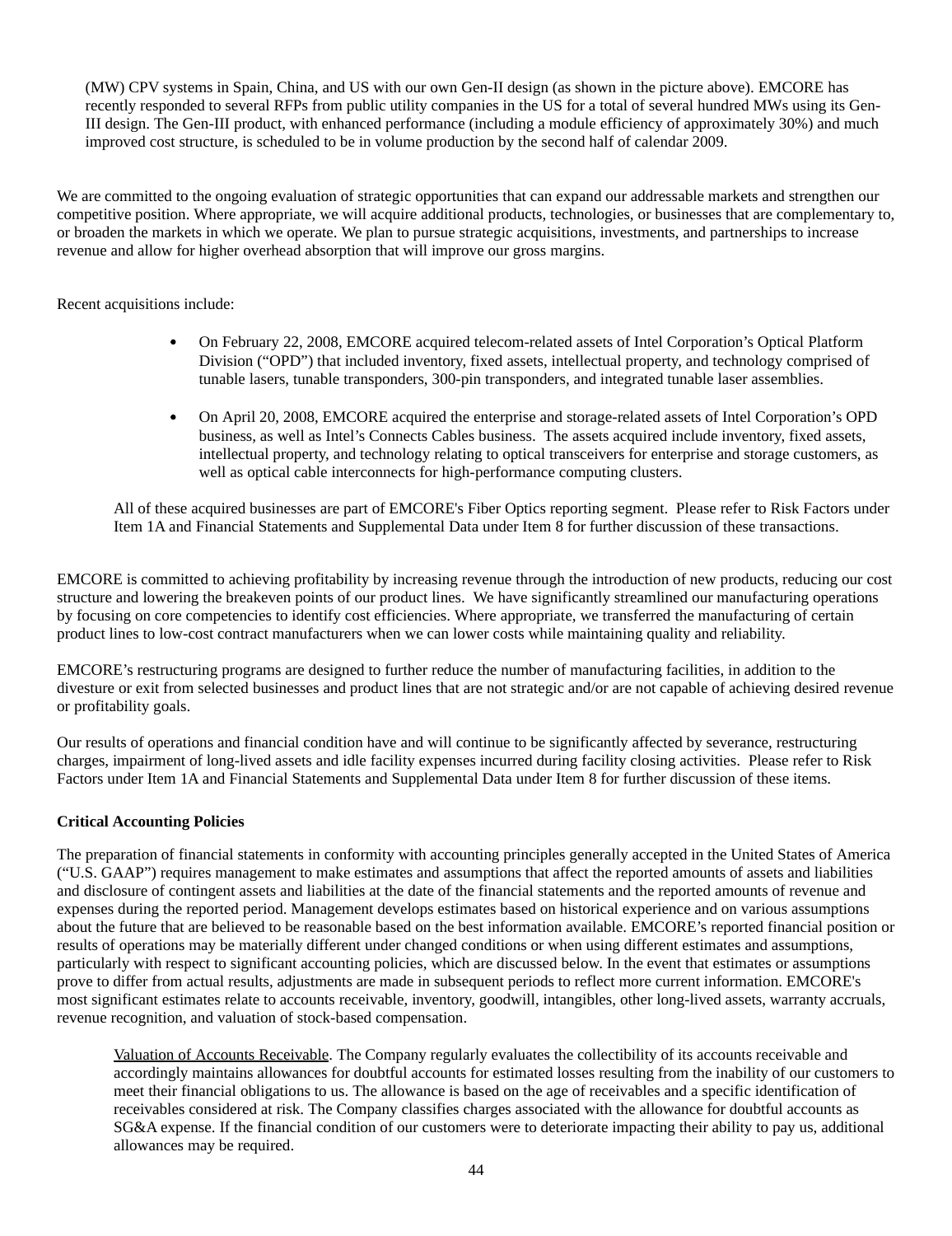(MW) CPV systems in Spain, China, and US with our own Gen-II design (as shown in the picture above). EMCORE has recently responded to several RFPs from public utility companies in the US for a total of several hundred MWs using its Gen-III design. The Gen-III product, with enhanced performance (including a module efficiency of approximately 30%) and much improved cost structure, is scheduled to be in volume production by the second half of calendar 2009.

We are committed to the ongoing evaluation of strategic opportunities that can expand our addressable markets and strengthen our competitive position. Where appropriate, we will acquire additional products, technologies, or businesses that are complementary to, or broaden the markets in which we operate. We plan to pursue strategic acquisitions, investments, and partnerships to increase revenue and allow for higher overhead absorption that will improve our gross margins.

Recent acquisitions include:

- On February 22, 2008, EMCORE acquired telecom-related assets of Intel Corporation's Optical Platform Division ("OPD") that included inventory, fixed assets, intellectual property, and technology comprised of tunable lasers, tunable transponders, 300-pin transponders, and integrated tunable laser assemblies.
- On April 20, 2008, EMCORE acquired the enterprise and storage-related assets of Intel Corporation's OPD business, as well as Intel's Connects Cables business. The assets acquired include inventory, fixed assets, intellectual property, and technology relating to optical transceivers for enterprise and storage customers, as well as optical cable interconnects for high-performance computing clusters.

All of these acquired businesses are part of EMCORE's Fiber Optics reporting segment. Please refer to Risk Factors under Item 1A and Financial Statements and Supplemental Data under Item 8 for further discussion of these transactions.

EMCORE is committed to achieving profitability by increasing revenue through the introduction of new products, reducing our cost structure and lowering the breakeven points of our product lines. We have significantly streamlined our manufacturing operations by focusing on core competencies to identify cost efficiencies. Where appropriate, we transferred the manufacturing of certain product lines to low-cost contract manufacturers when we can lower costs while maintaining quality and reliability.

EMCORE's restructuring programs are designed to further reduce the number of manufacturing facilities, in addition to the divesture or exit from selected businesses and product lines that are not strategic and/or are not capable of achieving desired revenue or profitability goals.

Our results of operations and financial condition have and will continue to be significantly affected by severance, restructuring charges, impairment of long-lived assets and idle facility expenses incurred during facility closing activities. Please refer to Risk Factors under Item 1A and Financial Statements and Supplemental Data under Item 8 for further discussion of these items.

**Critical Accounting Policies**

The preparation of financial statements in conformity with accounting principles generally accepted in the United States of America ("U.S. GAAP") requires management to make estimates and assumptions that affect the reported amounts of assets and liabilities and disclosure of contingent assets and liabilities at the date of the financial statements and the reported amounts of revenue and expenses during the reported period. Management develops estimates based on historical experience and on various assumptions about the future that are believed to be reasonable based on the best information available. EMCORE's reported financial position or results of operations may be materially different under changed conditions or when using different estimates and assumptions, particularly with respect to significant accounting policies, which are discussed below. In the event that estimates or assumptions prove to differ from actual results, adjustments are made in subsequent periods to reflect more current information. EMCORE's most significant estimates relate to accounts receivable, inventory, goodwill, intangibles, other long-lived assets, warranty accruals, revenue recognition, and valuation of stock-based compensation.

Valuation of Accounts Receivable. The Company regularly evaluates the collectibility of its accounts receivable and accordingly maintains allowances for doubtful accounts for estimated losses resulting from the inability of our customers to meet their financial obligations to us. The allowance is based on the age of receivables and a specific identification of receivables considered at risk. The Company classifies charges associated with the allowance for doubtful accounts as SG&A expense. If the financial condition of our customers were to deteriorate impacting their ability to pay us, additional allowances may be required.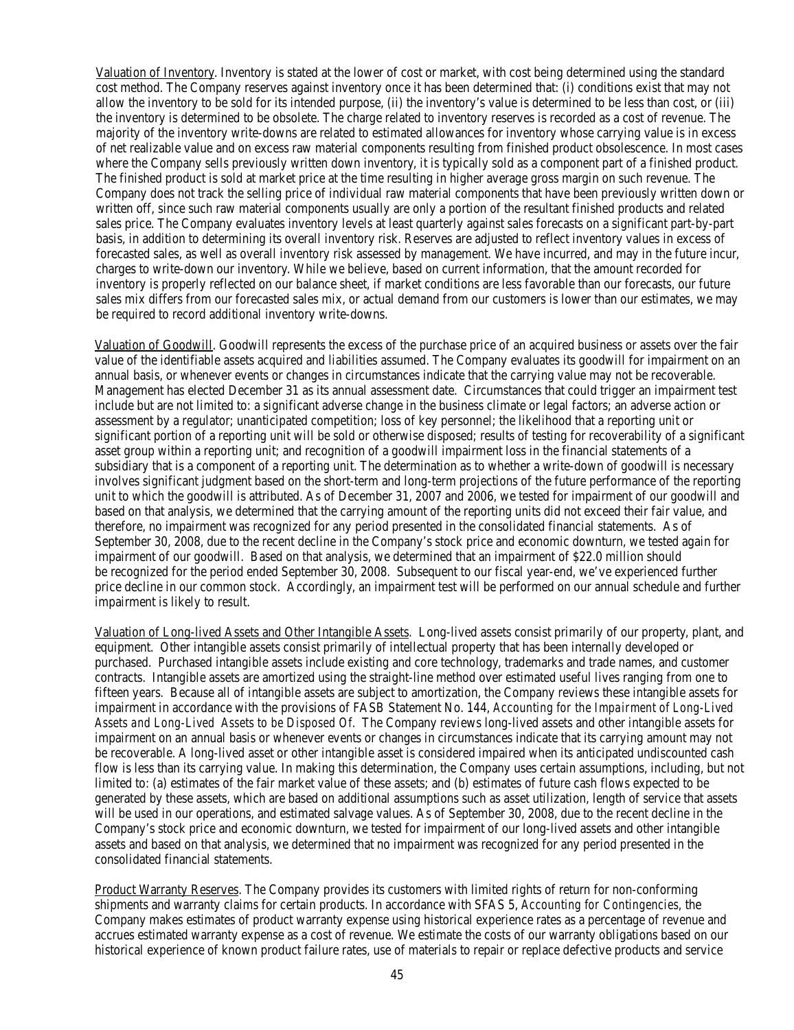Valuation of Inventory. Inventory is stated at the lower of cost or market, with cost being determined using the standard cost method. The Company reserves against inventory once it has been determined that: (i) conditions exist that may not allow the inventory to be sold for its intended purpose, (ii) the inventory's value is determined to be less than cost, or (iii) the inventory is determined to be obsolete. The charge related to inventory reserves is recorded as a cost of revenue. The majority of the inventory write-downs are related to estimated allowances for inventory whose carrying value is in excess of net realizable value and on excess raw material components resulting from finished product obsolescence. In most cases where the Company sells previously written down inventory, it is typically sold as a component part of a finished product. The finished product is sold at market price at the time resulting in higher average gross margin on such revenue. The Company does not track the selling price of individual raw material components that have been previously written down or written off, since such raw material components usually are only a portion of the resultant finished products and related sales price. The Company evaluates inventory levels at least quarterly against sales forecasts on a significant part-by-part basis, in addition to determining its overall inventory risk. Reserves are adjusted to reflect inventory values in excess of forecasted sales, as well as overall inventory risk assessed by management. We have incurred, and may in the future incur, charges to write-down our inventory. While we believe, based on current information, that the amount recorded for inventory is properly reflected on our balance sheet, if market conditions are less favorable than our forecasts, our future sales mix differs from our forecasted sales mix, or actual demand from our customers is lower than our estimates, we may be required to record additional inventory write-downs.

Valuation of Goodwill. Goodwill represents the excess of the purchase price of an acquired business or assets over the fair value of the identifiable assets acquired and liabilities assumed. The Company evaluates its goodwill for impairment on an annual basis, or whenever events or changes in circumstances indicate that the carrying value may not be recoverable. Management has elected December 31 as its annual assessment date. Circumstances that could trigger an impairment test include but are not limited to: a significant adverse change in the business climate or legal factors; an adverse action or assessment by a regulator; unanticipated competition; loss of key personnel; the likelihood that a reporting unit or significant portion of a reporting unit will be sold or otherwise disposed; results of testing for recoverability of a significant asset group within a reporting unit; and recognition of a goodwill impairment loss in the financial statements of a subsidiary that is a component of a reporting unit. The determination as to whether a write-down of goodwill is necessary involves significant judgment based on the short-term and long-term projections of the future performance of the reporting unit to which the goodwill is attributed. As of December 31, 2007 and 2006, we tested for impairment of our goodwill and based on that analysis, we determined that the carrying amount of the reporting units did not exceed their fair value, and therefore, no impairment was recognized for any period presented in the consolidated financial statements. As of September 30, 2008, due to the recent decline in the Company's stock price and economic downturn, we tested again for impairment of our goodwill. Based on that analysis, we determined that an impairment of $22.0 million should be recognized for the period ended September 30, 2008. Subsequent to our fiscal year-end, we've experienced further price decline in our common stock. Accordingly, an impairment test will be performed on our annual schedule and further impairment is likely to result.

Valuation of Long-lived Assets and Other Intangible Assets. Long-lived assets consist primarily of our property, plant, and equipment. Other intangible assets consist primarily of intellectual property that has been internally developed or purchased. Purchased intangible assets include existing and core technology, trademarks and trade names, and customer contracts. Intangible assets are amortized using the straight-line method over estimated useful lives ranging from one to fifteen years. Because all of intangible assets are subject to amortization, the Company reviews these intangible assets for impairment in accordance with the provisions of FASB Statement No. 144, *Accounting for the Impairment of Long-Lived Assets and Long-Lived Assets to be Disposed Of.* The Company reviews long-lived assets and other intangible assets for impairment on an annual basis or whenever events or changes in circumstances indicate that its carrying amount may not be recoverable. A long-lived asset or other intangible asset is considered impaired when its anticipated undiscounted cash flow is less than its carrying value. In making this determination, the Company uses certain assumptions, including, but not limited to: (a) estimates of the fair market value of these assets; and (b) estimates of future cash flows expected to be generated by these assets, which are based on additional assumptions such as asset utilization, length of service that assets will be used in our operations, and estimated salvage values. As of September 30, 2008, due to the recent decline in the Company's stock price and economic downturn, we tested for impairment of our long-lived assets and other intangible assets and based on that analysis, we determined that no impairment was recognized for any period presented in the consolidated financial statements.

Product Warranty Reserves. The Company provides its customers with limited rights of return for non-conforming shipments and warranty claims for certain products. In accordance with SFAS 5, *Accounting for Contingencies,* the Company makes estimates of product warranty expense using historical experience rates as a percentage of revenue and accrues estimated warranty expense as a cost of revenue. We estimate the costs of our warranty obligations based on our historical experience of known product failure rates, use of materials to repair or replace defective products and service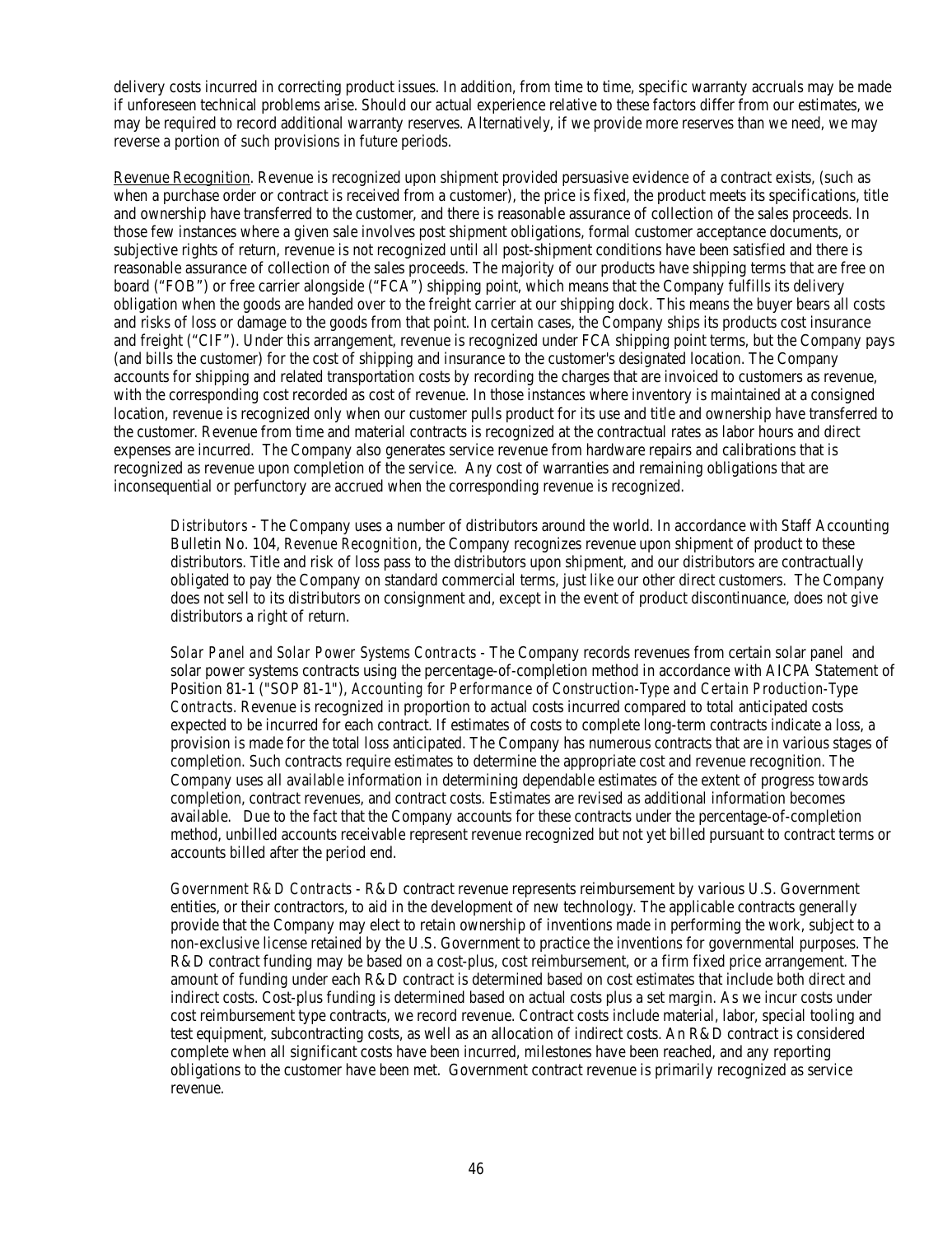delivery costs incurred in correcting product issues. In addition, from time to time, specific warranty accruals may be made if unforeseen technical problems arise. Should our actual experience relative to these factors differ from our estimates, we may be required to record additional warranty reserves. Alternatively, if we provide more reserves than we need, we may reverse a portion of such provisions in future periods.

Revenue Recognition. Revenue is recognized upon shipment provided persuasive evidence of a contract exists, (such as when a purchase order or contract is received from a customer), the price is fixed, the product meets its specifications, title and ownership have transferred to the customer, and there is reasonable assurance of collection of the sales proceeds. In those few instances where a given sale involves post shipment obligations, formal customer acceptance documents, or subjective rights of return, revenue is not recognized until all post-shipment conditions have been satisfied and there is reasonable assurance of collection of the sales proceeds. The majority of our products have shipping terms that are free on board ("FOB") or free carrier alongside ("FCA") shipping point, which means that the Company fulfills its delivery obligation when the goods are handed over to the freight carrier at our shipping dock. This means the buyer bears all costs and risks of loss or damage to the goods from that point. In certain cases, the Company ships its products cost insurance and freight ("CIF"). Under this arrangement, revenue is recognized under FCA shipping point terms, but the Company pays (and bills the customer) for the cost of shipping and insurance to the customer's designated location. The Company accounts for shipping and related transportation costs by recording the charges that are invoiced to customers as revenue, with the corresponding cost recorded as cost of revenue. In those instances where inventory is maintained at a consigned location, revenue is recognized only when our customer pulls product for its use and title and ownership have transferred to the customer. Revenue from time and material contracts is recognized at the contractual rates as labor hours and direct expenses are incurred. The Company also generates service revenue from hardware repairs and calibrations that is recognized as revenue upon completion of the service. Any cost of warranties and remaining obligations that are inconsequential or perfunctory are accrued when the corresponding revenue is recognized.

*Distributors* - The Company uses a number of distributors around the world. In accordance with Staff Accounting Bulletin No. 104, *Revenue Recognition*, the Company recognizes revenue upon shipment of product to these distributors. Title and risk of loss pass to the distributors upon shipment, and our distributors are contractually obligated to pay the Company on standard commercial terms, just like our other direct customers. The Company does not sell to its distributors on consignment and, except in the event of product discontinuance, does not give distributors a right of return.

*Solar Panel and Solar Power Systems Contracts* - The Company records revenues from certain solar panel and solar power systems contracts using the percentage-of-completion method in accordance with AICPA Statement of Position 81-1 ("SOP 81-1"), *Accounting for Performance of Construction-Type and Certain Production-Type Contracts*. Revenue is recognized in proportion to actual costs incurred compared to total anticipated costs expected to be incurred for each contract. If estimates of costs to complete long-term contracts indicate a loss, a provision is made for the total loss anticipated. The Company has numerous contracts that are in various stages of completion. Such contracts require estimates to determine the appropriate cost and revenue recognition. The Company uses all available information in determining dependable estimates of the extent of progress towards completion, contract revenues, and contract costs. Estimates are revised as additional information becomes available. Due to the fact that the Company accounts for these contracts under the percentage-of-completion method, unbilled accounts receivable represent revenue recognized but not yet billed pursuant to contract terms or accounts billed after the period end.

*Government R&D Contracts* - R&D contract revenue represents reimbursement by various U.S. Government entities, or their contractors, to aid in the development of new technology. The applicable contracts generally provide that the Company may elect to retain ownership of inventions made in performing the work, subject to a non-exclusive license retained by the U.S. Government to practice the inventions for governmental purposes. The R&D contract funding may be based on a cost-plus, cost reimbursement, or a firm fixed price arrangement. The amount of funding under each R&D contract is determined based on cost estimates that include both direct and indirect costs. Cost-plus funding is determined based on actual costs plus a set margin. As we incur costs under cost reimbursement type contracts, we record revenue. Contract costs include material, labor, special tooling and test equipment, subcontracting costs, as well as an allocation of indirect costs. An R&D contract is considered complete when all significant costs have been incurred, milestones have been reached, and any reporting obligations to the customer have been met. Government contract revenue is primarily recognized as service revenue.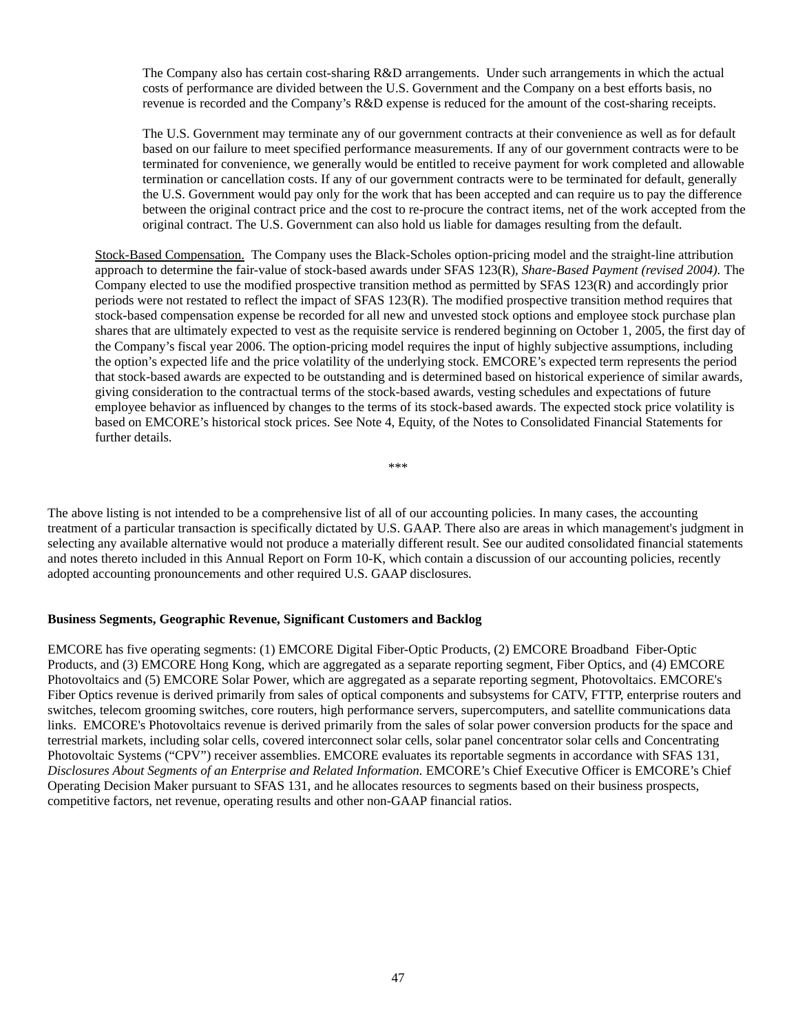The Company also has certain cost-sharing R&D arrangements. Under such arrangements in which the actual costs of performance are divided between the U.S. Government and the Company on a best efforts basis, no revenue is recorded and the Company's R&D expense is reduced for the amount of the cost-sharing receipts.

The U.S. Government may terminate any of our government contracts at their convenience as well as for default based on our failure to meet specified performance measurements. If any of our government contracts were to be terminated for convenience, we generally would be entitled to receive payment for work completed and allowable termination or cancellation costs. If any of our government contracts were to be terminated for default, generally the U.S. Government would pay only for the work that has been accepted and can require us to pay the difference between the original contract price and the cost to re-procure the contract items, net of the work accepted from the original contract. The U.S. Government can also hold us liable for damages resulting from the default.

Stock-Based Compensation. The Company uses the Black-Scholes option-pricing model and the straight-line attribution approach to determine the fair-value of stock-based awards under SFAS 123(R), *Share-Based Payment (revised 2004)*. The Company elected to use the modified prospective transition method as permitted by SFAS 123(R) and accordingly prior periods were not restated to reflect the impact of SFAS 123(R). The modified prospective transition method requires that stock-based compensation expense be recorded for all new and unvested stock options and employee stock purchase plan shares that are ultimately expected to vest as the requisite service is rendered beginning on October 1, 2005, the first day of the Company's fiscal year 2006. The option-pricing model requires the input of highly subjective assumptions, including the option's expected life and the price volatility of the underlying stock. EMCORE's expected term represents the period that stock-based awards are expected to be outstanding and is determined based on historical experience of similar awards, giving consideration to the contractual terms of the stock-based awards, vesting schedules and expectations of future employee behavior as influenced by changes to the terms of its stock-based awards. The expected stock price volatility is based on EMCORE's historical stock prices. See Note 4, Equity, of the Notes to Consolidated Financial Statements for further details.

***

The above listing is not intended to be a comprehensive list of all of our accounting policies. In many cases, the accounting treatment of a particular transaction is specifically dictated by U.S. GAAP. There also are areas in which management's judgment in selecting any available alternative would not produce a materially different result. See our audited consolidated financial statements and notes thereto included in this Annual Report on Form 10-K, which contain a discussion of our accounting policies, recently adopted accounting pronouncements and other required U.S. GAAP disclosures.

**Business Segments, Geographic Revenue, Significant Customers and Backlog**

EMCORE has five operating segments: (1) EMCORE Digital Fiber-Optic Products, (2) EMCORE Broadband Fiber-Optic Products, and (3) EMCORE Hong Kong, which are aggregated as a separate reporting segment, Fiber Optics, and (4) EMCORE Photovoltaics and (5) EMCORE Solar Power, which are aggregated as a separate reporting segment, Photovoltaics. EMCORE's Fiber Optics revenue is derived primarily from sales of optical components and subsystems for CATV, FTTP, enterprise routers and switches, telecom grooming switches, core routers, high performance servers, supercomputers, and satellite communications data links. EMCORE's Photovoltaics revenue is derived primarily from the sales of solar power conversion products for the space and terrestrial markets, including solar cells, covered interconnect solar cells, solar panel concentrator solar cells and Concentrating Photovoltaic Systems ("CPV") receiver assemblies. EMCORE evaluates its reportable segments in accordance with SFAS 131, *Disclosures About Segments of an Enterprise and Related Information*. EMCORE's Chief Executive Officer is EMCORE's Chief Operating Decision Maker pursuant to SFAS 131, and he allocates resources to segments based on their business prospects, competitive factors, net revenue, operating results and other non-GAAP financial ratios.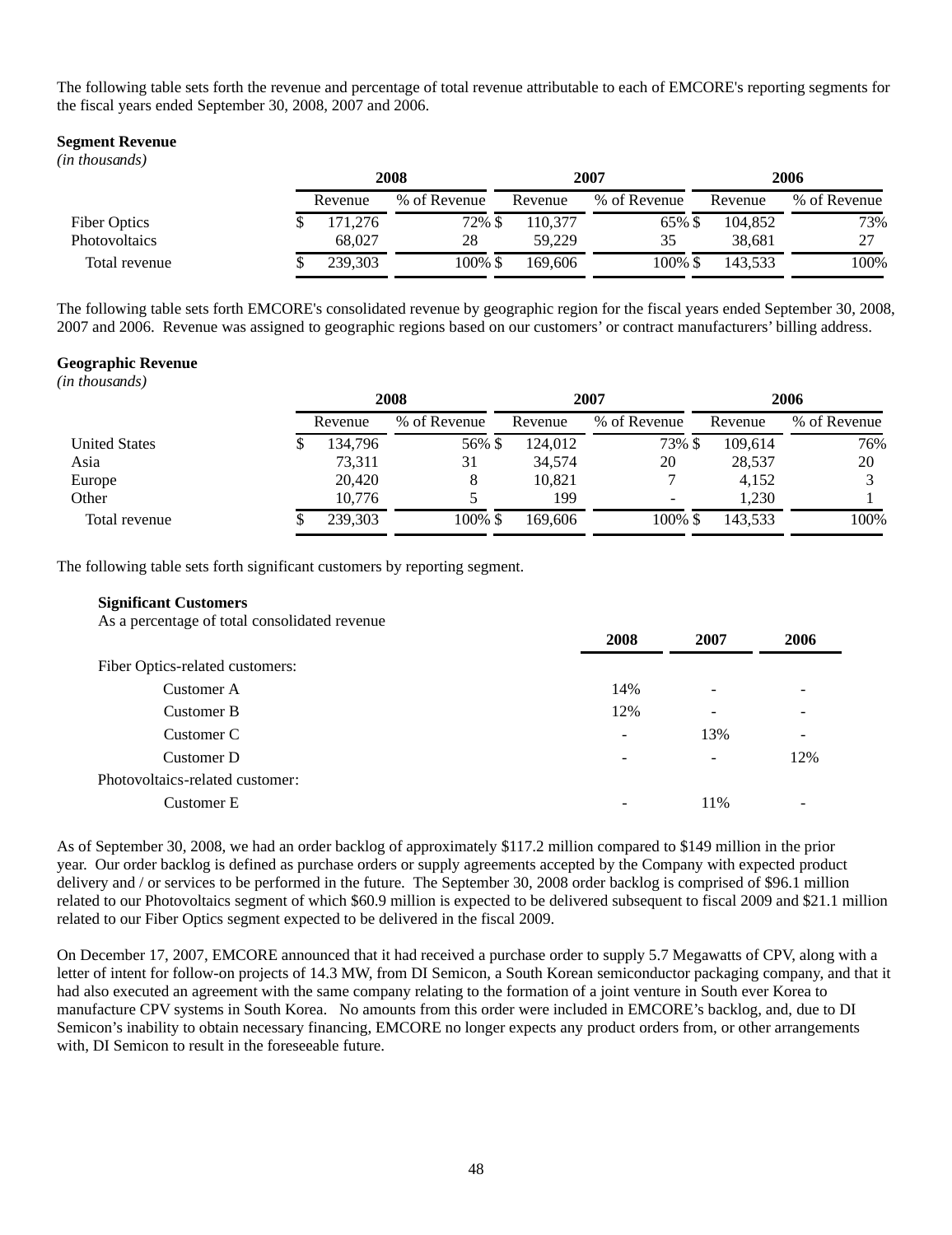The following table sets forth the revenue and percentage of total revenue attributable to each of EMCORE's reporting segments for the fiscal years ended September 30, 2008, 2007 and 2006.

**Segment Revenue**
*(in thousands)*

| | 2008 | | 2007 | | 2006 | |
|---|---|---|---|---|---|---|
| | Revenue | % of Revenue | Revenue | % of Revenue | Revenue | % of Revenue |
| Fiber Optics | $ 171,276 | 72% | $ 110,377 | 65% | $ 104,852 | 73% |
| Photovoltaics | 68,027 | 28 | 59,229 | 35 | 38,681 | 27 |
| Total revenue | $ 239,303 | 100% | $ 169,606 | 100% | $ 143,533 | 100% |

The following table sets forth EMCORE's consolidated revenue by geographic region for the fiscal years ended September 30, 2008, 2007 and 2006. Revenue was assigned to geographic regions based on our customers' or contract manufacturers' billing address.

**Geographic Revenue**
*(in thousands)*

| | 2008 | | 2007 | | 2006 | |
|---|---|---|---|---|---|---|
| | Revenue | % of Revenue | Revenue | % of Revenue | Revenue | % of Revenue |
| United States | $ 134,796 | 56% | $ 124,012 | 73% | $ 109,614 | 76% |
| Asia | 73,311 | 31 | 34,574 | 20 | 28,537 | 20 |
| Europe | 20,420 | 8 | 10,821 | 7 | 4,152 | 3 |
| Other | 10,776 | 5 | 199 | - | 1,230 | 1 |
| Total revenue | $ 239,303 | 100% | $ 169,606 | 100% | $ 143,533 | 100% |

The following table sets forth significant customers by reporting segment.

**Significant Customers**
As a percentage of total consolidated revenue

| | 2008 | 2007 | 2006 |
|---|---|---|---|
| Fiber Optics-related customers: | | | |
| Customer A | 14% | - | - |
| Customer B | 12% | - | - |
| Customer C | - | 13% | - |
| Customer D | - | - | 12% |
| Photovoltaics-related customer: | | | |
| Customer E | - | 11% | - |

As of September 30, 2008, we had an order backlog of approximately $117.2 million compared to $149 million in the prior year. Our order backlog is defined as purchase orders or supply agreements accepted by the Company with expected product delivery and / or services to be performed in the future. The September 30, 2008 order backlog is comprised of $96.1 million related to our Photovoltaics segment of which $60.9 million is expected to be delivered subsequent to fiscal 2009 and $21.1 million related to our Fiber Optics segment expected to be delivered in the fiscal 2009.

On December 17, 2007, EMCORE announced that it had received a purchase order to supply 5.7 Megawatts of CPV, along with a letter of intent for follow-on projects of 14.3 MW, from DI Semicon, a South Korean semiconductor packaging company, and that it had also executed an agreement with the same company relating to the formation of a joint venture in South ever Korea to manufacture CPV systems in South Korea. No amounts from this order were included in EMCORE's backlog, and, due to DI Semicon's inability to obtain necessary financing, EMCORE no longer expects any product orders from, or other arrangements with, DI Semicon to result in the foreseeable future.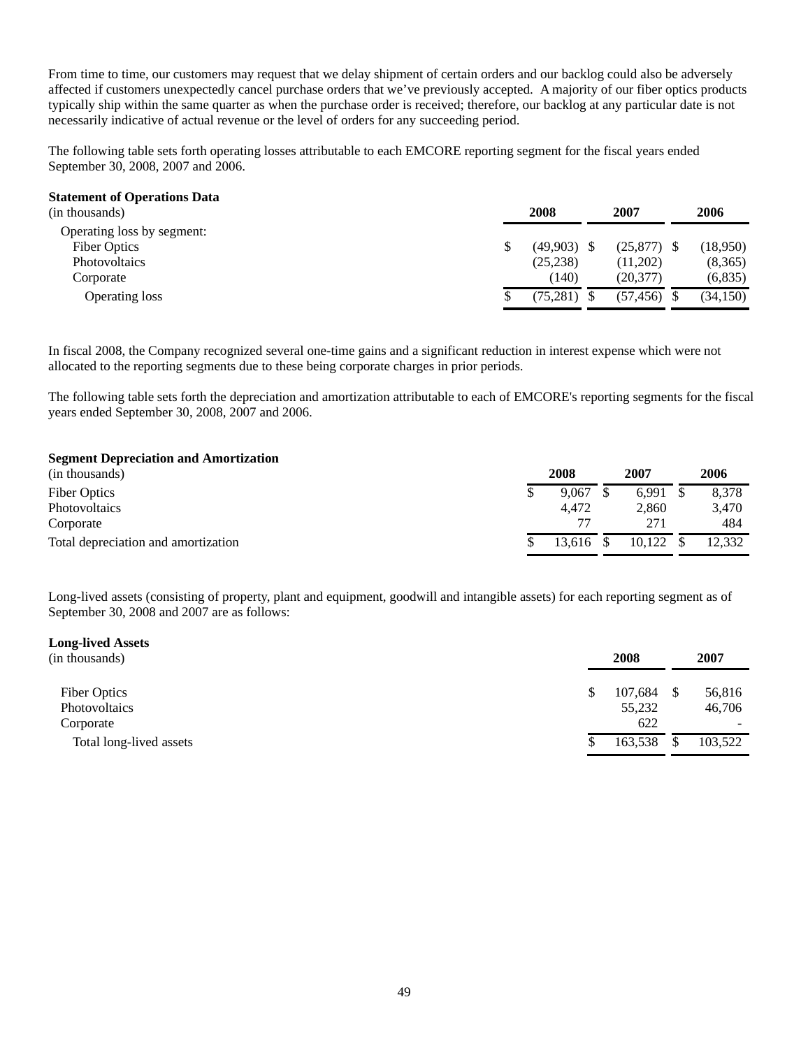From time to time, our customers may request that we delay shipment of certain orders and our backlog could also be adversely affected if customers unexpectedly cancel purchase orders that we've previously accepted. A majority of our fiber optics products typically ship within the same quarter as when the purchase order is received; therefore, our backlog at any particular date is not necessarily indicative of actual revenue or the level of orders for any succeeding period.

The following table sets forth operating losses attributable to each EMCORE reporting segment for the fiscal years ended September 30, 2008, 2007 and 2006.

**Statement of Operations Data**

| (in thousands) | 2008 | 2007 | 2006 |
|---|---|---|---|
| Operating loss by segment: | | | |
| Fiber Optics | $ (49,903) | $ (25,877) | $ (18,950) |
| Photovoltaics | (25,238) | (11,202) | (8,365) |
| Corporate | (140) | (20,377) | (6,835) |
| Operating loss | $ (75,281) | $ (57,456) | $ (34,150) |

In fiscal 2008, the Company recognized several one-time gains and a significant reduction in interest expense which were not allocated to the reporting segments due to these being corporate charges in prior periods.

The following table sets forth the depreciation and amortization attributable to each of EMCORE's reporting segments for the fiscal years ended September 30, 2008, 2007 and 2006.

**Segment Depreciation and Amortization**

| (in thousands) | 2008 | 2007 | 2006 |
|---|---|---|---|
| Fiber Optics | $ 9,067 | $ 6,991 | $ 8,378 |
| Photovoltaics | 4,472 | 2,860 | 3,470 |
| Corporate | 77 | 271 | 484 |
| Total depreciation and amortization | $ 13,616 | $ 10,122 | $ 12,332 |

Long-lived assets (consisting of property, plant and equipment, goodwill and intangible assets) for each reporting segment as of September 30, 2008 and 2007 are as follows:

**Long-lived Assets**

| (in thousands) | 2008 | 2007 |
|---|---|---|
| Fiber Optics | $ 107,684 | $ 56,816 |
| Photovoltaics | 55,232 | 46,706 |
| Corporate | 622 | - |
| Total long-lived assets | $ 163,538 | $ 103,522 |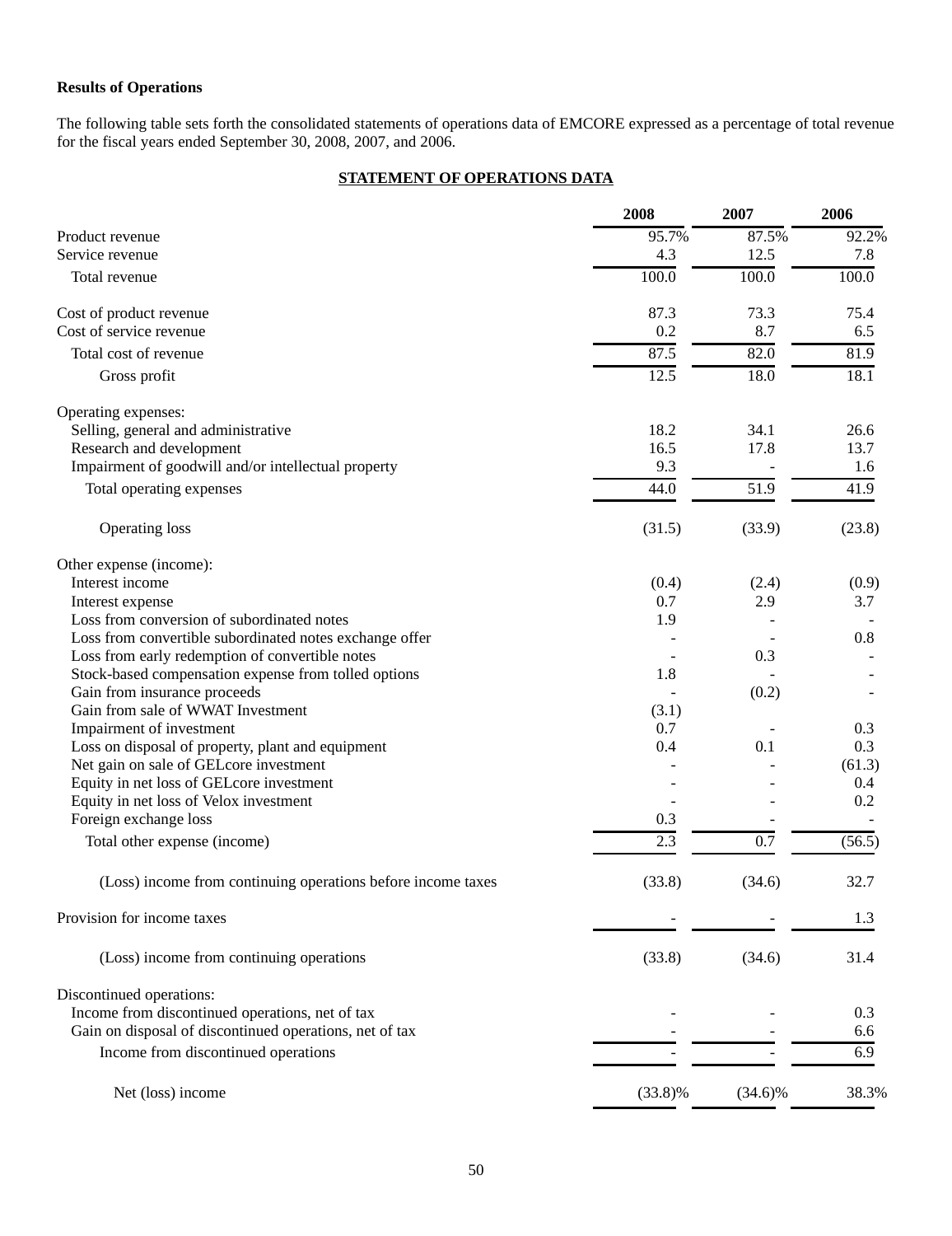**Results of Operations**

The following table sets forth the consolidated statements of operations data of EMCORE expressed as a percentage of total revenue for the fiscal years ended September 30, 2008, 2007, and 2006.

**STATEMENT OF OPERATIONS DATA**

| | 2008 | 2007 | 2006 |
|---|---|---|---|
| Product revenue | 95.7% | 87.5% | 92.2% |
| Service revenue | 4.3 | 12.5 | 7.8 |
| Total revenue | 100.0 | 100.0 | 100.0 |
| | | | |
| Cost of product revenue | 87.3 | 73.3 | 75.4 |
| Cost of service revenue | 0.2 | 8.7 | 6.5 |
| Total cost of revenue | 87.5 | 82.0 | 81.9 |
| Gross profit | 12.5 | 18.0 | 18.1 |
| | | | |
| Operating expenses: | | | |
| Selling, general and administrative | 18.2 | 34.1 | 26.6 |
| Research and development | 16.5 | 17.8 | 13.7 |
| Impairment of goodwill and/or intellectual property | 9.3 | - | 1.6 |
| Total operating expenses | 44.0 | 51.9 | 41.9 |
| | | | |
| Operating loss | (31.5) | (33.9) | (23.8) |
| | | | |
| Other expense (income): | | | |
| Interest income | (0.4) | (2.4) | (0.9) |
| Interest expense | 0.7 | 2.9 | 3.7 |
| Loss from conversion of subordinated notes | 1.9 | - | - |
| Loss from convertible subordinated notes exchange offer | - | - | 0.8 |
| Loss from early redemption of convertible notes | - | 0.3 | - |
| Stock-based compensation expense from tolled options | 1.8 | - | - |
| Gain from insurance proceeds | - | (0.2) | - |
| Gain from sale of WWAT Investment | (3.1) | | |
| Impairment of investment | 0.7 | - | 0.3 |
| Loss on disposal of property, plant and equipment | 0.4 | 0.1 | 0.3 |
| Net gain on sale of GELcore investment | - | - | (61.3) |
| Equity in net loss of GELcore investment | - | - | 0.4 |
| Equity in net loss of Velox investment | - | - | 0.2 |
| Foreign exchange loss | 0.3 | - | - |
| Total other expense (income) | 2.3 | 0.7 | (56.5) |
| | | | |
| (Loss) income from continuing operations before income taxes | (33.8) | (34.6) | 32.7 |
| | | | |
| Provision for income taxes | - | - | 1.3 |
| | | | |
| (Loss) income from continuing operations | (33.8) | (34.6) | 31.4 |
| | | | |
| Discontinued operations: | | | |
| Income from discontinued operations, net of tax | - | - | 0.3 |
| Gain on disposal of discontinued operations, net of tax | - | - | 6.6 |
| Income from discontinued operations | - | - | 6.9 |
| | | | |
| Net (loss) income | (33.8)% | (34.6)% | 38.3% |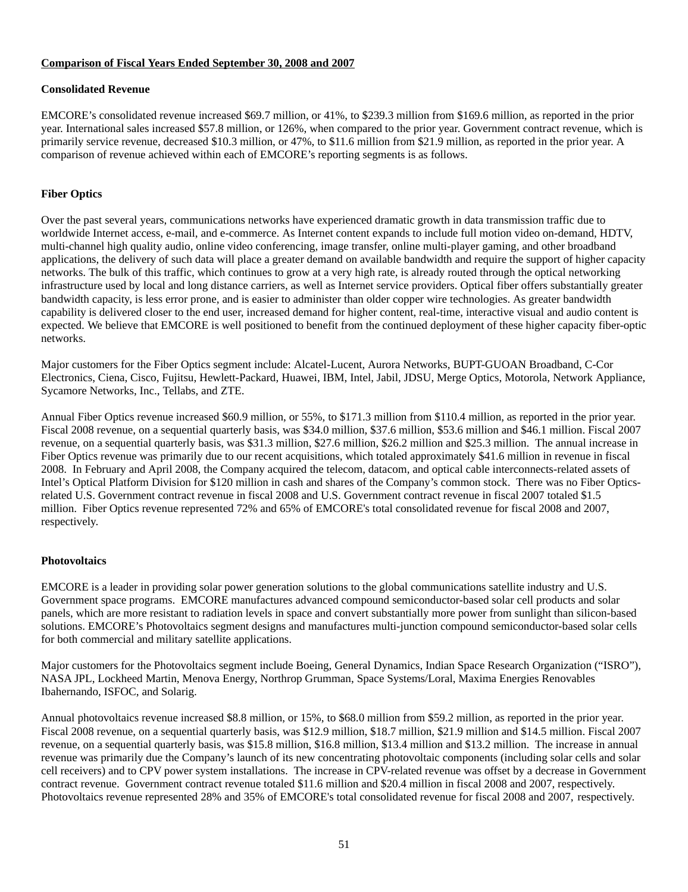**Comparison of Fiscal Years Ended September 30, 2008 and 2007**

**Consolidated Revenue**

EMCORE's consolidated revenue increased $69.7 million, or 41%, to $239.3 million from $169.6 million, as reported in the prior year. International sales increased $57.8 million, or 126%, when compared to the prior year. Government contract revenue, which is primarily service revenue, decreased $10.3 million, or 47%, to $11.6 million from $21.9 million, as reported in the prior year. A comparison of revenue achieved within each of EMCORE's reporting segments is as follows.

**Fiber Optics**

Over the past several years, communications networks have experienced dramatic growth in data transmission traffic due to worldwide Internet access, e-mail, and e-commerce. As Internet content expands to include full motion video on-demand, HDTV, multi-channel high quality audio, online video conferencing, image transfer, online multi-player gaming, and other broadband applications, the delivery of such data will place a greater demand on available bandwidth and require the support of higher capacity networks. The bulk of this traffic, which continues to grow at a very high rate, is already routed through the optical networking infrastructure used by local and long distance carriers, as well as Internet service providers. Optical fiber offers substantially greater bandwidth capacity, is less error prone, and is easier to administer than older copper wire technologies. As greater bandwidth capability is delivered closer to the end user, increased demand for higher content, real-time, interactive visual and audio content is expected. We believe that EMCORE is well positioned to benefit from the continued deployment of these higher capacity fiber-optic networks.

Major customers for the Fiber Optics segment include: Alcatel-Lucent, Aurora Networks, BUPT-GUOAN Broadband, C-Cor Electronics, Ciena, Cisco, Fujitsu, Hewlett-Packard, Huawei, IBM, Intel, Jabil, JDSU, Merge Optics, Motorola, Network Appliance, Sycamore Networks, Inc., Tellabs, and ZTE.

Annual Fiber Optics revenue increased $60.9 million, or 55%, to $171.3 million from $110.4 million, as reported in the prior year. Fiscal 2008 revenue, on a sequential quarterly basis, was $34.0 million, $37.6 million, $53.6 million and $46.1 million. Fiscal 2007 revenue, on a sequential quarterly basis, was $31.3 million, $27.6 million, $26.2 million and $25.3 million. The annual increase in Fiber Optics revenue was primarily due to our recent acquisitions, which totaled approximately $41.6 million in revenue in fiscal 2008. In February and April 2008, the Company acquired the telecom, datacom, and optical cable interconnects-related assets of Intel's Optical Platform Division for $120 million in cash and shares of the Company's common stock. There was no Fiber Optics-related U.S. Government contract revenue in fiscal 2008 and U.S. Government contract revenue in fiscal 2007 totaled $1.5 million. Fiber Optics revenue represented 72% and 65% of EMCORE's total consolidated revenue for fiscal 2008 and 2007, respectively.

**Photovoltaics**

EMCORE is a leader in providing solar power generation solutions to the global communications satellite industry and U.S. Government space programs. EMCORE manufactures advanced compound semiconductor-based solar cell products and solar panels, which are more resistant to radiation levels in space and convert substantially more power from sunlight than silicon-based solutions. EMCORE's Photovoltaics segment designs and manufactures multi-junction compound semiconductor-based solar cells for both commercial and military satellite applications.

Major customers for the Photovoltaics segment include Boeing, General Dynamics, Indian Space Research Organization ("ISRO"), NASA JPL, Lockheed Martin, Menova Energy, Northrop Grumman, Space Systems/Loral, Maxima Energies Renovables Ibahernando, ISFOC, and Solarig.

Annual photovoltaics revenue increased $8.8 million, or 15%, to $68.0 million from $59.2 million, as reported in the prior year. Fiscal 2008 revenue, on a sequential quarterly basis, was $12.9 million, $18.7 million, $21.9 million and $14.5 million. Fiscal 2007 revenue, on a sequential quarterly basis, was $15.8 million, $16.8 million, $13.4 million and $13.2 million. The increase in annual revenue was primarily due the Company's launch of its new concentrating photovoltaic components (including solar cells and solar cell receivers) and to CPV power system installations. The increase in CPV-related revenue was offset by a decrease in Government contract revenue. Government contract revenue totaled $11.6 million and $20.4 million in fiscal 2008 and 2007, respectively. Photovoltaics revenue represented 28% and 35% of EMCORE's total consolidated revenue for fiscal 2008 and 2007, respectively.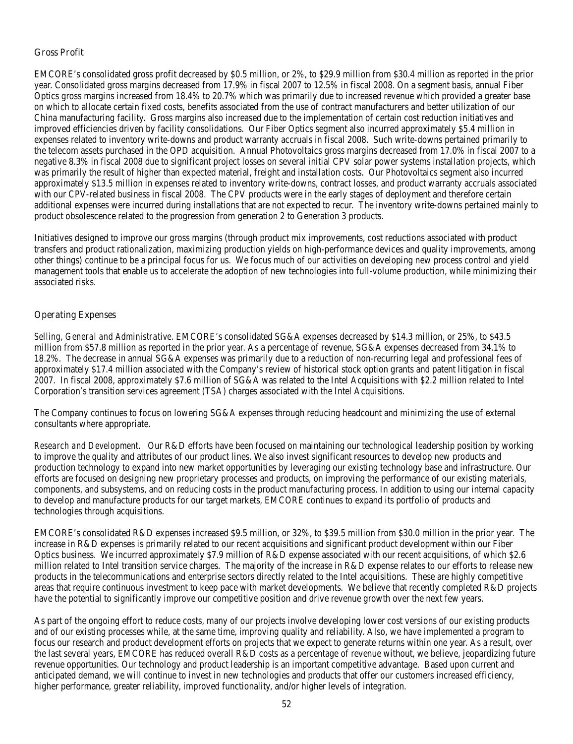### Gross Profit

EMCORE's consolidated gross profit decreased by $0.5 million, or 2%, to $29.9 million from $30.4 million as reported in the prior year. Consolidated gross margins decreased from 17.9% in fiscal 2007 to 12.5% in fiscal 2008. On a segment basis, annual Fiber Optics gross margins increased from 18.4% to 20.7% which was primarily due to increased revenue which provided a greater base on which to allocate certain fixed costs, benefits associated from the use of contract manufacturers and better utilization of our China manufacturing facility. Gross margins also increased due to the implementation of certain cost reduction initiatives and improved efficiencies driven by facility consolidations. Our Fiber Optics segment also incurred approximately $5.4 million in expenses related to inventory write-downs and product warranty accruals in fiscal 2008. Such write-downs pertained primarily to the telecom assets purchased in the OPD acquisition. Annual Photovoltaics gross margins decreased from 17.0% in fiscal 2007 to a negative 8.3% in fiscal 2008 due to significant project losses on several initial CPV solar power systems installation projects, which was primarily the result of higher than expected material, freight and installation costs. Our Photovoltaics segment also incurred approximately $13.5 million in expenses related to inventory write-downs, contract losses, and product warranty accruals associated with our CPV-related business in fiscal 2008. The CPV products were in the early stages of deployment and therefore certain additional expenses were incurred during installations that are not expected to recur. The inventory write-downs pertained mainly to product obsolescence related to the progression from generation 2 to Generation 3 products.

Initiatives designed to improve our gross margins (through product mix improvements, cost reductions associated with product transfers and product rationalization, maximizing production yields on high-performance devices and quality improvements, among other things) continue to be a principal focus for us. We focus much of our activities on developing new process control and yield management tools that enable us to accelerate the adoption of new technologies into full-volume production, while minimizing their associated risks.

### Operating Expenses

*Selling, General and Administrative.* EMCORE's consolidated SG&A expenses decreased by $14.3 million, or 25%, to $43.5 million from $57.8 million as reported in the prior year. As a percentage of revenue, SG&A expenses decreased from 34.1% to 18.2%. The decrease in annual SG&A expenses was primarily due to a reduction of non-recurring legal and professional fees of approximately $17.4 million associated with the Company's review of historical stock option grants and patent litigation in fiscal 2007. In fiscal 2008, approximately $7.6 million of SG&A was related to the Intel Acquisitions with $2.2 million related to Intel Corporation's transition services agreement (TSA) charges associated with the Intel Acquisitions.

The Company continues to focus on lowering SG&A expenses through reducing headcount and minimizing the use of external consultants where appropriate.

*Research and Development.* Our R&D efforts have been focused on maintaining our technological leadership position by working to improve the quality and attributes of our product lines. We also invest significant resources to develop new products and production technology to expand into new market opportunities by leveraging our existing technology base and infrastructure. Our efforts are focused on designing new proprietary processes and products, on improving the performance of our existing materials, components, and subsystems, and on reducing costs in the product manufacturing process. In addition to using our internal capacity to develop and manufacture products for our target markets, EMCORE continues to expand its portfolio of products and technologies through acquisitions.

EMCORE's consolidated R&D expenses increased $9.5 million, or 32%, to $39.5 million from $30.0 million in the prior year. The increase in R&D expenses is primarily related to our recent acquisitions and significant product development within our Fiber Optics business. We incurred approximately $7.9 million of R&D expense associated with our recent acquisitions, of which $2.6 million related to Intel transition service charges. The majority of the increase in R&D expense relates to our efforts to release new products in the telecommunications and enterprise sectors directly related to the Intel acquisitions. These are highly competitive areas that require continuous investment to keep pace with market developments. We believe that recently completed R&D projects have the potential to significantly improve our competitive position and drive revenue growth over the next few years.

As part of the ongoing effort to reduce costs, many of our projects involve developing lower cost versions of our existing products and of our existing processes while, at the same time, improving quality and reliability. Also, we have implemented a program to focus our research and product development efforts on projects that we expect to generate returns within one year. As a result, over the last several years, EMCORE has reduced overall R&D costs as a percentage of revenue without, we believe, jeopardizing future revenue opportunities. Our technology and product leadership is an important competitive advantage. Based upon current and anticipated demand, we will continue to invest in new technologies and products that offer our customers increased efficiency, higher performance, greater reliability, improved functionality, and/or higher levels of integration.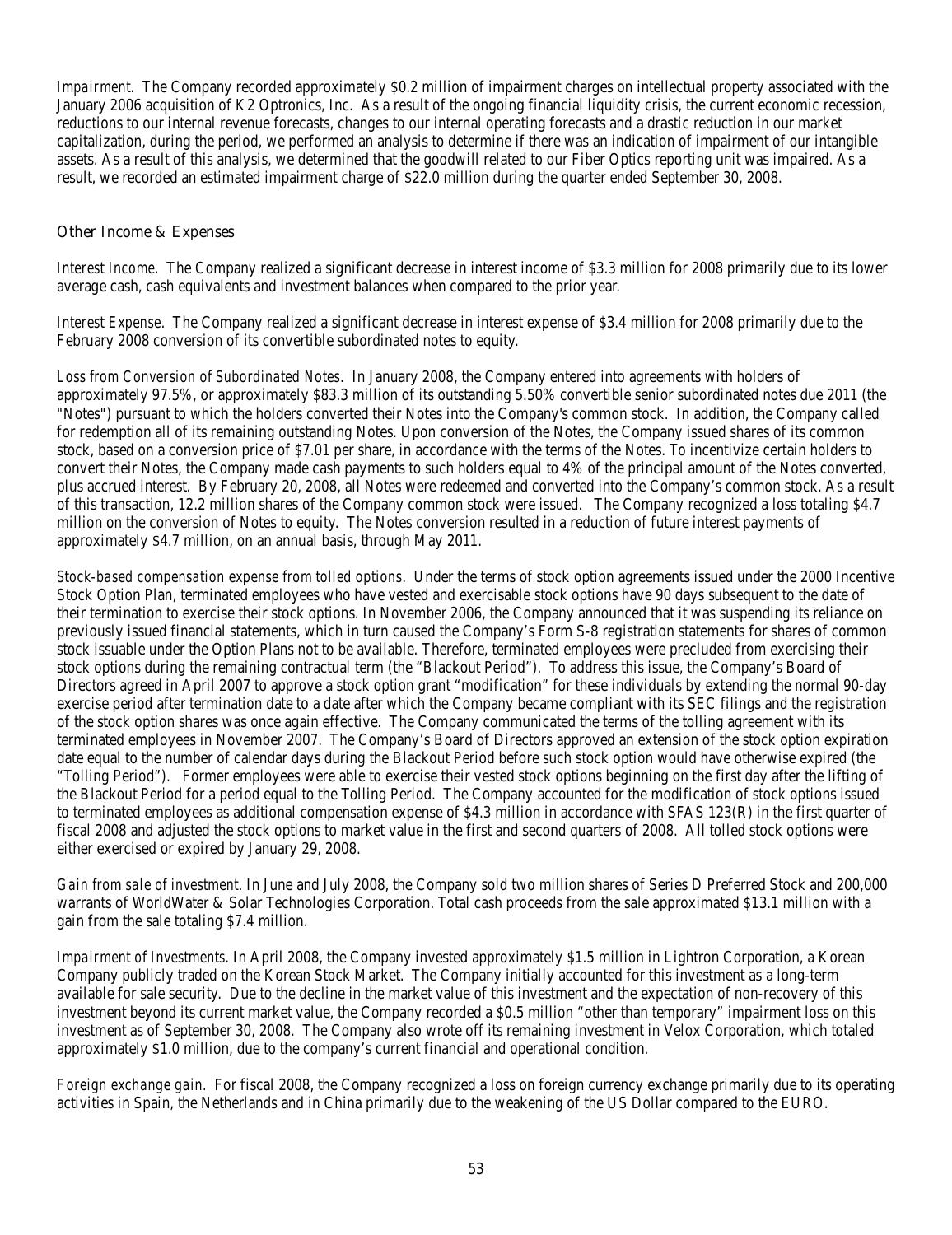*Impairment.* The Company recorded approximately $0.2 million of impairment charges on intellectual property associated with the January 2006 acquisition of K2 Optronics, Inc. As a result of the ongoing financial liquidity crisis, the current economic recession, reductions to our internal revenue forecasts, changes to our internal operating forecasts and a drastic reduction in our market capitalization, during the period, we performed an analysis to determine if there was an indication of impairment of our intangible assets. As a result of this analysis, we determined that the goodwill related to our Fiber Optics reporting unit was impaired. As a result, we recorded an estimated impairment charge of $22.0 million during the quarter ended September 30, 2008.

## Other Income & Expenses

*Interest Income.* The Company realized a significant decrease in interest income of $3.3 million for 2008 primarily due to its lower average cash, cash equivalents and investment balances when compared to the prior year.

*Interest Expense.* The Company realized a significant decrease in interest expense of $3.4 million for 2008 primarily due to the February 2008 conversion of its convertible subordinated notes to equity.

*Loss from Conversion of Subordinated Notes.* In January 2008, the Company entered into agreements with holders of approximately 97.5%, or approximately $83.3 million of its outstanding 5.50% convertible senior subordinated notes due 2011 (the "Notes") pursuant to which the holders converted their Notes into the Company's common stock. In addition, the Company called for redemption all of its remaining outstanding Notes. Upon conversion of the Notes, the Company issued shares of its common stock, based on a conversion price of $7.01 per share, in accordance with the terms of the Notes. To incentivize certain holders to convert their Notes, the Company made cash payments to such holders equal to 4% of the principal amount of the Notes converted, plus accrued interest. By February 20, 2008, all Notes were redeemed and converted into the Company's common stock. As a result of this transaction, 12.2 million shares of the Company common stock were issued. The Company recognized a loss totaling $4.7 million on the conversion of Notes to equity. The Notes conversion resulted in a reduction of future interest payments of approximately $4.7 million, on an annual basis, through May 2011.

*Stock-based compensation expense from tolled options.* Under the terms of stock option agreements issued under the 2000 Incentive Stock Option Plan, terminated employees who have vested and exercisable stock options have 90 days subsequent to the date of their termination to exercise their stock options. In November 2006, the Company announced that it was suspending its reliance on previously issued financial statements, which in turn caused the Company's Form S-8 registration statements for shares of common stock issuable under the Option Plans not to be available. Therefore, terminated employees were precluded from exercising their stock options during the remaining contractual term (the "Blackout Period"). To address this issue, the Company's Board of Directors agreed in April 2007 to approve a stock option grant "modification" for these individuals by extending the normal 90-day exercise period after termination date to a date after which the Company became compliant with its SEC filings and the registration of the stock option shares was once again effective. The Company communicated the terms of the tolling agreement with its terminated employees in November 2007. The Company's Board of Directors approved an extension of the stock option expiration date equal to the number of calendar days during the Blackout Period before such stock option would have otherwise expired (the "Tolling Period"). Former employees were able to exercise their vested stock options beginning on the first day after the lifting of the Blackout Period for a period equal to the Tolling Period. The Company accounted for the modification of stock options issued to terminated employees as additional compensation expense of $4.3 million in accordance with SFAS 123(R) in the first quarter of fiscal 2008 and adjusted the stock options to market value in the first and second quarters of 2008. All tolled stock options were either exercised or expired by January 29, 2008.

*Gain from sale of investment.* In June and July 2008, the Company sold two million shares of Series D Preferred Stock and 200,000 warrants of WorldWater & Solar Technologies Corporation. Total cash proceeds from the sale approximated $13.1 million with a gain from the sale totaling $7.4 million.

*Impairment of Investments.* In April 2008, the Company invested approximately $1.5 million in Lightron Corporation, a Korean Company publicly traded on the Korean Stock Market. The Company initially accounted for this investment as a long-term available for sale security. Due to the decline in the market value of this investment and the expectation of non-recovery of this investment beyond its current market value, the Company recorded a $0.5 million "other than temporary" impairment loss on this investment as of September 30, 2008. The Company also wrote off its remaining investment in Velox Corporation, which totaled approximately $1.0 million, due to the company's current financial and operational condition.

*Foreign exchange gain.* For fiscal 2008, the Company recognized a loss on foreign currency exchange primarily due to its operating activities in Spain, the Netherlands and in China primarily due to the weakening of the US Dollar compared to the EURO.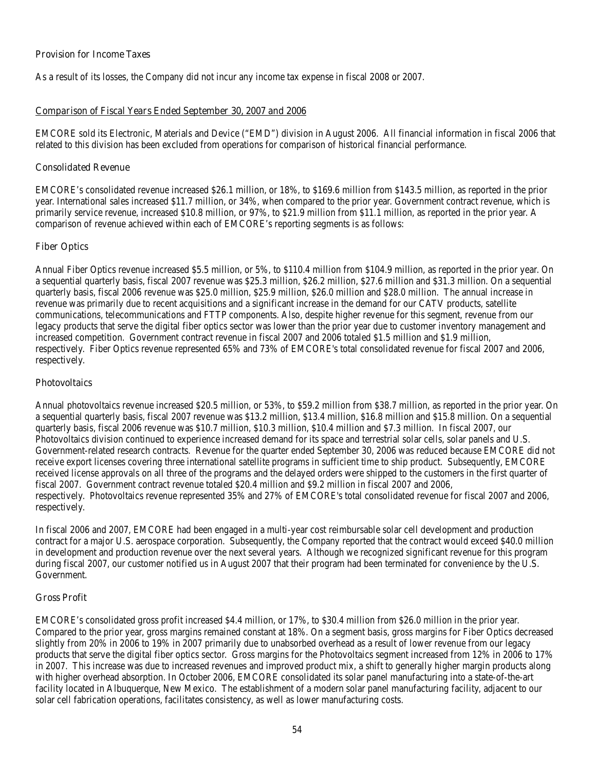### Provision for Income Taxes

As a result of its losses, the Company did not incur any income tax expense in fiscal 2008 or 2007.

## *Comparison of Fiscal Years Ended September 30, 2007 and 2006*

EMCORE sold its Electronic, Materials and Device ("EMD") division in August 2006. All financial information in fiscal 2006 that related to this division has been excluded from operations for comparison of historical financial performance.

### Consolidated Revenue

EMCORE's consolidated revenue increased $26.1 million, or 18%, to $169.6 million from $143.5 million, as reported in the prior year. International sales increased $11.7 million, or 34%, when compared to the prior year. Government contract revenue, which is primarily service revenue, increased $10.8 million, or 97%, to $21.9 million from $11.1 million, as reported in the prior year. A comparison of revenue achieved within each of EMCORE's reporting segments is as follows:

### Fiber Optics

Annual Fiber Optics revenue increased $5.5 million, or 5%, to $110.4 million from $104.9 million, as reported in the prior year. On a sequential quarterly basis, fiscal 2007 revenue was $25.3 million, $26.2 million, $27.6 million and $31.3 million. On a sequential quarterly basis, fiscal 2006 revenue was $25.0 million, $25.9 million, $26.0 million and $28.0 million. The annual increase in revenue was primarily due to recent acquisitions and a significant increase in the demand for our CATV products, satellite communications, telecommunications and FTTP components. Also, despite higher revenue for this segment, revenue from our legacy products that serve the digital fiber optics sector was lower than the prior year due to customer inventory management and increased competition. Government contract revenue in fiscal 2007 and 2006 totaled $1.5 million and $1.9 million, respectively. Fiber Optics revenue represented 65% and 73% of EMCORE's total consolidated revenue for fiscal 2007 and 2006, respectively.

### Photovoltaics

Annual photovoltaics revenue increased $20.5 million, or 53%, to $59.2 million from $38.7 million, as reported in the prior year. On a sequential quarterly basis, fiscal 2007 revenue was $13.2 million, $13.4 million, $16.8 million and $15.8 million. On a sequential quarterly basis, fiscal 2006 revenue was $10.7 million, $10.3 million, $10.4 million and $7.3 million. In fiscal 2007, our Photovoltaics division continued to experience increased demand for its space and terrestrial solar cells, solar panels and U.S. Government-related research contracts. Revenue for the quarter ended September 30, 2006 was reduced because EMCORE did not receive export licenses covering three international satellite programs in sufficient time to ship product. Subsequently, EMCORE received license approvals on all three of the programs and the delayed orders were shipped to the customers in the first quarter of fiscal 2007. Government contract revenue totaled $20.4 million and $9.2 million in fiscal 2007 and 2006, respectively. Photovoltaics revenue represented 35% and 27% of EMCORE's total consolidated revenue for fiscal 2007 and 2006, respectively.

In fiscal 2006 and 2007, EMCORE had been engaged in a multi-year cost reimbursable solar cell development and production contract for a major U.S. aerospace corporation. Subsequently, the Company reported that the contract would exceed $40.0 million in development and production revenue over the next several years. Although we recognized significant revenue for this program during fiscal 2007, our customer notified us in August 2007 that their program had been terminated for convenience by the U.S. Government.

### Gross Profit

EMCORE's consolidated gross profit increased $4.4 million, or 17%, to $30.4 million from $26.0 million in the prior year. Compared to the prior year, gross margins remained constant at 18%. On a segment basis, gross margins for Fiber Optics decreased slightly from 20% in 2006 to 19% in 2007 primarily due to unabsorbed overhead as a result of lower revenue from our legacy products that serve the digital fiber optics sector. Gross margins for the Photovoltaics segment increased from 12% in 2006 to 17% in 2007. This increase was due to increased revenues and improved product mix, a shift to generally higher margin products along with higher overhead absorption. In October 2006, EMCORE consolidated its solar panel manufacturing into a state-of-the-art facility located in Albuquerque, New Mexico. The establishment of a modern solar panel manufacturing facility, adjacent to our solar cell fabrication operations, facilitates consistency, as well as lower manufacturing costs.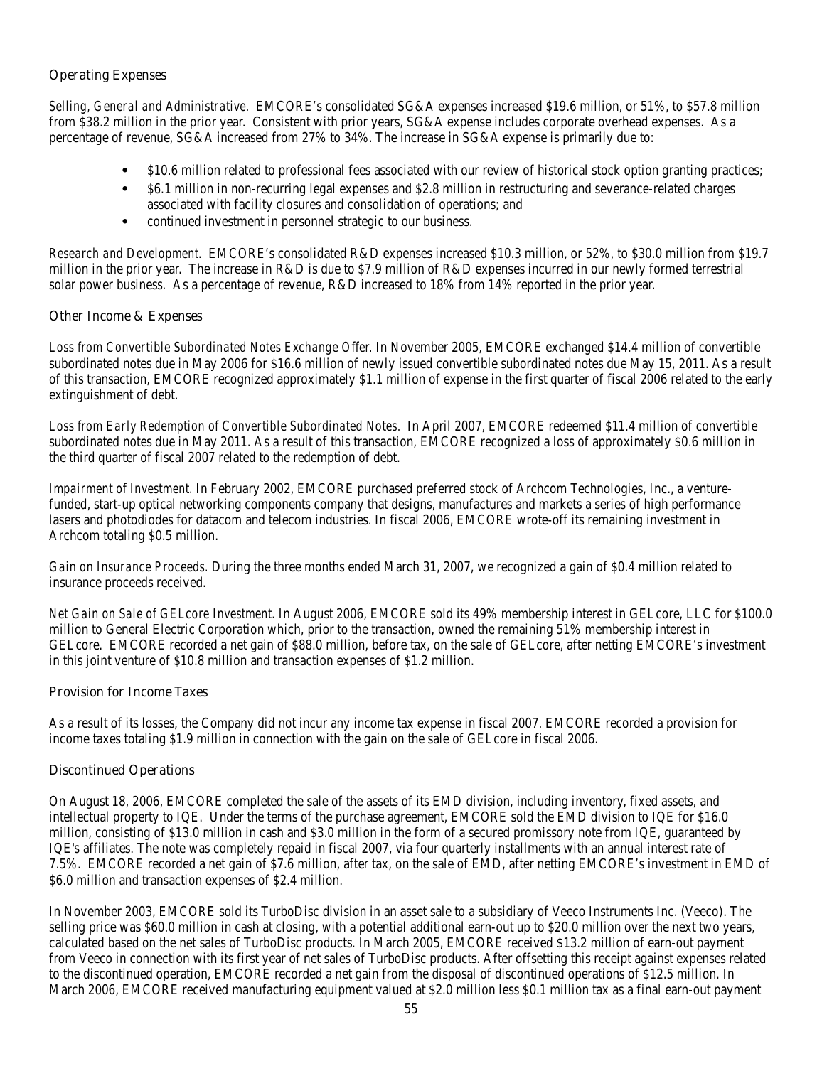### Operating Expenses

*Selling, General and Administrative*. EMCORE's consolidated SG&A expenses increased $19.6 million, or 51%, to $57.8 million from $38.2 million in the prior year. Consistent with prior years, SG&A expense includes corporate overhead expenses. As a percentage of revenue, SG&A increased from 27% to 34%. The increase in SG&A expense is primarily due to:

- $10.6 million related to professional fees associated with our review of historical stock option granting practices;
- $6.1 million in non-recurring legal expenses and $2.8 million in restructuring and severance-related charges associated with facility closures and consolidation of operations; and
- continued investment in personnel strategic to our business.

*Research and Development*. EMCORE's consolidated R&D expenses increased $10.3 million, or 52%, to $30.0 million from $19.7 million in the prior year. The increase in R&D is due to $7.9 million of R&D expenses incurred in our newly formed terrestrial solar power business. As a percentage of revenue, R&D increased to 18% from 14% reported in the prior year.

### Other Income & Expenses

*Loss from Convertible Subordinated Notes Exchange Offer.* In November 2005, EMCORE exchanged $14.4 million of convertible subordinated notes due in May 2006 for $16.6 million of newly issued convertible subordinated notes due May 15, 2011. As a result of this transaction, EMCORE recognized approximately $1.1 million of expense in the first quarter of fiscal 2006 related to the early extinguishment of debt.

*Loss from Early Redemption of Convertible Subordinated Notes.* In April 2007, EMCORE redeemed $11.4 million of convertible subordinated notes due in May 2011. As a result of this transaction, EMCORE recognized a loss of approximately $0.6 million in the third quarter of fiscal 2007 related to the redemption of debt.

*Impairment of Investment.* In February 2002, EMCORE purchased preferred stock of Archcom Technologies, Inc., a venture-funded, start-up optical networking components company that designs, manufactures and markets a series of high performance lasers and photodiodes for datacom and telecom industries. In fiscal 2006, EMCORE wrote-off its remaining investment in Archcom totaling $0.5 million.

*Gain on Insurance Proceeds.* During the three months ended March 31, 2007, we recognized a gain of $0.4 million related to insurance proceeds received.

*Net Gain on Sale of GELcore Investment.* In August 2006, EMCORE sold its 49% membership interest in GELcore, LLC for $100.0 million to General Electric Corporation which, prior to the transaction, owned the remaining 51% membership interest in GELcore. EMCORE recorded a net gain of $88.0 million, before tax, on the sale of GELcore, after netting EMCORE's investment in this joint venture of $10.8 million and transaction expenses of $1.2 million.

### Provision for Income Taxes

As a result of its losses, the Company did not incur any income tax expense in fiscal 2007. EMCORE recorded a provision for income taxes totaling $1.9 million in connection with the gain on the sale of GELcore in fiscal 2006.

### Discontinued Operations

On August 18, 2006, EMCORE completed the sale of the assets of its EMD division, including inventory, fixed assets, and intellectual property to IQE. Under the terms of the purchase agreement, EMCORE sold the EMD division to IQE for $16.0 million, consisting of $13.0 million in cash and $3.0 million in the form of a secured promissory note from IQE, guaranteed by IQE's affiliates. The note was completely repaid in fiscal 2007, via four quarterly installments with an annual interest rate of 7.5%. EMCORE recorded a net gain of $7.6 million, after tax, on the sale of EMD, after netting EMCORE's investment in EMD of $6.0 million and transaction expenses of $2.4 million.

In November 2003, EMCORE sold its TurboDisc division in an asset sale to a subsidiary of Veeco Instruments Inc. (Veeco). The selling price was $60.0 million in cash at closing, with a potential additional earn-out up to $20.0 million over the next two years, calculated based on the net sales of TurboDisc products. In March 2005, EMCORE received $13.2 million of earn-out payment from Veeco in connection with its first year of net sales of TurboDisc products. After offsetting this receipt against expenses related to the discontinued operation, EMCORE recorded a net gain from the disposal of discontinued operations of $12.5 million. In March 2006, EMCORE received manufacturing equipment valued at $2.0 million less $0.1 million tax as a final earn-out payment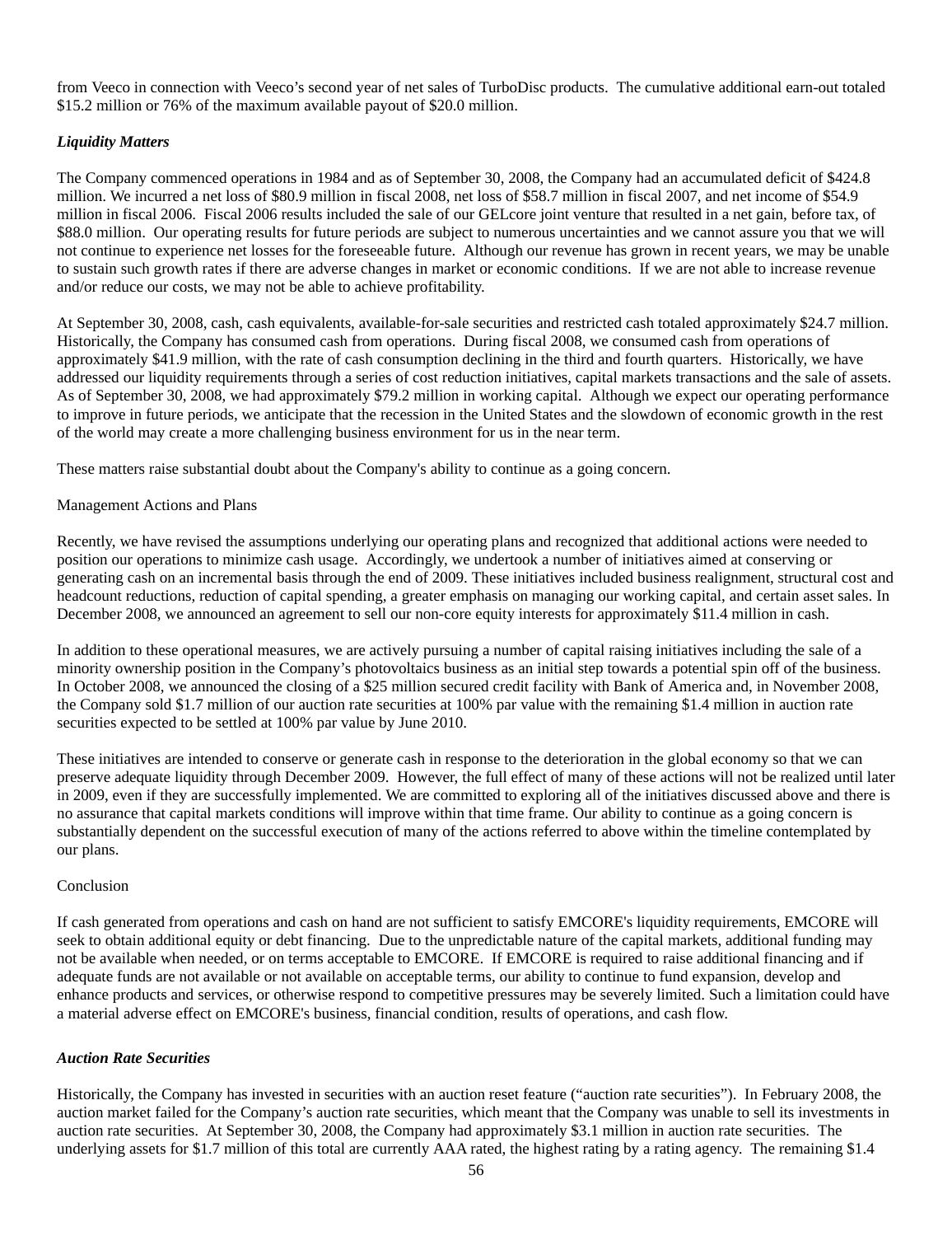from Veeco in connection with Veeco's second year of net sales of TurboDisc products. The cumulative additional earn-out totaled $15.2 million or 76% of the maximum available payout of $20.0 million.

***Liquidity Matters***

The Company commenced operations in 1984 and as of September 30, 2008, the Company had an accumulated deficit of $424.8 million. We incurred a net loss of $80.9 million in fiscal 2008, net loss of $58.7 million in fiscal 2007, and net income of $54.9 million in fiscal 2006. Fiscal 2006 results included the sale of our GELcore joint venture that resulted in a net gain, before tax, of $88.0 million. Our operating results for future periods are subject to numerous uncertainties and we cannot assure you that we will not continue to experience net losses for the foreseeable future. Although our revenue has grown in recent years, we may be unable to sustain such growth rates if there are adverse changes in market or economic conditions. If we are not able to increase revenue and/or reduce our costs, we may not be able to achieve profitability.

At September 30, 2008, cash, cash equivalents, available-for-sale securities and restricted cash totaled approximately $24.7 million. Historically, the Company has consumed cash from operations. During fiscal 2008, we consumed cash from operations of approximately $41.9 million, with the rate of cash consumption declining in the third and fourth quarters. Historically, we have addressed our liquidity requirements through a series of cost reduction initiatives, capital markets transactions and the sale of assets. As of September 30, 2008, we had approximately $79.2 million in working capital. Although we expect our operating performance to improve in future periods, we anticipate that the recession in the United States and the slowdown of economic growth in the rest of the world may create a more challenging business environment for us in the near term.

These matters raise substantial doubt about the Company's ability to continue as a going concern.

Management Actions and Plans

Recently, we have revised the assumptions underlying our operating plans and recognized that additional actions were needed to position our operations to minimize cash usage. Accordingly, we undertook a number of initiatives aimed at conserving or generating cash on an incremental basis through the end of 2009. These initiatives included business realignment, structural cost and headcount reductions, reduction of capital spending, a greater emphasis on managing our working capital, and certain asset sales. In December 2008, we announced an agreement to sell our non-core equity interests for approximately $11.4 million in cash.

In addition to these operational measures, we are actively pursuing a number of capital raising initiatives including the sale of a minority ownership position in the Company's photovoltaics business as an initial step towards a potential spin off of the business. In October 2008, we announced the closing of a $25 million secured credit facility with Bank of America and, in November 2008, the Company sold $1.7 million of our auction rate securities at 100% par value with the remaining $1.4 million in auction rate securities expected to be settled at 100% par value by June 2010.

These initiatives are intended to conserve or generate cash in response to the deterioration in the global economy so that we can preserve adequate liquidity through December 2009. However, the full effect of many of these actions will not be realized until later in 2009, even if they are successfully implemented. We are committed to exploring all of the initiatives discussed above and there is no assurance that capital markets conditions will improve within that time frame. Our ability to continue as a going concern is substantially dependent on the successful execution of many of the actions referred to above within the timeline contemplated by our plans.

Conclusion

If cash generated from operations and cash on hand are not sufficient to satisfy EMCORE's liquidity requirements, EMCORE will seek to obtain additional equity or debt financing. Due to the unpredictable nature of the capital markets, additional funding may not be available when needed, or on terms acceptable to EMCORE. If EMCORE is required to raise additional financing and if adequate funds are not available or not available on acceptable terms, our ability to continue to fund expansion, develop and enhance products and services, or otherwise respond to competitive pressures may be severely limited. Such a limitation could have a material adverse effect on EMCORE's business, financial condition, results of operations, and cash flow.

***Auction Rate Securities***

Historically, the Company has invested in securities with an auction reset feature ("auction rate securities"). In February 2008, the auction market failed for the Company's auction rate securities, which meant that the Company was unable to sell its investments in auction rate securities. At September 30, 2008, the Company had approximately $3.1 million in auction rate securities. The underlying assets for $1.7 million of this total are currently AAA rated, the highest rating by a rating agency. The remaining $1.4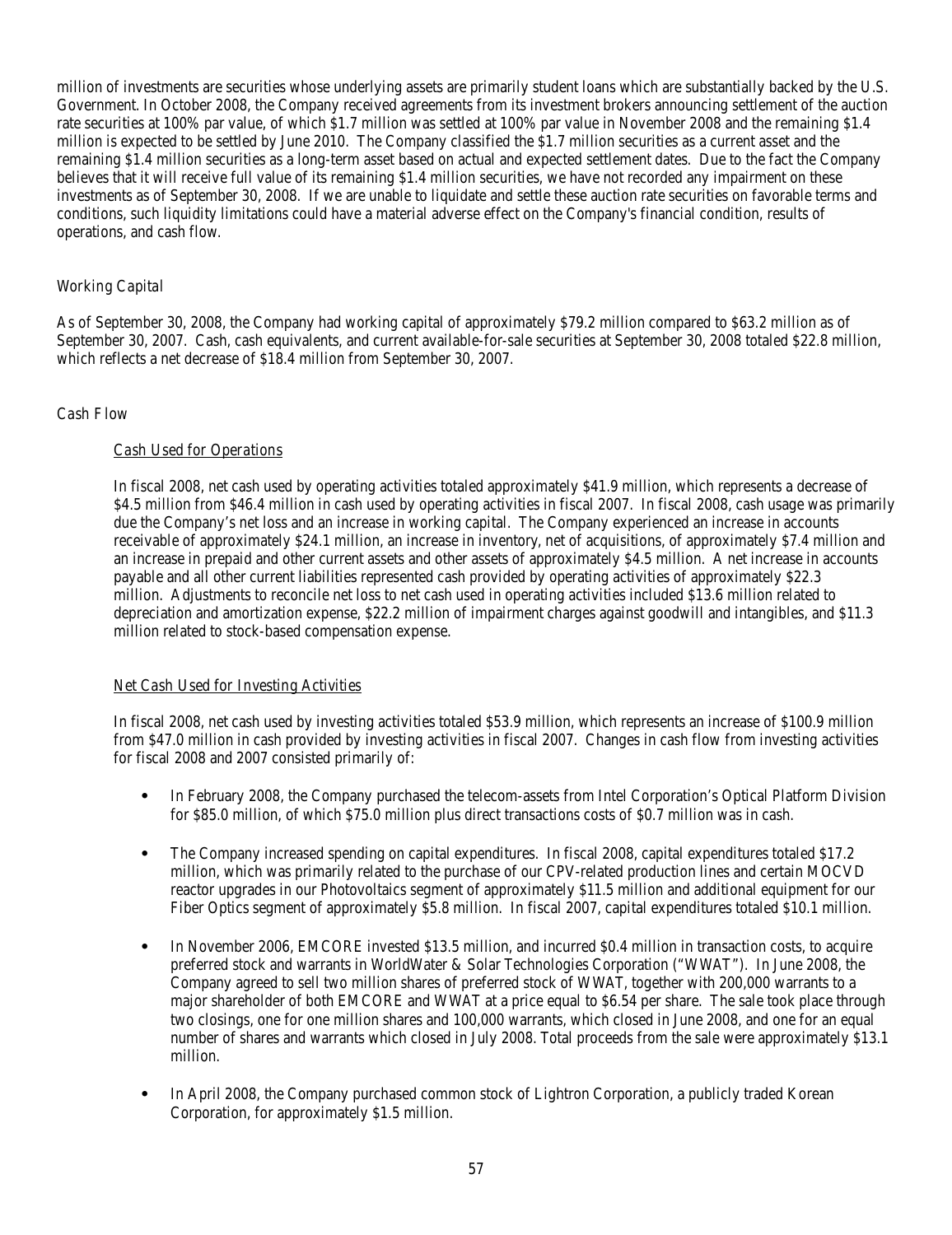million of investments are securities whose underlying assets are primarily student loans which are substantially backed by the U.S. Government. In October 2008, the Company received agreements from its investment brokers announcing settlement of the auction rate securities at 100% par value, of which $1.7 million was settled at 100% par value in November 2008 and the remaining $1.4 million is expected to be settled by June 2010. The Company classified the $1.7 million securities as a current asset and the remaining $1.4 million securities as a long-term asset based on actual and expected settlement dates. Due to the fact the Company believes that it will receive full value of its remaining $1.4 million securities, we have not recorded any impairment on these investments as of September 30, 2008. If we are unable to liquidate and settle these auction rate securities on favorable terms and conditions, such liquidity limitations could have a material adverse effect on the Company's financial condition, results of operations, and cash flow.

*Working Capital*

As of September 30, 2008, the Company had working capital of approximately $79.2 million compared to $63.2 million as of September 30, 2007. Cash, cash equivalents, and current available-for-sale securities at September 30, 2008 totaled $22.8 million, which reflects a net decrease of $18.4 million from September 30, 2007.

*Cash Flow*

*Cash Used for Operations*

In fiscal 2008, net cash used by operating activities totaled approximately $41.9 million, which represents a decrease of $4.5 million from $46.4 million in cash used by operating activities in fiscal 2007. In fiscal 2008, cash usage was primarily due the Company's net loss and an increase in working capital. The Company experienced an increase in accounts receivable of approximately $24.1 million, an increase in inventory, net of acquisitions, of approximately $7.4 million and an increase in prepaid and other current assets and other assets of approximately $4.5 million. A net increase in accounts payable and all other current liabilities represented cash provided by operating activities of approximately $22.3 million. Adjustments to reconcile net loss to net cash used in operating activities included $13.6 million related to depreciation and amortization expense, $22.2 million of impairment charges against goodwill and intangibles, and $11.3 million related to stock-based compensation expense.

*Net Cash Used for Investing Activities*

In fiscal 2008, net cash used by investing activities totaled $53.9 million, which represents an increase of $100.9 million from $47.0 million in cash provided by investing activities in fiscal 2007. Changes in cash flow from investing activities for fiscal 2008 and 2007 consisted primarily of:

- In February 2008, the Company purchased the telecom-assets from Intel Corporation's Optical Platform Division for $85.0 million, of which $75.0 million plus direct transactions costs of $0.7 million was in cash.

- The Company increased spending on capital expenditures. In fiscal 2008, capital expenditures totaled $17.2 million, which was primarily related to the purchase of our CPV-related production lines and certain MOCVD reactor upgrades in our Photovoltaics segment of approximately $11.5 million and additional equipment for our Fiber Optics segment of approximately $5.8 million. In fiscal 2007, capital expenditures totaled $10.1 million.

- In November 2006, EMCORE invested $13.5 million, and incurred $0.4 million in transaction costs, to acquire preferred stock and warrants in WorldWater & Solar Technologies Corporation ("WWAT"). In June 2008, the Company agreed to sell two million shares of preferred stock of WWAT, together with 200,000 warrants to a major shareholder of both EMCORE and WWAT at a price equal to $6.54 per share. The sale took place through two closings, one for one million shares and 100,000 warrants, which closed in June 2008, and one for an equal number of shares and warrants which closed in July 2008. Total proceeds from the sale were approximately $13.1 million.

- In April 2008, the Company purchased common stock of Lightron Corporation, a publicly traded Korean Corporation, for approximately $1.5 million.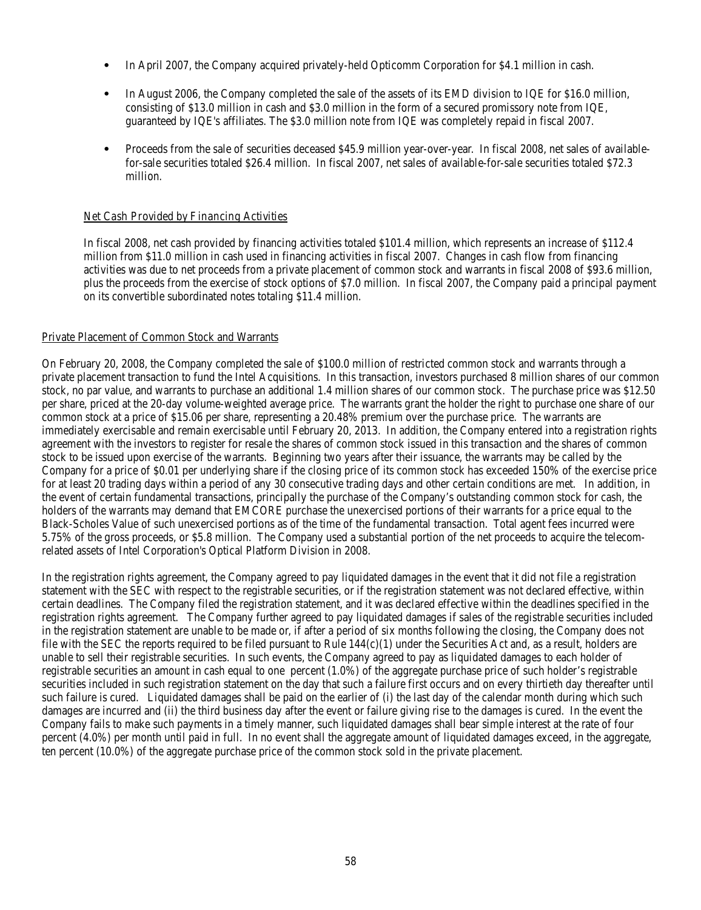- In April 2007, the Company acquired privately-held Opticomm Corporation for $4.1 million in cash.

- In August 2006, the Company completed the sale of the assets of its EMD division to IQE for $16.0 million, consisting of $13.0 million in cash and $3.0 million in the form of a secured promissory note from IQE, guaranteed by IQE's affiliates. The $3.0 million note from IQE was completely repaid in fiscal 2007.

- Proceeds from the sale of securities deceased $45.9 million year-over-year. In fiscal 2008, net sales of available-for-sale securities totaled $26.4 million. In fiscal 2007, net sales of available-for-sale securities totaled $72.3 million.

Net Cash Provided by Financing Activities

In fiscal 2008, net cash provided by financing activities totaled $101.4 million, which represents an increase of $112.4 million from $11.0 million in cash used in financing activities in fiscal 2007. Changes in cash flow from financing activities was due to net proceeds from a private placement of common stock and warrants in fiscal 2008 of $93.6 million, plus the proceeds from the exercise of stock options of $7.0 million. In fiscal 2007, the Company paid a principal payment on its convertible subordinated notes totaling $11.4 million.

Private Placement of Common Stock and Warrants

On February 20, 2008, the Company completed the sale of $100.0 million of restricted common stock and warrants through a private placement transaction to fund the Intel Acquisitions. In this transaction, investors purchased 8 million shares of our common stock, no par value, and warrants to purchase an additional 1.4 million shares of our common stock. The purchase price was $12.50 per share, priced at the 20-day volume-weighted average price. The warrants grant the holder the right to purchase one share of our common stock at a price of $15.06 per share, representing a 20.48% premium over the purchase price. The warrants are immediately exercisable and remain exercisable until February 20, 2013. In addition, the Company entered into a registration rights agreement with the investors to register for resale the shares of common stock issued in this transaction and the shares of common stock to be issued upon exercise of the warrants. Beginning two years after their issuance, the warrants may be called by the Company for a price of $0.01 per underlying share if the closing price of its common stock has exceeded 150% of the exercise price for at least 20 trading days within a period of any 30 consecutive trading days and other certain conditions are met. In addition, in the event of certain fundamental transactions, principally the purchase of the Company's outstanding common stock for cash, the holders of the warrants may demand that EMCORE purchase the unexercised portions of their warrants for a price equal to the Black-Scholes Value of such unexercised portions as of the time of the fundamental transaction. Total agent fees incurred were 5.75% of the gross proceeds, or $5.8 million. The Company used a substantial portion of the net proceeds to acquire the telecom-related assets of Intel Corporation's Optical Platform Division in 2008.

In the registration rights agreement, the Company agreed to pay liquidated damages in the event that it did not file a registration statement with the SEC with respect to the registrable securities, or if the registration statement was not declared effective, within certain deadlines. The Company filed the registration statement, and it was declared effective within the deadlines specified in the registration rights agreement. The Company further agreed to pay liquidated damages if sales of the registrable securities included in the registration statement are unable to be made or, if after a period of six months following the closing, the Company does not file with the SEC the reports required to be filed pursuant to Rule 144(c)(1) under the Securities Act and, as a result, holders are unable to sell their registrable securities. In such events, the Company agreed to pay as liquidated damages to each holder of registrable securities an amount in cash equal to one percent (1.0%) of the aggregate purchase price of such holder's registrable securities included in such registration statement on the day that such a failure first occurs and on every thirtieth day thereafter until such failure is cured. Liquidated damages shall be paid on the earlier of (i) the last day of the calendar month during which such damages are incurred and (ii) the third business day after the event or failure giving rise to the damages is cured. In the event the Company fails to make such payments in a timely manner, such liquidated damages shall bear simple interest at the rate of four percent (4.0%) per month until paid in full. In no event shall the aggregate amount of liquidated damages exceed, in the aggregate, ten percent (10.0%) of the aggregate purchase price of the common stock sold in the private placement.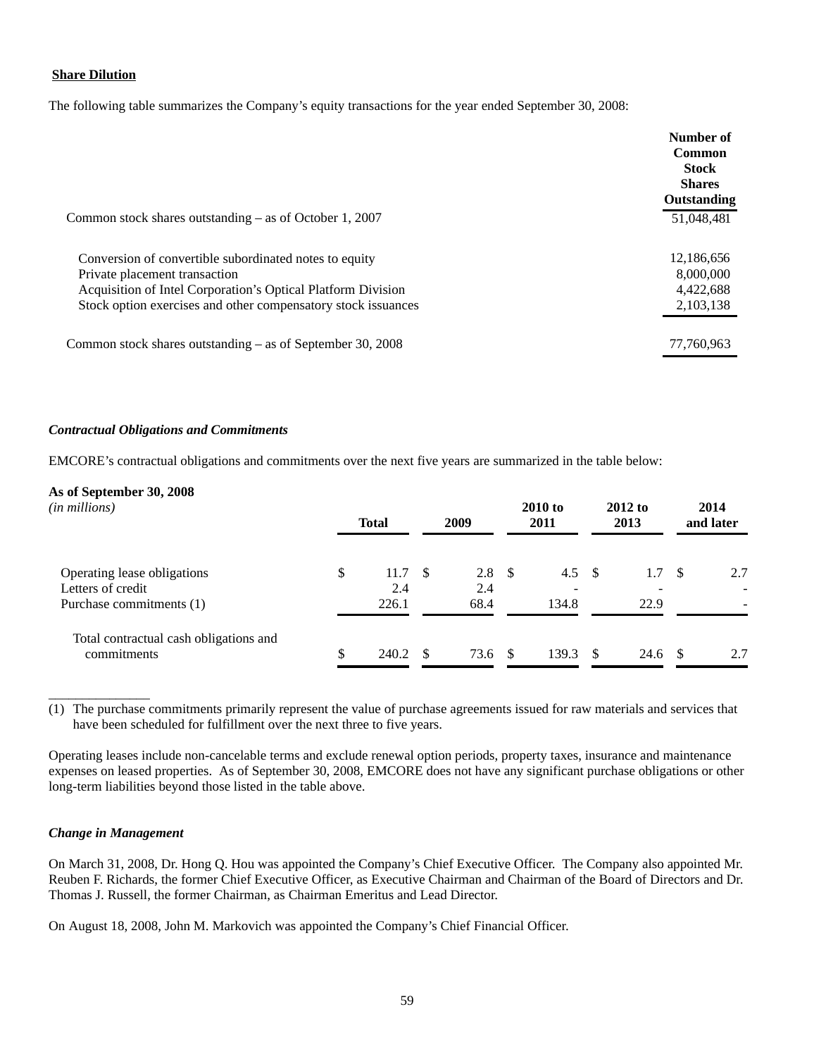**Share Dilution**

The following table summarizes the Company's equity transactions for the year ended September 30, 2008:

| | Number of Common Stock Shares Outstanding |
|---|---|
| Common stock shares outstanding – as of October 1, 2007 | 51,048,481 |
| Conversion of convertible subordinated notes to equity | 12,186,656 |
| Private placement transaction | 8,000,000 |
| Acquisition of Intel Corporation's Optical Platform Division | 4,422,688 |
| Stock option exercises and other compensatory stock issuances | 2,103,138 |
| Common stock shares outstanding – as of September 30, 2008 | 77,760,963 |

***Contractual Obligations and Commitments***

EMCORE's contractual obligations and commitments over the next five years are summarized in the table below:

| **As of September 30, 2008** *(in millions)* | Total | 2009 | 2010 to 2011 | 2012 to 2013 | 2014 and later |
|---|---|---|---|---|---|
| Operating lease obligations | $ 11.7 | $ 2.8 | $ 4.5 | $ 1.7 | $ 2.7 |
| Letters of credit | 2.4 | 2.4 | - | - | - |
| Purchase commitments (1) | 226.1 | 68.4 | 134.8 | 22.9 | - |
| Total contractual cash obligations and commitments | $ 240.2 | $ 73.6 | $ 139.3 | $ 24.6 | $ 2.7 |

______________

(1) The purchase commitments primarily represent the value of purchase agreements issued for raw materials and services that have been scheduled for fulfillment over the next three to five years.

Operating leases include non-cancelable terms and exclude renewal option periods, property taxes, insurance and maintenance expenses on leased properties. As of September 30, 2008, EMCORE does not have any significant purchase obligations or other long-term liabilities beyond those listed in the table above.

***Change in Management***

On March 31, 2008, Dr. Hong Q. Hou was appointed the Company's Chief Executive Officer. The Company also appointed Mr. Reuben F. Richards, the former Chief Executive Officer, as Executive Chairman and Chairman of the Board of Directors and Dr. Thomas J. Russell, the former Chairman, as Chairman Emeritus and Lead Director.

On August 18, 2008, John M. Markovich was appointed the Company's Chief Financial Officer.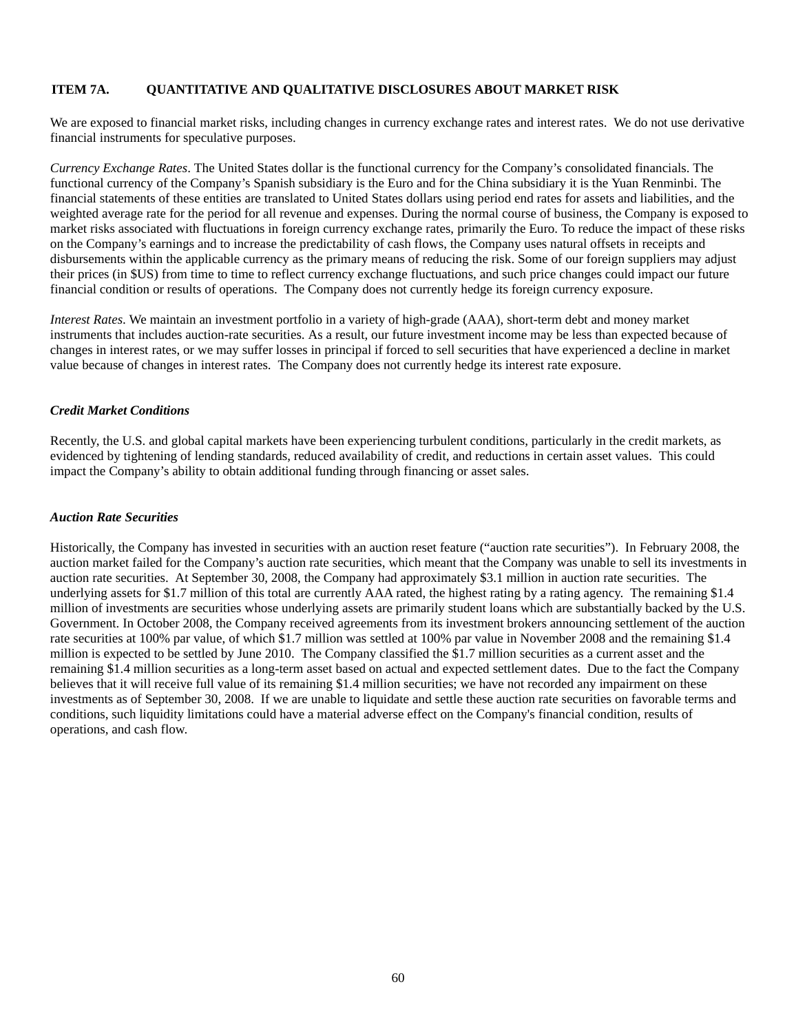## ITEM 7A. QUANTITATIVE AND QUALITATIVE DISCLOSURES ABOUT MARKET RISK

We are exposed to financial market risks, including changes in currency exchange rates and interest rates. We do not use derivative financial instruments for speculative purposes.

*Currency Exchange Rates*. The United States dollar is the functional currency for the Company's consolidated financials. The functional currency of the Company's Spanish subsidiary is the Euro and for the China subsidiary it is the Yuan Renminbi. The financial statements of these entities are translated to United States dollars using period end rates for assets and liabilities, and the weighted average rate for the period for all revenue and expenses. During the normal course of business, the Company is exposed to market risks associated with fluctuations in foreign currency exchange rates, primarily the Euro. To reduce the impact of these risks on the Company's earnings and to increase the predictability of cash flows, the Company uses natural offsets in receipts and disbursements within the applicable currency as the primary means of reducing the risk. Some of our foreign suppliers may adjust their prices (in $US) from time to time to reflect currency exchange fluctuations, and such price changes could impact our future financial condition or results of operations. The Company does not currently hedge its foreign currency exposure.

*Interest Rates*. We maintain an investment portfolio in a variety of high-grade (AAA), short-term debt and money market instruments that includes auction-rate securities. As a result, our future investment income may be less than expected because of changes in interest rates, or we may suffer losses in principal if forced to sell securities that have experienced a decline in market value because of changes in interest rates. The Company does not currently hedge its interest rate exposure.

### *Credit Market Conditions*

Recently, the U.S. and global capital markets have been experiencing turbulent conditions, particularly in the credit markets, as evidenced by tightening of lending standards, reduced availability of credit, and reductions in certain asset values. This could impact the Company's ability to obtain additional funding through financing or asset sales.

### *Auction Rate Securities*

Historically, the Company has invested in securities with an auction reset feature ("auction rate securities"). In February 2008, the auction market failed for the Company's auction rate securities, which meant that the Company was unable to sell its investments in auction rate securities. At September 30, 2008, the Company had approximately $3.1 million in auction rate securities. The underlying assets for $1.7 million of this total are currently AAA rated, the highest rating by a rating agency. The remaining $1.4 million of investments are securities whose underlying assets are primarily student loans which are substantially backed by the U.S. Government. In October 2008, the Company received agreements from its investment brokers announcing settlement of the auction rate securities at 100% par value, of which $1.7 million was settled at 100% par value in November 2008 and the remaining $1.4 million is expected to be settled by June 2010. The Company classified the $1.7 million securities as a current asset and the remaining $1.4 million securities as a long-term asset based on actual and expected settlement dates. Due to the fact the Company believes that it will receive full value of its remaining $1.4 million securities; we have not recorded any impairment on these investments as of September 30, 2008. If we are unable to liquidate and settle these auction rate securities on favorable terms and conditions, such liquidity limitations could have a material adverse effect on the Company's financial condition, results of operations, and cash flow.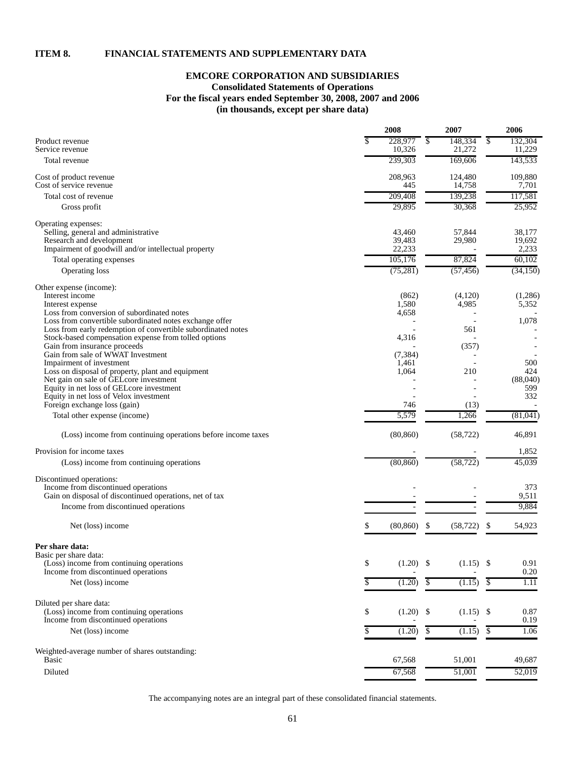## ITEM 8. FINANCIAL STATEMENTS AND SUPPLEMENTARY DATA

### EMCORE CORPORATION AND SUBSIDIARIES
### Consolidated Statements of Operations
### For the fiscal years ended September 30, 2008, 2007 and 2006
### (in thousands, except per share data)

| | 2008 | 2007 | 2006 |
|---|---|---|---|
| Product revenue | $ 228,977 | $ 148,334 | $ 132,304 |
| Service revenue | 10,326 | 21,272 | 11,229 |
| Total revenue | 239,303 | 169,606 | 143,533 |
| Cost of product revenue | 208,963 | 124,480 | 109,880 |
| Cost of service revenue | 445 | 14,758 | 7,701 |
| Total cost of revenue | 209,408 | 139,238 | 117,581 |
| Gross profit | 29,895 | 30,368 | 25,952 |
| Operating expenses: | | | |
| Selling, general and administrative | 43,460 | 57,844 | 38,177 |
| Research and development | 39,483 | 29,980 | 19,692 |
| Impairment of goodwill and/or intellectual property | 22,233 | - | 2,233 |
| Total operating expenses | 105,176 | 87,824 | 60,102 |
| Operating loss | (75,281) | (57,456) | (34,150) |
| Other expense (income): | | | |
| Interest income | (862) | (4,120) | (1,286) |
| Interest expense | 1,580 | 4,985 | 5,352 |
| Loss from conversion of subordinated notes | 4,658 | - | - |
| Loss from convertible subordinated notes exchange offer | - | - | 1,078 |
| Loss from early redemption of convertible subordinated notes | - | 561 | - |
| Stock-based compensation expense from tolled options | 4,316 | - | - |
| Gain from insurance proceeds | - | (357) | - |
| Gain from sale of WWAT Investment | (7,384) | - | - |
| Impairment of investment | 1,461 | - | 500 |
| Loss on disposal of property, plant and equipment | 1,064 | 210 | 424 |
| Net gain on sale of GELcore investment | - | - | (88,040) |
| Equity in net loss of GELcore investment | - | - | 599 |
| Equity in net loss of Velox investment | - | - | 332 |
| Foreign exchange loss (gain) | 746 | (13) | - |
| Total other expense (income) | 5,579 | 1,266 | (81,041) |
| (Loss) income from continuing operations before income taxes | (80,860) | (58,722) | 46,891 |
| Provision for income taxes | - | - | 1,852 |
| (Loss) income from continuing operations | (80,860) | (58,722) | 45,039 |
| Discontinued operations: | | | |
| Income from discontinued operations | - | - | 373 |
| Gain on disposal of discontinued operations, net of tax | - | - | 9,511 |
| Income from discontinued operations | - | - | 9,884 |
| Net (loss) income | $ (80,860) | $ (58,722) | $ 54,923 |
| **Per share data:** | | | |
| Basic per share data: | | | |
| (Loss) income from continuing operations | $ (1.20) | $ (1.15) | $ 0.91 |
| Income from discontinued operations | - | - | 0.20 |
| Net (loss) income | $ (1.20) | $ (1.15) | $ 1.11 |
| Diluted per share data: | | | |
| (Loss) income from continuing operations | $ (1.20) | $ (1.15) | $ 0.87 |
| Income from discontinued operations | - | - | 0.19 |
| Net (loss) income | $ (1.20) | $ (1.15) | $ 1.06 |
| Weighted-average number of shares outstanding: | | | |
| Basic | 67,568 | 51,001 | 49,687 |
| Diluted | 67,568 | 51,001 | 52,019 |

The accompanying notes are an integral part of these consolidated financial statements.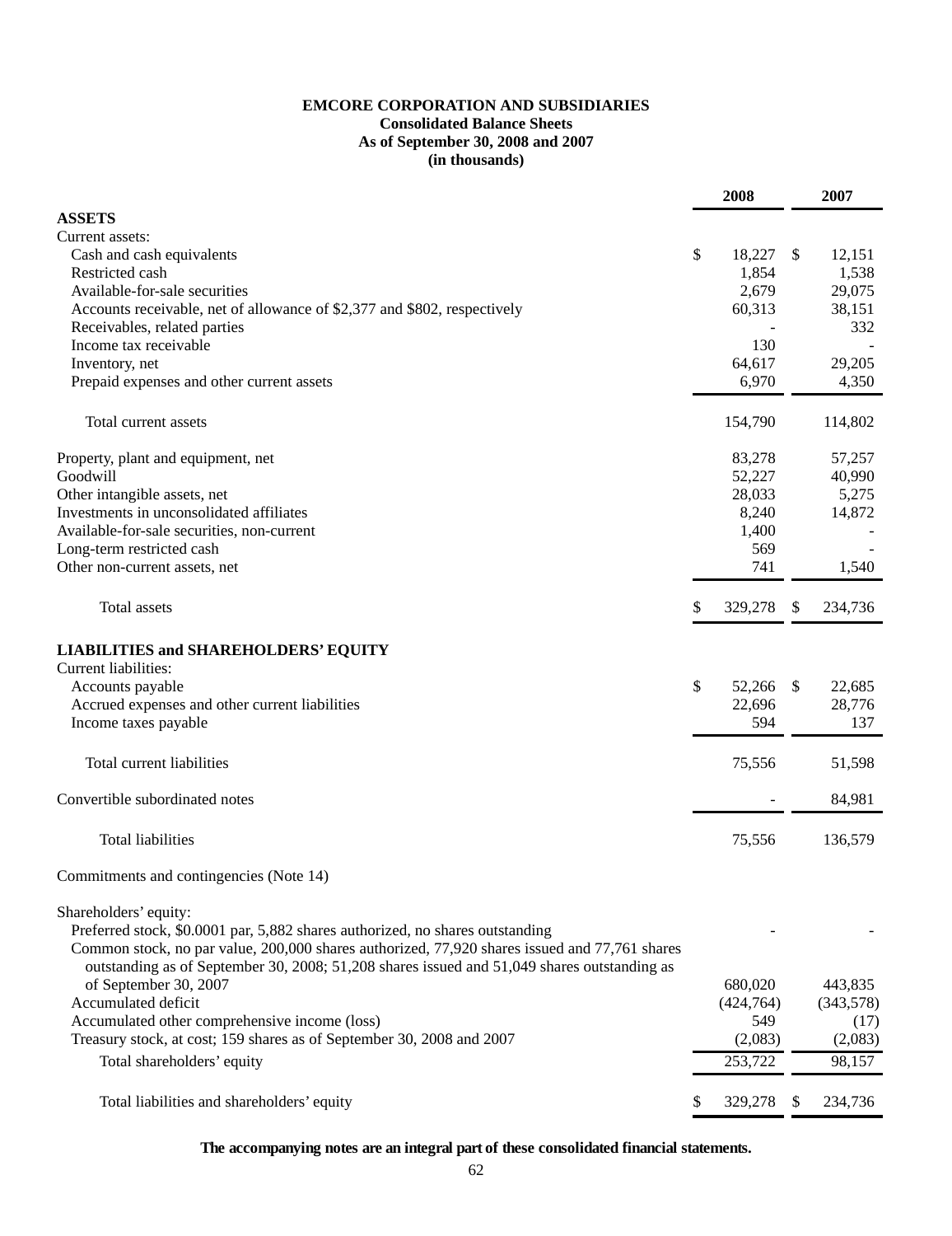**EMCORE CORPORATION AND SUBSIDIARIES**
**Consolidated Balance Sheets**
**As of September 30, 2008 and 2007**
**(in thousands)**

| | 2008 | 2007 |
|---|---|---|
| **ASSETS** | | |
| Current assets: | | |
| Cash and cash equivalents | $ 18,227 | $ 12,151 |
| Restricted cash | 1,854 | 1,538 |
| Available-for-sale securities | 2,679 | 29,075 |
| Accounts receivable, net of allowance of $2,377 and $802, respectively | 60,313 | 38,151 |
| Receivables, related parties | - | 332 |
| Income tax receivable | 130 | - |
| Inventory, net | 64,617 | 29,205 |
| Prepaid expenses and other current assets | 6,970 | 4,350 |
| Total current assets | 154,790 | 114,802 |
| Property, plant and equipment, net | 83,278 | 57,257 |
| Goodwill | 52,227 | 40,990 |
| Other intangible assets, net | 28,033 | 5,275 |
| Investments in unconsolidated affiliates | 8,240 | 14,872 |
| Available-for-sale securities, non-current | 1,400 | - |
| Long-term restricted cash | 569 | - |
| Other non-current assets, net | 741 | 1,540 |
| Total assets | $ 329,278 | $ 234,736 |
| **LIABILITIES and SHAREHOLDERS' EQUITY** | | |
| Current liabilities: | | |
| Accounts payable | $ 52,266 | $ 22,685 |
| Accrued expenses and other current liabilities | 22,696 | 28,776 |
| Income taxes payable | 594 | 137 |
| Total current liabilities | 75,556 | 51,598 |
| Convertible subordinated notes | - | 84,981 |
| Total liabilities | 75,556 | 136,579 |
| Commitments and contingencies (Note 14) | | |
| Shareholders' equity: | | |
| Preferred stock, $0.0001 par, 5,882 shares authorized, no shares outstanding | - | - |
| Common stock, no par value, 200,000 shares authorized, 77,920 shares issued and 77,761 shares outstanding as of September 30, 2008; 51,208 shares issued and 51,049 shares outstanding as of September 30, 2007 | 680,020 | 443,835 |
| Accumulated deficit | (424,764) | (343,578) |
| Accumulated other comprehensive income (loss) | 549 | (17) |
| Treasury stock, at cost; 159 shares as of September 30, 2008 and 2007 | (2,083) | (2,083) |
| Total shareholders' equity | 253,722 | 98,157 |
| Total liabilities and shareholders' equity | $ 329,278 | $ 234,736 |

**The accompanying notes are an integral part of these consolidated financial statements.**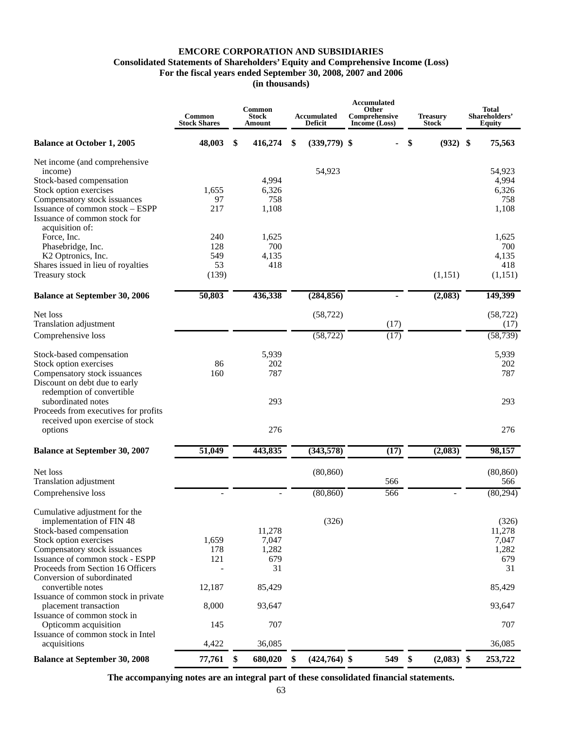# EMCORE CORPORATION AND SUBSIDIARIES

## Consolidated Statements of Shareholders' Equity and Comprehensive Income (Loss)

### For the fiscal years ended September 30, 2008, 2007 and 2006

### (in thousands)

| | Common Stock Shares | Common Stock Amount | Accumulated Deficit | Accumulated Other Comprehensive Income (Loss) | Treasury Stock | Total Shareholders' Equity |
|---|---|---|---|---|---|---|
| **Balance at October 1, 2005** | **48,003** | **$ 416,274** | **$ (339,779)** | **$ -** | **$ (932)** | **$ 75,563** |
| Net income (and comprehensive income) | | | 54,923 | | | 54,923 |
| Stock-based compensation | | 4,994 | | | | 4,994 |
| Stock option exercises | 1,655 | 6,326 | | | | 6,326 |
| Compensatory stock issuances | 97 | 758 | | | | 758 |
| Issuance of common stock – ESPP | 217 | 1,108 | | | | 1,108 |
| Issuance of common stock for acquisition of: | | | | | | |
| Force, Inc. | 240 | 1,625 | | | | 1,625 |
| Phasebridge, Inc. | 128 | 700 | | | | 700 |
| K2 Optronics, Inc. | 549 | 4,135 | | | | 4,135 |
| Shares issued in lieu of royalties | 53 | 418 | | | | 418 |
| Treasury stock | (139) | | | | (1,151) | (1,151) |
| **Balance at September 30, 2006** | **50,803** | **436,338** | **(284,856)** | **-** | **(2,083)** | **149,399** |
| Net loss | | | (58,722) | | | (58,722) |
| Translation adjustment | | | | (17) | | (17) |
| Comprehensive loss | | | (58,722) | (17) | | (58,739) |
| Stock-based compensation | | 5,939 | | | | 5,939 |
| Stock option exercises | 86 | 202 | | | | 202 |
| Compensatory stock issuances | 160 | 787 | | | | 787 |
| Discount on debt due to early redemption of convertible subordinated notes | | 293 | | | | 293 |
| Proceeds from executives for profits received upon exercise of stock options | | 276 | | | | 276 |
| **Balance at September 30, 2007** | **51,049** | **443,835** | **(343,578)** | **(17)** | **(2,083)** | **98,157** |
| Net loss | | | (80,860) | | | (80,860) |
| Translation adjustment | | | | 566 | | 566 |
| Comprehensive loss | - | - | (80,860) | 566 | - | (80,294) |
| Cumulative adjustment for the implementation of FIN 48 | | | (326) | | | (326) |
| Stock-based compensation | | 11,278 | | | | 11,278 |
| Stock option exercises | 1,659 | 7,047 | | | | 7,047 |
| Compensatory stock issuances | 178 | 1,282 | | | | 1,282 |
| Issuance of common stock - ESPP | 121 | 679 | | | | 679 |
| Proceeds from Section 16 Officers | - | 31 | | | | 31 |
| Conversion of subordinated convertible notes | 12,187 | 85,429 | | | | 85,429 |
| Issuance of common stock in private placement transaction | 8,000 | 93,647 | | | | 93,647 |
| Issuance of common stock in Opticomm acquisition | 145 | 707 | | | | 707 |
| Issuance of common stock in Intel acquisitions | 4,422 | 36,085 | | | | 36,085 |
| **Balance at September 30, 2008** | **77,761** | **$ 680,020** | **$ (424,764)** | **$ 549** | **$ (2,083)** | **$ 253,722** |

**The accompanying notes are an integral part of these consolidated financial statements.**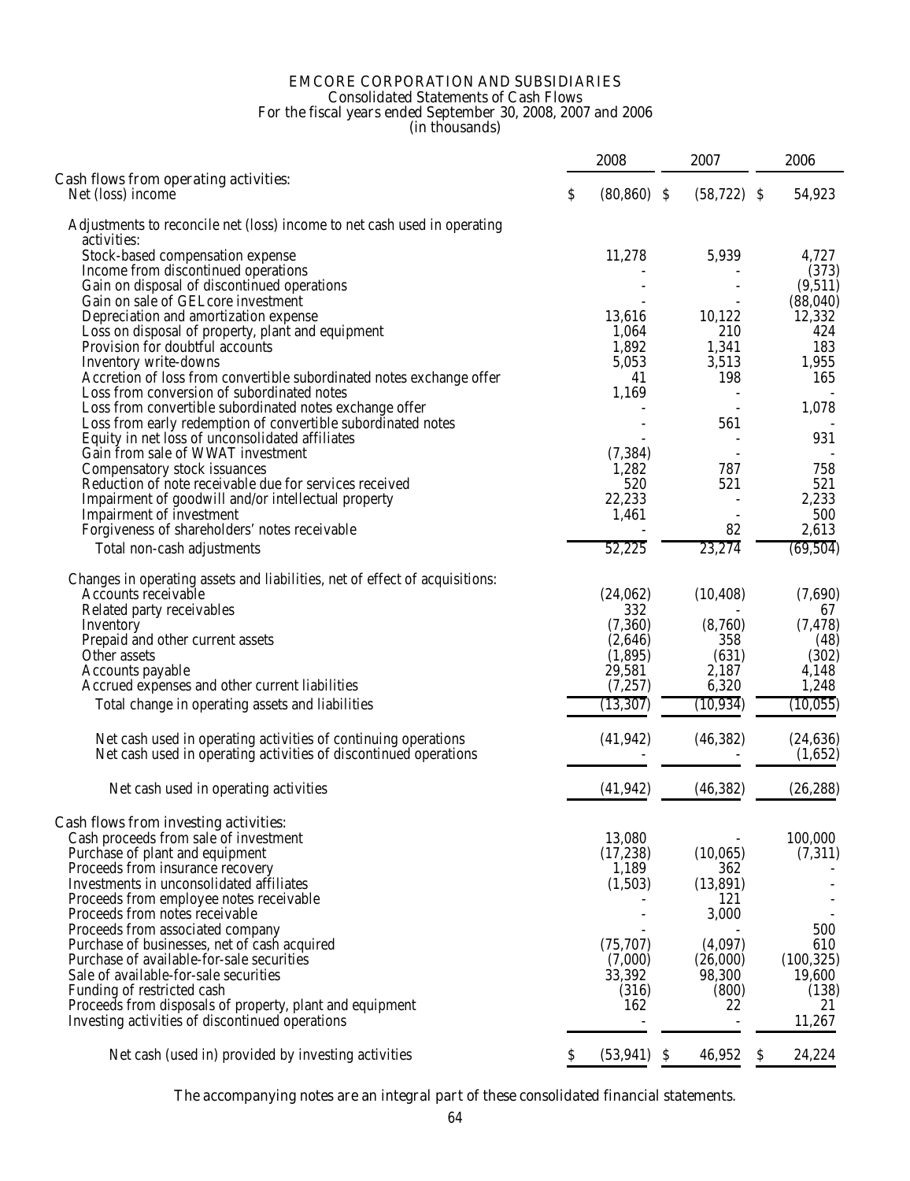# EMCORE CORPORATION AND SUBSIDIARIES
## Consolidated Statements of Cash Flows
### For the fiscal years ended September 30, 2008, 2007 and 2006
(in thousands)

| | 2008 | 2007 | 2006 |
|---|---|---|---|
| **Cash flows from operating activities:** | | | |
| Net (loss) income | $ (80,860) | $ (58,722) | $ 54,923 |
| Adjustments to reconcile net (loss) income to net cash used in operating activities: | | | |
| Stock-based compensation expense | 11,278 | 5,939 | 4,727 |
| Income from discontinued operations | - | - | (373) |
| Gain on disposal of discontinued operations | - | - | (9,511) |
| Gain on sale of GELcore investment | - | - | (88,040) |
| Depreciation and amortization expense | 13,616 | 10,122 | 12,332 |
| Loss on disposal of property, plant and equipment | 1,064 | 210 | 424 |
| Provision for doubtful accounts | 1,892 | 1,341 | 183 |
| Inventory write-downs | 5,053 | 3,513 | 1,955 |
| Accretion of loss from convertible subordinated notes exchange offer | 41 | 198 | 165 |
| Loss from conversion of subordinated notes | 1,169 | - | - |
| Loss from convertible subordinated notes exchange offer | - | - | 1,078 |
| Loss from early redemption of convertible subordinated notes | - | 561 | - |
| Equity in net loss of unconsolidated affiliates | - | - | 931 |
| Gain from sale of WWAT investment | (7,384) | - | - |
| Compensatory stock issuances | 1,282 | 787 | 758 |
| Reduction of note receivable due for services received | 520 | 521 | 521 |
| Impairment of goodwill and/or intellectual property | 22,233 | - | 2,233 |
| Impairment of investment | 1,461 | - | 500 |
| Forgiveness of shareholders' notes receivable | - | 82 | 2,613 |
| Total non-cash adjustments | 52,225 | 23,274 | (69,504) |
| Changes in operating assets and liabilities, net of effect of acquisitions: | | | |
| Accounts receivable | (24,062) | (10,408) | (7,690) |
| Related party receivables | 332 | - | 67 |
| Inventory | (7,360) | (8,760) | (7,478) |
| Prepaid and other current assets | (2,646) | 358 | (48) |
| Other assets | (1,895) | (631) | (302) |
| Accounts payable | 29,581 | 2,187 | 4,148 |
| Accrued expenses and other current liabilities | (7,257) | 6,320 | 1,248 |
| Total change in operating assets and liabilities | (13,307) | (10,934) | (10,055) |
| Net cash used in operating activities of continuing operations | (41,942) | (46,382) | (24,636) |
| Net cash used in operating activities of discontinued operations | - | - | (1,652) |
| Net cash used in operating activities | (41,942) | (46,382) | (26,288) |
| **Cash flows from investing activities:** | | | |
| Cash proceeds from sale of investment | 13,080 | - | 100,000 |
| Purchase of plant and equipment | (17,238) | (10,065) | (7,311) |
| Proceeds from insurance recovery | 1,189 | 362 | - |
| Investments in unconsolidated affiliates | (1,503) | (13,891) | - |
| Proceeds from employee notes receivable | - | 121 | - |
| Proceeds from notes receivable | - | 3,000 | - |
| Proceeds from associated company | - | - | 500 |
| Purchase of businesses, net of cash acquired | (75,707) | (4,097) | 610 |
| Purchase of available-for-sale securities | (7,000) | (26,000) | (100,325) |
| Sale of available-for-sale securities | 33,392 | 98,300 | 19,600 |
| Funding of restricted cash | (316) | (800) | (138) |
| Proceeds from disposals of property, plant and equipment | 162 | 22 | 21 |
| Investing activities of discontinued operations | - | - | 11,267 |
| Net cash (used in) provided by investing activities | $ (53,941) | $ 46,952 | $ 24,224 |

The accompanying notes are an integral part of these consolidated financial statements.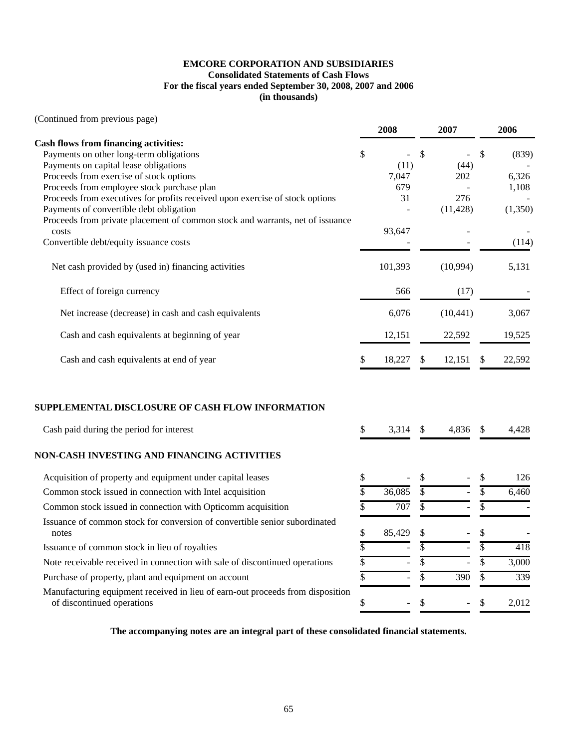**EMCORE CORPORATION AND SUBSIDIARIES**
**Consolidated Statements of Cash Flows**
**For the fiscal years ended September 30, 2008, 2007 and 2006**
**(in thousands)**

(Continued from previous page)

| | 2008 | 2007 | 2006 |
|---|---|---|---|
| **Cash flows from financing activities:** | | | |
| Payments on other long-term obligations | $ - | $ - | $ (839) |
| Payments on capital lease obligations | (11) | (44) | - |
| Proceeds from exercise of stock options | 7,047 | 202 | 6,326 |
| Proceeds from employee stock purchase plan | 679 | - | 1,108 |
| Proceeds from executives for profits received upon exercise of stock options | 31 | 276 | - |
| Payments of convertible debt obligation | - | (11,428) | (1,350) |
| Proceeds from private placement of common stock and warrants, net of issuance costs | 93,647 | - | - |
| Convertible debt/equity issuance costs | - | - | (114) |
| Net cash provided by (used in) financing activities | 101,393 | (10,994) | 5,131 |
| Effect of foreign currency | 566 | (17) | - |
| Net increase (decrease) in cash and cash equivalents | 6,076 | (10,441) | 3,067 |
| Cash and cash equivalents at beginning of year | 12,151 | 22,592 | 19,525 |
| Cash and cash equivalents at end of year | $ 18,227 | $ 12,151 | $ 22,592 |

**SUPPLEMENTAL DISCLOSURE OF CASH FLOW INFORMATION**

| | 2008 | 2007 | 2006 |
|---|---|---|---|
| Cash paid during the period for interest | $ 3,314 | $ 4,836 | $ 4,428 |

**NON-CASH INVESTING AND FINANCING ACTIVITIES**

| | 2008 | 2007 | 2006 |
|---|---|---|---|
| Acquisition of property and equipment under capital leases | $ - | $ - | $ 126 |
| Common stock issued in connection with Intel acquisition | $ 36,085 | $ - | $ 6,460 |
| Common stock issued in connection with Opticomm acquisition | $ 707 | $ - | $ - |
| Issuance of common stock for conversion of convertible senior subordinated notes | $ 85,429 | $ - | $ - |
| Issuance of common stock in lieu of royalties | $ - | $ - | $ 418 |
| Note receivable received in connection with sale of discontinued operations | $ - | $ - | $ 3,000 |
| Purchase of property, plant and equipment on account | $ - | $ 390 | $ 339 |
| Manufacturing equipment received in lieu of earn-out proceeds from disposition of discontinued operations | $ - | $ - | $ 2,012 |

**The accompanying notes are an integral part of these consolidated financial statements.**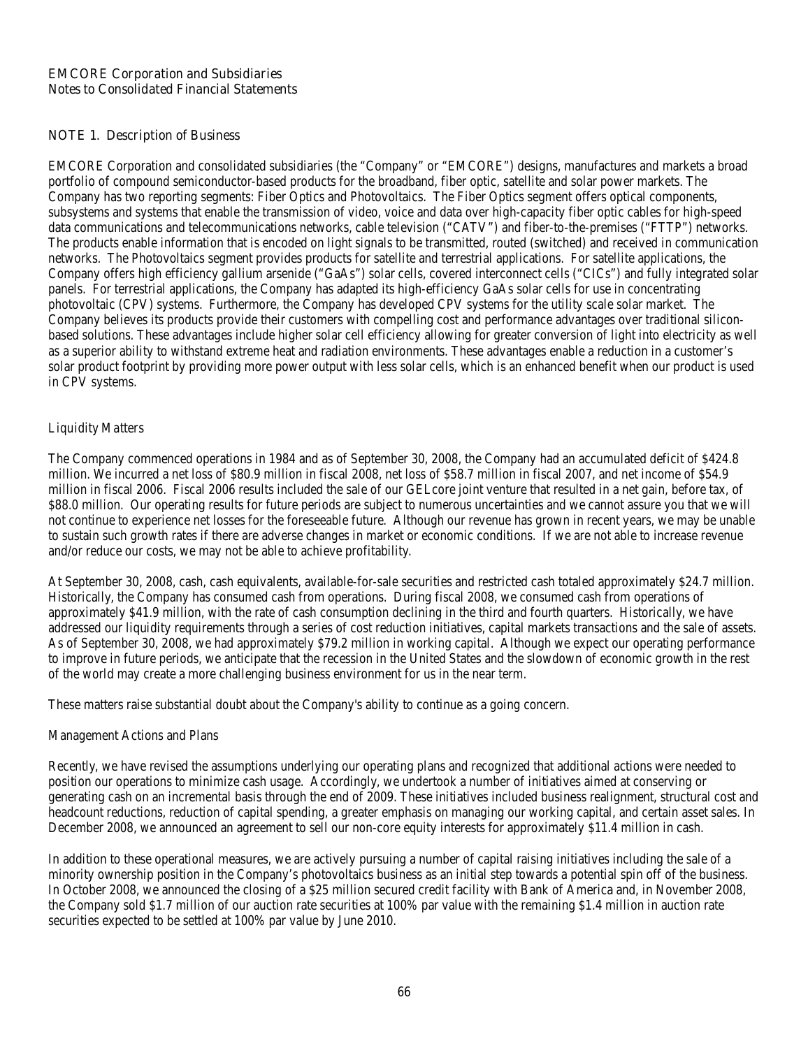EMCORE Corporation and Subsidiaries
Notes to Consolidated Financial Statements

## NOTE 1. Description of Business

EMCORE Corporation and consolidated subsidiaries (the "Company" or "EMCORE") designs, manufactures and markets a broad portfolio of compound semiconductor-based products for the broadband, fiber optic, satellite and solar power markets. The Company has two reporting segments: Fiber Optics and Photovoltaics. The Fiber Optics segment offers optical components, subsystems and systems that enable the transmission of video, voice and data over high-capacity fiber optic cables for high-speed data communications and telecommunications networks, cable television ("CATV") and fiber-to-the-premises ("FTTP") networks. The products enable information that is encoded on light signals to be transmitted, routed (switched) and received in communication networks. The Photovoltaics segment provides products for satellite and terrestrial applications. For satellite applications, the Company offers high efficiency gallium arsenide ("GaAs") solar cells, covered interconnect cells ("CICs") and fully integrated solar panels. For terrestrial applications, the Company has adapted its high-efficiency GaAs solar cells for use in concentrating photovoltaic (CPV) systems. Furthermore, the Company has developed CPV systems for the utility scale solar market. The Company believes its products provide their customers with compelling cost and performance advantages over traditional silicon-based solutions. These advantages include higher solar cell efficiency allowing for greater conversion of light into electricity as well as a superior ability to withstand extreme heat and radiation environments. These advantages enable a reduction in a customer's solar product footprint by providing more power output with less solar cells, which is an enhanced benefit when our product is used in CPV systems.

### Liquidity Matters

The Company commenced operations in 1984 and as of September 30, 2008, the Company had an accumulated deficit of $424.8 million. We incurred a net loss of $80.9 million in fiscal 2008, net loss of $58.7 million in fiscal 2007, and net income of $54.9 million in fiscal 2006. Fiscal 2006 results included the sale of our GELcore joint venture that resulted in a net gain, before tax, of $88.0 million. Our operating results for future periods are subject to numerous uncertainties and we cannot assure you that we will not continue to experience net losses for the foreseeable future. Although our revenue has grown in recent years, we may be unable to sustain such growth rates if there are adverse changes in market or economic conditions. If we are not able to increase revenue and/or reduce our costs, we may not be able to achieve profitability.

At September 30, 2008, cash, cash equivalents, available-for-sale securities and restricted cash totaled approximately $24.7 million. Historically, the Company has consumed cash from operations. During fiscal 2008, we consumed cash from operations of approximately $41.9 million, with the rate of cash consumption declining in the third and fourth quarters. Historically, we have addressed our liquidity requirements through a series of cost reduction initiatives, capital markets transactions and the sale of assets. As of September 30, 2008, we had approximately $79.2 million in working capital. Although we expect our operating performance to improve in future periods, we anticipate that the recession in the United States and the slowdown of economic growth in the rest of the world may create a more challenging business environment for us in the near term.

These matters raise substantial doubt about the Company's ability to continue as a going concern.

### Management Actions and Plans

Recently, we have revised the assumptions underlying our operating plans and recognized that additional actions were needed to position our operations to minimize cash usage. Accordingly, we undertook a number of initiatives aimed at conserving or generating cash on an incremental basis through the end of 2009. These initiatives included business realignment, structural cost and headcount reductions, reduction of capital spending, a greater emphasis on managing our working capital, and certain asset sales. In December 2008, we announced an agreement to sell our non-core equity interests for approximately $11.4 million in cash.

In addition to these operational measures, we are actively pursuing a number of capital raising initiatives including the sale of a minority ownership position in the Company's photovoltaics business as an initial step towards a potential spin off of the business. In October 2008, we announced the closing of a $25 million secured credit facility with Bank of America and, in November 2008, the Company sold $1.7 million of our auction rate securities at 100% par value with the remaining $1.4 million in auction rate securities expected to be settled at 100% par value by June 2010.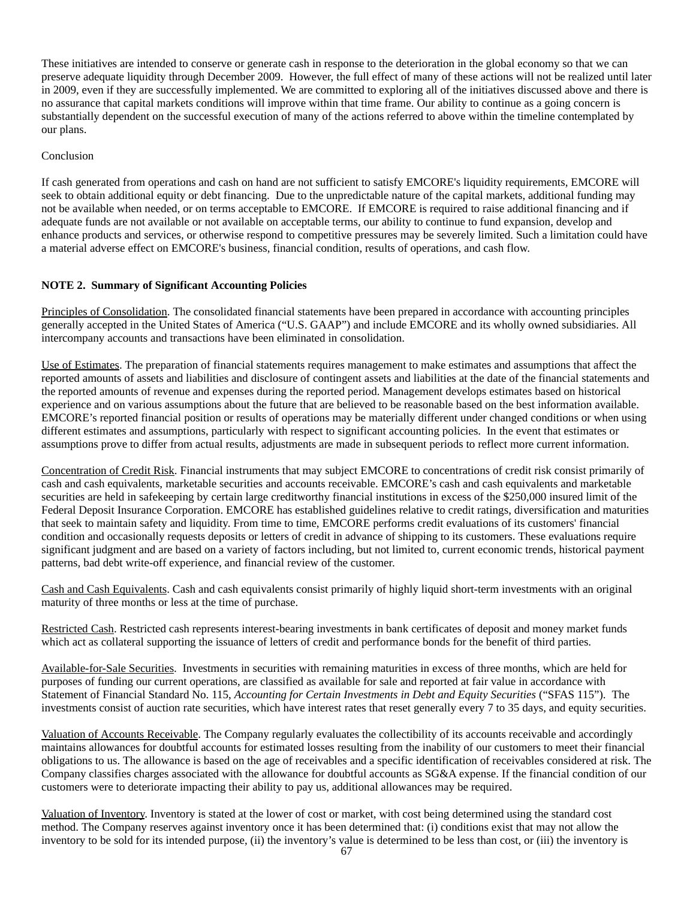These initiatives are intended to conserve or generate cash in response to the deterioration in the global economy so that we can preserve adequate liquidity through December 2009. However, the full effect of many of these actions will not be realized until later in 2009, even if they are successfully implemented. We are committed to exploring all of the initiatives discussed above and there is no assurance that capital markets conditions will improve within that time frame. Our ability to continue as a going concern is substantially dependent on the successful execution of many of the actions referred to above within the timeline contemplated by our plans.

Conclusion

If cash generated from operations and cash on hand are not sufficient to satisfy EMCORE's liquidity requirements, EMCORE will seek to obtain additional equity or debt financing. Due to the unpredictable nature of the capital markets, additional funding may not be available when needed, or on terms acceptable to EMCORE. If EMCORE is required to raise additional financing and if adequate funds are not available or not available on acceptable terms, our ability to continue to fund expansion, develop and enhance products and services, or otherwise respond to competitive pressures may be severely limited. Such a limitation could have a material adverse effect on EMCORE's business, financial condition, results of operations, and cash flow.

**NOTE 2. Summary of Significant Accounting Policies**

Principles of Consolidation. The consolidated financial statements have been prepared in accordance with accounting principles generally accepted in the United States of America (“U.S. GAAP”) and include EMCORE and its wholly owned subsidiaries. All intercompany accounts and transactions have been eliminated in consolidation.

Use of Estimates. The preparation of financial statements requires management to make estimates and assumptions that affect the reported amounts of assets and liabilities and disclosure of contingent assets and liabilities at the date of the financial statements and the reported amounts of revenue and expenses during the reported period. Management develops estimates based on historical experience and on various assumptions about the future that are believed to be reasonable based on the best information available. EMCORE’s reported financial position or results of operations may be materially different under changed conditions or when using different estimates and assumptions, particularly with respect to significant accounting policies. In the event that estimates or assumptions prove to differ from actual results, adjustments are made in subsequent periods to reflect more current information.

Concentration of Credit Risk. Financial instruments that may subject EMCORE to concentrations of credit risk consist primarily of cash and cash equivalents, marketable securities and accounts receivable. EMCORE’s cash and cash equivalents and marketable securities are held in safekeeping by certain large creditworthy financial institutions in excess of the $250,000 insured limit of the Federal Deposit Insurance Corporation. EMCORE has established guidelines relative to credit ratings, diversification and maturities that seek to maintain safety and liquidity. From time to time, EMCORE performs credit evaluations of its customers' financial condition and occasionally requests deposits or letters of credit in advance of shipping to its customers. These evaluations require significant judgment and are based on a variety of factors including, but not limited to, current economic trends, historical payment patterns, bad debt write-off experience, and financial review of the customer.

Cash and Cash Equivalents. Cash and cash equivalents consist primarily of highly liquid short-term investments with an original maturity of three months or less at the time of purchase.

Restricted Cash. Restricted cash represents interest-bearing investments in bank certificates of deposit and money market funds which act as collateral supporting the issuance of letters of credit and performance bonds for the benefit of third parties.

Available-for-Sale Securities. Investments in securities with remaining maturities in excess of three months, which are held for purposes of funding our current operations, are classified as available for sale and reported at fair value in accordance with Statement of Financial Standard No. 115, *Accounting for Certain Investments in Debt and Equity Securities* (“SFAS 115”). The investments consist of auction rate securities, which have interest rates that reset generally every 7 to 35 days, and equity securities.

Valuation of Accounts Receivable. The Company regularly evaluates the collectibility of its accounts receivable and accordingly maintains allowances for doubtful accounts for estimated losses resulting from the inability of our customers to meet their financial obligations to us. The allowance is based on the age of receivables and a specific identification of receivables considered at risk. The Company classifies charges associated with the allowance for doubtful accounts as SG&A expense. If the financial condition of our customers were to deteriorate impacting their ability to pay us, additional allowances may be required.

Valuation of Inventory. Inventory is stated at the lower of cost or market, with cost being determined using the standard cost method. The Company reserves against inventory once it has been determined that: (i) conditions exist that may not allow the inventory to be sold for its intended purpose, (ii) the inventory’s value is determined to be less than cost, or (iii) the inventory is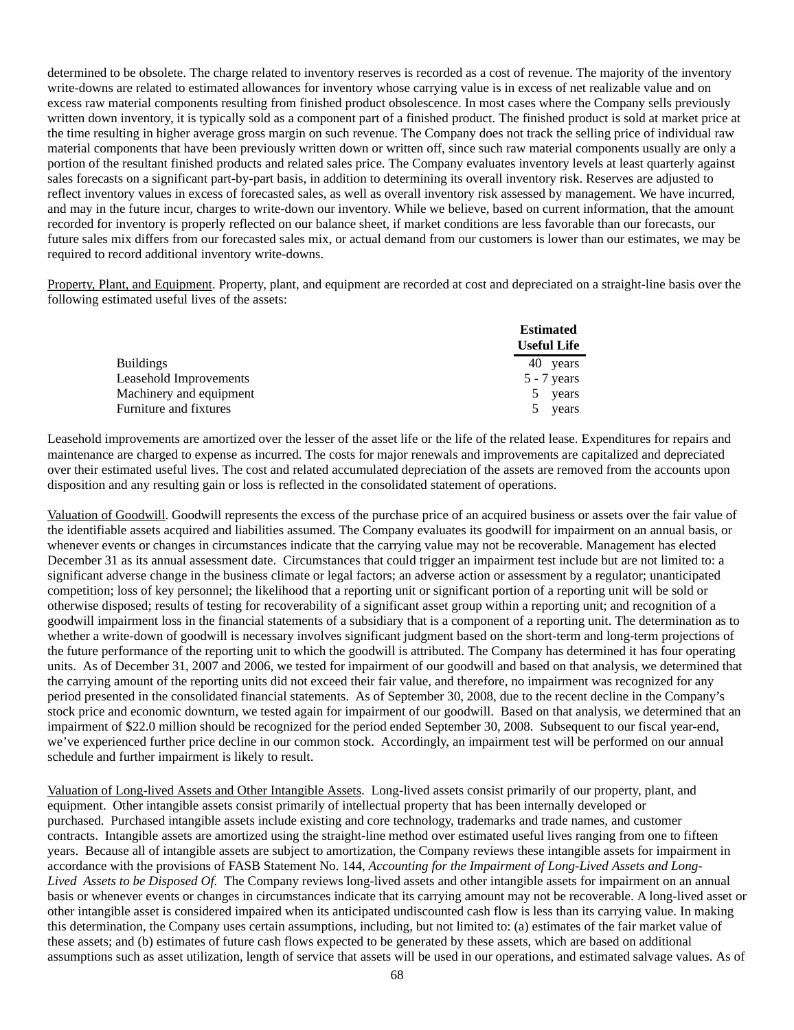determined to be obsolete. The charge related to inventory reserves is recorded as a cost of revenue. The majority of the inventory write-downs are related to estimated allowances for inventory whose carrying value is in excess of net realizable value and on excess raw material components resulting from finished product obsolescence. In most cases where the Company sells previously written down inventory, it is typically sold as a component part of a finished product. The finished product is sold at market price at the time resulting in higher average gross margin on such revenue. The Company does not track the selling price of individual raw material components that have been previously written down or written off, since such raw material components usually are only a portion of the resultant finished products and related sales price. The Company evaluates inventory levels at least quarterly against sales forecasts on a significant part-by-part basis, in addition to determining its overall inventory risk. Reserves are adjusted to reflect inventory values in excess of forecasted sales, as well as overall inventory risk assessed by management. We have incurred, and may in the future incur, charges to write-down our inventory. While we believe, based on current information, that the amount recorded for inventory is properly reflected on our balance sheet, if market conditions are less favorable than our forecasts, our future sales mix differs from our forecasted sales mix, or actual demand from our customers is lower than our estimates, we may be required to record additional inventory write-downs.

Property, Plant, and Equipment. Property, plant, and equipment are recorded at cost and depreciated on a straight-line basis over the following estimated useful lives of the assets:

| | Estimated Useful Life |
|---|---|
| Buildings | 40 years |
| Leasehold Improvements | 5 - 7 years |
| Machinery and equipment | 5 years |
| Furniture and fixtures | 5 years |

Leasehold improvements are amortized over the lesser of the asset life or the life of the related lease. Expenditures for repairs and maintenance are charged to expense as incurred. The costs for major renewals and improvements are capitalized and depreciated over their estimated useful lives. The cost and related accumulated depreciation of the assets are removed from the accounts upon disposition and any resulting gain or loss is reflected in the consolidated statement of operations.

Valuation of Goodwill. Goodwill represents the excess of the purchase price of an acquired business or assets over the fair value of the identifiable assets acquired and liabilities assumed. The Company evaluates its goodwill for impairment on an annual basis, or whenever events or changes in circumstances indicate that the carrying value may not be recoverable. Management has elected December 31 as its annual assessment date. Circumstances that could trigger an impairment test include but are not limited to: a significant adverse change in the business climate or legal factors; an adverse action or assessment by a regulator; unanticipated competition; loss of key personnel; the likelihood that a reporting unit or significant portion of a reporting unit will be sold or otherwise disposed; results of testing for recoverability of a significant asset group within a reporting unit; and recognition of a goodwill impairment loss in the financial statements of a subsidiary that is a component of a reporting unit. The determination as to whether a write-down of goodwill is necessary involves significant judgment based on the short-term and long-term projections of the future performance of the reporting unit to which the goodwill is attributed. The Company has determined it has four operating units. As of December 31, 2007 and 2006, we tested for impairment of our goodwill and based on that analysis, we determined that the carrying amount of the reporting units did not exceed their fair value, and therefore, no impairment was recognized for any period presented in the consolidated financial statements. As of September 30, 2008, due to the recent decline in the Company's stock price and economic downturn, we tested again for impairment of our goodwill. Based on that analysis, we determined that an impairment of $22.0 million should be recognized for the period ended September 30, 2008. Subsequent to our fiscal year-end, we've experienced further price decline in our common stock. Accordingly, an impairment test will be performed on our annual schedule and further impairment is likely to result.

Valuation of Long-lived Assets and Other Intangible Assets. Long-lived assets consist primarily of our property, plant, and equipment. Other intangible assets consist primarily of intellectual property that has been internally developed or purchased. Purchased intangible assets include existing and core technology, trademarks and trade names, and customer contracts. Intangible assets are amortized using the straight-line method over estimated useful lives ranging from one to fifteen years. Because all of intangible assets are subject to amortization, the Company reviews these intangible assets for impairment in accordance with the provisions of FASB Statement No. 144, *Accounting for the Impairment of Long-Lived Assets and Long-Lived Assets to be Disposed Of.* The Company reviews long-lived assets and other intangible assets for impairment on an annual basis or whenever events or changes in circumstances indicate that its carrying amount may not be recoverable. A long-lived asset or other intangible asset is considered impaired when its anticipated undiscounted cash flow is less than its carrying value. In making this determination, the Company uses certain assumptions, including, but not limited to: (a) estimates of the fair market value of these assets; and (b) estimates of future cash flows expected to be generated by these assets, which are based on additional assumptions such as asset utilization, length of service that assets will be used in our operations, and estimated salvage values. As of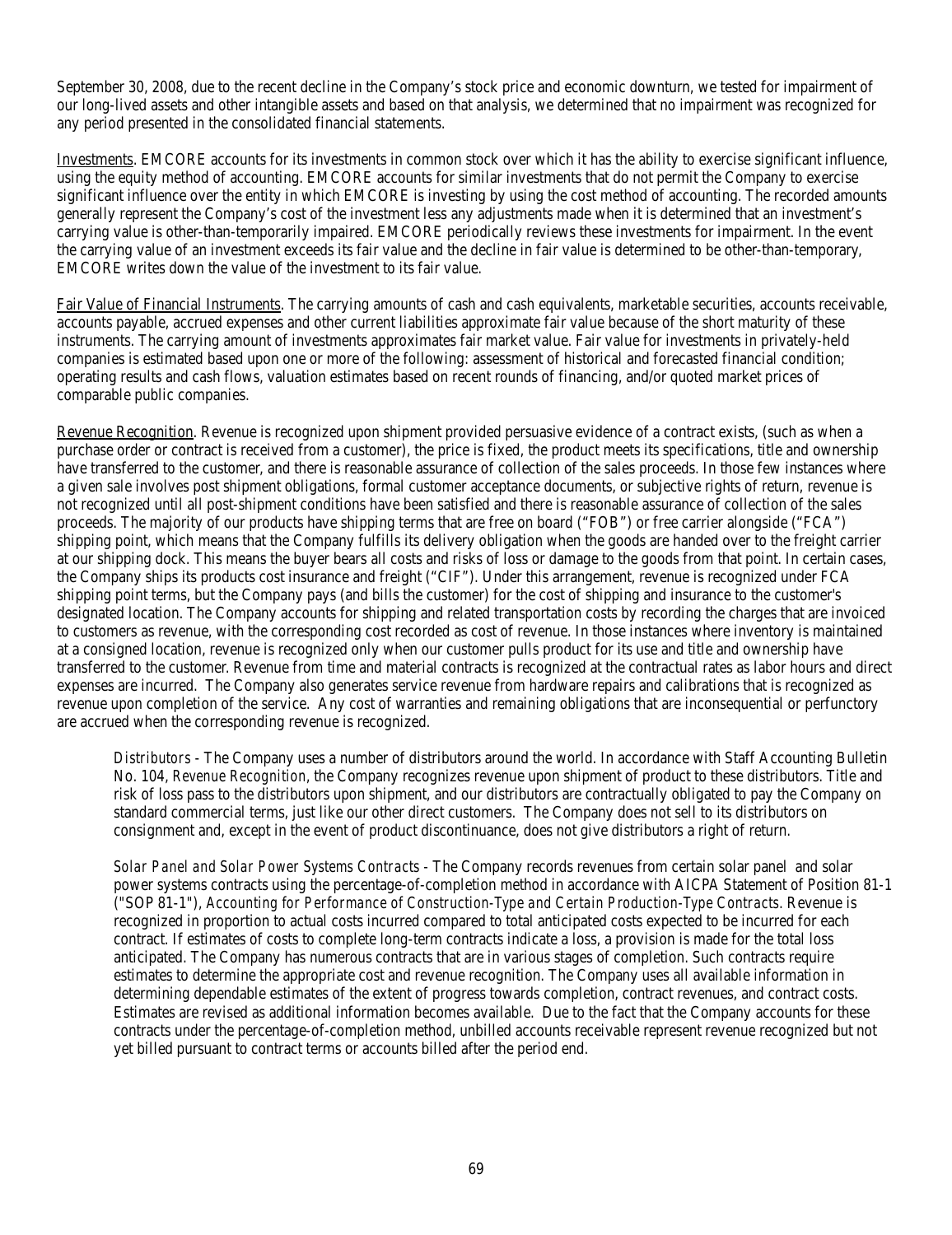September 30, 2008, due to the recent decline in the Company's stock price and economic downturn, we tested for impairment of our long-lived assets and other intangible assets and based on that analysis, we determined that no impairment was recognized for any period presented in the consolidated financial statements.

Investments. EMCORE accounts for its investments in common stock over which it has the ability to exercise significant influence, using the equity method of accounting. EMCORE accounts for similar investments that do not permit the Company to exercise significant influence over the entity in which EMCORE is investing by using the cost method of accounting. The recorded amounts generally represent the Company's cost of the investment less any adjustments made when it is determined that an investment's carrying value is other-than-temporarily impaired. EMCORE periodically reviews these investments for impairment. In the event the carrying value of an investment exceeds its fair value and the decline in fair value is determined to be other-than-temporary, EMCORE writes down the value of the investment to its fair value.

Fair Value of Financial Instruments. The carrying amounts of cash and cash equivalents, marketable securities, accounts receivable, accounts payable, accrued expenses and other current liabilities approximate fair value because of the short maturity of these instruments. The carrying amount of investments approximates fair market value. Fair value for investments in privately-held companies is estimated based upon one or more of the following: assessment of historical and forecasted financial condition; operating results and cash flows, valuation estimates based on recent rounds of financing, and/or quoted market prices of comparable public companies.

Revenue Recognition. Revenue is recognized upon shipment provided persuasive evidence of a contract exists, (such as when a purchase order or contract is received from a customer), the price is fixed, the product meets its specifications, title and ownership have transferred to the customer, and there is reasonable assurance of collection of the sales proceeds. In those few instances where a given sale involves post shipment obligations, formal customer acceptance documents, or subjective rights of return, revenue is not recognized until all post-shipment conditions have been satisfied and there is reasonable assurance of collection of the sales proceeds. The majority of our products have shipping terms that are free on board ("FOB") or free carrier alongside ("FCA") shipping point, which means that the Company fulfills its delivery obligation when the goods are handed over to the freight carrier at our shipping dock. This means the buyer bears all costs and risks of loss or damage to the goods from that point. In certain cases, the Company ships its products cost insurance and freight ("CIF"). Under this arrangement, revenue is recognized under FCA shipping point terms, but the Company pays (and bills the customer) for the cost of shipping and insurance to the customer's designated location. The Company accounts for shipping and related transportation costs by recording the charges that are invoiced to customers as revenue, with the corresponding cost recorded as cost of revenue. In those instances where inventory is maintained at a consigned location, revenue is recognized only when our customer pulls product for its use and title and ownership have transferred to the customer. Revenue from time and material contracts is recognized at the contractual rates as labor hours and direct expenses are incurred. The Company also generates service revenue from hardware repairs and calibrations that is recognized as revenue upon completion of the service. Any cost of warranties and remaining obligations that are inconsequential or perfunctory are accrued when the corresponding revenue is recognized.

*Distributors* - The Company uses a number of distributors around the world. In accordance with Staff Accounting Bulletin No. 104, *Revenue Recognition*, the Company recognizes revenue upon shipment of product to these distributors. Title and risk of loss pass to the distributors upon shipment, and our distributors are contractually obligated to pay the Company on standard commercial terms, just like our other direct customers. The Company does not sell to its distributors on consignment and, except in the event of product discontinuance, does not give distributors a right of return.

*Solar Panel and Solar Power Systems Contracts* - The Company records revenues from certain solar panel and solar power systems contracts using the percentage-of-completion method in accordance with AICPA Statement of Position 81-1 ("SOP 81-1"), *Accounting for Performance of Construction-Type and Certain Production-Type Contracts*. Revenue is recognized in proportion to actual costs incurred compared to total anticipated costs expected to be incurred for each contract. If estimates of costs to complete long-term contracts indicate a loss, a provision is made for the total loss anticipated. The Company has numerous contracts that are in various stages of completion. Such contracts require estimates to determine the appropriate cost and revenue recognition. The Company uses all available information in determining dependable estimates of the extent of progress towards completion, contract revenues, and contract costs. Estimates are revised as additional information becomes available. Due to the fact that the Company accounts for these contracts under the percentage-of-completion method, unbilled accounts receivable represent revenue recognized but not yet billed pursuant to contract terms or accounts billed after the period end.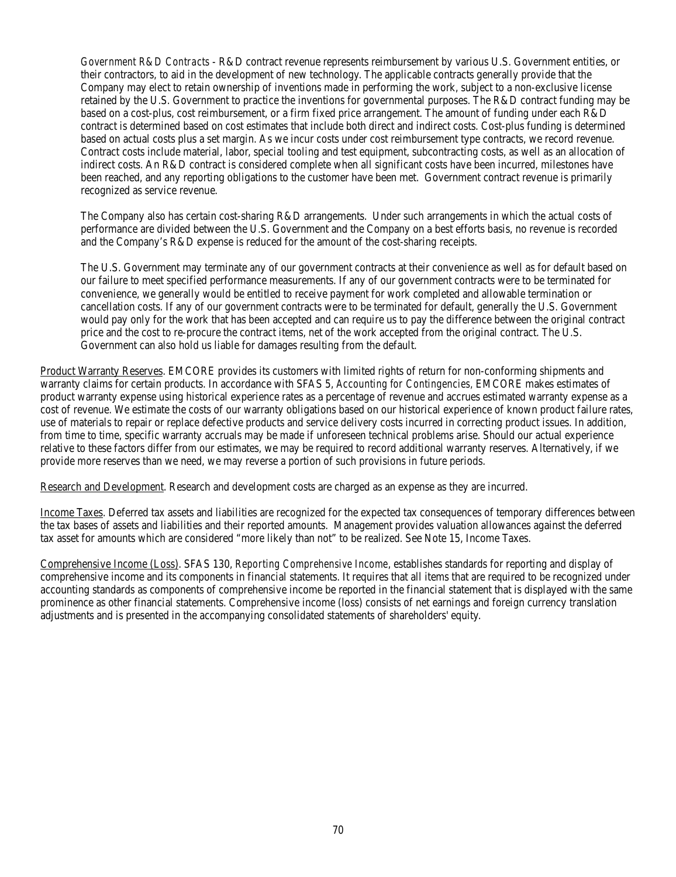*Government R&D Contracts* - R&D contract revenue represents reimbursement by various U.S. Government entities, or their contractors, to aid in the development of new technology. The applicable contracts generally provide that the Company may elect to retain ownership of inventions made in performing the work, subject to a non-exclusive license retained by the U.S. Government to practice the inventions for governmental purposes. The R&D contract funding may be based on a cost-plus, cost reimbursement, or a firm fixed price arrangement. The amount of funding under each R&D contract is determined based on cost estimates that include both direct and indirect costs. Cost-plus funding is determined based on actual costs plus a set margin. As we incur costs under cost reimbursement type contracts, we record revenue. Contract costs include material, labor, special tooling and test equipment, subcontracting costs, as well as an allocation of indirect costs. An R&D contract is considered complete when all significant costs have been incurred, milestones have been reached, and any reporting obligations to the customer have been met. Government contract revenue is primarily recognized as service revenue.

The Company also has certain cost-sharing R&D arrangements. Under such arrangements in which the actual costs of performance are divided between the U.S. Government and the Company on a best efforts basis, no revenue is recorded and the Company's R&D expense is reduced for the amount of the cost-sharing receipts.

The U.S. Government may terminate any of our government contracts at their convenience as well as for default based on our failure to meet specified performance measurements. If any of our government contracts were to be terminated for convenience, we generally would be entitled to receive payment for work completed and allowable termination or cancellation costs. If any of our government contracts were to be terminated for default, generally the U.S. Government would pay only for the work that has been accepted and can require us to pay the difference between the original contract price and the cost to re-procure the contract items, net of the work accepted from the original contract. The U.S. Government can also hold us liable for damages resulting from the default.

Product Warranty Reserves. EMCORE provides its customers with limited rights of return for non-conforming shipments and warranty claims for certain products. In accordance with SFAS 5, *Accounting for Contingencies,* EMCORE makes estimates of product warranty expense using historical experience rates as a percentage of revenue and accrues estimated warranty expense as a cost of revenue. We estimate the costs of our warranty obligations based on our historical experience of known product failure rates, use of materials to repair or replace defective products and service delivery costs incurred in correcting product issues. In addition, from time to time, specific warranty accruals may be made if unforeseen technical problems arise. Should our actual experience relative to these factors differ from our estimates, we may be required to record additional warranty reserves. Alternatively, if we provide more reserves than we need, we may reverse a portion of such provisions in future periods.

Research and Development. Research and development costs are charged as an expense as they are incurred.

Income Taxes. Deferred tax assets and liabilities are recognized for the expected tax consequences of temporary differences between the tax bases of assets and liabilities and their reported amounts. Management provides valuation allowances against the deferred tax asset for amounts which are considered "more likely than not" to be realized. See Note 15, Income Taxes.

Comprehensive Income (Loss). SFAS 130, *Reporting Comprehensive Income*, establishes standards for reporting and display of comprehensive income and its components in financial statements. It requires that all items that are required to be recognized under accounting standards as components of comprehensive income be reported in the financial statement that is displayed with the same prominence as other financial statements. Comprehensive income (loss) consists of net earnings and foreign currency translation adjustments and is presented in the accompanying consolidated statements of shareholders' equity.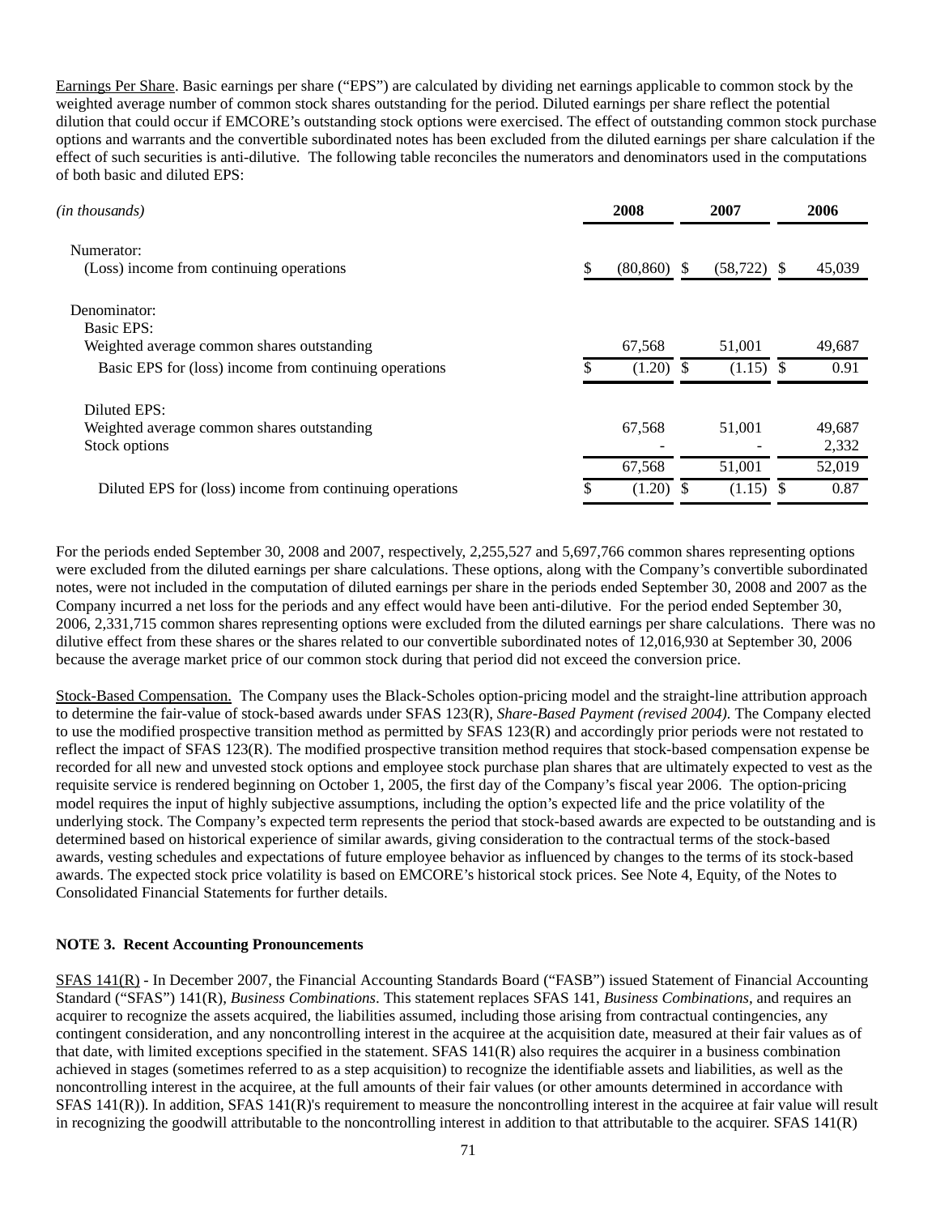Earnings Per Share. Basic earnings per share ("EPS") are calculated by dividing net earnings applicable to common stock by the weighted average number of common stock shares outstanding for the period. Diluted earnings per share reflect the potential dilution that could occur if EMCORE's outstanding stock options were exercised. The effect of outstanding common stock purchase options and warrants and the convertible subordinated notes has been excluded from the diluted earnings per share calculation if the effect of such securities is anti-dilutive. The following table reconciles the numerators and denominators used in the computations of both basic and diluted EPS:

| *(in thousands)* | 2008 | 2007 | 2006 |
|---|---|---|---|
| Numerator: | | | |
| (Loss) income from continuing operations | $ (80,860) | $ (58,722) | $ 45,039 |
| Denominator: | | | |
| Basic EPS: | | | |
| Weighted average common shares outstanding | 67,568 | 51,001 | 49,687 |
| Basic EPS for (loss) income from continuing operations | $ (1.20) | $ (1.15) | $ 0.91 |
| Diluted EPS: | | | |
| Weighted average common shares outstanding | 67,568 | 51,001 | 49,687 |
| Stock options | - | - | 2,332 |
| | 67,568 | 51,001 | 52,019 |
| Diluted EPS for (loss) income from continuing operations | $ (1.20) | $ (1.15) | $ 0.87 |

For the periods ended September 30, 2008 and 2007, respectively, 2,255,527 and 5,697,766 common shares representing options were excluded from the diluted earnings per share calculations. These options, along with the Company's convertible subordinated notes, were not included in the computation of diluted earnings per share in the periods ended September 30, 2008 and 2007 as the Company incurred a net loss for the periods and any effect would have been anti-dilutive. For the period ended September 30, 2006, 2,331,715 common shares representing options were excluded from the diluted earnings per share calculations. There was no dilutive effect from these shares or the shares related to our convertible subordinated notes of 12,016,930 at September 30, 2006 because the average market price of our common stock during that period did not exceed the conversion price.

Stock-Based Compensation. The Company uses the Black-Scholes option-pricing model and the straight-line attribution approach to determine the fair-value of stock-based awards under SFAS 123(R), *Share-Based Payment (revised 2004)*. The Company elected to use the modified prospective transition method as permitted by SFAS 123(R) and accordingly prior periods were not restated to reflect the impact of SFAS 123(R). The modified prospective transition method requires that stock-based compensation expense be recorded for all new and unvested stock options and employee stock purchase plan shares that are ultimately expected to vest as the requisite service is rendered beginning on October 1, 2005, the first day of the Company's fiscal year 2006. The option-pricing model requires the input of highly subjective assumptions, including the option's expected life and the price volatility of the underlying stock. The Company's expected term represents the period that stock-based awards are expected to be outstanding and is determined based on historical experience of similar awards, giving consideration to the contractual terms of the stock-based awards, vesting schedules and expectations of future employee behavior as influenced by changes to the terms of its stock-based awards. The expected stock price volatility is based on EMCORE's historical stock prices. See Note 4, Equity, of the Notes to Consolidated Financial Statements for further details.

**NOTE 3. Recent Accounting Pronouncements**

SFAS 141(R) - In December 2007, the Financial Accounting Standards Board ("FASB") issued Statement of Financial Accounting Standard ("SFAS") 141(R), *Business Combinations*. This statement replaces SFAS 141, *Business Combinations,* and requires an acquirer to recognize the assets acquired, the liabilities assumed, including those arising from contractual contingencies, any contingent consideration, and any noncontrolling interest in the acquiree at the acquisition date, measured at their fair values as of that date, with limited exceptions specified in the statement. SFAS 141(R) also requires the acquirer in a business combination achieved in stages (sometimes referred to as a step acquisition) to recognize the identifiable assets and liabilities, as well as the noncontrolling interest in the acquiree, at the full amounts of their fair values (or other amounts determined in accordance with SFAS 141(R)). In addition, SFAS 141(R)'s requirement to measure the noncontrolling interest in the acquiree at fair value will result in recognizing the goodwill attributable to the noncontrolling interest in addition to that attributable to the acquirer. SFAS 141(R)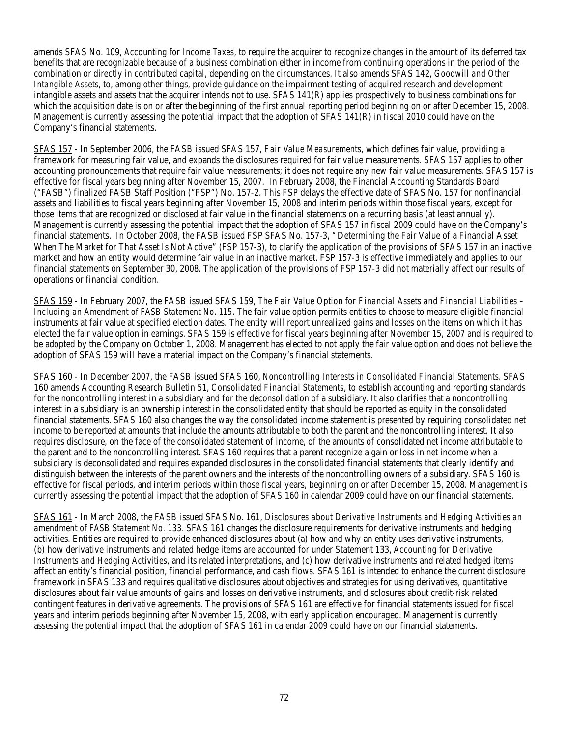amends SFAS No. 109, *Accounting for Income Taxes*, to require the acquirer to recognize changes in the amount of its deferred tax benefits that are recognizable because of a business combination either in income from continuing operations in the period of the combination or directly in contributed capital, depending on the circumstances. It also amends SFAS 142, *Goodwill and Other Intangible Assets*, to, among other things, provide guidance on the impairment testing of acquired research and development intangible assets and assets that the acquirer intends not to use. SFAS 141(R) applies prospectively to business combinations for which the acquisition date is on or after the beginning of the first annual reporting period beginning on or after December 15, 2008. Management is currently assessing the potential impact that the adoption of SFAS 141(R) in fiscal 2010 could have on the Company's financial statements.

<u>SFAS 157</u> - In September 2006, the FASB issued SFAS 157, *Fair Value Measurements,* which defines fair value, providing a framework for measuring fair value, and expands the disclosures required for fair value measurements. SFAS 157 applies to other accounting pronouncements that require fair value measurements; it does not require any new fair value measurements. SFAS 157 is effective for fiscal years beginning after November 15, 2007. In February 2008, the Financial Accounting Standards Board ("FASB") finalized FASB Staff Position ("FSP") No. 157-2. This FSP delays the effective date of SFAS No. 157 for nonfinancial assets and liabilities to fiscal years beginning after November 15, 2008 and interim periods within those fiscal years, except for those items that are recognized or disclosed at fair value in the financial statements on a recurring basis (at least annually). Management is currently assessing the potential impact that the adoption of SFAS 157 in fiscal 2009 could have on the Company's financial statements. In October 2008, the FASB issued FSP SFAS No. 157-3, " Determining the Fair Value of a Financial Asset When The Market for That Asset Is Not Active" (FSP 157-3), to clarify the application of the provisions of SFAS 157 in an inactive market and how an entity would determine fair value in an inactive market. FSP 157-3 is effective immediately and applies to our financial statements on September 30, 2008. The application of the provisions of FSP 157-3 did not materially affect our results of operations or financial condition.

<u>SFAS 159</u> - In February 2007, the FASB issued SFAS 159, *The Fair Value Option for Financial Assets and Financial Liabilities – Including an Amendment of FASB Statement No. 115*. The fair value option permits entities to choose to measure eligible financial instruments at fair value at specified election dates. The entity will report unrealized gains and losses on the items on which it has elected the fair value option in earnings. SFAS 159 is effective for fiscal years beginning after November 15, 2007 and is required to be adopted by the Company on October 1, 2008. Management has elected to not apply the fair value option and does not believe the adoption of SFAS 159 will have a material impact on the Company's financial statements.

<u>SFAS 160</u> - In December 2007, the FASB issued SFAS 160, *Noncontrolling Interests in Consolidated Financial Statements*. SFAS 160 amends Accounting Research Bulletin 51, *Consolidated Financial Statements*, to establish accounting and reporting standards for the noncontrolling interest in a subsidiary and for the deconsolidation of a subsidiary. It also clarifies that a noncontrolling interest in a subsidiary is an ownership interest in the consolidated entity that should be reported as equity in the consolidated financial statements. SFAS 160 also changes the way the consolidated income statement is presented by requiring consolidated net income to be reported at amounts that include the amounts attributable to both the parent and the noncontrolling interest. It also requires disclosure, on the face of the consolidated statement of income, of the amounts of consolidated net income attributable to the parent and to the noncontrolling interest. SFAS 160 requires that a parent recognize a gain or loss in net income when a subsidiary is deconsolidated and requires expanded disclosures in the consolidated financial statements that clearly identify and distinguish between the interests of the parent owners and the interests of the noncontrolling owners of a subsidiary. SFAS 160 is effective for fiscal periods, and interim periods within those fiscal years, beginning on or after December 15, 2008. Management is currently assessing the potential impact that the adoption of SFAS 160 in calendar 2009 could have on our financial statements.

<u>SFAS 161</u> - In March 2008, the FASB issued SFAS No. 161, *Disclosures about Derivative Instruments and Hedging Activities an amendment of FASB Statement No. 133*. SFAS 161 changes the disclosure requirements for derivative instruments and hedging activities. Entities are required to provide enhanced disclosures about (a) how and why an entity uses derivative instruments, (b) how derivative instruments and related hedge items are accounted for under Statement 133, *Accounting for Derivative Instruments and Hedging Activities,* and its related interpretations, and (c) how derivative instruments and related hedged items affect an entity's financial position, financial performance, and cash flows. SFAS 161 is intended to enhance the current disclosure framework in SFAS 133 and requires qualitative disclosures about objectives and strategies for using derivatives, quantitative disclosures about fair value amounts of gains and losses on derivative instruments, and disclosures about credit-risk related contingent features in derivative agreements. The provisions of SFAS 161 are effective for financial statements issued for fiscal years and interim periods beginning after November 15, 2008, with early application encouraged. Management is currently assessing the potential impact that the adoption of SFAS 161 in calendar 2009 could have on our financial statements.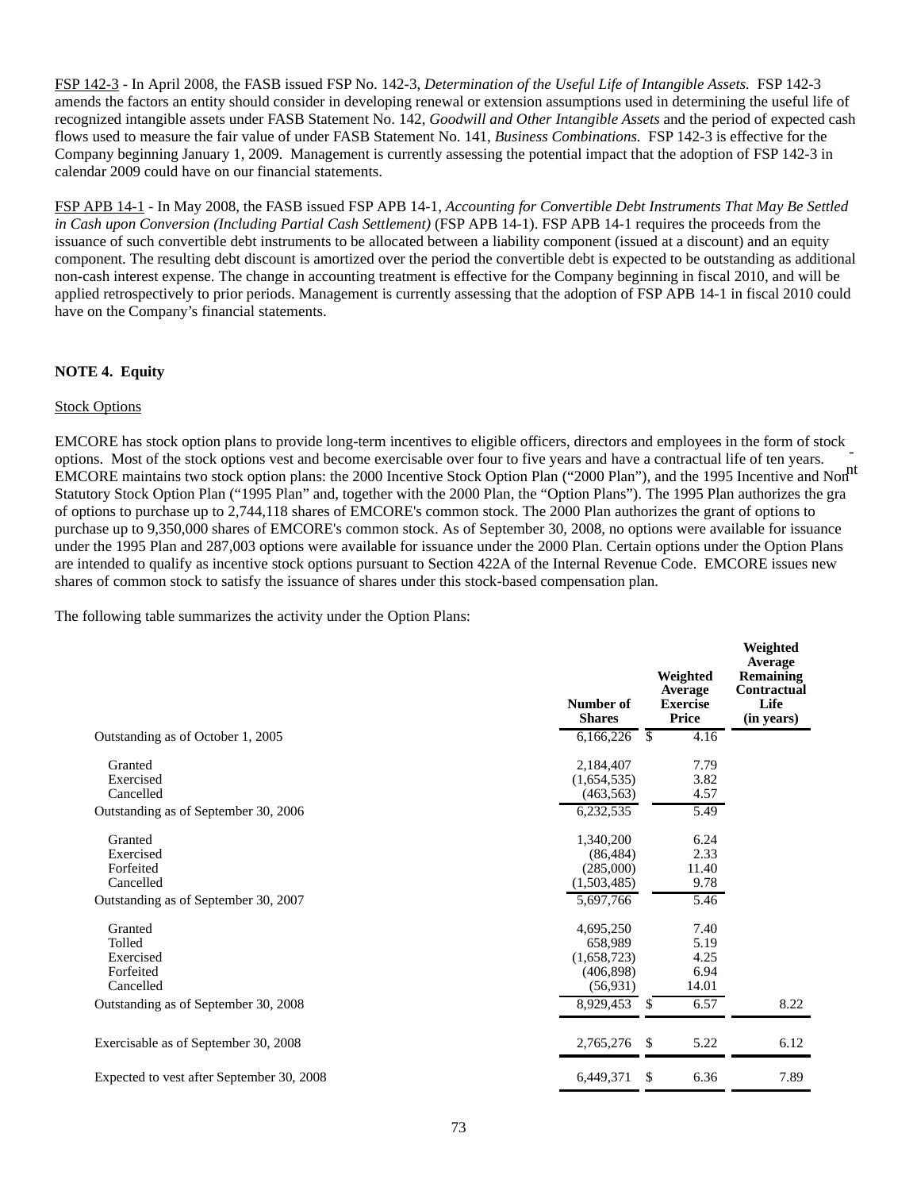FSP 142-3 - In April 2008, the FASB issued FSP No. 142-3, *Determination of the Useful Life of Intangible Assets.* FSP 142-3 amends the factors an entity should consider in developing renewal or extension assumptions used in determining the useful life of recognized intangible assets under FASB Statement No. 142, *Goodwill and Other Intangible Assets* and the period of expected cash flows used to measure the fair value of under FASB Statement No. 141, *Business Combinations.* FSP 142-3 is effective for the Company beginning January 1, 2009. Management is currently assessing the potential impact that the adoption of FSP 142-3 in calendar 2009 could have on our financial statements.

FSP APB 14-1 - In May 2008, the FASB issued FSP APB 14-1, *Accounting for Convertible Debt Instruments That May Be Settled in Cash upon Conversion (Including Partial Cash Settlement)* (FSP APB 14-1). FSP APB 14-1 requires the proceeds from the issuance of such convertible debt instruments to be allocated between a liability component (issued at a discount) and an equity component. The resulting debt discount is amortized over the period the convertible debt is expected to be outstanding as additional non-cash interest expense. The change in accounting treatment is effective for the Company beginning in fiscal 2010, and will be applied retrospectively to prior periods. Management is currently assessing that the adoption of FSP APB 14-1 in fiscal 2010 could have on the Company's financial statements.

**NOTE 4. Equity**

Stock Options

EMCORE has stock option plans to provide long-term incentives to eligible officers, directors and employees in the form of stock options. Most of the stock options vest and become exercisable over four to five years and have a contractual life of ten years. EMCORE maintains two stock option plans: the 2000 Incentive Stock Option Plan ("2000 Plan"), and the 1995 Incentive and Non-Statutory Stock Option Plan ("1995 Plan" and, together with the 2000 Plan, the "Option Plans"). The 1995 Plan authorizes the grant of options to purchase up to 2,744,118 shares of EMCORE's common stock. The 2000 Plan authorizes the grant of options to purchase up to 9,350,000 shares of EMCORE's common stock. As of September 30, 2008, no options were available for issuance under the 1995 Plan and 287,003 options were available for issuance under the 2000 Plan. Certain options under the Option Plans are intended to qualify as incentive stock options pursuant to Section 422A of the Internal Revenue Code. EMCORE issues new shares of common stock to satisfy the issuance of shares under this stock-based compensation plan.

The following table summarizes the activity under the Option Plans:

| | Number of Shares | Weighted Average Exercise Price | Weighted Average Remaining Contractual Life (in years) |
|---|---|---|---|
| Outstanding as of October 1, 2005 | 6,166,226 | $ 4.16 | |
| Granted | 2,184,407 | 7.79 | |
| Exercised | (1,654,535) | 3.82 | |
| Cancelled | (463,563) | 4.57 | |
| Outstanding as of September 30, 2006 | 6,232,535 | 5.49 | |
| Granted | 1,340,200 | 6.24 | |
| Exercised | (86,484) | 2.33 | |
| Forfeited | (285,000) | 11.40 | |
| Cancelled | (1,503,485) | 9.78 | |
| Outstanding as of September 30, 2007 | 5,697,766 | 5.46 | |
| Granted | 4,695,250 | 7.40 | |
| Tolled | 658,989 | 5.19 | |
| Exercised | (1,658,723) | 4.25 | |
| Forfeited | (406,898) | 6.94 | |
| Cancelled | (56,931) | 14.01 | |
| Outstanding as of September 30, 2008 | 8,929,453 | $ 6.57 | 8.22 |
| Exercisable as of September 30, 2008 | 2,765,276 | $ 5.22 | 6.12 |
| Expected to vest after September 30, 2008 | 6,449,371 | $ 6.36 | 7.89 |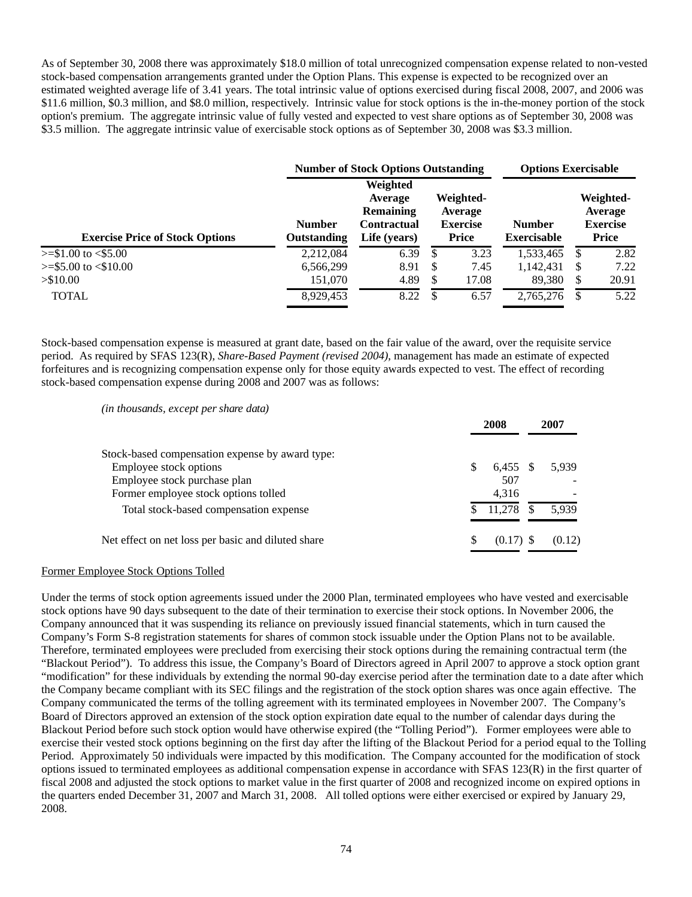As of September 30, 2008 there was approximately $18.0 million of total unrecognized compensation expense related to non-vested stock-based compensation arrangements granted under the Option Plans. This expense is expected to be recognized over an estimated weighted average life of 3.41 years. The total intrinsic value of options exercised during fiscal 2008, 2007, and 2006 was $11.6 million, $0.3 million, and $8.0 million, respectively. Intrinsic value for stock options is the in-the-money portion of the stock option's premium. The aggregate intrinsic value of fully vested and expected to vest share options as of September 30, 2008 was $3.5 million. The aggregate intrinsic value of exercisable stock options as of September 30, 2008 was $3.3 million.

| | Number of Stock Options Outstanding | | | Options Exercisable | |
|---|---|---|---|---|---|
| **Exercise Price of Stock Options** | **Number Outstanding** | **Weighted Average Remaining Contractual Life (years)** | **Weighted-Average Exercise Price** | **Number Exercisable** | **Weighted-Average Exercise Price** |
| >=$1.00 to <$5.00 | 2,212,084 | 6.39 | $ 3.23 | 1,533,465 | $ 2.82 |
| >=$5.00 to <$10.00 | 6,566,299 | 8.91 | $ 7.45 | 1,142,431 | $ 7.22 |
| >$10.00 | 151,070 | 4.89 | $ 17.08 | 89,380 | $ 20.91 |
| TOTAL | 8,929,453 | 8.22 | $ 6.57 | 2,765,276 | $ 5.22 |

Stock-based compensation expense is measured at grant date, based on the fair value of the award, over the requisite service period. As required by SFAS 123(R), *Share-Based Payment (revised 2004)*, management has made an estimate of expected forfeitures and is recognizing compensation expense only for those equity awards expected to vest. The effect of recording stock-based compensation expense during 2008 and 2007 was as follows:

*(in thousands, except per share data)*

| | 2008 | 2007 |
|---|---|---|
| Stock-based compensation expense by award type: | | |
| Employee stock options | $ 6,455 | $ 5,939 |
| Employee stock purchase plan | 507 | - |
| Former employee stock options tolled | 4,316 | - |
| Total stock-based compensation expense | $ 11,278 | $ 5,939 |
| Net effect on net loss per basic and diluted share | $ (0.17) | $ (0.12) |

Former Employee Stock Options Tolled

Under the terms of stock option agreements issued under the 2000 Plan, terminated employees who have vested and exercisable stock options have 90 days subsequent to the date of their termination to exercise their stock options. In November 2006, the Company announced that it was suspending its reliance on previously issued financial statements, which in turn caused the Company's Form S-8 registration statements for shares of common stock issuable under the Option Plans not to be available. Therefore, terminated employees were precluded from exercising their stock options during the remaining contractual term (the "Blackout Period"). To address this issue, the Company's Board of Directors agreed in April 2007 to approve a stock option grant "modification" for these individuals by extending the normal 90-day exercise period after the termination date to a date after which the Company became compliant with its SEC filings and the registration of the stock option shares was once again effective. The Company communicated the terms of the tolling agreement with its terminated employees in November 2007. The Company's Board of Directors approved an extension of the stock option expiration date equal to the number of calendar days during the Blackout Period before such stock option would have otherwise expired (the "Tolling Period"). Former employees were able to exercise their vested stock options beginning on the first day after the lifting of the Blackout Period for a period equal to the Tolling Period. Approximately 50 individuals were impacted by this modification. The Company accounted for the modification of stock options issued to terminated employees as additional compensation expense in accordance with SFAS 123(R) in the first quarter of fiscal 2008 and adjusted the stock options to market value in the first quarter of 2008 and recognized income on expired options in the quarters ended December 31, 2007 and March 31, 2008. All tolled options were either exercised or expired by January 29, 2008.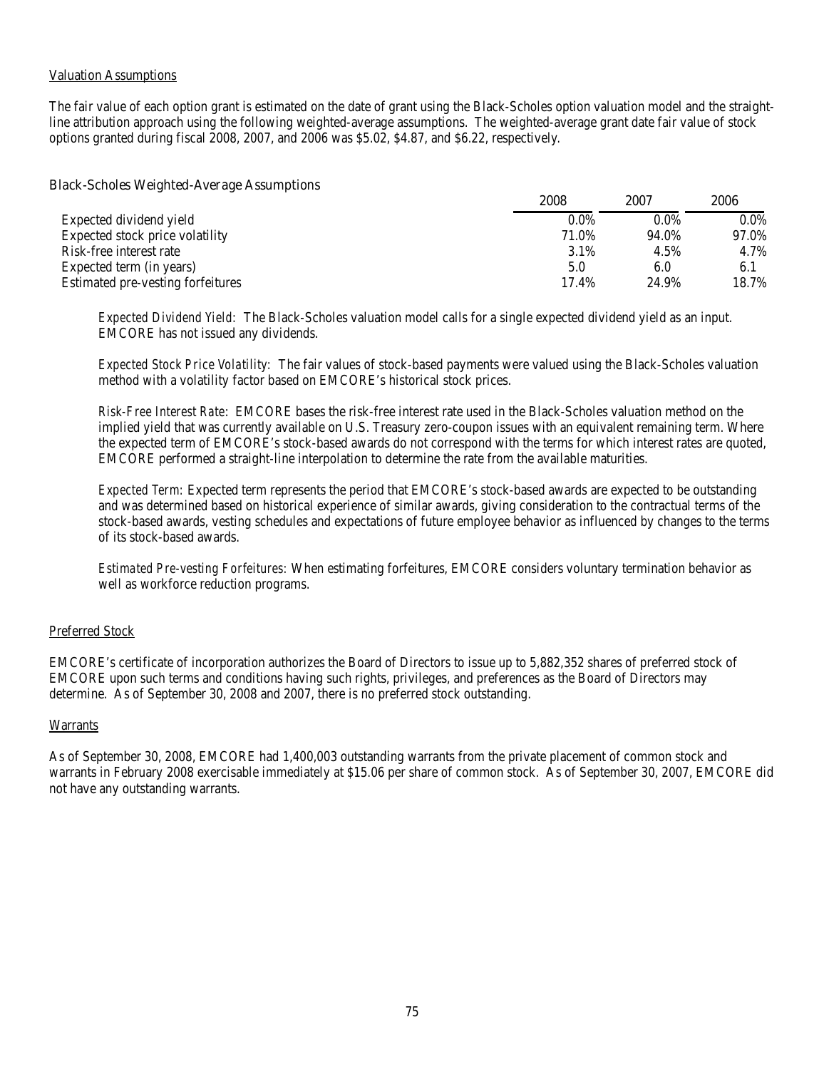### Valuation Assumptions

The fair value of each option grant is estimated on the date of grant using the Black-Scholes option valuation model and the straight-line attribution approach using the following weighted-average assumptions. The weighted-average grant date fair value of stock options granted during fiscal 2008, 2007, and 2006 was \$5.02, \$4.87, and \$6.22, respectively.

#### Black-Scholes Weighted-Average Assumptions

| | 2008 | 2007 | 2006 |
|---|---|---|---|
| Expected dividend yield | 0.0% | 0.0% | 0.0% |
| Expected stock price volatility | 71.0% | 94.0% | 97.0% |
| Risk-free interest rate | 3.1% | 4.5% | 4.7% |
| Expected term (in years) | 5.0 | 6.0 | 6.1 |
| Estimated pre-vesting forfeitures | 17.4% | 24.9% | 18.7% |

*Expected Dividend Yield:* The Black-Scholes valuation model calls for a single expected dividend yield as an input. EMCORE has not issued any dividends.

*Expected Stock Price Volatility:* The fair values of stock-based payments were valued using the Black-Scholes valuation method with a volatility factor based on EMCORE's historical stock prices.

*Risk-Free Interest Rate:* EMCORE bases the risk-free interest rate used in the Black-Scholes valuation method on the implied yield that was currently available on U.S. Treasury zero-coupon issues with an equivalent remaining term. Where the expected term of EMCORE's stock-based awards do not correspond with the terms for which interest rates are quoted, EMCORE performed a straight-line interpolation to determine the rate from the available maturities.

*Expected Term:* Expected term represents the period that EMCORE's stock-based awards are expected to be outstanding and was determined based on historical experience of similar awards, giving consideration to the contractual terms of the stock-based awards, vesting schedules and expectations of future employee behavior as influenced by changes to the terms of its stock-based awards.

*Estimated Pre-vesting Forfeitures:* When estimating forfeitures, EMCORE considers voluntary termination behavior as well as workforce reduction programs.

### Preferred Stock

EMCORE's certificate of incorporation authorizes the Board of Directors to issue up to 5,882,352 shares of preferred stock of EMCORE upon such terms and conditions having such rights, privileges, and preferences as the Board of Directors may determine. As of September 30, 2008 and 2007, there is no preferred stock outstanding.

### Warrants

As of September 30, 2008, EMCORE had 1,400,003 outstanding warrants from the private placement of common stock and warrants in February 2008 exercisable immediately at \$15.06 per share of common stock. As of September 30, 2007, EMCORE did not have any outstanding warrants.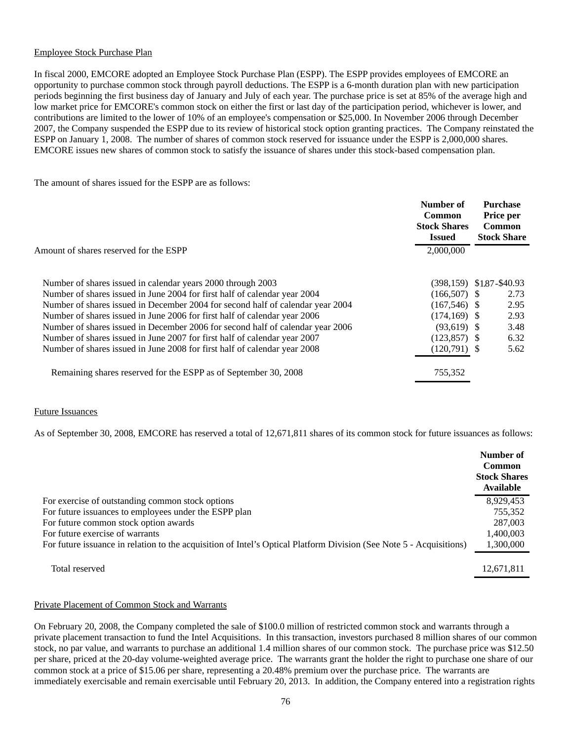Employee Stock Purchase Plan

In fiscal 2000, EMCORE adopted an Employee Stock Purchase Plan (ESPP). The ESPP provides employees of EMCORE an opportunity to purchase common stock through payroll deductions. The ESPP is a 6-month duration plan with new participation periods beginning the first business day of January and July of each year. The purchase price is set at 85% of the average high and low market price for EMCORE's common stock on either the first or last day of the participation period, whichever is lower, and contributions are limited to the lower of 10% of an employee's compensation or $25,000. In November 2006 through December 2007, the Company suspended the ESPP due to its review of historical stock option granting practices. The Company reinstated the ESPP on January 1, 2008. The number of shares of common stock reserved for issuance under the ESPP is 2,000,000 shares. EMCORE issues new shares of common stock to satisfy the issuance of shares under this stock-based compensation plan.

The amount of shares issued for the ESPP are as follows:

| | Number of Common Stock Shares Issued | Purchase Price per Common Stock Share |
|---|---|---|
| Amount of shares reserved for the ESPP | 2,000,000 | |
| Number of shares issued in calendar years 2000 through 2003 | (398,159) | $1.87 - $40.93 |
| Number of shares issued in June 2004 for first half of calendar year 2004 | (166,507) | $ 2.73 |
| Number of shares issued in December 2004 for second half of calendar year 2004 | (167,546) | $ 2.95 |
| Number of shares issued in June 2006 for first half of calendar year 2006 | (174,169) | $ 2.93 |
| Number of shares issued in December 2006 for second half of calendar year 2006 | (93,619) | $ 3.48 |
| Number of shares issued in June 2007 for first half of calendar year 2007 | (123,857) | $ 6.32 |
| Number of shares issued in June 2008 for first half of calendar year 2008 | (120,791) | $ 5.62 |
| Remaining shares reserved for the ESPP as of September 30, 2008 | 755,352 | |

Future Issuances

As of September 30, 2008, EMCORE has reserved a total of 12,671,811 shares of its common stock for future issuances as follows:

| | Number of Common Stock Shares Available |
|---|---|
| For exercise of outstanding common stock options | 8,929,453 |
| For future issuances to employees under the ESPP plan | 755,352 |
| For future common stock option awards | 287,003 |
| For future exercise of warrants | 1,400,003 |
| For future issuance in relation to the acquisition of Intel's Optical Platform Division (See Note 5 - Acquisitions) | 1,300,000 |
| Total reserved | 12,671,811 |

Private Placement of Common Stock and Warrants

On February 20, 2008, the Company completed the sale of $100.0 million of restricted common stock and warrants through a private placement transaction to fund the Intel Acquisitions. In this transaction, investors purchased 8 million shares of our common stock, no par value, and warrants to purchase an additional 1.4 million shares of our common stock. The purchase price was $12.50 per share, priced at the 20-day volume-weighted average price. The warrants grant the holder the right to purchase one share of our common stock at a price of $15.06 per share, representing a 20.48% premium over the purchase price. The warrants are immediately exercisable and remain exercisable until February 20, 2013. In addition, the Company entered into a registration rights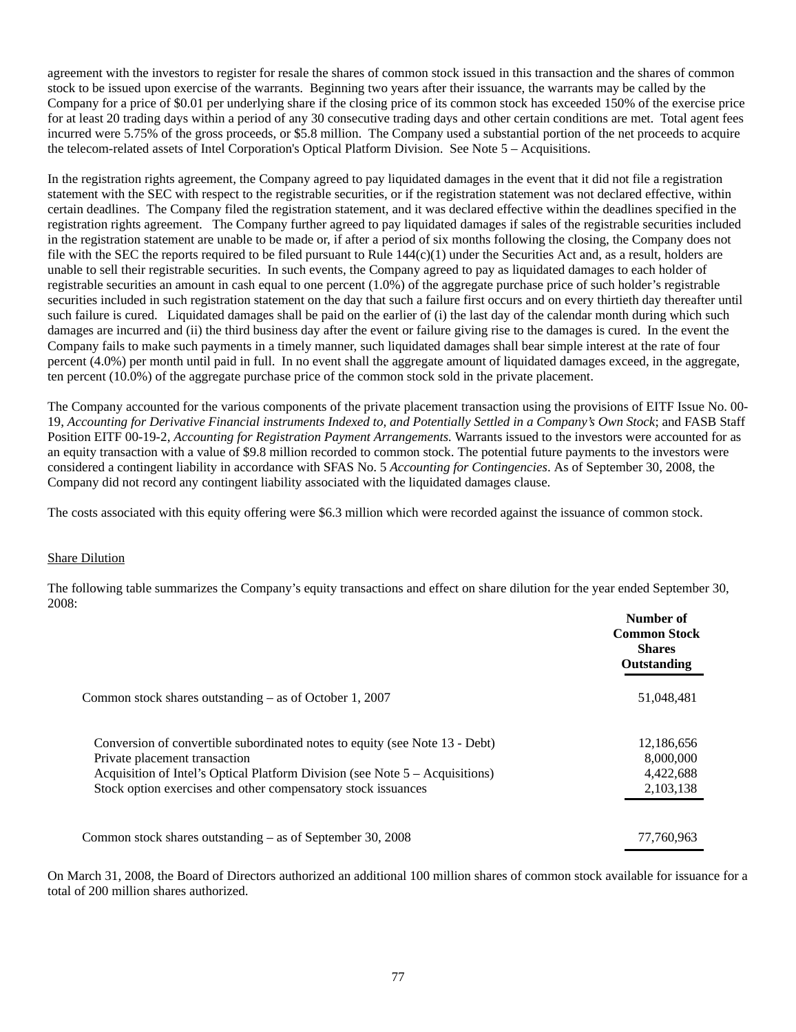agreement with the investors to register for resale the shares of common stock issued in this transaction and the shares of common stock to be issued upon exercise of the warrants. Beginning two years after their issuance, the warrants may be called by the Company for a price of $0.01 per underlying share if the closing price of its common stock has exceeded 150% of the exercise price for at least 20 trading days within a period of any 30 consecutive trading days and other certain conditions are met. Total agent fees incurred were 5.75% of the gross proceeds, or $5.8 million. The Company used a substantial portion of the net proceeds to acquire the telecom-related assets of Intel Corporation's Optical Platform Division. See Note 5 – Acquisitions.

In the registration rights agreement, the Company agreed to pay liquidated damages in the event that it did not file a registration statement with the SEC with respect to the registrable securities, or if the registration statement was not declared effective, within certain deadlines. The Company filed the registration statement, and it was declared effective within the deadlines specified in the registration rights agreement. The Company further agreed to pay liquidated damages if sales of the registrable securities included in the registration statement are unable to be made or, if after a period of six months following the closing, the Company does not file with the SEC the reports required to be filed pursuant to Rule 144(c)(1) under the Securities Act and, as a result, holders are unable to sell their registrable securities. In such events, the Company agreed to pay as liquidated damages to each holder of registrable securities an amount in cash equal to one percent (1.0%) of the aggregate purchase price of such holder's registrable securities included in such registration statement on the day that such a failure first occurs and on every thirtieth day thereafter until such failure is cured. Liquidated damages shall be paid on the earlier of (i) the last day of the calendar month during which such damages are incurred and (ii) the third business day after the event or failure giving rise to the damages is cured. In the event the Company fails to make such payments in a timely manner, such liquidated damages shall bear simple interest at the rate of four percent (4.0%) per month until paid in full. In no event shall the aggregate amount of liquidated damages exceed, in the aggregate, ten percent (10.0%) of the aggregate purchase price of the common stock sold in the private placement.

The Company accounted for the various components of the private placement transaction using the provisions of EITF Issue No. 00-19, *Accounting for Derivative Financial instruments Indexed to, and Potentially Settled in a Company's Own Stock*; and FASB Staff Position EITF 00-19-2, *Accounting for Registration Payment Arrangements.* Warrants issued to the investors were accounted for as an equity transaction with a value of $9.8 million recorded to common stock. The potential future payments to the investors were considered a contingent liability in accordance with SFAS No. 5 *Accounting for Contingencies*. As of September 30, 2008, the Company did not record any contingent liability associated with the liquidated damages clause.

The costs associated with this equity offering were $6.3 million which were recorded against the issuance of common stock.

Share Dilution

The following table summarizes the Company's equity transactions and effect on share dilution for the year ended September 30, 2008:

| | Number of Common Stock Shares Outstanding |
|---|---|
| Common stock shares outstanding – as of October 1, 2007 | 51,048,481 |
| Conversion of convertible subordinated notes to equity (see Note 13 - Debt) | 12,186,656 |
| Private placement transaction | 8,000,000 |
| Acquisition of Intel's Optical Platform Division (see Note 5 – Acquisitions) | 4,422,688 |
| Stock option exercises and other compensatory stock issuances | 2,103,138 |
| Common stock shares outstanding – as of September 30, 2008 | 77,760,963 |

On March 31, 2008, the Board of Directors authorized an additional 100 million shares of common stock available for issuance for a total of 200 million shares authorized.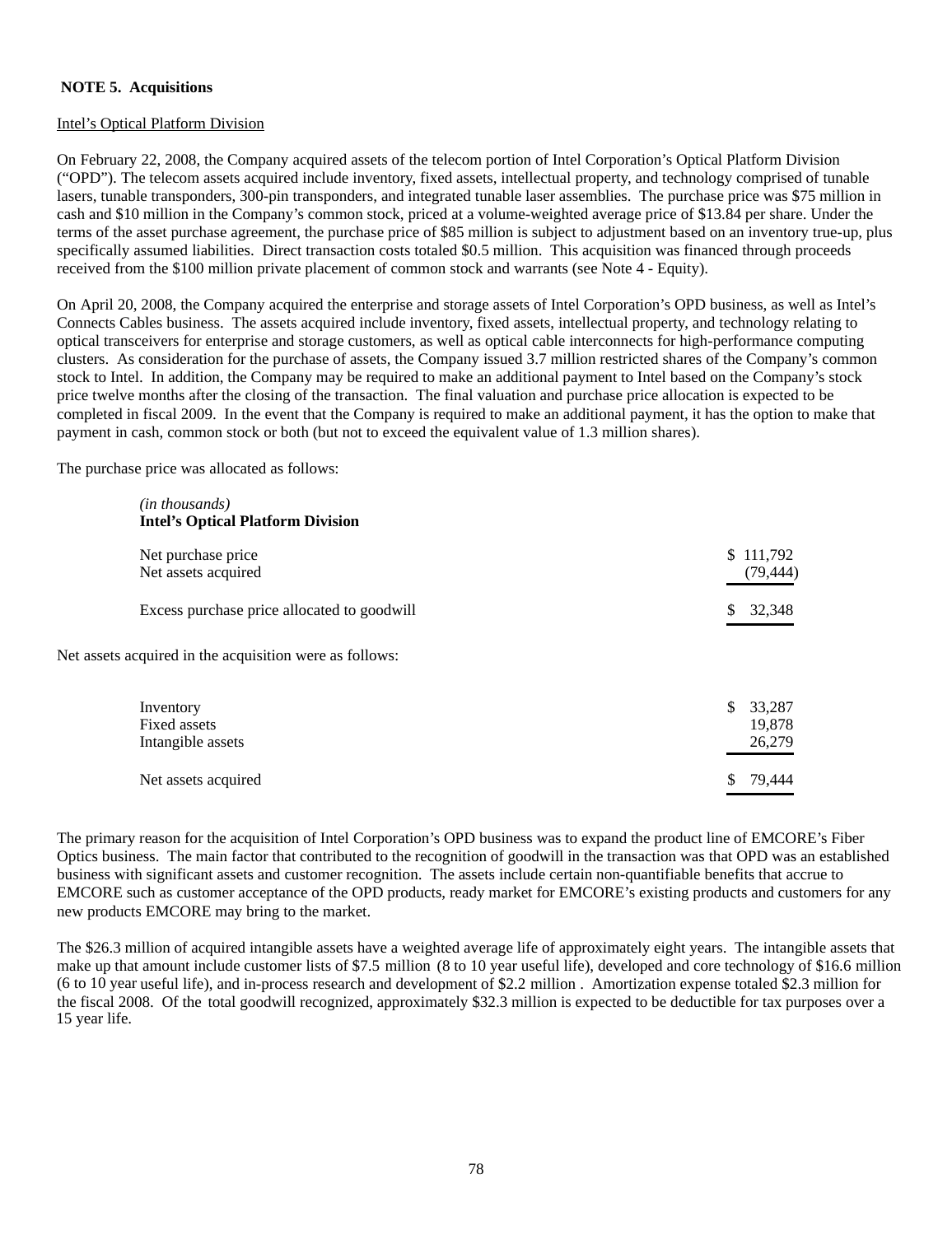## NOTE 5. Acquisitions

Intel's Optical Platform Division

On February 22, 2008, the Company acquired assets of the telecom portion of Intel Corporation's Optical Platform Division ("OPD"). The telecom assets acquired include inventory, fixed assets, intellectual property, and technology comprised of tunable lasers, tunable transponders, 300-pin transponders, and integrated tunable laser assemblies. The purchase price was $75 million in cash and $10 million in the Company's common stock, priced at a volume-weighted average price of $13.84 per share. Under the terms of the asset purchase agreement, the purchase price of $85 million is subject to adjustment based on an inventory true-up, plus specifically assumed liabilities. Direct transaction costs totaled $0.5 million. This acquisition was financed through proceeds received from the $100 million private placement of common stock and warrants (see Note 4 - Equity).

On April 20, 2008, the Company acquired the enterprise and storage assets of Intel Corporation's OPD business, as well as Intel's Connects Cables business. The assets acquired include inventory, fixed assets, intellectual property, and technology relating to optical transceivers for enterprise and storage customers, as well as optical cable interconnects for high-performance computing clusters. As consideration for the purchase of assets, the Company issued 3.7 million restricted shares of the Company's common stock to Intel. In addition, the Company may be required to make an additional payment to Intel based on the Company's stock price twelve months after the closing of the transaction. The final valuation and purchase price allocation is expected to be completed in fiscal 2009. In the event that the Company is required to make an additional payment, it has the option to make that payment in cash, common stock or both (but not to exceed the equivalent value of 1.3 million shares).

The purchase price was allocated as follows:

| *(in thousands)* **Intel's Optical Platform Division** | |
|---|---|
| Net purchase price | $ 111,792 |
| Net assets acquired | (79,444) |
| Excess purchase price allocated to goodwill | $ 32,348 |

Net assets acquired in the acquisition were as follows:

| | |
|---|---|
| Inventory | $ 33,287 |
| Fixed assets | 19,878 |
| Intangible assets | 26,279 |
| Net assets acquired | $ 79,444 |

The primary reason for the acquisition of Intel Corporation's OPD business was to expand the product line of EMCORE's Fiber Optics business. The main factor that contributed to the recognition of goodwill in the transaction was that OPD was an established business with significant assets and customer recognition. The assets include certain non-quantifiable benefits that accrue to EMCORE such as customer acceptance of the OPD products, ready market for EMCORE's existing products and customers for any new products EMCORE may bring to the market.

The $26.3 million of acquired intangible assets have a weighted average life of approximately eight years. The intangible assets that make up that amount include customer lists of $7.5 million (8 to 10 year useful life), developed and core technology of $16.6 million (6 to 10 year useful life), and in-process research and development of $2.2 million . Amortization expense totaled $2.3 million for the fiscal 2008. Of the total goodwill recognized, approximately $32.3 million is expected to be deductible for tax purposes over a 15 year life.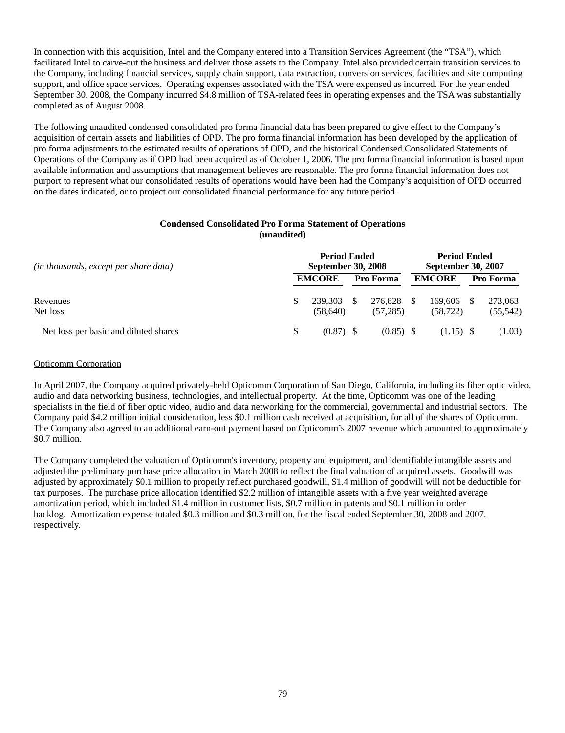In connection with this acquisition, Intel and the Company entered into a Transition Services Agreement (the "TSA"), which facilitated Intel to carve-out the business and deliver those assets to the Company. Intel also provided certain transition services to the Company, including financial services, supply chain support, data extraction, conversion services, facilities and site computing support, and office space services. Operating expenses associated with the TSA were expensed as incurred. For the year ended September 30, 2008, the Company incurred $4.8 million of TSA-related fees in operating expenses and the TSA was substantially completed as of August 2008.

The following unaudited condensed consolidated pro forma financial data has been prepared to give effect to the Company's acquisition of certain assets and liabilities of OPD. The pro forma financial information has been developed by the application of pro forma adjustments to the estimated results of operations of OPD, and the historical Condensed Consolidated Statements of Operations of the Company as if OPD had been acquired as of October 1, 2006. The pro forma financial information is based upon available information and assumptions that management believes are reasonable. The pro forma financial information does not purport to represent what our consolidated results of operations would have been had the Company's acquisition of OPD occurred on the dates indicated, or to project our consolidated financial performance for any future period.

**Condensed Consolidated Pro Forma Statement of Operations**
**(unaudited)**

| *(in thousands, except per share data)* | **Period Ended September 30, 2008** | | **Period Ended September 30, 2007** | |
|---|---|---|---|---|
| | **EMCORE** | **Pro Forma** | **EMCORE** | **Pro Forma** |
| Revenues | $ 239,303 | $ 276,828 | $ 169,606 | $ 273,063 |
| Net loss | (58,640) | (57,285) | (58,722) | (55,542) |
| Net loss per basic and diluted shares | $ (0.87) | $ (0.85) | $ (1.15) | $ (1.03) |

Opticomm Corporation

In April 2007, the Company acquired privately-held Opticomm Corporation of San Diego, California, including its fiber optic video, audio and data networking business, technologies, and intellectual property. At the time, Opticomm was one of the leading specialists in the field of fiber optic video, audio and data networking for the commercial, governmental and industrial sectors. The Company paid $4.2 million initial consideration, less $0.1 million cash received at acquisition, for all of the shares of Opticomm. The Company also agreed to an additional earn-out payment based on Opticomm's 2007 revenue which amounted to approximately $0.7 million.

The Company completed the valuation of Opticomm's inventory, property and equipment, and identifiable intangible assets and adjusted the preliminary purchase price allocation in March 2008 to reflect the final valuation of acquired assets. Goodwill was adjusted by approximately $0.1 million to properly reflect purchased goodwill, $1.4 million of goodwill will not be deductible for tax purposes. The purchase price allocation identified $2.2 million of intangible assets with a five year weighted average amortization period, which included $1.4 million in customer lists, $0.7 million in patents and $0.1 million in order backlog. Amortization expense totaled $0.3 million and $0.3 million, for the fiscal ended September 30, 2008 and 2007, respectively.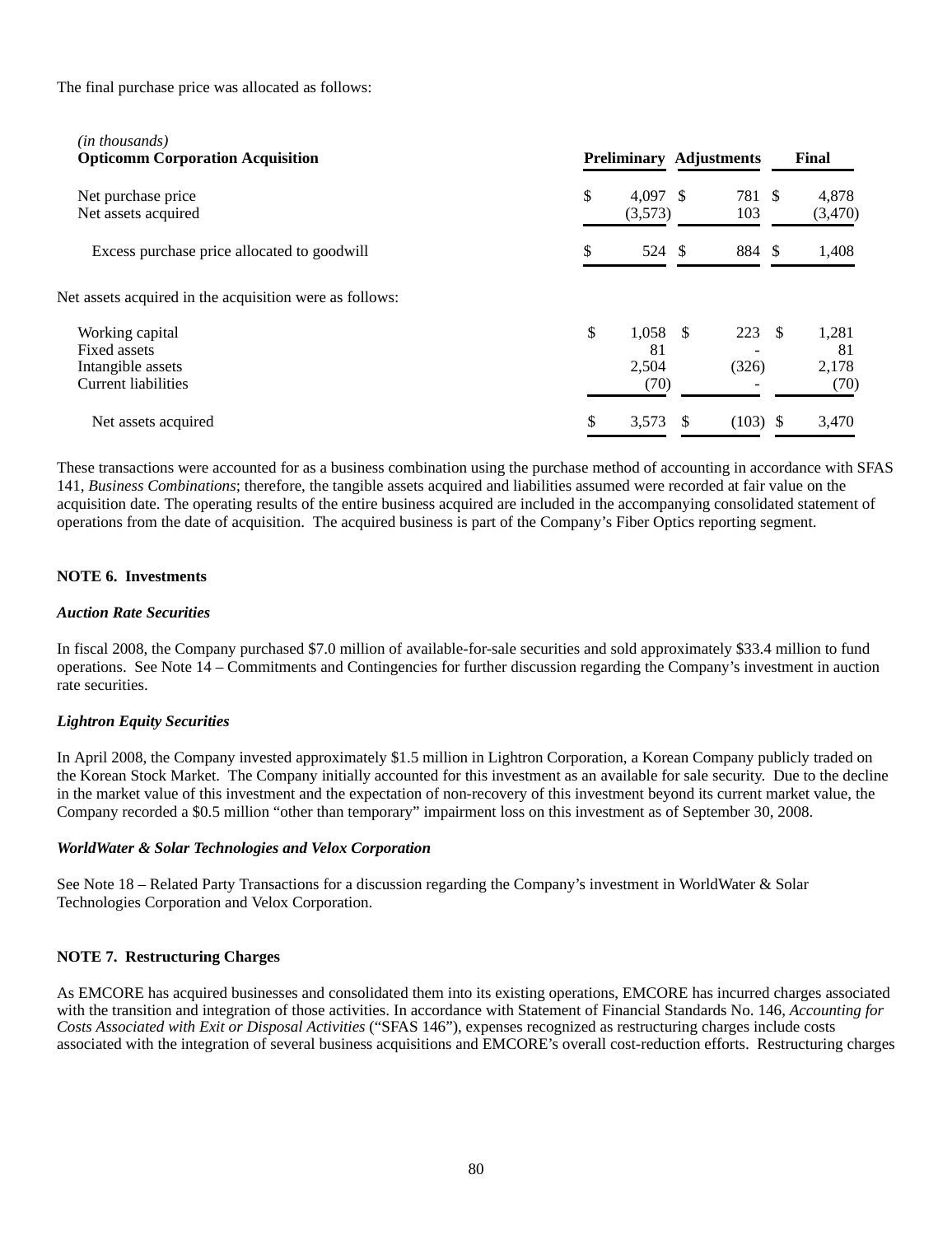The final purchase price was allocated as follows:

| *(in thousands)* **Opticomm Corporation Acquisition** | **Preliminary** | **Adjustments** | **Final** |
|---|---|---|---|
| Net purchase price | $ 4,097 | $ 781 | $ 4,878 |
| Net assets acquired | (3,573) | 103 | (3,470) |
| Excess purchase price allocated to goodwill | $ 524 | $ 884 | $ 1,408 |

Net assets acquired in the acquisition were as follows:

| | Preliminary | Adjustments | Final |
|---|---|---|---|
| Working capital | $ 1,058 | $ 223 | $ 1,281 |
| Fixed assets | 81 | - | 81 |
| Intangible assets | 2,504 | (326) | 2,178 |
| Current liabilities | (70) | - | (70) |
| Net assets acquired | $ 3,573 | $ (103) | $ 3,470 |

These transactions were accounted for as a business combination using the purchase method of accounting in accordance with SFAS 141, *Business Combinations*; therefore, the tangible assets acquired and liabilities assumed were recorded at fair value on the acquisition date. The operating results of the entire business acquired are included in the accompanying consolidated statement of operations from the date of acquisition. The acquired business is part of the Company's Fiber Optics reporting segment.

**NOTE 6. Investments**

***Auction Rate Securities***

In fiscal 2008, the Company purchased $7.0 million of available-for-sale securities and sold approximately $33.4 million to fund operations. See Note 14 – Commitments and Contingencies for further discussion regarding the Company's investment in auction rate securities.

***Lightron Equity Securities***

In April 2008, the Company invested approximately $1.5 million in Lightron Corporation, a Korean Company publicly traded on the Korean Stock Market. The Company initially accounted for this investment as an available for sale security. Due to the decline in the market value of this investment and the expectation of non-recovery of this investment beyond its current market value, the Company recorded a $0.5 million "other than temporary" impairment loss on this investment as of September 30, 2008.

***WorldWater & Solar Technologies and Velox Corporation***

See Note 18 – Related Party Transactions for a discussion regarding the Company's investment in WorldWater & Solar Technologies Corporation and Velox Corporation.

**NOTE 7. Restructuring Charges**

As EMCORE has acquired businesses and consolidated them into its existing operations, EMCORE has incurred charges associated with the transition and integration of those activities. In accordance with Statement of Financial Standards No. 146, *Accounting for Costs Associated with Exit or Disposal Activities* ("SFAS 146"), expenses recognized as restructuring charges include costs associated with the integration of several business acquisitions and EMCORE's overall cost-reduction efforts. Restructuring charges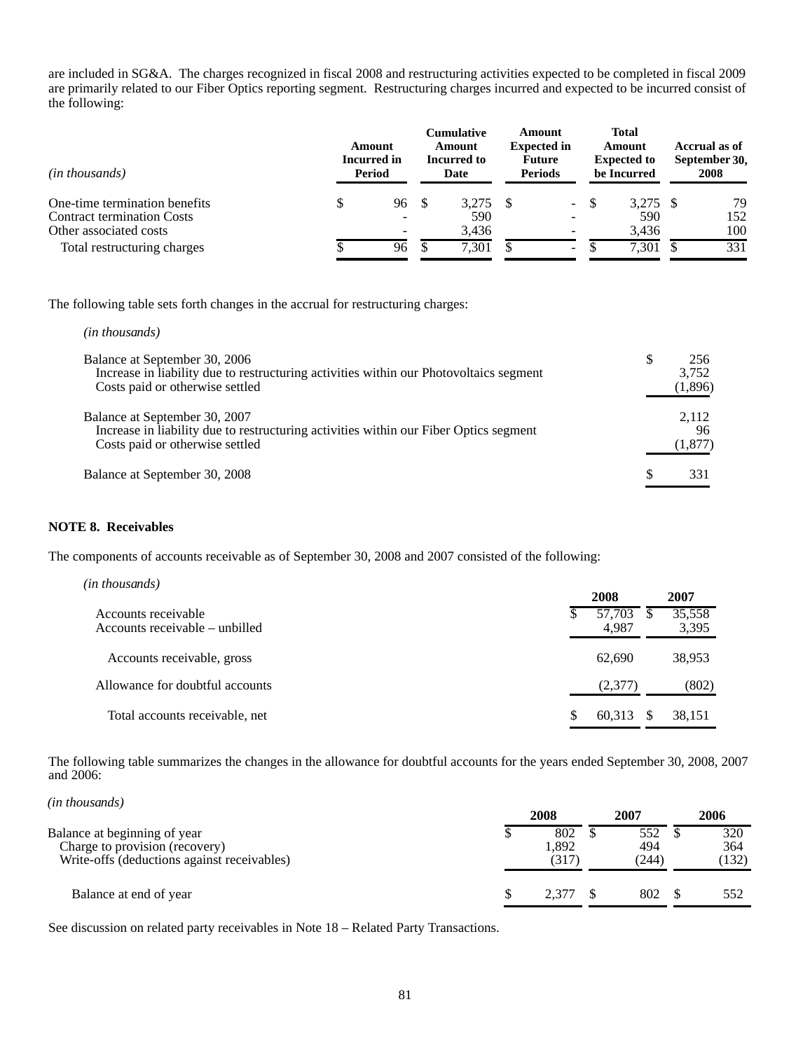are included in SG&A. The charges recognized in fiscal 2008 and restructuring activities expected to be completed in fiscal 2009 are primarily related to our Fiber Optics reporting segment. Restructuring charges incurred and expected to be incurred consist of the following:

| *(in thousands)* | Amount Incurred in Period | Cumulative Amount Incurred to Date | Amount Expected in Future Periods | Total Amount Expected to be Incurred | Accrual as of September 30, 2008 |
|---|---|---|---|---|---|
| One-time termination benefits | $ 96 | $ 3,275 | $ - | $ 3,275 | $ 79 |
| Contract termination Costs | - | 590 | - | 590 | 152 |
| Other associated costs | - | 3,436 | - | 3,436 | 100 |
| Total restructuring charges | $ 96 | $ 7,301 | $ - | $ 7,301 | $ 331 |

The following table sets forth changes in the accrual for restructuring charges:

| *(in thousands)* | |
|---|---|
| Balance at September 30, 2006 | $ 256 |
| Increase in liability due to restructuring activities within our Photovoltaics segment | 3,752 |
| Costs paid or otherwise settled | (1,896) |
| Balance at September 30, 2007 | 2,112 |
| Increase in liability due to restructuring activities within our Fiber Optics segment | 96 |
| Costs paid or otherwise settled | (1,877) |
| Balance at September 30, 2008 | $ 331 |

**NOTE 8. Receivables**

The components of accounts receivable as of September 30, 2008 and 2007 consisted of the following:

| *(in thousands)* | 2008 | 2007 |
|---|---|---|
| Accounts receivable | $ 57,703 | $ 35,558 |
| Accounts receivable – unbilled | 4,987 | 3,395 |
| Accounts receivable, gross | 62,690 | 38,953 |
| Allowance for doubtful accounts | (2,377) | (802) |
| Total accounts receivable, net | $ 60,313 | $ 38,151 |

The following table summarizes the changes in the allowance for doubtful accounts for the years ended September 30, 2008, 2007 and 2006:

| *(in thousands)* | 2008 | 2007 | 2006 |
|---|---|---|---|
| Balance at beginning of year | $ 802 | $ 552 | $ 320 |
| Charge to provision (recovery) | 1,892 | 494 | 364 |
| Write-offs (deductions against receivables) | (317) | (244) | (132) |
| Balance at end of year | $ 2,377 | $ 802 | $ 552 |

See discussion on related party receivables in Note 18 – Related Party Transactions.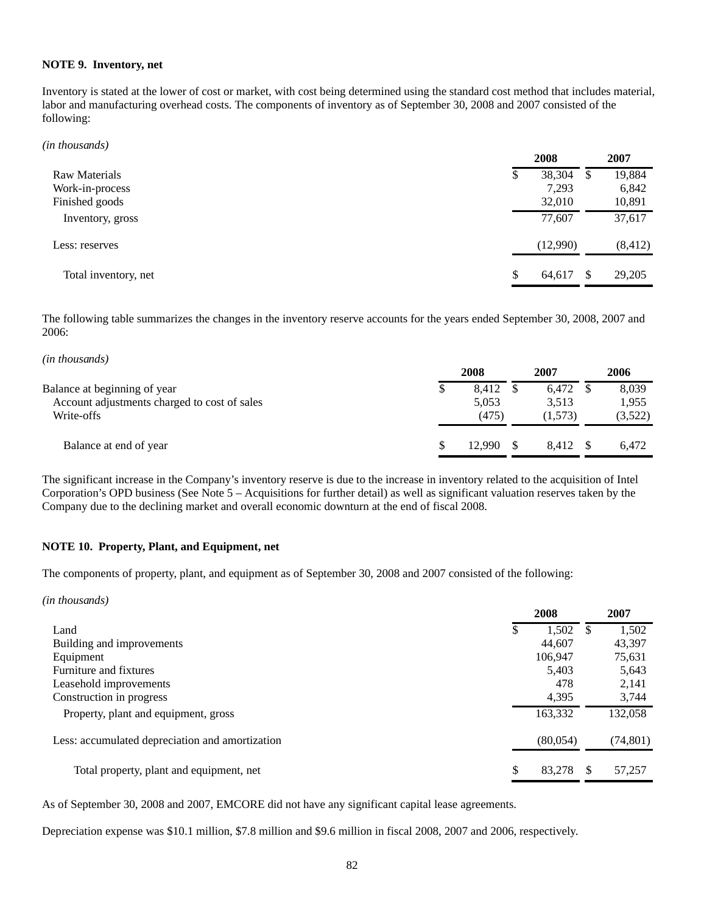**NOTE 9. Inventory, net**

Inventory is stated at the lower of cost or market, with cost being determined using the standard cost method that includes material, labor and manufacturing overhead costs. The components of inventory as of September 30, 2008 and 2007 consisted of the following:

*(in thousands)*

| | 2008 | 2007 |
|---|---|---|
| Raw Materials | $ 38,304 | $ 19,884 |
| Work-in-process | 7,293 | 6,842 |
| Finished goods | 32,010 | 10,891 |
| Inventory, gross | 77,607 | 37,617 |
| Less: reserves | (12,990) | (8,412) |
| Total inventory, net | $ 64,617 | $ 29,205 |

The following table summarizes the changes in the inventory reserve accounts for the years ended September 30, 2008, 2007 and 2006:

*(in thousands)*

| | 2008 | 2007 | 2006 |
|---|---|---|---|
| Balance at beginning of year | $ 8,412 | $ 6,472 | $ 8,039 |
| Account adjustments charged to cost of sales | 5,053 | 3,513 | 1,955 |
| Write-offs | (475) | (1,573) | (3,522) |
| Balance at end of year | $ 12,990 | $ 8,412 | $ 6,472 |

The significant increase in the Company's inventory reserve is due to the increase in inventory related to the acquisition of Intel Corporation's OPD business (See Note 5 – Acquisitions for further detail) as well as significant valuation reserves taken by the Company due to the declining market and overall economic downturn at the end of fiscal 2008.

**NOTE 10. Property, Plant, and Equipment, net**

The components of property, plant, and equipment as of September 30, 2008 and 2007 consisted of the following:

*(in thousands)*

| | 2008 | 2007 |
|---|---|---|
| Land | $ 1,502 | $ 1,502 |
| Building and improvements | 44,607 | 43,397 |
| Equipment | 106,947 | 75,631 |
| Furniture and fixtures | 5,403 | 5,643 |
| Leasehold improvements | 478 | 2,141 |
| Construction in progress | 4,395 | 3,744 |
| Property, plant and equipment, gross | 163,332 | 132,058 |
| Less: accumulated depreciation and amortization | (80,054) | (74,801) |
| Total property, plant and equipment, net | $ 83,278 | $ 57,257 |

As of September 30, 2008 and 2007, EMCORE did not have any significant capital lease agreements.

Depreciation expense was $10.1 million, $7.8 million and $9.6 million in fiscal 2008, 2007 and 2006, respectively.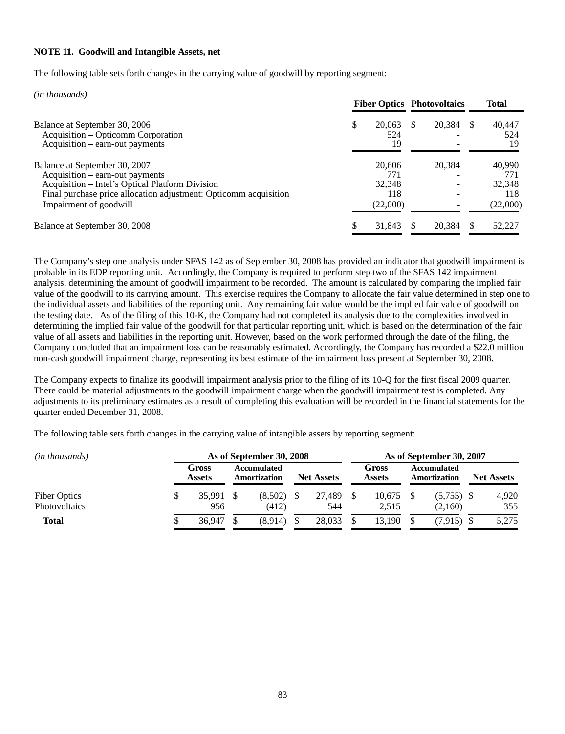**NOTE 11. Goodwill and Intangible Assets, net**

The following table sets forth changes in the carrying value of goodwill by reporting segment:

| *(in thousands)* | Fiber Optics | Photovoltaics | Total |
|---|---|---|---|
| Balance at September 30, 2006 | $ 20,063 | $ 20,384 | $ 40,447 |
| Acquisition – Opticomm Corporation | 524 | - | 524 |
| Acquisition – earn-out payments | 19 | - | 19 |
| Balance at September 30, 2007 | 20,606 | 20,384 | 40,990 |
| Acquisition – earn-out payments | 771 | - | 771 |
| Acquisition – Intel's Optical Platform Division | 32,348 | - | 32,348 |
| Final purchase price allocation adjustment: Opticomm acquisition | 118 | - | 118 |
| Impairment of goodwill | (22,000) | - | (22,000) |
| Balance at September 30, 2008 | $ 31,843 | $ 20,384 | $ 52,227 |

The Company's step one analysis under SFAS 142 as of September 30, 2008 has provided an indicator that goodwill impairment is probable in its EDP reporting unit. Accordingly, the Company is required to perform step two of the SFAS 142 impairment analysis, determining the amount of goodwill impairment to be recorded. The amount is calculated by comparing the implied fair value of the goodwill to its carrying amount. This exercise requires the Company to allocate the fair value determined in step one to the individual assets and liabilities of the reporting unit. Any remaining fair value would be the implied fair value of goodwill on the testing date. As of the filing of this 10-K, the Company had not completed its analysis due to the complexities involved in determining the implied fair value of the goodwill for that particular reporting unit, which is based on the determination of the fair value of all assets and liabilities in the reporting unit. However, based on the work performed through the date of the filing, the Company concluded that an impairment loss can be reasonably estimated. Accordingly, the Company has recorded a $22.0 million non-cash goodwill impairment charge, representing its best estimate of the impairment loss present at September 30, 2008.

The Company expects to finalize its goodwill impairment analysis prior to the filing of its 10-Q for the first fiscal 2009 quarter. There could be material adjustments to the goodwill impairment charge when the goodwill impairment test is completed. Any adjustments to its preliminary estimates as a result of completing this evaluation will be recorded in the financial statements for the quarter ended December 31, 2008.

The following table sets forth changes in the carrying value of intangible assets by reporting segment:

| *(in thousands)* | As of September 30, 2008 | | | As of September 30, 2007 | | |
|---|---|---|---|---|---|---|
| | Gross Assets | Accumulated Amortization | Net Assets | Gross Assets | Accumulated Amortization | Net Assets |
| Fiber Optics | $ 35,991 | $ (8,502) | $ 27,489 | $ 10,675 | $ (5,755) | $ 4,920 |
| Photovoltaics | 956 | (412) | 544 | 2,515 | (2,160) | 355 |
| **Total** | $ 36,947 | $ (8,914) | $ 28,033 | $ 13,190 | $ (7,915) | $ 5,275 |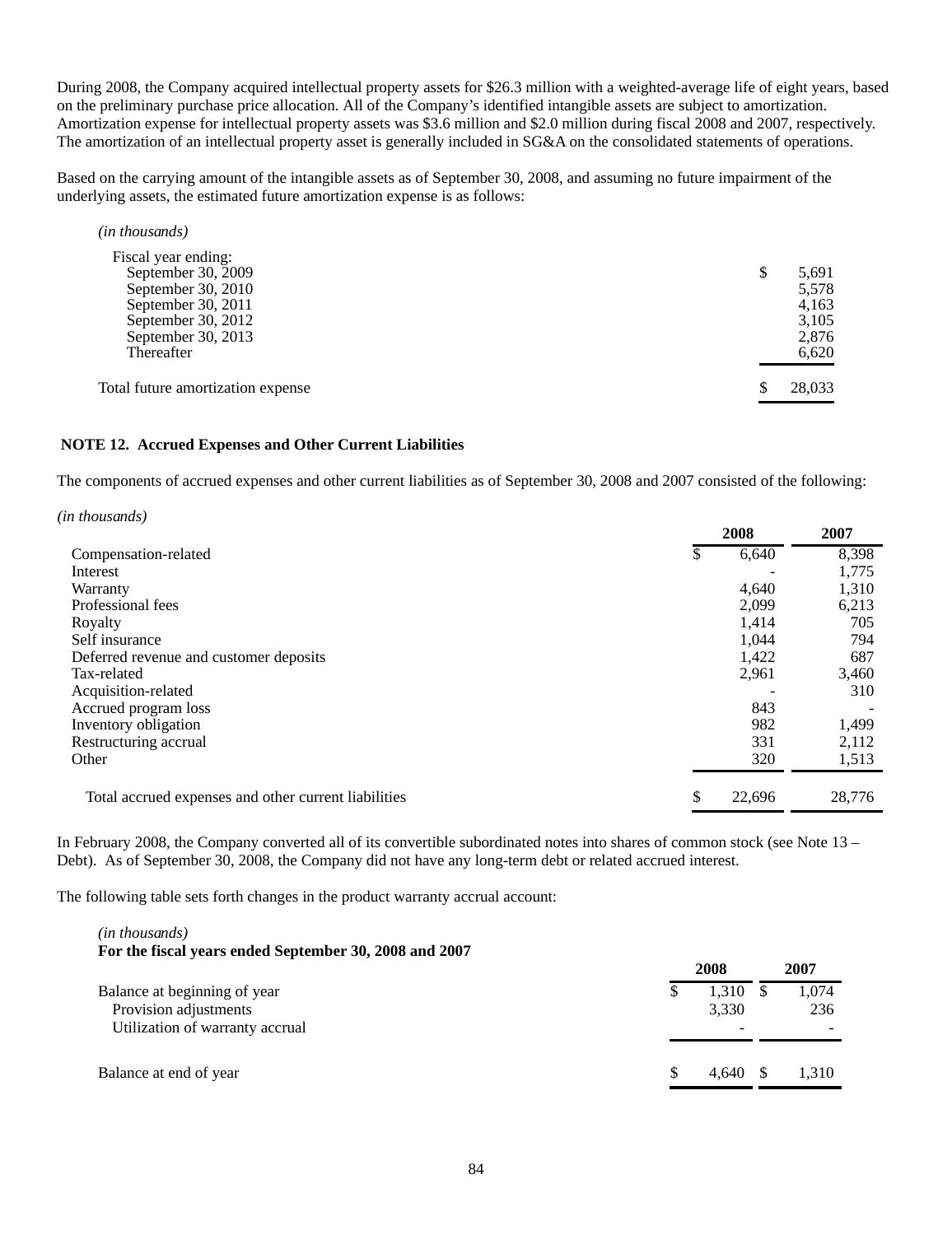During 2008, the Company acquired intellectual property assets for $26.3 million with a weighted-average life of eight years, based on the preliminary purchase price allocation. All of the Company's identified intangible assets are subject to amortization. Amortization expense for intellectual property assets was $3.6 million and $2.0 million during fiscal 2008 and 2007, respectively. The amortization of an intellectual property asset is generally included in SG&A on the consolidated statements of operations.

Based on the carrying amount of the intangible assets as of September 30, 2008, and assuming no future impairment of the underlying assets, the estimated future amortization expense is as follows:

*(in thousands)*

| | |
|---|---|
| Fiscal year ending: | |
| September 30, 2009 | $ 5,691 |
| September 30, 2010 | 5,578 |
| September 30, 2011 | 4,163 |
| September 30, 2012 | 3,105 |
| September 30, 2013 | 2,876 |
| Thereafter | 6,620 |
| Total future amortization expense | $ 28,033 |

## NOTE 12. Accrued Expenses and Other Current Liabilities

The components of accrued expenses and other current liabilities as of September 30, 2008 and 2007 consisted of the following:

*(in thousands)*

| | 2008 | 2007 |
|---|---|---|
| Compensation-related | $ 6,640 | 8,398 |
| Interest | - | 1,775 |
| Warranty | 4,640 | 1,310 |
| Professional fees | 2,099 | 6,213 |
| Royalty | 1,414 | 705 |
| Self insurance | 1,044 | 794 |
| Deferred revenue and customer deposits | 1,422 | 687 |
| Tax-related | 2,961 | 3,460 |
| Acquisition-related | - | 310 |
| Accrued program loss | 843 | - |
| Inventory obligation | 982 | 1,499 |
| Restructuring accrual | 331 | 2,112 |
| Other | 320 | 1,513 |
| Total accrued expenses and other current liabilities | $ 22,696 | 28,776 |

In February 2008, the Company converted all of its convertible subordinated notes into shares of common stock (see Note 13 – Debt). As of September 30, 2008, the Company did not have any long-term debt or related accrued interest.

The following table sets forth changes in the product warranty accrual account:

*(in thousands)*
**For the fiscal years ended September 30, 2008 and 2007**

| | 2008 | 2007 |
|---|---|---|
| Balance at beginning of year | $ 1,310 | $ 1,074 |
| Provision adjustments | 3,330 | 236 |
| Utilization of warranty accrual | - | - |
| Balance at end of year | $ 4,640 | $ 1,310 |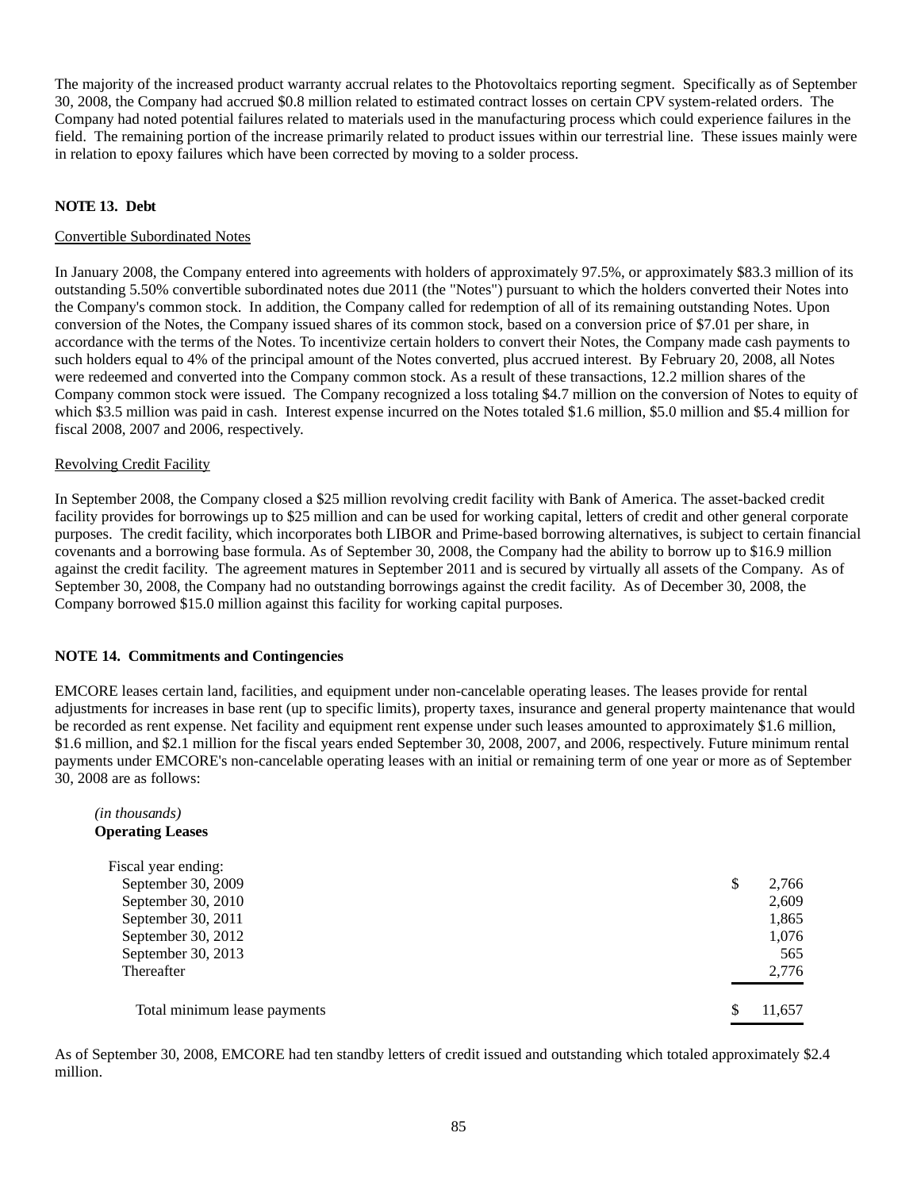The majority of the increased product warranty accrual relates to the Photovoltaics reporting segment. Specifically as of September 30, 2008, the Company had accrued $0.8 million related to estimated contract losses on certain CPV system-related orders. The Company had noted potential failures related to materials used in the manufacturing process which could experience failures in the field. The remaining portion of the increase primarily related to product issues within our terrestrial line. These issues mainly were in relation to epoxy failures which have been corrected by moving to a solder process.

**NOTE 13. Debt**

Convertible Subordinated Notes

In January 2008, the Company entered into agreements with holders of approximately 97.5%, or approximately $83.3 million of its outstanding 5.50% convertible subordinated notes due 2011 (the "Notes") pursuant to which the holders converted their Notes into the Company's common stock. In addition, the Company called for redemption of all of its remaining outstanding Notes. Upon conversion of the Notes, the Company issued shares of its common stock, based on a conversion price of $7.01 per share, in accordance with the terms of the Notes. To incentivize certain holders to convert their Notes, the Company made cash payments to such holders equal to 4% of the principal amount of the Notes converted, plus accrued interest. By February 20, 2008, all Notes were redeemed and converted into the Company common stock. As a result of these transactions, 12.2 million shares of the Company common stock were issued. The Company recognized a loss totaling $4.7 million on the conversion of Notes to equity of which $3.5 million was paid in cash. Interest expense incurred on the Notes totaled $1.6 million, $5.0 million and $5.4 million for fiscal 2008, 2007 and 2006, respectively.

Revolving Credit Facility

In September 2008, the Company closed a $25 million revolving credit facility with Bank of America. The asset-backed credit facility provides for borrowings up to $25 million and can be used for working capital, letters of credit and other general corporate purposes. The credit facility, which incorporates both LIBOR and Prime-based borrowing alternatives, is subject to certain financial covenants and a borrowing base formula. As of September 30, 2008, the Company had the ability to borrow up to $16.9 million against the credit facility. The agreement matures in September 2011 and is secured by virtually all assets of the Company. As of September 30, 2008, the Company had no outstanding borrowings against the credit facility. As of December 30, 2008, the Company borrowed $15.0 million against this facility for working capital purposes.

**NOTE 14. Commitments and Contingencies**

EMCORE leases certain land, facilities, and equipment under non-cancelable operating leases. The leases provide for rental adjustments for increases in base rent (up to specific limits), property taxes, insurance and general property maintenance that would be recorded as rent expense. Net facility and equipment rent expense under such leases amounted to approximately $1.6 million, $1.6 million, and $2.1 million for the fiscal years ended September 30, 2008, 2007, and 2006, respectively. Future minimum rental payments under EMCORE's non-cancelable operating leases with an initial or remaining term of one year or more as of September 30, 2008 are as follows:

*(in thousands)*
**Operating Leases**

| | |
|---|---|
| Fiscal year ending: | |
| September 30, 2009 | $ 2,766 |
| September 30, 2010 | 2,609 |
| September 30, 2011 | 1,865 |
| September 30, 2012 | 1,076 |
| September 30, 2013 | 565 |
| Thereafter | 2,776 |
| Total minimum lease payments | $ 11,657 |

As of September 30, 2008, EMCORE had ten standby letters of credit issued and outstanding which totaled approximately $2.4 million.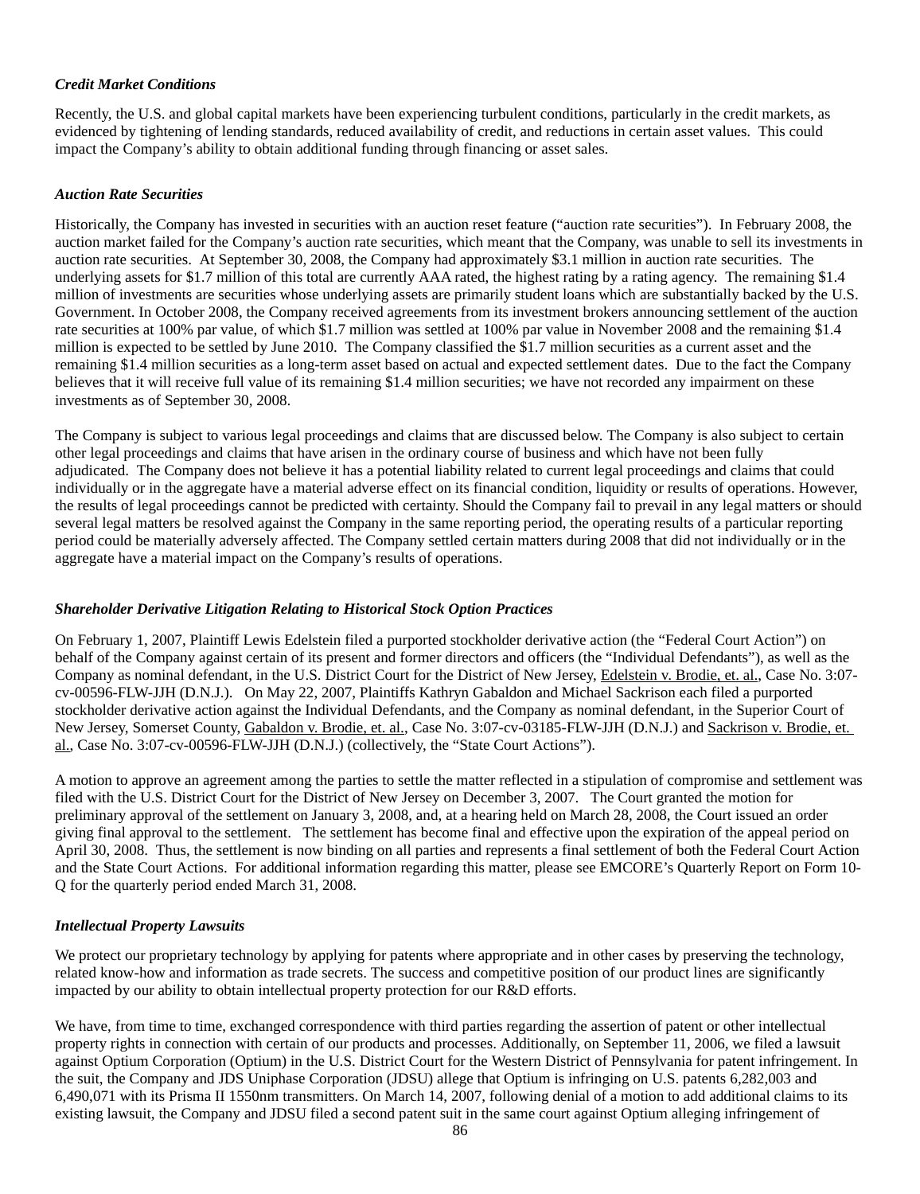***Credit Market Conditions***

Recently, the U.S. and global capital markets have been experiencing turbulent conditions, particularly in the credit markets, as evidenced by tightening of lending standards, reduced availability of credit, and reductions in certain asset values. This could impact the Company's ability to obtain additional funding through financing or asset sales.

***Auction Rate Securities***

Historically, the Company has invested in securities with an auction reset feature ("auction rate securities"). In February 2008, the auction market failed for the Company's auction rate securities, which meant that the Company, was unable to sell its investments in auction rate securities. At September 30, 2008, the Company had approximately $3.1 million in auction rate securities. The underlying assets for $1.7 million of this total are currently AAA rated, the highest rating by a rating agency. The remaining $1.4 million of investments are securities whose underlying assets are primarily student loans which are substantially backed by the U.S. Government. In October 2008, the Company received agreements from its investment brokers announcing settlement of the auction rate securities at 100% par value, of which $1.7 million was settled at 100% par value in November 2008 and the remaining $1.4 million is expected to be settled by June 2010. The Company classified the $1.7 million securities as a current asset and the remaining $1.4 million securities as a long-term asset based on actual and expected settlement dates. Due to the fact the Company believes that it will receive full value of its remaining $1.4 million securities; we have not recorded any impairment on these investments as of September 30, 2008.

The Company is subject to various legal proceedings and claims that are discussed below. The Company is also subject to certain other legal proceedings and claims that have arisen in the ordinary course of business and which have not been fully adjudicated. The Company does not believe it has a potential liability related to current legal proceedings and claims that could individually or in the aggregate have a material adverse effect on its financial condition, liquidity or results of operations. However, the results of legal proceedings cannot be predicted with certainty. Should the Company fail to prevail in any legal matters or should several legal matters be resolved against the Company in the same reporting period, the operating results of a particular reporting period could be materially adversely affected. The Company settled certain matters during 2008 that did not individually or in the aggregate have a material impact on the Company's results of operations.

***Shareholder Derivative Litigation Relating to Historical Stock Option Practices***

On February 1, 2007, Plaintiff Lewis Edelstein filed a purported stockholder derivative action (the "Federal Court Action") on behalf of the Company against certain of its present and former directors and officers (the "Individual Defendants"), as well as the Company as nominal defendant, in the U.S. District Court for the District of New Jersey, Edelstein v. Brodie, et. al., Case No. 3:07-cv-00596-FLW-JJH (D.N.J.). On May 22, 2007, Plaintiffs Kathryn Gabaldon and Michael Sackrison each filed a purported stockholder derivative action against the Individual Defendants, and the Company as nominal defendant, in the Superior Court of New Jersey, Somerset County, Gabaldon v. Brodie, et. al., Case No. 3:07-cv-03185-FLW-JJH (D.N.J.) and Sackrison v. Brodie, et. al., Case No. 3:07-cv-00596-FLW-JJH (D.N.J.) (collectively, the "State Court Actions").

A motion to approve an agreement among the parties to settle the matter reflected in a stipulation of compromise and settlement was filed with the U.S. District Court for the District of New Jersey on December 3, 2007. The Court granted the motion for preliminary approval of the settlement on January 3, 2008, and, at a hearing held on March 28, 2008, the Court issued an order giving final approval to the settlement. The settlement has become final and effective upon the expiration of the appeal period on April 30, 2008. Thus, the settlement is now binding on all parties and represents a final settlement of both the Federal Court Action and the State Court Actions. For additional information regarding this matter, please see EMCORE's Quarterly Report on Form 10-Q for the quarterly period ended March 31, 2008.

***Intellectual Property Lawsuits***

We protect our proprietary technology by applying for patents where appropriate and in other cases by preserving the technology, related know-how and information as trade secrets. The success and competitive position of our product lines are significantly impacted by our ability to obtain intellectual property protection for our R&D efforts.

We have, from time to time, exchanged correspondence with third parties regarding the assertion of patent or other intellectual property rights in connection with certain of our products and processes. Additionally, on September 11, 2006, we filed a lawsuit against Optium Corporation (Optium) in the U.S. District Court for the Western District of Pennsylvania for patent infringement. In the suit, the Company and JDS Uniphase Corporation (JDSU) allege that Optium is infringing on U.S. patents 6,282,003 and 6,490,071 with its Prisma II 1550nm transmitters. On March 14, 2007, following denial of a motion to add additional claims to its existing lawsuit, the Company and JDSU filed a second patent suit in the same court against Optium alleging infringement of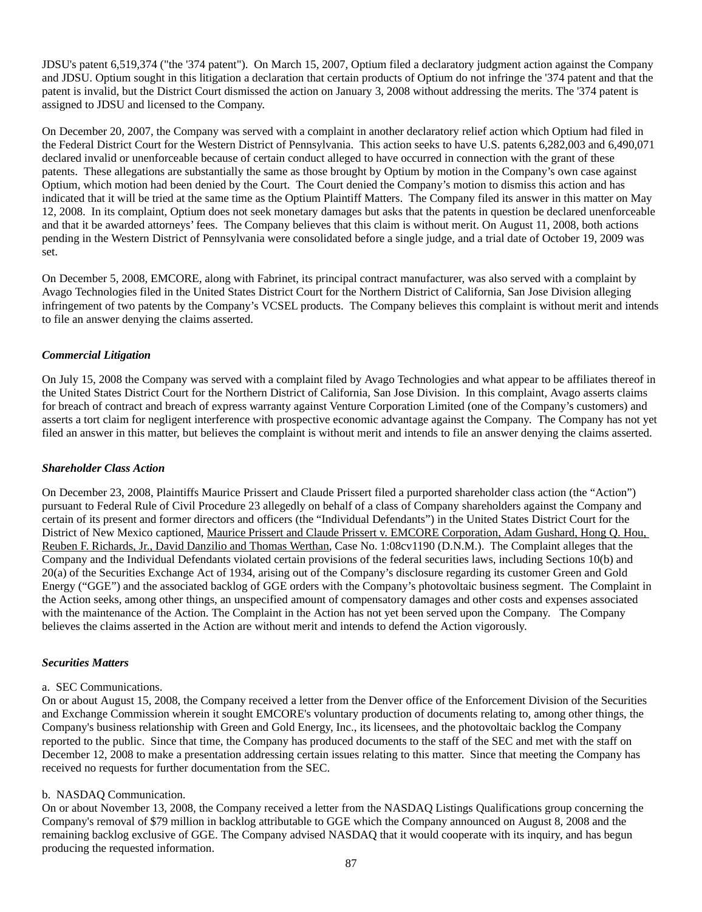JDSU's patent 6,519,374 ("the '374 patent"). On March 15, 2007, Optium filed a declaratory judgment action against the Company and JDSU. Optium sought in this litigation a declaration that certain products of Optium do not infringe the '374 patent and that the patent is invalid, but the District Court dismissed the action on January 3, 2008 without addressing the merits. The '374 patent is assigned to JDSU and licensed to the Company.

On December 20, 2007, the Company was served with a complaint in another declaratory relief action which Optium had filed in the Federal District Court for the Western District of Pennsylvania. This action seeks to have U.S. patents 6,282,003 and 6,490,071 declared invalid or unenforceable because of certain conduct alleged to have occurred in connection with the grant of these patents. These allegations are substantially the same as those brought by Optium by motion in the Company's own case against Optium, which motion had been denied by the Court. The Court denied the Company's motion to dismiss this action and has indicated that it will be tried at the same time as the Optium Plaintiff Matters. The Company filed its answer in this matter on May 12, 2008. In its complaint, Optium does not seek monetary damages but asks that the patents in question be declared unenforceable and that it be awarded attorneys' fees. The Company believes that this claim is without merit. On August 11, 2008, both actions pending in the Western District of Pennsylvania were consolidated before a single judge, and a trial date of October 19, 2009 was set.

On December 5, 2008, EMCORE, along with Fabrinet, its principal contract manufacturer, was also served with a complaint by Avago Technologies filed in the United States District Court for the Northern District of California, San Jose Division alleging infringement of two patents by the Company's VCSEL products. The Company believes this complaint is without merit and intends to file an answer denying the claims asserted.

***Commercial Litigation***

On July 15, 2008 the Company was served with a complaint filed by Avago Technologies and what appear to be affiliates thereof in the United States District Court for the Northern District of California, San Jose Division. In this complaint, Avago asserts claims for breach of contract and breach of express warranty against Venture Corporation Limited (one of the Company's customers) and asserts a tort claim for negligent interference with prospective economic advantage against the Company. The Company has not yet filed an answer in this matter, but believes the complaint is without merit and intends to file an answer denying the claims asserted.

***Shareholder Class Action***

On December 23, 2008, Plaintiffs Maurice Prissert and Claude Prissert filed a purported shareholder class action (the "Action") pursuant to Federal Rule of Civil Procedure 23 allegedly on behalf of a class of Company shareholders against the Company and certain of its present and former directors and officers (the "Individual Defendants") in the United States District Court for the District of New Mexico captioned, Maurice Prissert and Claude Prissert v. EMCORE Corporation, Adam Gushard, Hong Q. Hou, Reuben F. Richards, Jr., David Danzilio and Thomas Werthan, Case No. 1:08cv1190 (D.N.M.). The Complaint alleges that the Company and the Individual Defendants violated certain provisions of the federal securities laws, including Sections 10(b) and 20(a) of the Securities Exchange Act of 1934, arising out of the Company's disclosure regarding its customer Green and Gold Energy ("GGE") and the associated backlog of GGE orders with the Company's photovoltaic business segment. The Complaint in the Action seeks, among other things, an unspecified amount of compensatory damages and other costs and expenses associated with the maintenance of the Action. The Complaint in the Action has not yet been served upon the Company. The Company believes the claims asserted in the Action are without merit and intends to defend the Action vigorously.

***Securities Matters***

a. SEC Communications.
On or about August 15, 2008, the Company received a letter from the Denver office of the Enforcement Division of the Securities and Exchange Commission wherein it sought EMCORE's voluntary production of documents relating to, among other things, the Company's business relationship with Green and Gold Energy, Inc., its licensees, and the photovoltaic backlog the Company reported to the public. Since that time, the Company has produced documents to the staff of the SEC and met with the staff on December 12, 2008 to make a presentation addressing certain issues relating to this matter. Since that meeting the Company has received no requests for further documentation from the SEC.

b. NASDAQ Communication.
On or about November 13, 2008, the Company received a letter from the NASDAQ Listings Qualifications group concerning the Company's removal of $79 million in backlog attributable to GGE which the Company announced on August 8, 2008 and the remaining backlog exclusive of GGE. The Company advised NASDAQ that it would cooperate with its inquiry, and has begun producing the requested information.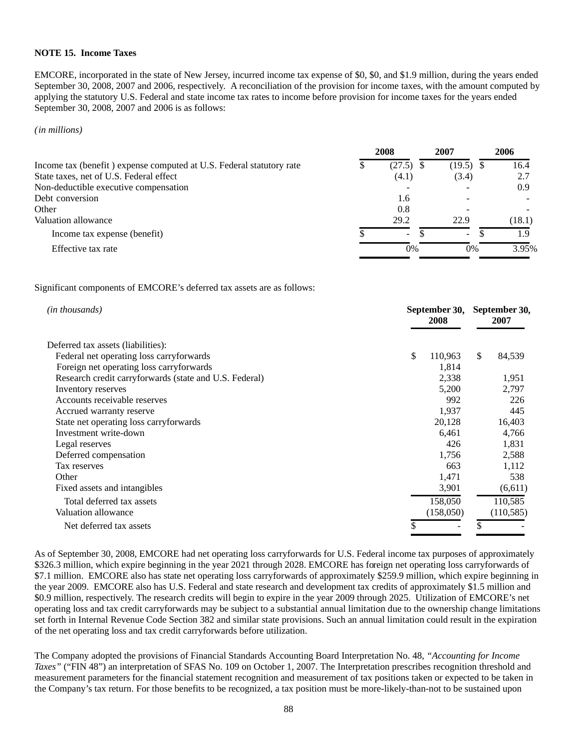**NOTE 15. Income Taxes**

EMCORE, incorporated in the state of New Jersey, incurred income tax expense of $0, $0, and $1.9 million, during the years ended September 30, 2008, 2007 and 2006, respectively. A reconciliation of the provision for income taxes, with the amount computed by applying the statutory U.S. Federal and state income tax rates to income before provision for income taxes for the years ended September 30, 2008, 2007 and 2006 is as follows:

*(in millions)*

| | 2008 | 2007 | 2006 |
|---|---|---|---|
| Income tax (benefit ) expense computed at U.S. Federal statutory rate | $ (27.5) | $ (19.5) | $ 16.4 |
| State taxes, net of U.S. Federal effect | (4.1) | (3.4) | 2.7 |
| Non-deductible executive compensation | - | - | 0.9 |
| Debt conversion | 1.6 | - | - |
| Other | 0.8 | - | - |
| Valuation allowance | 29.2 | 22.9 | (18.1) |
| Income tax expense (benefit) | $ - | $ - | $ 1.9 |
| Effective tax rate | 0% | 0% | 3.95% |

Significant components of EMCORE's deferred tax assets are as follows:

| *(in thousands)* | September 30, 2008 | September 30, 2007 |
|---|---|---|
| Deferred tax assets (liabilities): | | |
| Federal net operating loss carryforwards | $ 110,963 | $ 84,539 |
| Foreign net operating loss carryforwards | 1,814 | |
| Research credit carryforwards (state and U.S. Federal) | 2,338 | 1,951 |
| Inventory reserves | 5,200 | 2,797 |
| Accounts receivable reserves | 992 | 226 |
| Accrued warranty reserve | 1,937 | 445 |
| State net operating loss carryforwards | 20,128 | 16,403 |
| Investment write-down | 6,461 | 4,766 |
| Legal reserves | 426 | 1,831 |
| Deferred compensation | 1,756 | 2,588 |
| Tax reserves | 663 | 1,112 |
| Other | 1,471 | 538 |
| Fixed assets and intangibles | 3,901 | (6,611) |
| Total deferred tax assets | 158,050 | 110,585 |
| Valuation allowance | (158,050) | (110,585) |
| Net deferred tax assets | $ - | $ - |

As of September 30, 2008, EMCORE had net operating loss carryforwards for U.S. Federal income tax purposes of approximately $326.3 million, which expire beginning in the year 2021 through 2028. EMCORE has foreign net operating loss carryforwards of $7.1 million. EMCORE also has state net operating loss carryforwards of approximately $259.9 million, which expire beginning in the year 2009. EMCORE also has U.S. Federal and state research and development tax credits of approximately $1.5 million and $0.9 million, respectively. The research credits will begin to expire in the year 2009 through 2025. Utilization of EMCORE's net operating loss and tax credit carryforwards may be subject to a substantial annual limitation due to the ownership change limitations set forth in Internal Revenue Code Section 382 and similar state provisions. Such an annual limitation could result in the expiration of the net operating loss and tax credit carryforwards before utilization.

The Company adopted the provisions of Financial Standards Accounting Board Interpretation No. 48, *"Accounting for Income Taxes"* ("FIN 48") an interpretation of SFAS No. 109 on October 1, 2007. The Interpretation prescribes recognition threshold and measurement parameters for the financial statement recognition and measurement of tax positions taken or expected to be taken in the Company's tax return. For those benefits to be recognized, a tax position must be more-likely-than-not to be sustained upon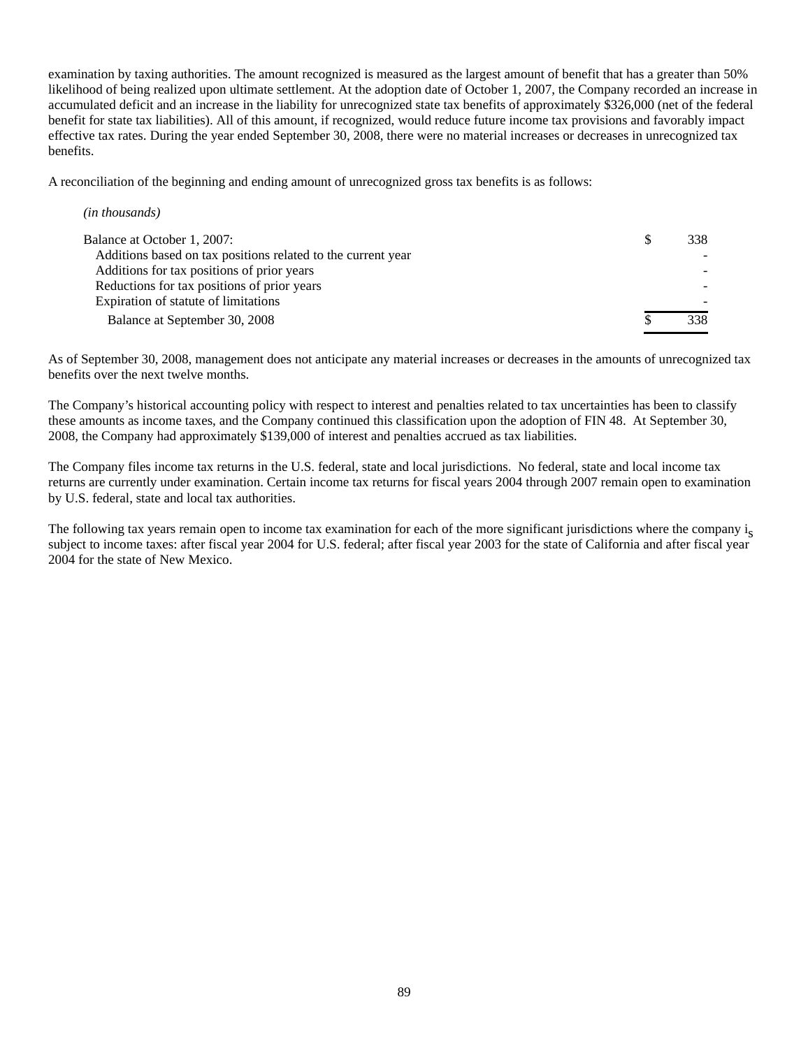examination by taxing authorities. The amount recognized is measured as the largest amount of benefit that has a greater than 50% likelihood of being realized upon ultimate settlement. At the adoption date of October 1, 2007, the Company recorded an increase in accumulated deficit and an increase in the liability for unrecognized state tax benefits of approximately $326,000 (net of the federal benefit for state tax liabilities). All of this amount, if recognized, would reduce future income tax provisions and favorably impact effective tax rates. During the year ended September 30, 2008, there were no material increases or decreases in unrecognized tax benefits.

A reconciliation of the beginning and ending amount of unrecognized gross tax benefits is as follows:

| *(in thousands)* | | |
|---|---|---|
| Balance at October 1, 2007: | $ | 338 |
| Additions based on tax positions related to the current year | | - |
| Additions for tax positions of prior years | | - |
| Reductions for tax positions of prior years | | - |
| Expiration of statute of limitations | | - |
| Balance at September 30, 2008 | $ | 338 |

As of September 30, 2008, management does not anticipate any material increases or decreases in the amounts of unrecognized tax benefits over the next twelve months.

The Company's historical accounting policy with respect to interest and penalties related to tax uncertainties has been to classify these amounts as income taxes, and the Company continued this classification upon the adoption of FIN 48. At September 30, 2008, the Company had approximately $139,000 of interest and penalties accrued as tax liabilities.

The Company files income tax returns in the U.S. federal, state and local jurisdictions. No federal, state and local income tax returns are currently under examination. Certain income tax returns for fiscal years 2004 through 2007 remain open to examination by U.S. federal, state and local tax authorities.

The following tax years remain open to income tax examination for each of the more significant jurisdictions where the company is subject to income taxes: after fiscal year 2004 for U.S. federal; after fiscal year 2003 for the state of California and after fiscal year 2004 for the state of New Mexico.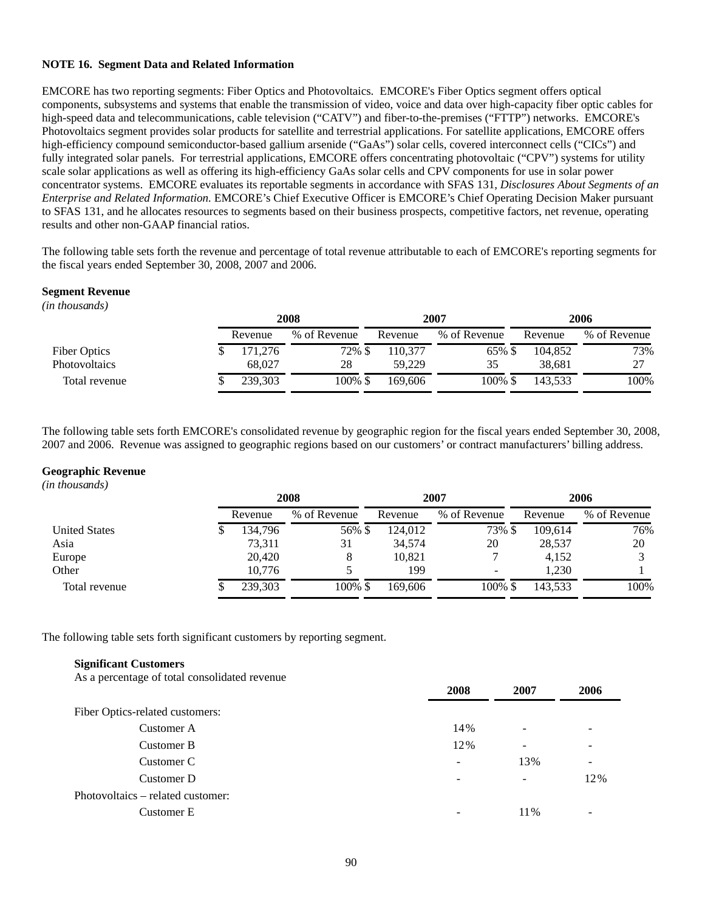**NOTE 16. Segment Data and Related Information**

EMCORE has two reporting segments: Fiber Optics and Photovoltaics. EMCORE's Fiber Optics segment offers optical components, subsystems and systems that enable the transmission of video, voice and data over high-capacity fiber optic cables for high-speed data and telecommunications, cable television ("CATV") and fiber-to-the-premises ("FTTP") networks. EMCORE's Photovoltaics segment provides solar products for satellite and terrestrial applications. For satellite applications, EMCORE offers high-efficiency compound semiconductor-based gallium arsenide ("GaAs") solar cells, covered interconnect cells ("CICs") and fully integrated solar panels. For terrestrial applications, EMCORE offers concentrating photovoltaic ("CPV") systems for utility scale solar applications as well as offering its high-efficiency GaAs solar cells and CPV components for use in solar power concentrator systems. EMCORE evaluates its reportable segments in accordance with SFAS 131, *Disclosures About Segments of an Enterprise and Related Information.* EMCORE's Chief Executive Officer is EMCORE's Chief Operating Decision Maker pursuant to SFAS 131, and he allocates resources to segments based on their business prospects, competitive factors, net revenue, operating results and other non-GAAP financial ratios.

The following table sets forth the revenue and percentage of total revenue attributable to each of EMCORE's reporting segments for the fiscal years ended September 30, 2008, 2007 and 2006.

**Segment Revenue**
*(in thousands)*

| | 2008 | | 2007 | | 2006 | |
|---|---|---|---|---|---|---|
| | Revenue | % of Revenue | Revenue | % of Revenue | Revenue | % of Revenue |
| Fiber Optics | $ 171,276 | 72% | $ 110,377 | 65% | $ 104,852 | 73% |
| Photovoltaics | 68,027 | 28 | 59,229 | 35 | 38,681 | 27 |
| Total revenue | $ 239,303 | 100% | $ 169,606 | 100% | $ 143,533 | 100% |

The following table sets forth EMCORE's consolidated revenue by geographic region for the fiscal years ended September 30, 2008, 2007 and 2006. Revenue was assigned to geographic regions based on our customers' or contract manufacturers' billing address.

**Geographic Revenue**
*(in thousands)*

| | 2008 | | 2007 | | 2006 | |
|---|---|---|---|---|---|---|
| | Revenue | % of Revenue | Revenue | % of Revenue | Revenue | % of Revenue |
| United States | $ 134,796 | 56% | $ 124,012 | 73% | $ 109,614 | 76% |
| Asia | 73,311 | 31 | 34,574 | 20 | 28,537 | 20 |
| Europe | 20,420 | 8 | 10,821 | 7 | 4,152 | 3 |
| Other | 10,776 | 5 | 199 | - | 1,230 | 1 |
| Total revenue | $ 239,303 | 100% | $ 169,606 | 100% | $ 143,533 | 100% |

The following table sets forth significant customers by reporting segment.

**Significant Customers**
As a percentage of total consolidated revenue

| | 2008 | 2007 | 2006 |
|---|---|---|---|
| Fiber Optics-related customers: | | | |
| Customer A | 14% | - | - |
| Customer B | 12% | - | - |
| Customer C | - | 13% | - |
| Customer D | - | - | 12% |
| Photovoltaics – related customer: | | | |
| Customer E | - | 11% | - |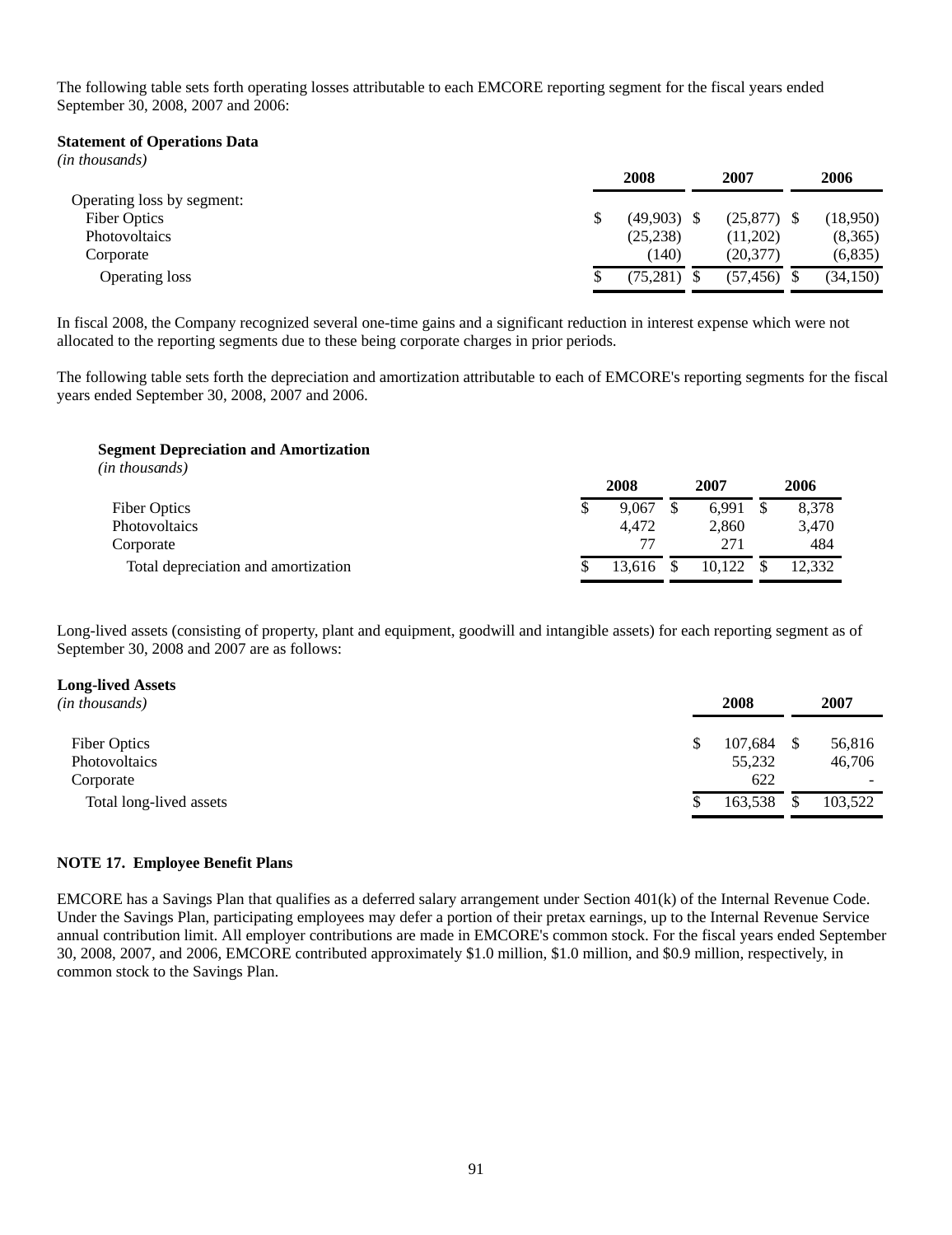The following table sets forth operating losses attributable to each EMCORE reporting segment for the fiscal years ended September 30, 2008, 2007 and 2006:

**Statement of Operations Data**
*(in thousands)*

| | 2008 | 2007 | 2006 |
|---|---|---|---|
| Operating loss by segment: | | | |
| Fiber Optics | $ (49,903) | $ (25,877) | $ (18,950) |
| Photovoltaics | (25,238) | (11,202) | (8,365) |
| Corporate | (140) | (20,377) | (6,835) |
| Operating loss | $ (75,281) | $ (57,456) | $ (34,150) |

In fiscal 2008, the Company recognized several one-time gains and a significant reduction in interest expense which were not allocated to the reporting segments due to these being corporate charges in prior periods.

The following table sets forth the depreciation and amortization attributable to each of EMCORE's reporting segments for the fiscal years ended September 30, 2008, 2007 and 2006.

**Segment Depreciation and Amortization**
*(in thousands)*

| | 2008 | 2007 | 2006 |
|---|---|---|---|
| Fiber Optics | $ 9,067 | $ 6,991 | $ 8,378 |
| Photovoltaics | 4,472 | 2,860 | 3,470 |
| Corporate | 77 | 271 | 484 |
| Total depreciation and amortization | $ 13,616 | $ 10,122 | $ 12,332 |

Long-lived assets (consisting of property, plant and equipment, goodwill and intangible assets) for each reporting segment as of September 30, 2008 and 2007 are as follows:

**Long-lived Assets**

| *(in thousands)* | 2008 | 2007 |
|---|---|---|
| Fiber Optics | $ 107,684 | $ 56,816 |
| Photovoltaics | 55,232 | 46,706 |
| Corporate | 622 | - |
| Total long-lived assets | $ 163,538 | $ 103,522 |

**NOTE 17. Employee Benefit Plans**

EMCORE has a Savings Plan that qualifies as a deferred salary arrangement under Section 401(k) of the Internal Revenue Code. Under the Savings Plan, participating employees may defer a portion of their pretax earnings, up to the Internal Revenue Service annual contribution limit. All employer contributions are made in EMCORE's common stock. For the fiscal years ended September 30, 2008, 2007, and 2006, EMCORE contributed approximately $1.0 million, $1.0 million, and $0.9 million, respectively, in common stock to the Savings Plan.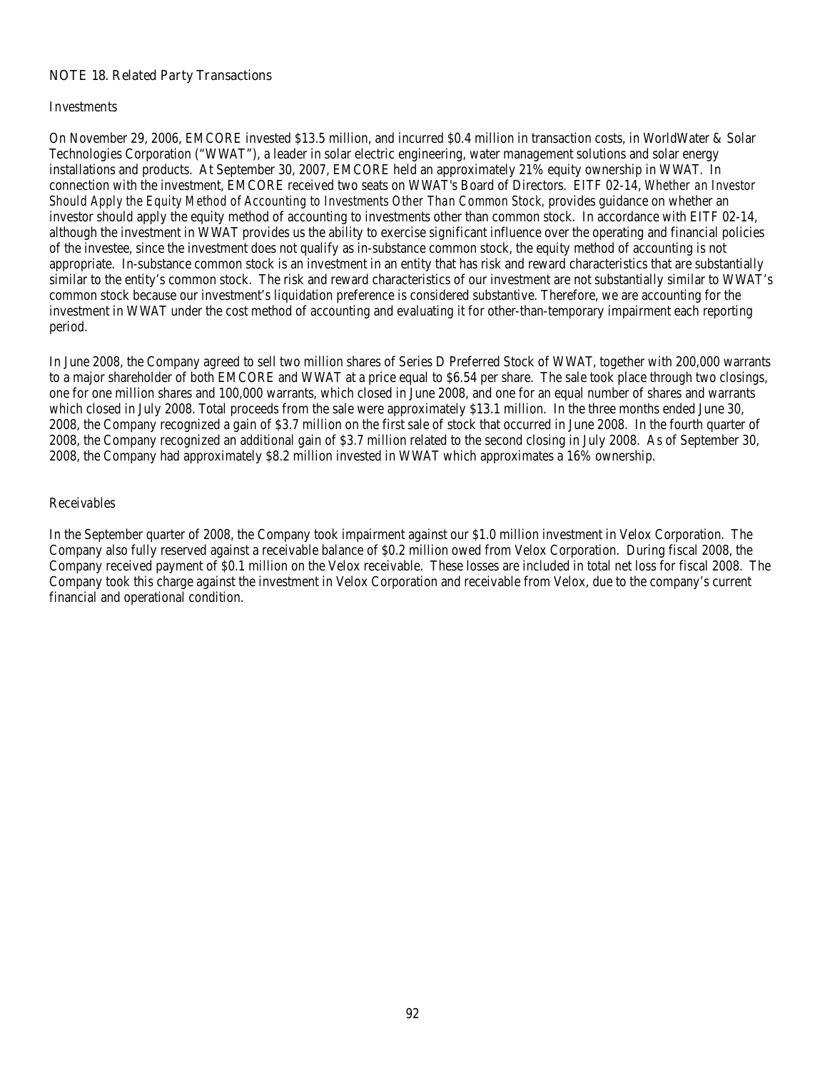## NOTE 18. Related Party Transactions

### *Investments*

On November 29, 2006, EMCORE invested $13.5 million, and incurred $0.4 million in transaction costs, in WorldWater & Solar Technologies Corporation ("WWAT"), a leader in solar electric engineering, water management solutions and solar energy installations and products. At September 30, 2007, EMCORE held an approximately 21% equity ownership in WWAT. In connection with the investment, EMCORE received two seats on WWAT's Board of Directors. EITF 02-14, *Whether an Investor Should Apply the Equity Method of Accounting to Investments Other Than Common Stock*, provides guidance on whether an investor should apply the equity method of accounting to investments other than common stock. In accordance with EITF 02-14, although the investment in WWAT provides us the ability to exercise significant influence over the operating and financial policies of the investee, since the investment does not qualify as in-substance common stock, the equity method of accounting is not appropriate. In-substance common stock is an investment in an entity that has risk and reward characteristics that are substantially similar to the entity's common stock. The risk and reward characteristics of our investment are not substantially similar to WWAT's common stock because our investment's liquidation preference is considered substantive. Therefore, we are accounting for the investment in WWAT under the cost method of accounting and evaluating it for other-than-temporary impairment each reporting period.

In June 2008, the Company agreed to sell two million shares of Series D Preferred Stock of WWAT, together with 200,000 warrants to a major shareholder of both EMCORE and WWAT at a price equal to $6.54 per share. The sale took place through two closings, one for one million shares and 100,000 warrants, which closed in June 2008, and one for an equal number of shares and warrants which closed in July 2008. Total proceeds from the sale were approximately $13.1 million. In the three months ended June 30, 2008, the Company recognized a gain of $3.7 million on the first sale of stock that occurred in June 2008. In the fourth quarter of 2008, the Company recognized an additional gain of $3.7 million related to the second closing in July 2008. As of September 30, 2008, the Company had approximately $8.2 million invested in WWAT which approximates a 16% ownership.

### *Receivables*

In the September quarter of 2008, the Company took impairment against our $1.0 million investment in Velox Corporation. The Company also fully reserved against a receivable balance of $0.2 million owed from Velox Corporation. During fiscal 2008, the Company received payment of $0.1 million on the Velox receivable. These losses are included in total net loss for fiscal 2008. The Company took this charge against the investment in Velox Corporation and receivable from Velox, due to the company's current financial and operational condition.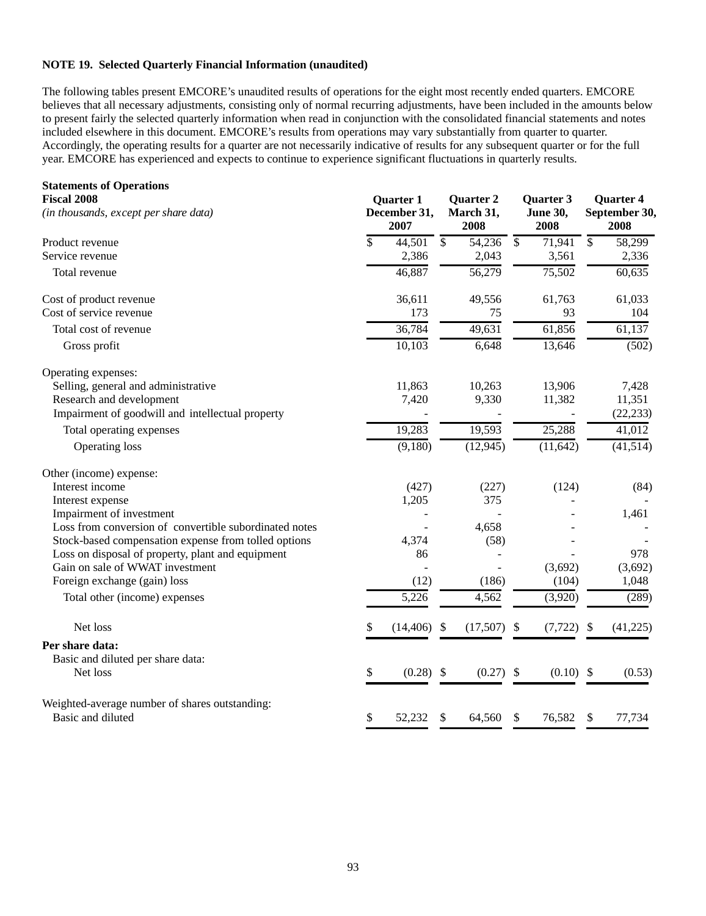**NOTE 19. Selected Quarterly Financial Information (unaudited)**

The following tables present EMCORE's unaudited results of operations for the eight most recently ended quarters. EMCORE believes that all necessary adjustments, consisting only of normal recurring adjustments, have been included in the amounts below to present fairly the selected quarterly information when read in conjunction with the consolidated financial statements and notes included elsewhere in this document. EMCORE's results from operations may vary substantially from quarter to quarter. Accordingly, the operating results for a quarter are not necessarily indicative of results for any subsequent quarter or for the full year. EMCORE has experienced and expects to continue to experience significant fluctuations in quarterly results.

**Statements of Operations**
**Fiscal 2008**
*(in thousands, except per share data)*

| | Quarter 1 December 31, 2007 | Quarter 2 March 31, 2008 | Quarter 3 June 30, 2008 | Quarter 4 September 30, 2008 |
|---|---|---|---|---|
| Product revenue | $ 44,501 | $ 54,236 | $ 71,941 | $ 58,299 |
| Service revenue | 2,386 | 2,043 | 3,561 | 2,336 |
| Total revenue | 46,887 | 56,279 | 75,502 | 60,635 |
| Cost of product revenue | 36,611 | 49,556 | 61,763 | 61,033 |
| Cost of service revenue | 173 | 75 | 93 | 104 |
| Total cost of revenue | 36,784 | 49,631 | 61,856 | 61,137 |
| Gross profit | 10,103 | 6,648 | 13,646 | (502) |
| Operating expenses: | | | | |
| Selling, general and administrative | 11,863 | 10,263 | 13,906 | 7,428 |
| Research and development | 7,420 | 9,330 | 11,382 | 11,351 |
| Impairment of goodwill and intellectual property | - | - | - | (22,233) |
| Total operating expenses | 19,283 | 19,593 | 25,288 | 41,012 |
| Operating loss | (9,180) | (12,945) | (11,642) | (41,514) |
| Other (income) expense: | | | | |
| Interest income | (427) | (227) | (124) | (84) |
| Interest expense | 1,205 | 375 | - | - |
| Impairment of investment | - | - | - | 1,461 |
| Loss from conversion of convertible subordinated notes | - | 4,658 | - | - |
| Stock-based compensation expense from tolled options | 4,374 | (58) | - | - |
| Loss on disposal of property, plant and equipment | 86 | - | - | 978 |
| Gain on sale of WWAT investment | - | - | (3,692) | (3,692) |
| Foreign exchange (gain) loss | (12) | (186) | (104) | 1,048 |
| Total other (income) expenses | 5,226 | 4,562 | (3,920) | (289) |
| Net loss | $ (14,406) | $ (17,507) | $ (7,722) | $ (41,225) |
| **Per share data:** | | | | |
| Basic and diluted per share data: | | | | |
| Net loss | $ (0.28) | $ (0.27) | $ (0.10) | $ (0.53) |
| Weighted-average number of shares outstanding: | | | | |
| Basic and diluted | $ 52,232 | $ 64,560 | $ 76,582 | $ 77,734 |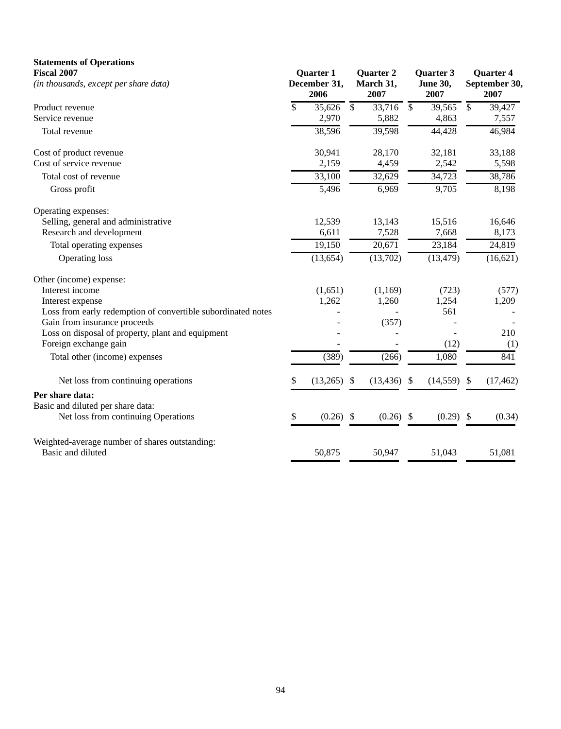**Statements of Operations**
**Fiscal 2007**
*(in thousands, except per share data)*

| | Quarter 1 December 31, 2006 | Quarter 2 March 31, 2007 | Quarter 3 June 30, 2007 | Quarter 4 September 30, 2007 |
|---|---|---|---|---|
| Product revenue | $ 35,626 | $ 33,716 | $ 39,565 | $ 39,427 |
| Service revenue | 2,970 | 5,882 | 4,863 | 7,557 |
| Total revenue | 38,596 | 39,598 | 44,428 | 46,984 |
| Cost of product revenue | 30,941 | 28,170 | 32,181 | 33,188 |
| Cost of service revenue | 2,159 | 4,459 | 2,542 | 5,598 |
| Total cost of revenue | 33,100 | 32,629 | 34,723 | 38,786 |
| Gross profit | 5,496 | 6,969 | 9,705 | 8,198 |
| Operating expenses: | | | | |
| Selling, general and administrative | 12,539 | 13,143 | 15,516 | 16,646 |
| Research and development | 6,611 | 7,528 | 7,668 | 8,173 |
| Total operating expenses | 19,150 | 20,671 | 23,184 | 24,819 |
| Operating loss | (13,654) | (13,702) | (13,479) | (16,621) |
| Other (income) expense: | | | | |
| Interest income | (1,651) | (1,169) | (723) | (577) |
| Interest expense | 1,262 | 1,260 | 1,254 | 1,209 |
| Loss from early redemption of convertible subordinated notes | - | - | 561 | - |
| Gain from insurance proceeds | - | (357) | - | - |
| Loss on disposal of property, plant and equipment | - | - | - | 210 |
| Foreign exchange gain | - | - | (12) | (1) |
| Total other (income) expenses | (389) | (266) | 1,080 | 841 |
| Net loss from continuing operations | $ (13,265) | $ (13,436) | $ (14,559) | $ (17,462) |
| **Per share data:** | | | | |
| Basic and diluted per share data: | | | | |
| Net loss from continuing Operations | $ (0.26) | $ (0.26) | $ (0.29) | $ (0.34) |
| Weighted-average number of shares outstanding: | | | | |
| Basic and diluted | 50,875 | 50,947 | 51,043 | 51,081 |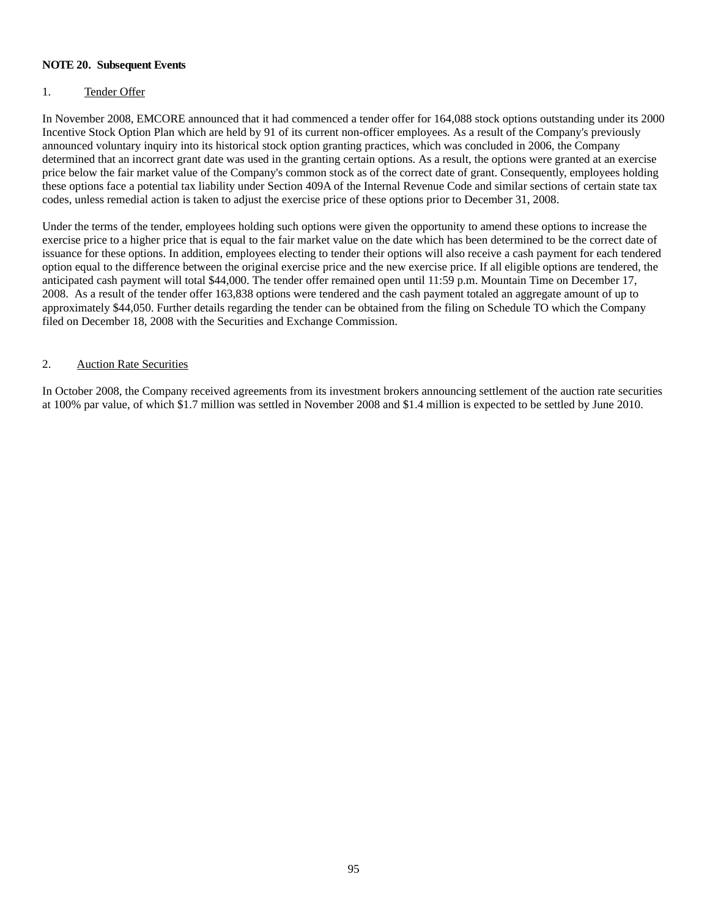**NOTE 20. Subsequent Events**

1. Tender Offer

In November 2008, EMCORE announced that it had commenced a tender offer for 164,088 stock options outstanding under its 2000 Incentive Stock Option Plan which are held by 91 of its current non-officer employees. As a result of the Company's previously announced voluntary inquiry into its historical stock option granting practices, which was concluded in 2006, the Company determined that an incorrect grant date was used in the granting certain options. As a result, the options were granted at an exercise price below the fair market value of the Company's common stock as of the correct date of grant. Consequently, employees holding these options face a potential tax liability under Section 409A of the Internal Revenue Code and similar sections of certain state tax codes, unless remedial action is taken to adjust the exercise price of these options prior to December 31, 2008.

Under the terms of the tender, employees holding such options were given the opportunity to amend these options to increase the exercise price to a higher price that is equal to the fair market value on the date which has been determined to be the correct date of issuance for these options. In addition, employees electing to tender their options will also receive a cash payment for each tendered option equal to the difference between the original exercise price and the new exercise price. If all eligible options are tendered, the anticipated cash payment will total $44,000. The tender offer remained open until 11:59 p.m. Mountain Time on December 17, 2008. As a result of the tender offer 163,838 options were tendered and the cash payment totaled an aggregate amount of up to approximately $44,050. Further details regarding the tender can be obtained from the filing on Schedule TO which the Company filed on December 18, 2008 with the Securities and Exchange Commission.

2. Auction Rate Securities

In October 2008, the Company received agreements from its investment brokers announcing settlement of the auction rate securities at 100% par value, of which $1.7 million was settled in November 2008 and $1.4 million is expected to be settled by June 2010.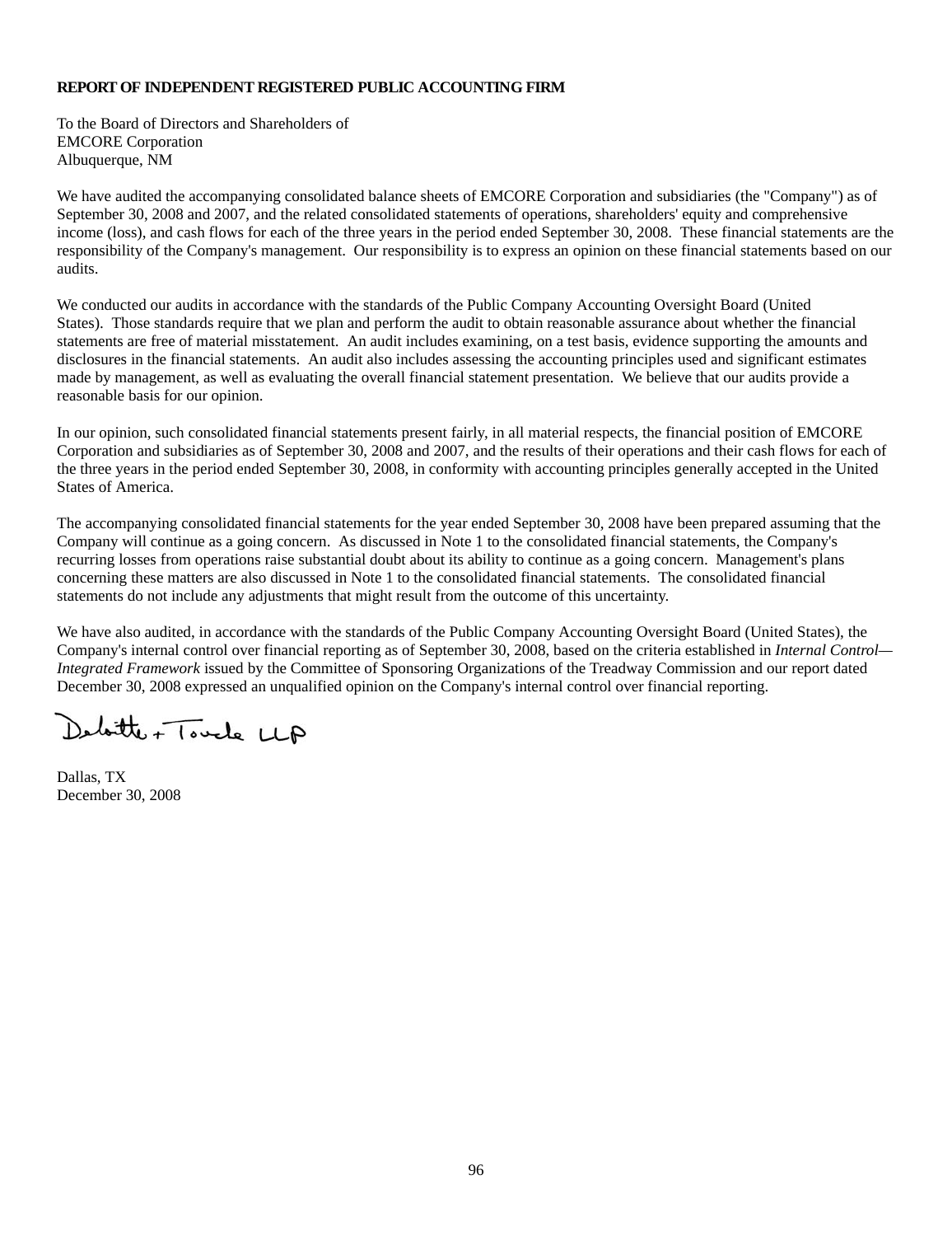**REPORT OF INDEPENDENT REGISTERED PUBLIC ACCOUNTING FIRM**

To the Board of Directors and Shareholders of
EMCORE Corporation
Albuquerque, NM

We have audited the accompanying consolidated balance sheets of EMCORE Corporation and subsidiaries (the "Company") as of September 30, 2008 and 2007, and the related consolidated statements of operations, shareholders' equity and comprehensive income (loss), and cash flows for each of the three years in the period ended September 30, 2008. These financial statements are the responsibility of the Company's management. Our responsibility is to express an opinion on these financial statements based on our audits.

We conducted our audits in accordance with the standards of the Public Company Accounting Oversight Board (United States). Those standards require that we plan and perform the audit to obtain reasonable assurance about whether the financial statements are free of material misstatement. An audit includes examining, on a test basis, evidence supporting the amounts and disclosures in the financial statements. An audit also includes assessing the accounting principles used and significant estimates made by management, as well as evaluating the overall financial statement presentation. We believe that our audits provide a reasonable basis for our opinion.

In our opinion, such consolidated financial statements present fairly, in all material respects, the financial position of EMCORE Corporation and subsidiaries as of September 30, 2008 and 2007, and the results of their operations and their cash flows for each of the three years in the period ended September 30, 2008, in conformity with accounting principles generally accepted in the United States of America.

The accompanying consolidated financial statements for the year ended September 30, 2008 have been prepared assuming that the Company will continue as a going concern. As discussed in Note 1 to the consolidated financial statements, the Company's recurring losses from operations raise substantial doubt about its ability to continue as a going concern. Management's plans concerning these matters are also discussed in Note 1 to the consolidated financial statements. The consolidated financial statements do not include any adjustments that might result from the outcome of this uncertainty.

We have also audited, in accordance with the standards of the Public Company Accounting Oversight Board (United States), the Company's internal control over financial reporting as of September 30, 2008, based on the criteria established in *Internal Control—Integrated Framework* issued by the Committee of Sponsoring Organizations of the Treadway Commission and our report dated December 30, 2008 expressed an unqualified opinion on the Company's internal control over financial reporting.

Deloitte & Touche LLP

Dallas, TX
December 30, 2008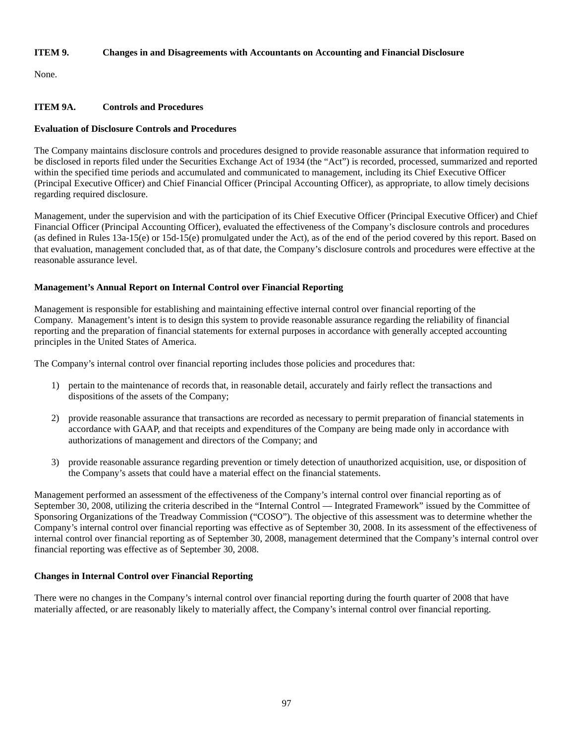## ITEM 9. Changes in and Disagreements with Accountants on Accounting and Financial Disclosure

None.

## ITEM 9A. Controls and Procedures

### Evaluation of Disclosure Controls and Procedures

The Company maintains disclosure controls and procedures designed to provide reasonable assurance that information required to be disclosed in reports filed under the Securities Exchange Act of 1934 (the "Act") is recorded, processed, summarized and reported within the specified time periods and accumulated and communicated to management, including its Chief Executive Officer (Principal Executive Officer) and Chief Financial Officer (Principal Accounting Officer), as appropriate, to allow timely decisions regarding required disclosure.

Management, under the supervision and with the participation of its Chief Executive Officer (Principal Executive Officer) and Chief Financial Officer (Principal Accounting Officer), evaluated the effectiveness of the Company's disclosure controls and procedures (as defined in Rules 13a-15(e) or 15d-15(e) promulgated under the Act), as of the end of the period covered by this report. Based on that evaluation, management concluded that, as of that date, the Company's disclosure controls and procedures were effective at the reasonable assurance level.

### Management's Annual Report on Internal Control over Financial Reporting

Management is responsible for establishing and maintaining effective internal control over financial reporting of the Company. Management's intent is to design this system to provide reasonable assurance regarding the reliability of financial reporting and the preparation of financial statements for external purposes in accordance with generally accepted accounting principles in the United States of America.

The Company's internal control over financial reporting includes those policies and procedures that:

1) pertain to the maintenance of records that, in reasonable detail, accurately and fairly reflect the transactions and dispositions of the assets of the Company;

2) provide reasonable assurance that transactions are recorded as necessary to permit preparation of financial statements in accordance with GAAP, and that receipts and expenditures of the Company are being made only in accordance with authorizations of management and directors of the Company; and

3) provide reasonable assurance regarding prevention or timely detection of unauthorized acquisition, use, or disposition of the Company's assets that could have a material effect on the financial statements.

Management performed an assessment of the effectiveness of the Company's internal control over financial reporting as of September 30, 2008, utilizing the criteria described in the "Internal Control — Integrated Framework" issued by the Committee of Sponsoring Organizations of the Treadway Commission ("COSO"). The objective of this assessment was to determine whether the Company's internal control over financial reporting was effective as of September 30, 2008. In its assessment of the effectiveness of internal control over financial reporting as of September 30, 2008, management determined that the Company's internal control over financial reporting was effective as of September 30, 2008.

### Changes in Internal Control over Financial Reporting

There were no changes in the Company's internal control over financial reporting during the fourth quarter of 2008 that have materially affected, or are reasonably likely to materially affect, the Company's internal control over financial reporting.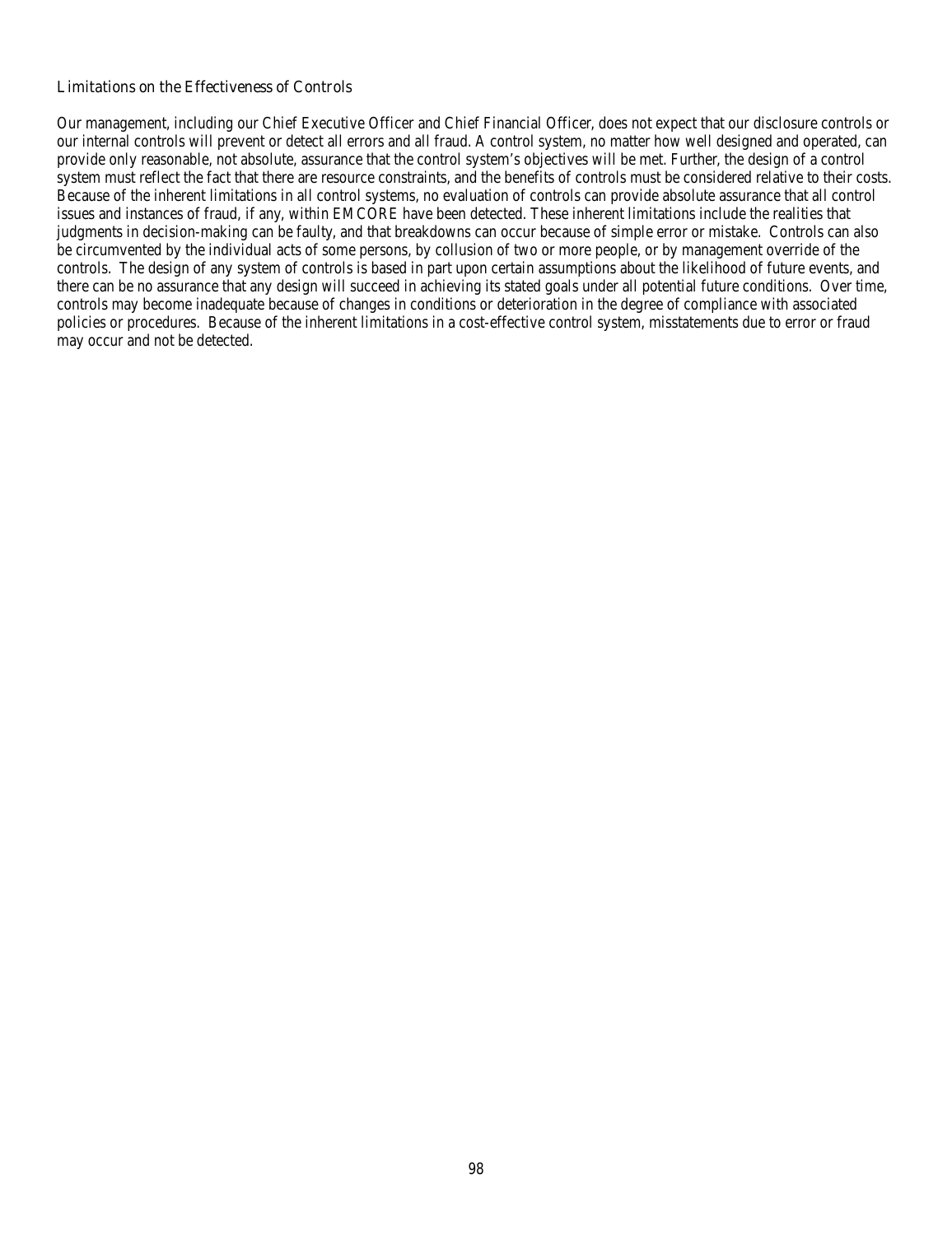### Limitations on the Effectiveness of Controls

Our management, including our Chief Executive Officer and Chief Financial Officer, does not expect that our disclosure controls or our internal controls will prevent or detect all errors and all fraud. A control system, no matter how well designed and operated, can provide only reasonable, not absolute, assurance that the control system's objectives will be met. Further, the design of a control system must reflect the fact that there are resource constraints, and the benefits of controls must be considered relative to their costs. Because of the inherent limitations in all control systems, no evaluation of controls can provide absolute assurance that all control issues and instances of fraud, if any, within EMCORE have been detected. These inherent limitations include the realities that judgments in decision-making can be faulty, and that breakdowns can occur because of simple error or mistake. Controls can also be circumvented by the individual acts of some persons, by collusion of two or more people, or by management override of the controls. The design of any system of controls is based in part upon certain assumptions about the likelihood of future events, and there can be no assurance that any design will succeed in achieving its stated goals under all potential future conditions. Over time, controls may become inadequate because of changes in conditions or deterioration in the degree of compliance with associated policies or procedures. Because of the inherent limitations in a cost-effective control system, misstatements due to error or fraud may occur and not be detected.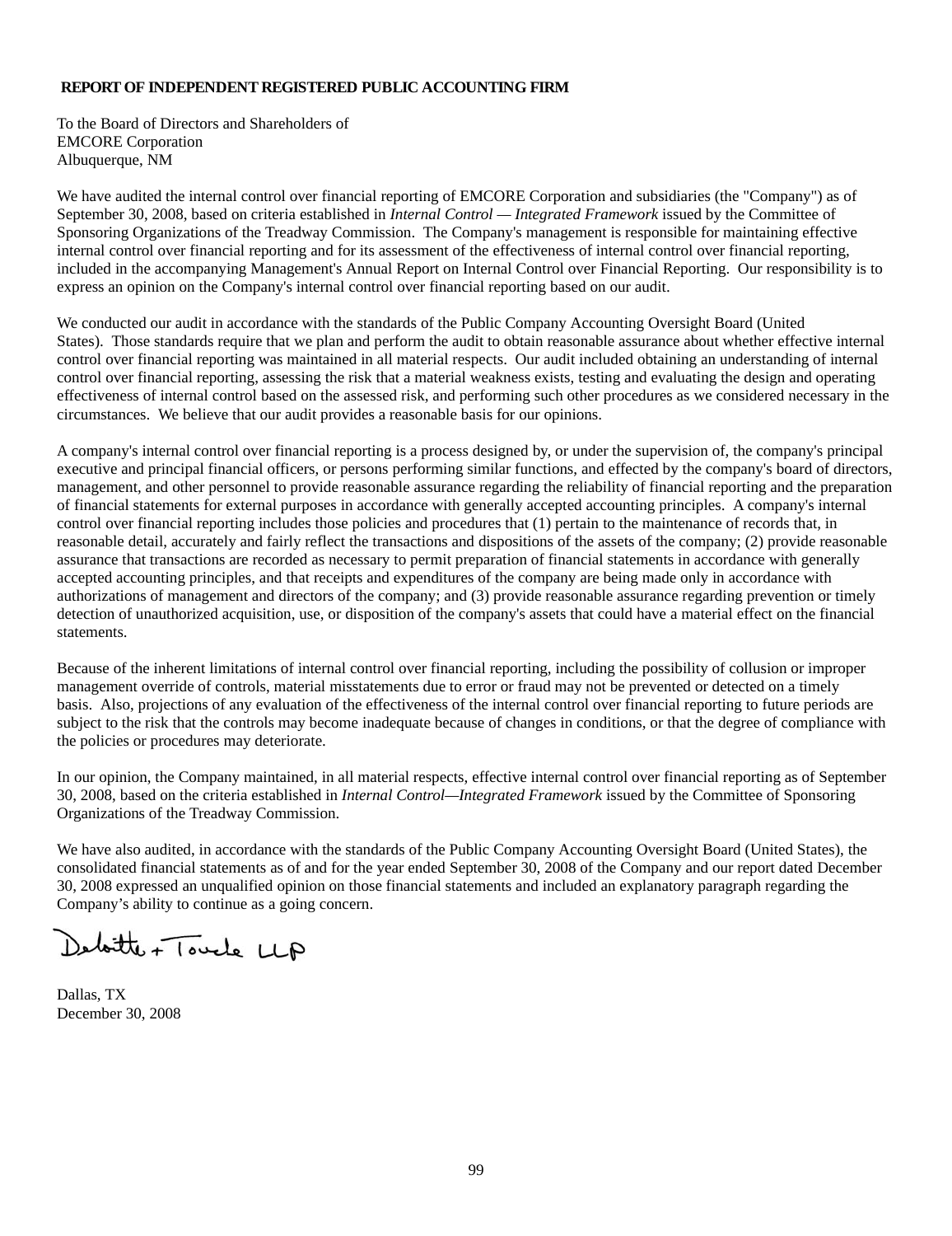**REPORT OF INDEPENDENT REGISTERED PUBLIC ACCOUNTING FIRM**

To the Board of Directors and Shareholders of
EMCORE Corporation
Albuquerque, NM

We have audited the internal control over financial reporting of EMCORE Corporation and subsidiaries (the "Company") as of September 30, 2008, based on criteria established in *Internal Control — Integrated Framework* issued by the Committee of Sponsoring Organizations of the Treadway Commission. The Company's management is responsible for maintaining effective internal control over financial reporting and for its assessment of the effectiveness of internal control over financial reporting, included in the accompanying Management's Annual Report on Internal Control over Financial Reporting. Our responsibility is to express an opinion on the Company's internal control over financial reporting based on our audit.

We conducted our audit in accordance with the standards of the Public Company Accounting Oversight Board (United States). Those standards require that we plan and perform the audit to obtain reasonable assurance about whether effective internal control over financial reporting was maintained in all material respects. Our audit included obtaining an understanding of internal control over financial reporting, assessing the risk that a material weakness exists, testing and evaluating the design and operating effectiveness of internal control based on the assessed risk, and performing such other procedures as we considered necessary in the circumstances. We believe that our audit provides a reasonable basis for our opinions.

A company's internal control over financial reporting is a process designed by, or under the supervision of, the company's principal executive and principal financial officers, or persons performing similar functions, and effected by the company's board of directors, management, and other personnel to provide reasonable assurance regarding the reliability of financial reporting and the preparation of financial statements for external purposes in accordance with generally accepted accounting principles. A company's internal control over financial reporting includes those policies and procedures that (1) pertain to the maintenance of records that, in reasonable detail, accurately and fairly reflect the transactions and dispositions of the assets of the company; (2) provide reasonable assurance that transactions are recorded as necessary to permit preparation of financial statements in accordance with generally accepted accounting principles, and that receipts and expenditures of the company are being made only in accordance with authorizations of management and directors of the company; and (3) provide reasonable assurance regarding prevention or timely detection of unauthorized acquisition, use, or disposition of the company's assets that could have a material effect on the financial statements.

Because of the inherent limitations of internal control over financial reporting, including the possibility of collusion or improper management override of controls, material misstatements due to error or fraud may not be prevented or detected on a timely basis. Also, projections of any evaluation of the effectiveness of the internal control over financial reporting to future periods are subject to the risk that the controls may become inadequate because of changes in conditions, or that the degree of compliance with the policies or procedures may deteriorate.

In our opinion, the Company maintained, in all material respects, effective internal control over financial reporting as of September 30, 2008, based on the criteria established in *Internal Control—Integrated Framework* issued by the Committee of Sponsoring Organizations of the Treadway Commission.

We have also audited, in accordance with the standards of the Public Company Accounting Oversight Board (United States), the consolidated financial statements as of and for the year ended September 30, 2008 of the Company and our report dated December 30, 2008 expressed an unqualified opinion on those financial statements and included an explanatory paragraph regarding the Company's ability to continue as a going concern.

Deloitte + Touche LLP

Dallas, TX
December 30, 2008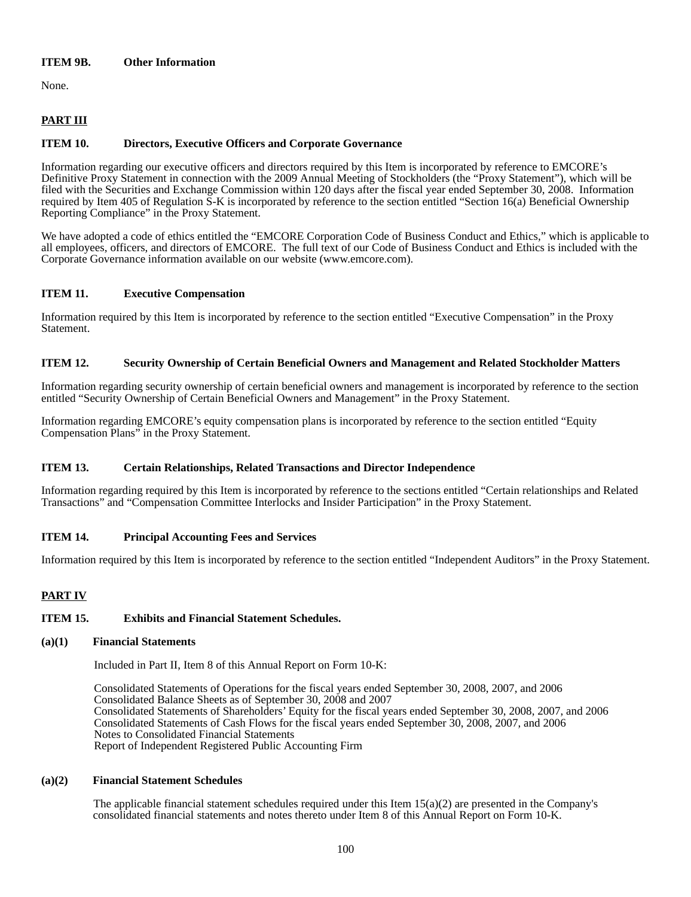### ITEM 9B. Other Information

None.

## PART III

### ITEM 10. Directors, Executive Officers and Corporate Governance

Information regarding our executive officers and directors required by this Item is incorporated by reference to EMCORE's Definitive Proxy Statement in connection with the 2009 Annual Meeting of Stockholders (the "Proxy Statement"), which will be filed with the Securities and Exchange Commission within 120 days after the fiscal year ended September 30, 2008. Information required by Item 405 of Regulation S-K is incorporated by reference to the section entitled "Section 16(a) Beneficial Ownership Reporting Compliance" in the Proxy Statement.

We have adopted a code of ethics entitled the "EMCORE Corporation Code of Business Conduct and Ethics," which is applicable to all employees, officers, and directors of EMCORE. The full text of our Code of Business Conduct and Ethics is included with the Corporate Governance information available on our website (www.emcore.com).

### ITEM 11. Executive Compensation

Information required by this Item is incorporated by reference to the section entitled "Executive Compensation" in the Proxy Statement.

### ITEM 12. Security Ownership of Certain Beneficial Owners and Management and Related Stockholder Matters

Information regarding security ownership of certain beneficial owners and management is incorporated by reference to the section entitled "Security Ownership of Certain Beneficial Owners and Management" in the Proxy Statement.

Information regarding EMCORE's equity compensation plans is incorporated by reference to the section entitled "Equity Compensation Plans" in the Proxy Statement.

### ITEM 13. Certain Relationships, Related Transactions and Director Independence

Information regarding required by this Item is incorporated by reference to the sections entitled "Certain relationships and Related Transactions" and "Compensation Committee Interlocks and Insider Participation" in the Proxy Statement.

### ITEM 14. Principal Accounting Fees and Services

Information required by this Item is incorporated by reference to the section entitled "Independent Auditors" in the Proxy Statement.

## PART IV

### ITEM 15. Exhibits and Financial Statement Schedules.

**(a)(1) Financial Statements**

Included in Part II, Item 8 of this Annual Report on Form 10-K:

Consolidated Statements of Operations for the fiscal years ended September 30, 2008, 2007, and 2006
Consolidated Balance Sheets as of September 30, 2008 and 2007
Consolidated Statements of Shareholders' Equity for the fiscal years ended September 30, 2008, 2007, and 2006
Consolidated Statements of Cash Flows for the fiscal years ended September 30, 2008, 2007, and 2006
Notes to Consolidated Financial Statements
Report of Independent Registered Public Accounting Firm

**(a)(2) Financial Statement Schedules**

The applicable financial statement schedules required under this Item 15(a)(2) are presented in the Company's consolidated financial statements and notes thereto under Item 8 of this Annual Report on Form 10-K.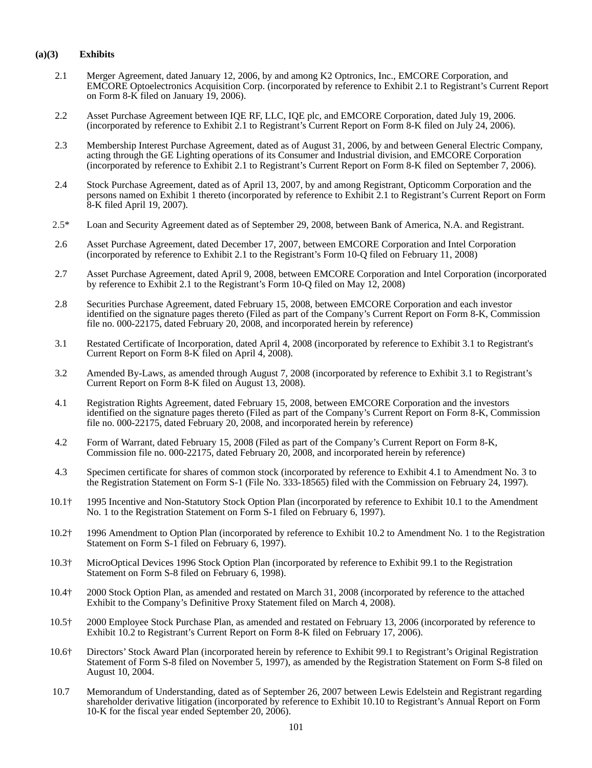**(a)(3) Exhibits**

2.1 Merger Agreement, dated January 12, 2006, by and among K2 Optronics, Inc., EMCORE Corporation, and EMCORE Optoelectronics Acquisition Corp. (incorporated by reference to Exhibit 2.1 to Registrant’s Current Report on Form 8-K filed on January 19, 2006).

2.2 Asset Purchase Agreement between IQE RF, LLC, IQE plc, and EMCORE Corporation, dated July 19, 2006. (incorporated by reference to Exhibit 2.1 to Registrant’s Current Report on Form 8-K filed on July 24, 2006).

2.3 Membership Interest Purchase Agreement, dated as of August 31, 2006, by and between General Electric Company, acting through the GE Lighting operations of its Consumer and Industrial division, and EMCORE Corporation (incorporated by reference to Exhibit 2.1 to Registrant’s Current Report on Form 8-K filed on September 7, 2006).

2.4 Stock Purchase Agreement, dated as of April 13, 2007, by and among Registrant, Opticomm Corporation and the persons named on Exhibit 1 thereto (incorporated by reference to Exhibit 2.1 to Registrant’s Current Report on Form 8-K filed April 19, 2007).

2.5* Loan and Security Agreement dated as of September 29, 2008, between Bank of America, N.A. and Registrant.

2.6 Asset Purchase Agreement, dated December 17, 2007, between EMCORE Corporation and Intel Corporation (incorporated by reference to Exhibit 2.1 to the Registrant’s Form 10-Q filed on February 11, 2008)

2.7 Asset Purchase Agreement, dated April 9, 2008, between EMCORE Corporation and Intel Corporation (incorporated by reference to Exhibit 2.1 to the Registrant’s Form 10-Q filed on May 12, 2008)

2.8 Securities Purchase Agreement, dated February 15, 2008, between EMCORE Corporation and each investor identified on the signature pages thereto (Filed as part of the Company’s Current Report on Form 8-K, Commission file no. 000-22175, dated February 20, 2008, and incorporated herein by reference)

3.1 Restated Certificate of Incorporation, dated April 4, 2008 (incorporated by reference to Exhibit 3.1 to Registrant's Current Report on Form 8-K filed on April 4, 2008).

3.2 Amended By-Laws, as amended through August 7, 2008 (incorporated by reference to Exhibit 3.1 to Registrant’s Current Report on Form 8-K filed on August 13, 2008).

4.1 Registration Rights Agreement, dated February 15, 2008, between EMCORE Corporation and the investors identified on the signature pages thereto (Filed as part of the Company’s Current Report on Form 8-K, Commission file no. 000-22175, dated February 20, 2008, and incorporated herein by reference)

4.2 Form of Warrant, dated February 15, 2008 (Filed as part of the Company’s Current Report on Form 8-K, Commission file no. 000-22175, dated February 20, 2008, and incorporated herein by reference)

4.3 Specimen certificate for shares of common stock (incorporated by reference to Exhibit 4.1 to Amendment No. 3 to the Registration Statement on Form S-1 (File No. 333-18565) filed with the Commission on February 24, 1997).

10.1† 1995 Incentive and Non-Statutory Stock Option Plan (incorporated by reference to Exhibit 10.1 to the Amendment No. 1 to the Registration Statement on Form S-1 filed on February 6, 1997).

10.2† 1996 Amendment to Option Plan (incorporated by reference to Exhibit 10.2 to Amendment No. 1 to the Registration Statement on Form S-1 filed on February 6, 1997).

10.3† MicroOptical Devices 1996 Stock Option Plan (incorporated by reference to Exhibit 99.1 to the Registration Statement on Form S-8 filed on February 6, 1998).

10.4† 2000 Stock Option Plan, as amended and restated on March 31, 2008 (incorporated by reference to the attached Exhibit to the Company’s Definitive Proxy Statement filed on March 4, 2008).

10.5† 2000 Employee Stock Purchase Plan, as amended and restated on February 13, 2006 (incorporated by reference to Exhibit 10.2 to Registrant’s Current Report on Form 8-K filed on February 17, 2006).

10.6† Directors’ Stock Award Plan (incorporated herein by reference to Exhibit 99.1 to Registrant’s Original Registration Statement of Form S-8 filed on November 5, 1997), as amended by the Registration Statement on Form S-8 filed on August 10, 2004.

10.7 Memorandum of Understanding, dated as of September 26, 2007 between Lewis Edelstein and Registrant regarding shareholder derivative litigation (incorporated by reference to Exhibit 10.10 to Registrant’s Annual Report on Form 10-K for the fiscal year ended September 20, 2006).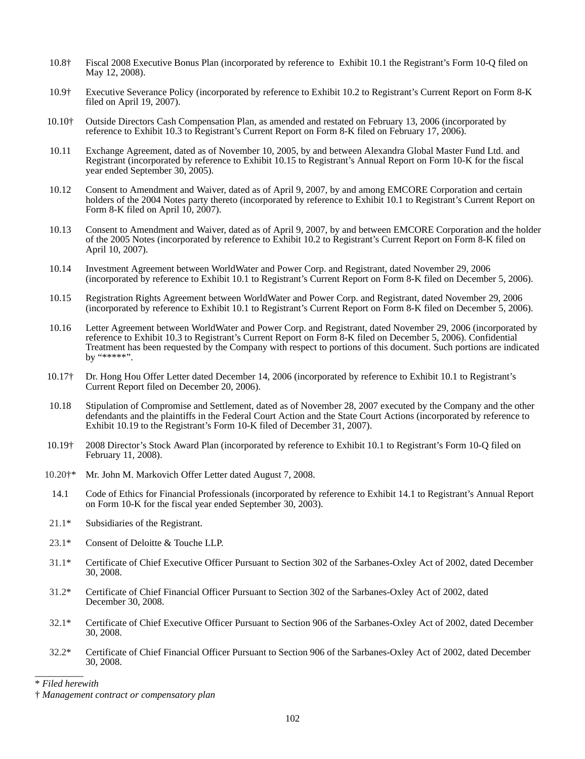| | |
|---|---|
| 10.8† | Fiscal 2008 Executive Bonus Plan (incorporated by reference to Exhibit 10.1 the Registrant's Form 10-Q filed on May 12, 2008). |
| 10.9† | Executive Severance Policy (incorporated by reference to Exhibit 10.2 to Registrant's Current Report on Form 8-K filed on April 19, 2007). |
| 10.10† | Outside Directors Cash Compensation Plan, as amended and restated on February 13, 2006 (incorporated by reference to Exhibit 10.3 to Registrant's Current Report on Form 8-K filed on February 17, 2006). |
| 10.11 | Exchange Agreement, dated as of November 10, 2005, by and between Alexandra Global Master Fund Ltd. and Registrant (incorporated by reference to Exhibit 10.15 to Registrant's Annual Report on Form 10-K for the fiscal year ended September 30, 2005). |
| 10.12 | Consent to Amendment and Waiver, dated as of April 9, 2007, by and among EMCORE Corporation and certain holders of the 2004 Notes party thereto (incorporated by reference to Exhibit 10.1 to Registrant's Current Report on Form 8-K filed on April 10, 2007). |
| 10.13 | Consent to Amendment and Waiver, dated as of April 9, 2007, by and between EMCORE Corporation and the holder of the 2005 Notes (incorporated by reference to Exhibit 10.2 to Registrant's Current Report on Form 8-K filed on April 10, 2007). |
| 10.14 | Investment Agreement between WorldWater and Power Corp. and Registrant, dated November 29, 2006 (incorporated by reference to Exhibit 10.1 to Registrant's Current Report on Form 8-K filed on December 5, 2006). |
| 10.15 | Registration Rights Agreement between WorldWater and Power Corp. and Registrant, dated November 29, 2006 (incorporated by reference to Exhibit 10.1 to Registrant's Current Report on Form 8-K filed on December 5, 2006). |
| 10.16 | Letter Agreement between WorldWater and Power Corp. and Registrant, dated November 29, 2006 (incorporated by reference to Exhibit 10.3 to Registrant's Current Report on Form 8-K filed on December 5, 2006). Confidential Treatment has been requested by the Company with respect to portions of this document. Such portions are indicated by "*****". |
| 10.17† | Dr. Hong Hou Offer Letter dated December 14, 2006 (incorporated by reference to Exhibit 10.1 to Registrant's Current Report filed on December 20, 2006). |
| 10.18 | Stipulation of Compromise and Settlement, dated as of November 28, 2007 executed by the Company and the other defendants and the plaintiffs in the Federal Court Action and the State Court Actions (incorporated by reference to Exhibit 10.19 to the Registrant's Form 10-K filed of December 31, 2007). |
| 10.19† | 2008 Director's Stock Award Plan (incorporated by reference to Exhibit 10.1 to Registrant's Form 10-Q filed on February 11, 2008). |
| 10.20†* | Mr. John M. Markovich Offer Letter dated August 7, 2008. |
| 14.1 | Code of Ethics for Financial Professionals (incorporated by reference to Exhibit 14.1 to Registrant's Annual Report on Form 10-K for the fiscal year ended September 30, 2003). |
| 21.1* | Subsidiaries of the Registrant. |
| 23.1* | Consent of Deloitte & Touche LLP. |
| 31.1* | Certificate of Chief Executive Officer Pursuant to Section 302 of the Sarbanes-Oxley Act of 2002, dated December 30, 2008. |
| 31.2* | Certificate of Chief Financial Officer Pursuant to Section 302 of the Sarbanes-Oxley Act of 2002, dated December 30, 2008. |
| 32.1* | Certificate of Chief Executive Officer Pursuant to Section 906 of the Sarbanes-Oxley Act of 2002, dated December 30, 2008. |
| 32.2* | Certificate of Chief Financial Officer Pursuant to Section 906 of the Sarbanes-Oxley Act of 2002, dated December 30, 2008. |

\* *Filed herewith*

† *Management contract or compensatory plan*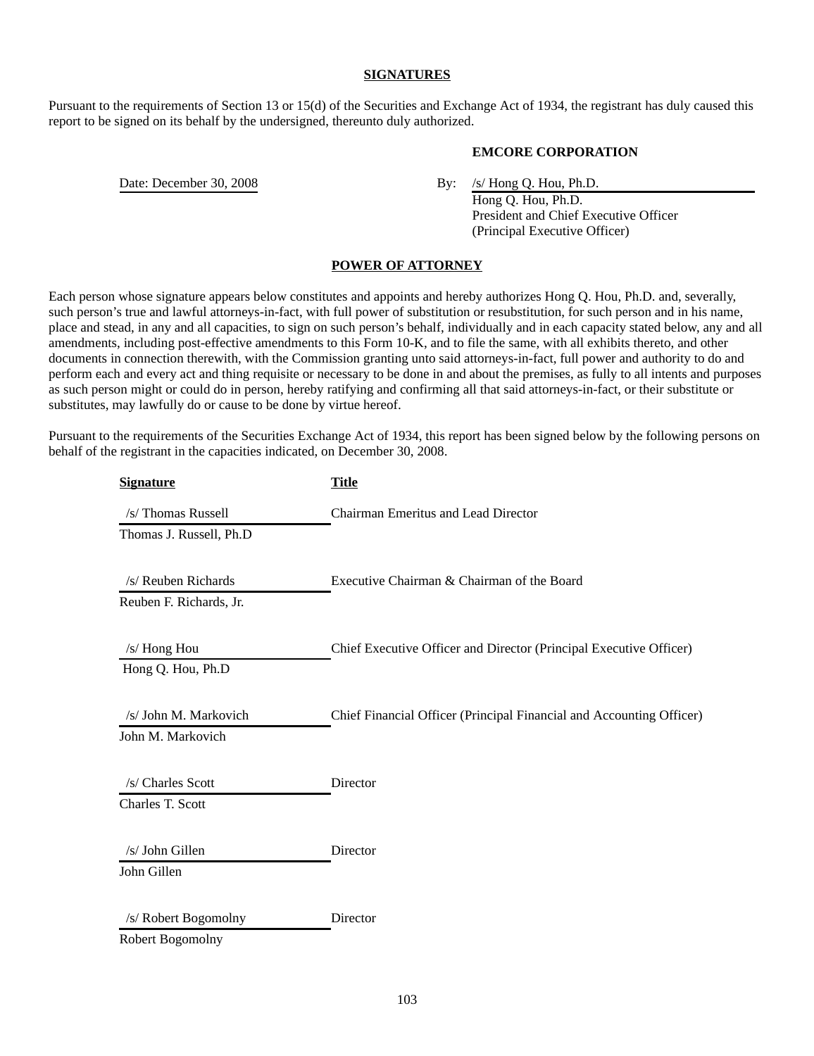## SIGNATURES

Pursuant to the requirements of Section 13 or 15(d) of the Securities and Exchange Act of 1934, the registrant has duly caused this report to be signed on its behalf by the undersigned, thereunto duly authorized.

**EMCORE CORPORATION**

Date: December 30, 2008

By: /s/ Hong Q. Hou, Ph.D.
Hong Q. Hou, Ph.D.
President and Chief Executive Officer
(Principal Executive Officer)

## POWER OF ATTORNEY

Each person whose signature appears below constitutes and appoints and hereby authorizes Hong Q. Hou, Ph.D. and, severally, such person's true and lawful attorneys-in-fact, with full power of substitution or resubstitution, for such person and in his name, place and stead, in any and all capacities, to sign on such person's behalf, individually and in each capacity stated below, any and all amendments, including post-effective amendments to this Form 10-K, and to file the same, with all exhibits thereto, and other documents in connection therewith, with the Commission granting unto said attorneys-in-fact, full power and authority to do and perform each and every act and thing requisite or necessary to be done in and about the premises, as fully to all intents and purposes as such person might or could do in person, hereby ratifying and confirming all that said attorneys-in-fact, or their substitute or substitutes, may lawfully do or cause to be done by virtue hereof.

Pursuant to the requirements of the Securities Exchange Act of 1934, this report has been signed below by the following persons on behalf of the registrant in the capacities indicated, on December 30, 2008.

| Signature | Title |
|---|---|
| /s/ Thomas Russell<br>Thomas J. Russell, Ph.D | Chairman Emeritus and Lead Director |
| /s/ Reuben Richards<br>Reuben F. Richards, Jr. | Executive Chairman & Chairman of the Board |
| /s/ Hong Hou<br>Hong Q. Hou, Ph.D | Chief Executive Officer and Director (Principal Executive Officer) |
| /s/ John M. Markovich<br>John M. Markovich | Chief Financial Officer (Principal Financial and Accounting Officer) |
| /s/ Charles Scott<br>Charles T. Scott | Director |
| /s/ John Gillen<br>John Gillen | Director |
| /s/ Robert Bogomolny<br>Robert Bogomolny | Director |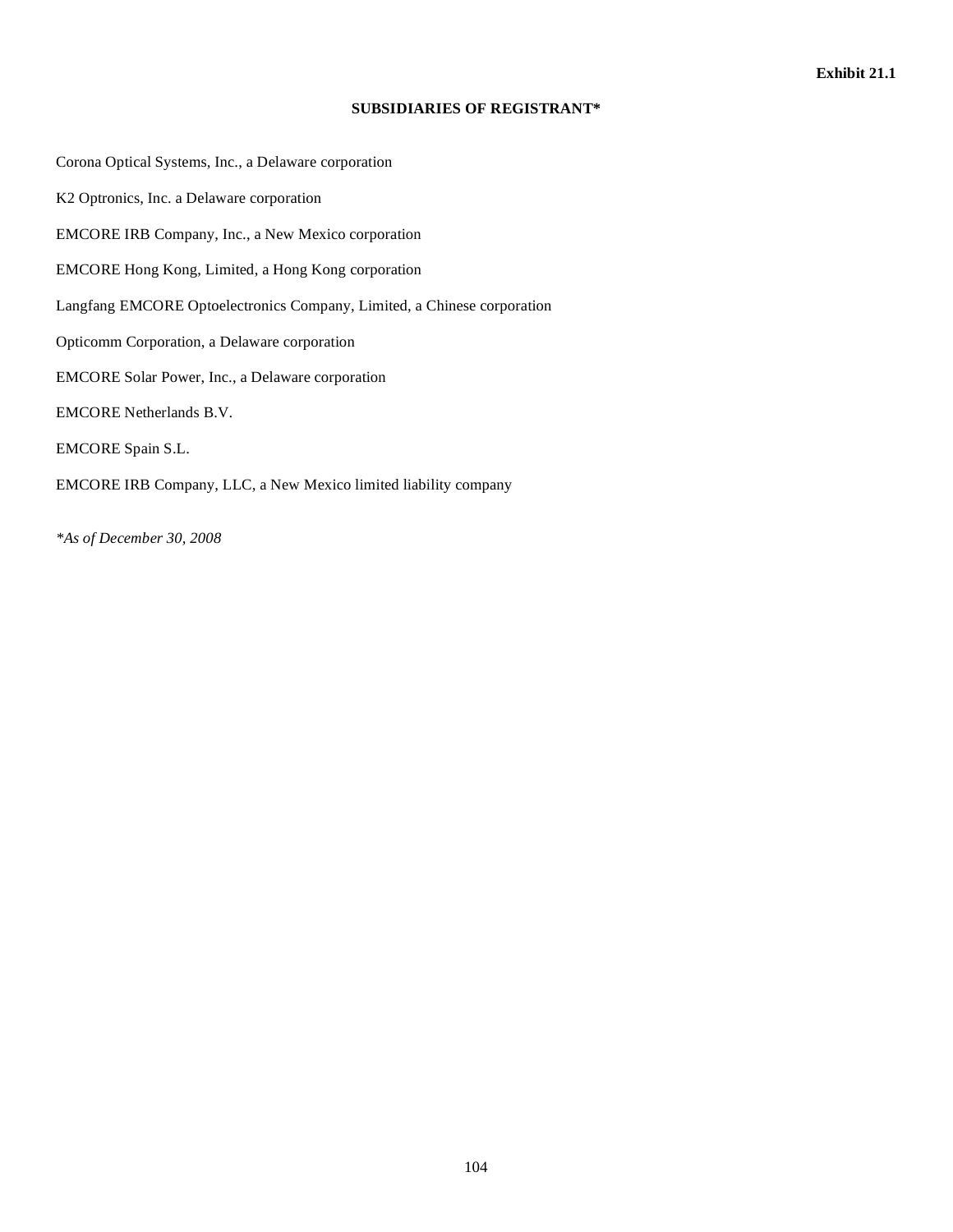**Exhibit 21.1**

**SUBSIDIARIES OF REGISTRANT***

Corona Optical Systems, Inc., a Delaware corporation

K2 Optronics, Inc. a Delaware corporation

EMCORE IRB Company, Inc., a New Mexico corporation

EMCORE Hong Kong, Limited, a Hong Kong corporation

Langfang EMCORE Optoelectronics Company, Limited, a Chinese corporation

Opticomm Corporation, a Delaware corporation

EMCORE Solar Power, Inc., a Delaware corporation

EMCORE Netherlands B.V.

EMCORE Spain S.L.

EMCORE IRB Company, LLC, a New Mexico limited liability company

*\*As of December 30, 2008*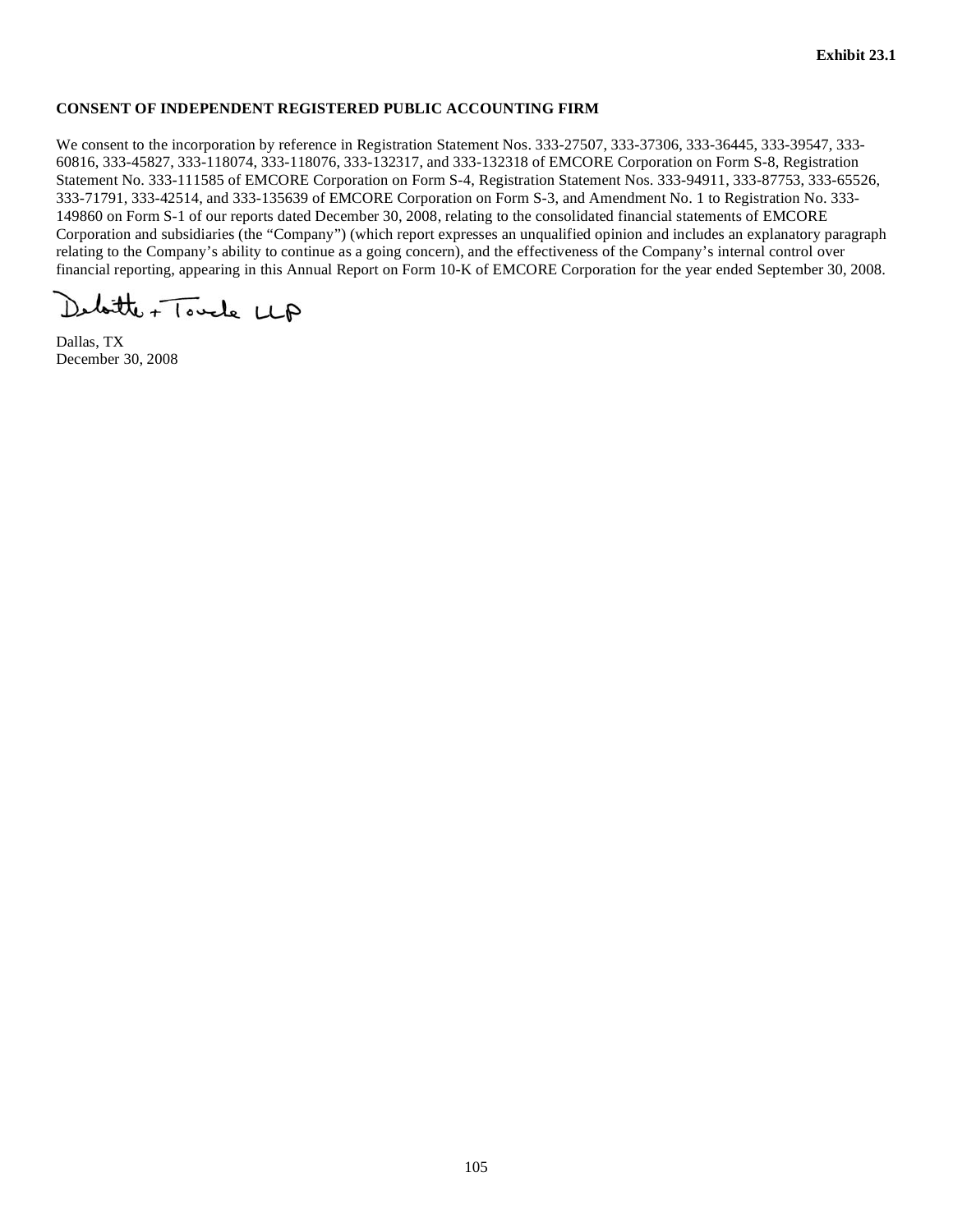**Exhibit 23.1**

**CONSENT OF INDEPENDENT REGISTERED PUBLIC ACCOUNTING FIRM**

We consent to the incorporation by reference in Registration Statement Nos. 333-27507, 333-37306, 333-36445, 333-39547, 333-60816, 333-45827, 333-118074, 333-118076, 333-132317, and 333-132318 of EMCORE Corporation on Form S-8, Registration Statement No. 333-111585 of EMCORE Corporation on Form S-4, Registration Statement Nos. 333-94911, 333-87753, 333-65526, 333-71791, 333-42514, and 333-135639 of EMCORE Corporation on Form S-3, and Amendment No. 1 to Registration No. 333-149860 on Form S-1 of our reports dated December 30, 2008, relating to the consolidated financial statements of EMCORE Corporation and subsidiaries (the "Company") (which report expresses an unqualified opinion and includes an explanatory paragraph relating to the Company's ability to continue as a going concern), and the effectiveness of the Company's internal control over financial reporting, appearing in this Annual Report on Form 10-K of EMCORE Corporation for the year ended September 30, 2008.

Deloitte & Touche LLP

Dallas, TX
December 30, 2008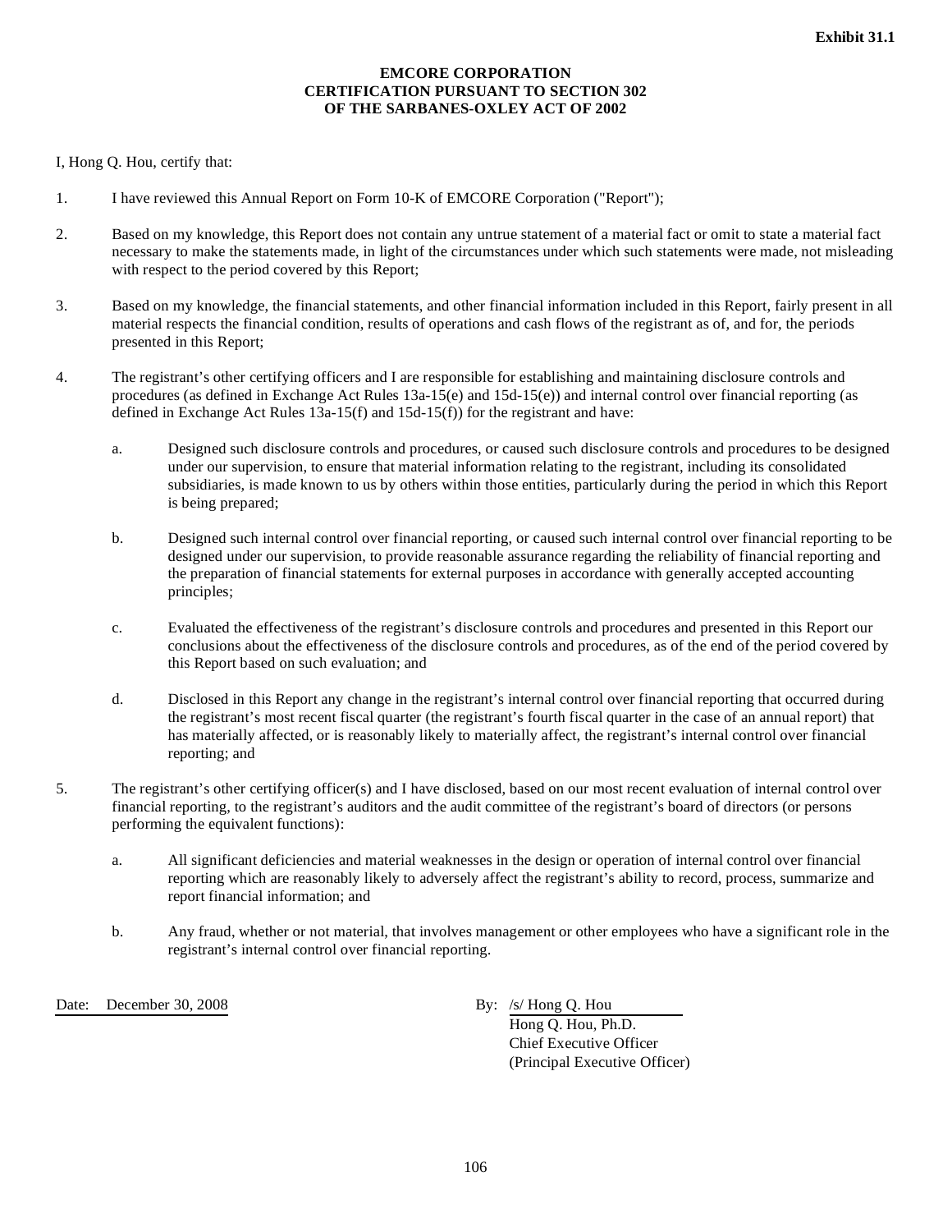**Exhibit 31.1**

**EMCORE CORPORATION**
**CERTIFICATION PURSUANT TO SECTION 302**
**OF THE SARBANES-OXLEY ACT OF 2002**

I, Hong Q. Hou, certify that:

1. I have reviewed this Annual Report on Form 10-K of EMCORE Corporation ("Report");

2. Based on my knowledge, this Report does not contain any untrue statement of a material fact or omit to state a material fact necessary to make the statements made, in light of the circumstances under which such statements were made, not misleading with respect to the period covered by this Report;

3. Based on my knowledge, the financial statements, and other financial information included in this Report, fairly present in all material respects the financial condition, results of operations and cash flows of the registrant as of, and for, the periods presented in this Report;

4. The registrant's other certifying officers and I are responsible for establishing and maintaining disclosure controls and procedures (as defined in Exchange Act Rules 13a-15(e) and 15d-15(e)) and internal control over financial reporting (as defined in Exchange Act Rules 13a-15(f) and 15d-15(f)) for the registrant and have:

   a. Designed such disclosure controls and procedures, or caused such disclosure controls and procedures to be designed under our supervision, to ensure that material information relating to the registrant, including its consolidated subsidiaries, is made known to us by others within those entities, particularly during the period in which this Report is being prepared;

   b. Designed such internal control over financial reporting, or caused such internal control over financial reporting to be designed under our supervision, to provide reasonable assurance regarding the reliability of financial reporting and the preparation of financial statements for external purposes in accordance with generally accepted accounting principles;

   c. Evaluated the effectiveness of the registrant's disclosure controls and procedures and presented in this Report our conclusions about the effectiveness of the disclosure controls and procedures, as of the end of the period covered by this Report based on such evaluation; and

   d. Disclosed in this Report any change in the registrant's internal control over financial reporting that occurred during the registrant's most recent fiscal quarter (the registrant's fourth fiscal quarter in the case of an annual report) that has materially affected, or is reasonably likely to materially affect, the registrant's internal control over financial reporting; and

5. The registrant's other certifying officer(s) and I have disclosed, based on our most recent evaluation of internal control over financial reporting, to the registrant's auditors and the audit committee of the registrant's board of directors (or persons performing the equivalent functions):

   a. All significant deficiencies and material weaknesses in the design or operation of internal control over financial reporting which are reasonably likely to adversely affect the registrant's ability to record, process, summarize and report financial information; and

   b. Any fraud, whether or not material, that involves management or other employees who have a significant role in the registrant's internal control over financial reporting.

Date: December 30, 2008

By: /s/ Hong Q. Hou
Hong Q. Hou, Ph.D.
Chief Executive Officer
(Principal Executive Officer)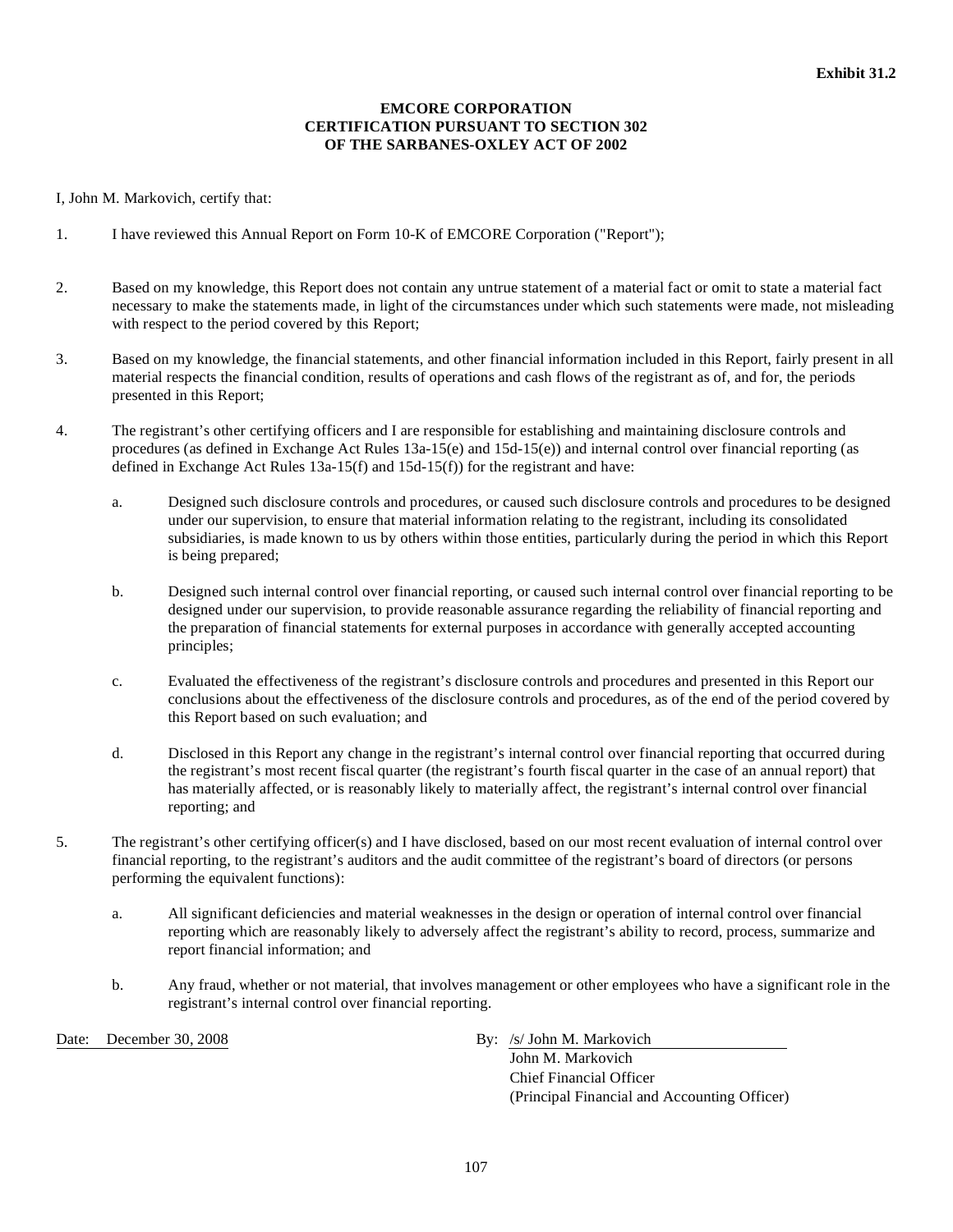**Exhibit 31.2**

**EMCORE CORPORATION**
**CERTIFICATION PURSUANT TO SECTION 302**
**OF THE SARBANES-OXLEY ACT OF 2002**

I, John M. Markovich, certify that:

1. I have reviewed this Annual Report on Form 10-K of EMCORE Corporation ("Report");

2. Based on my knowledge, this Report does not contain any untrue statement of a material fact or omit to state a material fact necessary to make the statements made, in light of the circumstances under which such statements were made, not misleading with respect to the period covered by this Report;

3. Based on my knowledge, the financial statements, and other financial information included in this Report, fairly present in all material respects the financial condition, results of operations and cash flows of the registrant as of, and for, the periods presented in this Report;

4. The registrant's other certifying officers and I are responsible for establishing and maintaining disclosure controls and procedures (as defined in Exchange Act Rules 13a-15(e) and 15d-15(e)) and internal control over financial reporting (as defined in Exchange Act Rules 13a-15(f) and 15d-15(f)) for the registrant and have:

   a. Designed such disclosure controls and procedures, or caused such disclosure controls and procedures to be designed under our supervision, to ensure that material information relating to the registrant, including its consolidated subsidiaries, is made known to us by others within those entities, particularly during the period in which this Report is being prepared;

   b. Designed such internal control over financial reporting, or caused such internal control over financial reporting to be designed under our supervision, to provide reasonable assurance regarding the reliability of financial reporting and the preparation of financial statements for external purposes in accordance with generally accepted accounting principles;

   c. Evaluated the effectiveness of the registrant's disclosure controls and procedures and presented in this Report our conclusions about the effectiveness of the disclosure controls and procedures, as of the end of the period covered by this Report based on such evaluation; and

   d. Disclosed in this Report any change in the registrant's internal control over financial reporting that occurred during the registrant's most recent fiscal quarter (the registrant's fourth fiscal quarter in the case of an annual report) that has materially affected, or is reasonably likely to materially affect, the registrant's internal control over financial reporting; and

5. The registrant's other certifying officer(s) and I have disclosed, based on our most recent evaluation of internal control over financial reporting, to the registrant's auditors and the audit committee of the registrant's board of directors (or persons performing the equivalent functions):

   a. All significant deficiencies and material weaknesses in the design or operation of internal control over financial reporting which are reasonably likely to adversely affect the registrant's ability to record, process, summarize and report financial information; and

   b. Any fraud, whether or not material, that involves management or other employees who have a significant role in the registrant's internal control over financial reporting.

Date: December 30, 2008

By: /s/ John M. Markovich
John M. Markovich
Chief Financial Officer
(Principal Financial and Accounting Officer)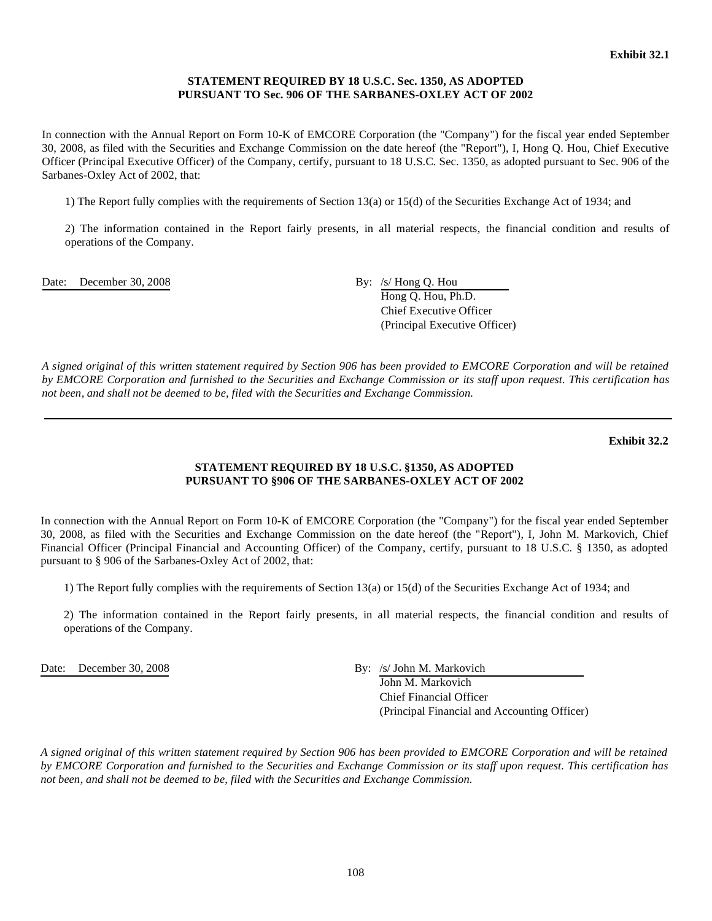**Exhibit 32.1**

**STATEMENT REQUIRED BY 18 U.S.C. Sec. 1350, AS ADOPTED PURSUANT TO Sec. 906 OF THE SARBANES-OXLEY ACT OF 2002**

In connection with the Annual Report on Form 10-K of EMCORE Corporation (the "Company") for the fiscal year ended September 30, 2008, as filed with the Securities and Exchange Commission on the date hereof (the "Report"), I, Hong Q. Hou, Chief Executive Officer (Principal Executive Officer) of the Company, certify, pursuant to 18 U.S.C. Sec. 1350, as adopted pursuant to Sec. 906 of the Sarbanes-Oxley Act of 2002, that:

1) The Report fully complies with the requirements of Section 13(a) or 15(d) of the Securities Exchange Act of 1934; and

2) The information contained in the Report fairly presents, in all material respects, the financial condition and results of operations of the Company.

Date: December 30, 2008

By: /s/ Hong Q. Hou
Hong Q. Hou, Ph.D.
Chief Executive Officer
(Principal Executive Officer)

*A signed original of this written statement required by Section 906 has been provided to EMCORE Corporation and will be retained by EMCORE Corporation and furnished to the Securities and Exchange Commission or its staff upon request. This certification has not been, and shall not be deemed to be, filed with the Securities and Exchange Commission.*

---

**Exhibit 32.2**

**STATEMENT REQUIRED BY 18 U.S.C. §1350, AS ADOPTED PURSUANT TO §906 OF THE SARBANES-OXLEY ACT OF 2002**

In connection with the Annual Report on Form 10-K of EMCORE Corporation (the "Company") for the fiscal year ended September 30, 2008, as filed with the Securities and Exchange Commission on the date hereof (the "Report"), I, John M. Markovich, Chief Financial Officer (Principal Financial and Accounting Officer) of the Company, certify, pursuant to 18 U.S.C. § 1350, as adopted pursuant to § 906 of the Sarbanes-Oxley Act of 2002, that:

1) The Report fully complies with the requirements of Section 13(a) or 15(d) of the Securities Exchange Act of 1934; and

2) The information contained in the Report fairly presents, in all material respects, the financial condition and results of operations of the Company.

Date: December 30, 2008

By: /s/ John M. Markovich
John M. Markovich
Chief Financial Officer
(Principal Financial and Accounting Officer)

*A signed original of this written statement required by Section 906 has been provided to EMCORE Corporation and will be retained by EMCORE Corporation and furnished to the Securities and Exchange Commission or its staff upon request. This certification has not been, and shall not be deemed to be, filed with the Securities and Exchange Commission.*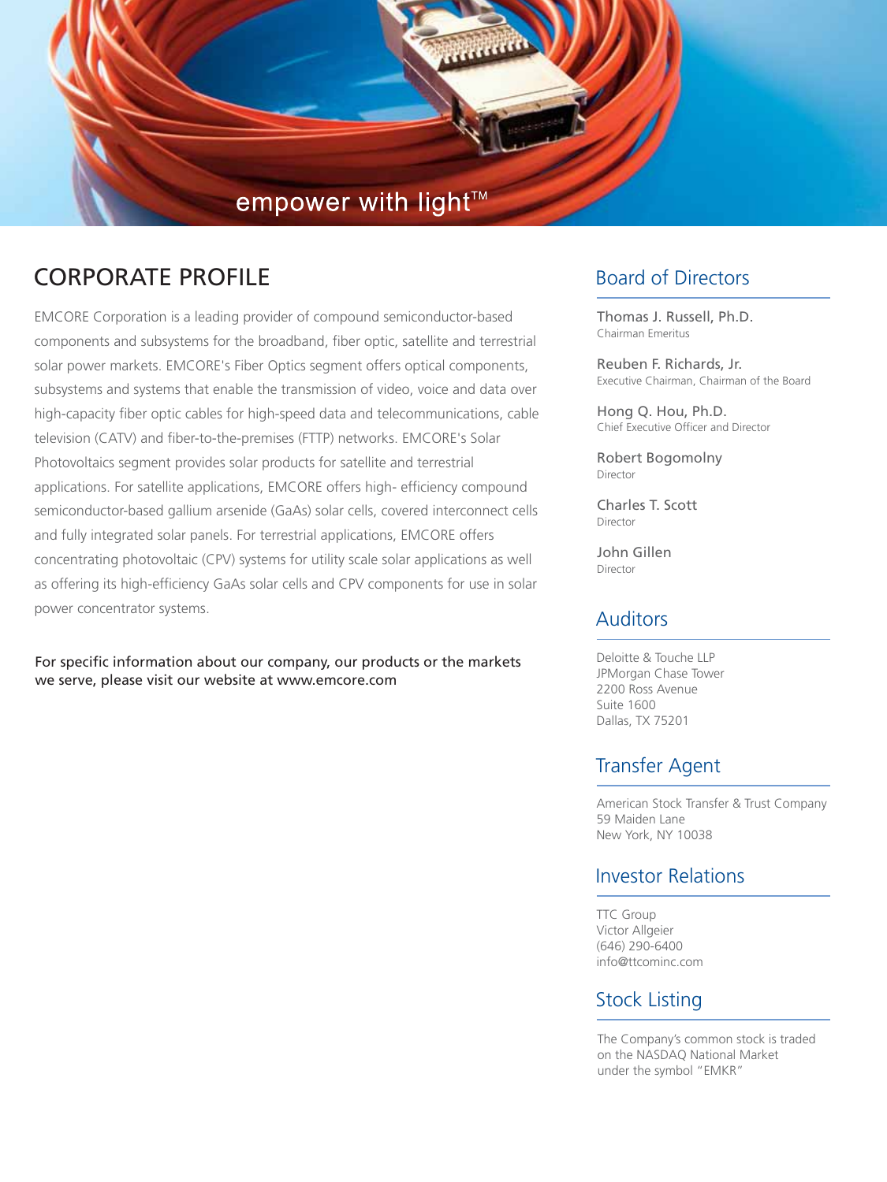empower with light™

# CORPORATE PROFILE

EMCORE Corporation is a leading provider of compound semiconductor-based components and subsystems for the broadband, fiber optic, satellite and terrestrial solar power markets. EMCORE's Fiber Optics segment offers optical components, subsystems and systems that enable the transmission of video, voice and data over high-capacity fiber optic cables for high-speed data and telecommunications, cable television (CATV) and fiber-to-the-premises (FTTP) networks. EMCORE's Solar Photovoltaics segment provides solar products for satellite and terrestrial applications. For satellite applications, EMCORE offers high- efficiency compound semiconductor-based gallium arsenide (GaAs) solar cells, covered interconnect cells and fully integrated solar panels. For terrestrial applications, EMCORE offers concentrating photovoltaic (CPV) systems for utility scale solar applications as well as offering its high-efficiency GaAs solar cells and CPV components for use in solar power concentrator systems.

For specific information about our company, our products or the markets we serve, please visit our website at www.emcore.com

## Board of Directors

Thomas J. Russell, Ph.D.
Chairman Emeritus

Reuben F. Richards, Jr.
Executive Chairman, Chairman of the Board

Hong Q. Hou, Ph.D.
Chief Executive Officer and Director

Robert Bogomolny
Director

Charles T. Scott
Director

John Gillen
Director

## Auditors

Deloitte & Touche LLP
JPMorgan Chase Tower
2200 Ross Avenue
Suite 1600
Dallas, TX 75201

## Transfer Agent

American Stock Transfer & Trust Company
59 Maiden Lane
New York, NY 10038

## Investor Relations

TTC Group
Victor Allgeier
(646) 290-6400
info@ttcominc.com

## Stock Listing

The Company's common stock is traded on the NASDAQ National Market under the symbol "EMKR"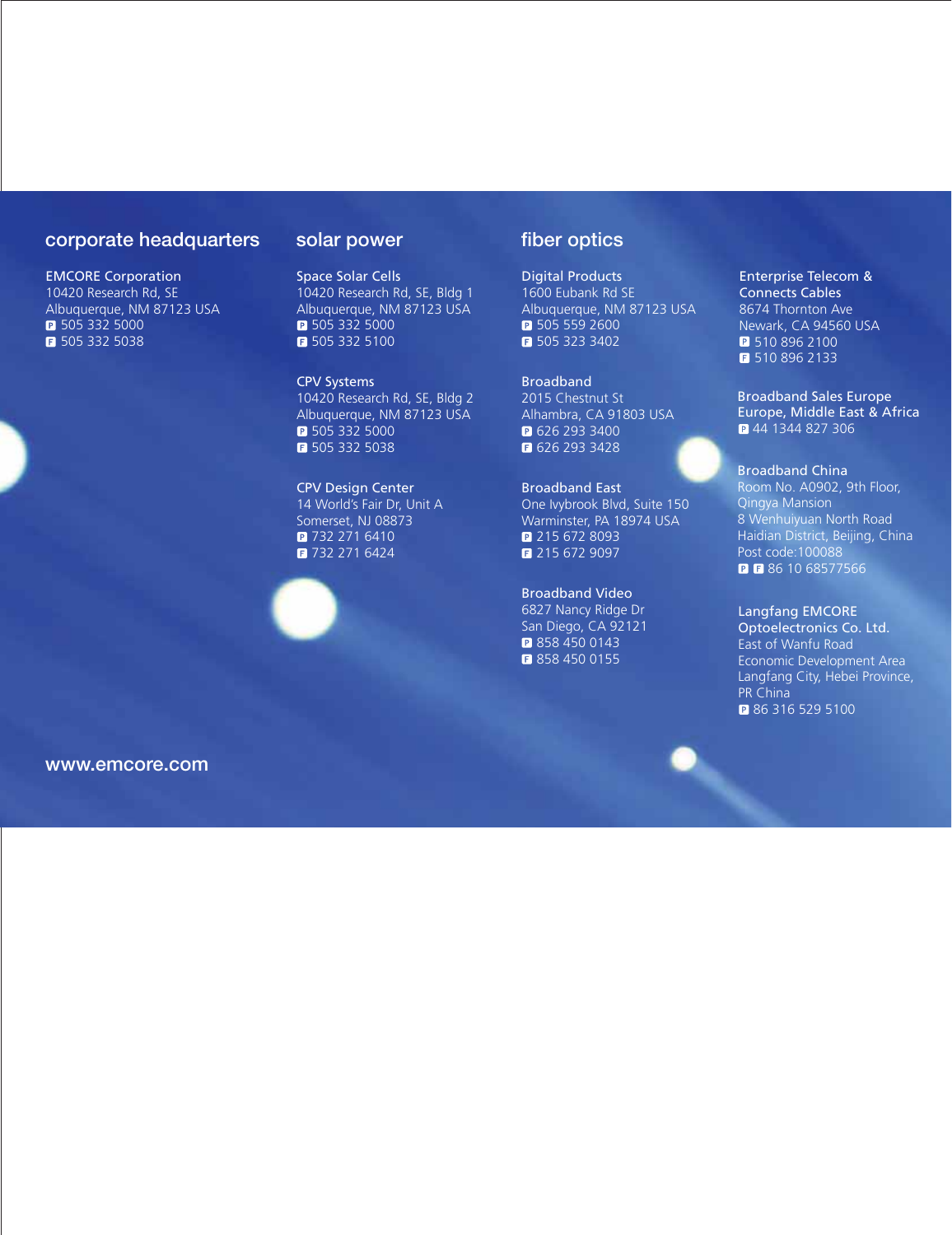## corporate headquarters

**EMCORE Corporation**
10420 Research Rd, SE
Albuquerque, NM 87123 USA
P 505 332 5000
F 505 332 5038

## solar power

**Space Solar Cells**
10420 Research Rd, SE, Bldg 1
Albuquerque, NM 87123 USA
P 505 332 5000
F 505 332 5100

**CPV Systems**
10420 Research Rd, SE, Bldg 2
Albuquerque, NM 87123 USA
P 505 332 5000
F 505 332 5038

**CPV Design Center**
14 World's Fair Dr, Unit A
Somerset, NJ 08873
P 732 271 6410
F 732 271 6424

## fiber optics

**Digital Products**
1600 Eubank Rd SE
Albuquerque, NM 87123 USA
P 505 559 2600
F 505 323 3402

**Broadband**
2015 Chestnut St
Alhambra, CA 91803 USA
P 626 293 3400
F 626 293 3428

**Broadband East**
One Ivybrook Blvd, Suite 150
Warminster, PA 18974 USA
P 215 672 8093
F 215 672 9097

**Broadband Video**
6827 Nancy Ridge Dr
San Diego, CA 92121
P 858 450 0143
F 858 450 0155

**Enterprise Telecom & Connects Cables**
8674 Thornton Ave
Newark, CA 94560 USA
P 510 896 2100
F 510 896 2133

**Broadband Sales Europe**
**Europe, Middle East & Africa**
P 44 1344 827 306

**Broadband China**
Room No. A0902, 9th Floor,
Qingya Mansion
8 Wenhuiyuan North Road
Haidian District, Beijing, China
Post code:100088
P F 86 10 68577566

**Langfang EMCORE Optoelectronics Co. Ltd.**
East of Wanfu Road
Economic Development Area
Langfang City, Hebei Province,
PR China
P 86 316 529 5100

**www.emcore.com**